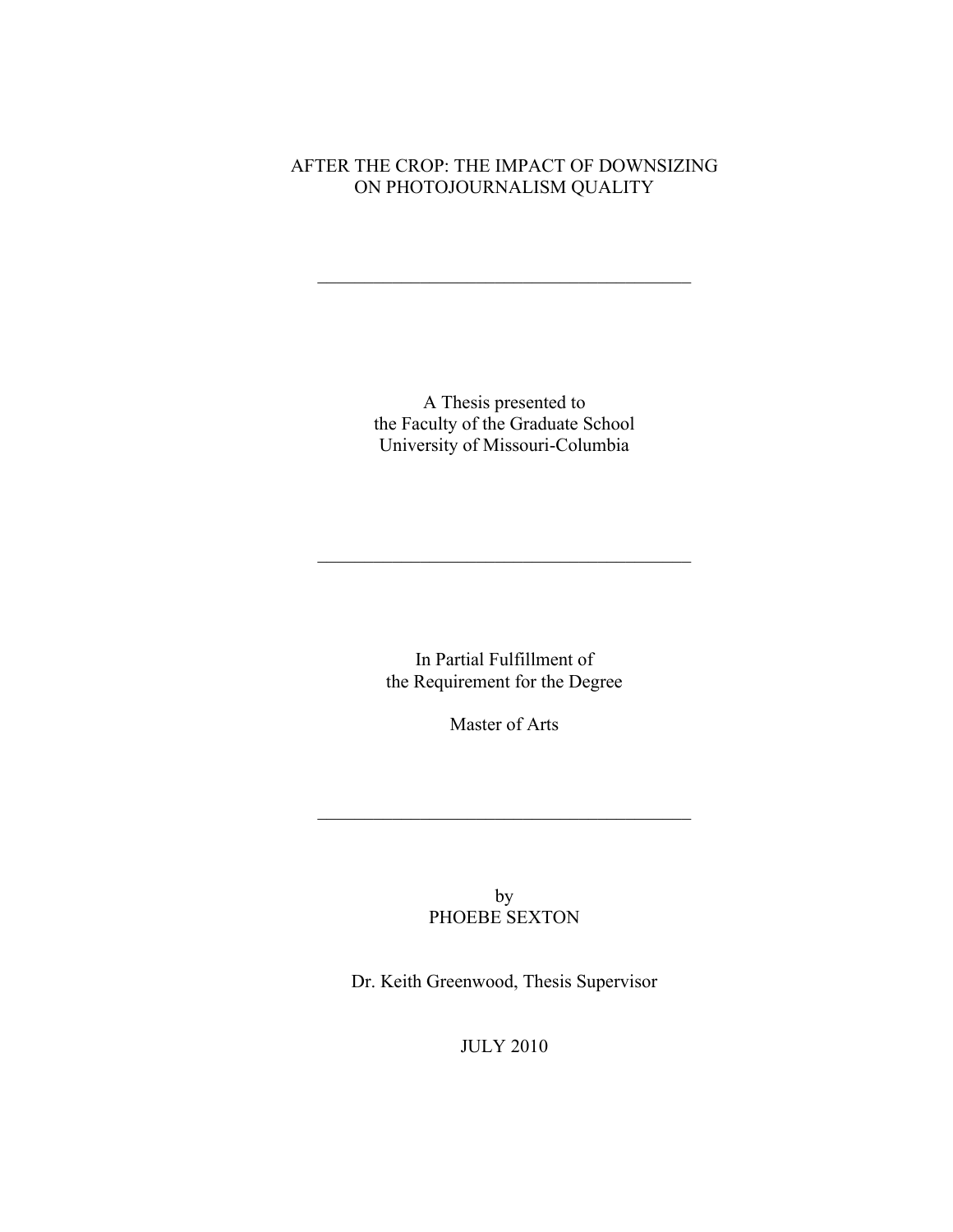# AFTER THE CROP: THE IMPACT OF DOWNSIZING ON PHOTOJOURNALISM QUALITY

---

A Thesis presented to
the Faculty of the Graduate School
University of Missouri-Columbia

---

In Partial Fulfillment of
the Requirement for the Degree

Master of Arts

---

by
PHOEBE SEXTON

Dr. Keith Greenwood, Thesis Supervisor

JULY 2010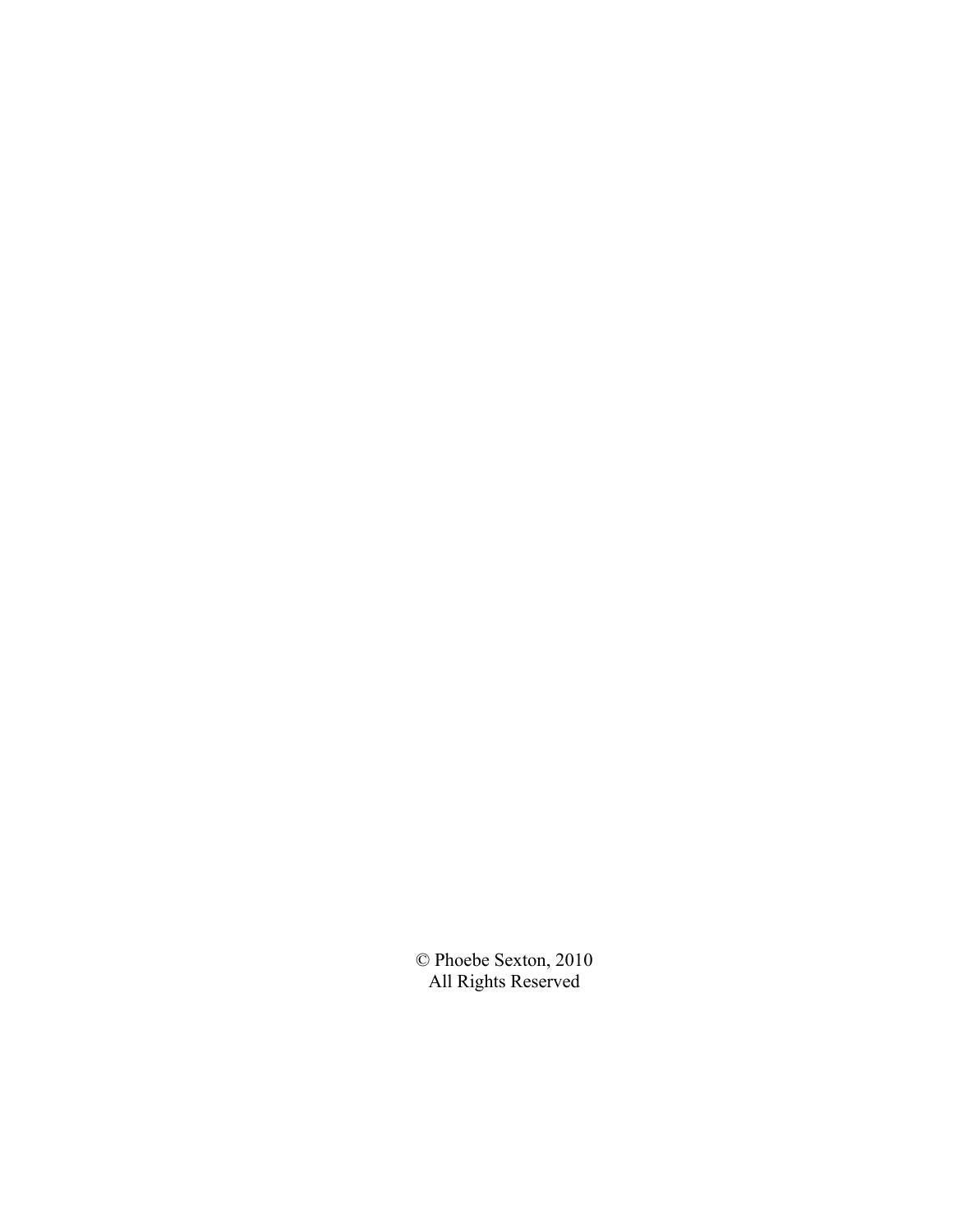© Phoebe Sexton, 2010
All Rights Reserved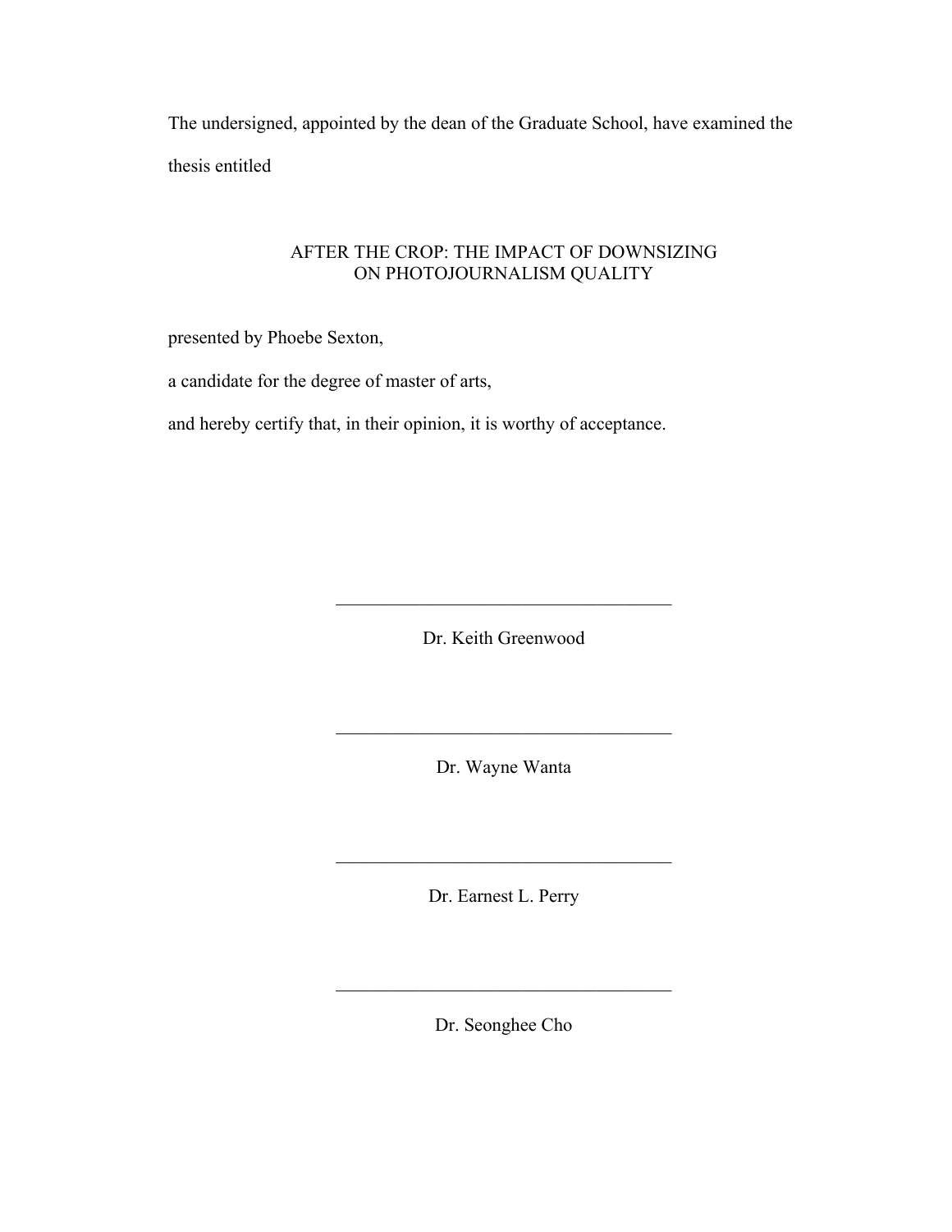The undersigned, appointed by the dean of the Graduate School, have examined the thesis entitled

AFTER THE CROP: THE IMPACT OF DOWNSIZING
ON PHOTOJOURNALISM QUALITY

presented by Phoebe Sexton,

a candidate for the degree of master of arts,

and hereby certify that, in their opinion, it is worthy of acceptance.

\_\_\_\_\_\_\_\_\_\_\_\_\_\_\_\_\_\_\_\_\_\_\_\_\_\_\_\_\_\_\_\_\_\_\_\_

Dr. Keith Greenwood

\_\_\_\_\_\_\_\_\_\_\_\_\_\_\_\_\_\_\_\_\_\_\_\_\_\_\_\_\_\_\_\_\_\_\_\_

Dr. Wayne Wanta

\_\_\_\_\_\_\_\_\_\_\_\_\_\_\_\_\_\_\_\_\_\_\_\_\_\_\_\_\_\_\_\_\_\_\_\_

Dr. Earnest L. Perry

\_\_\_\_\_\_\_\_\_\_\_\_\_\_\_\_\_\_\_\_\_\_\_\_\_\_\_\_\_\_\_\_\_\_\_\_

Dr. Seonghee Cho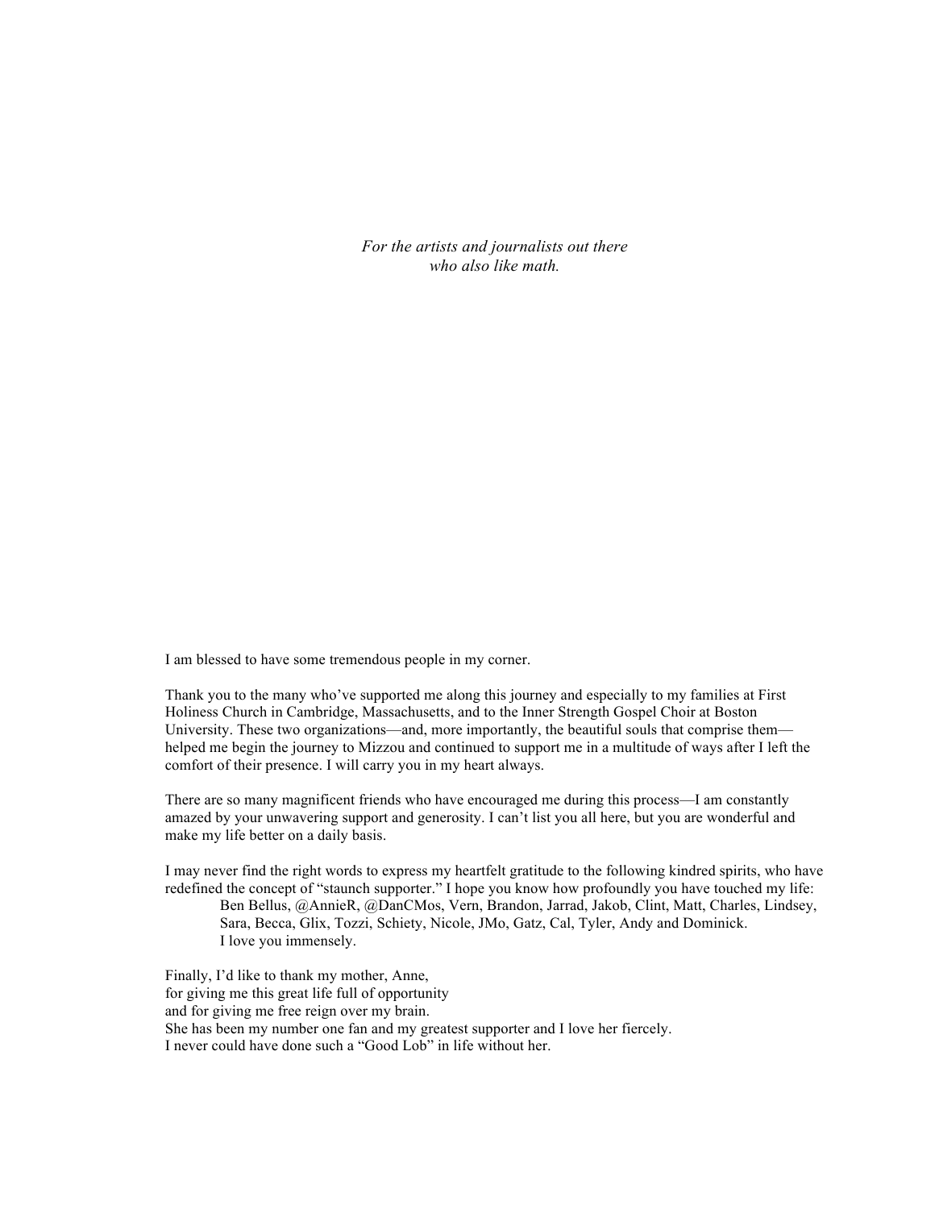*For the artists and journalists out there*
*who also like math.*

I am blessed to have some tremendous people in my corner.

Thank you to the many who've supported me along this journey and especially to my families at First Holiness Church in Cambridge, Massachusetts, and to the Inner Strength Gospel Choir at Boston University. These two organizations—and, more importantly, the beautiful souls that comprise them—helped me begin the journey to Mizzou and continued to support me in a multitude of ways after I left the comfort of their presence. I will carry you in my heart always.

There are so many magnificent friends who have encouraged me during this process—I am constantly amazed by your unwavering support and generosity. I can't list you all here, but you are wonderful and make my life better on a daily basis.

I may never find the right words to express my heartfelt gratitude to the following kindred spirits, who have redefined the concept of "staunch supporter." I hope you know how profoundly you have touched my life:

> Ben Bellus, @AnnieR, @DanCMos, Vern, Brandon, Jarrad, Jakob, Clint, Matt, Charles, Lindsey, Sara, Becca, Glix, Tozzi, Schiety, Nicole, JMo, Gatz, Cal, Tyler, Andy and Dominick.
> I love you immensely.

Finally, I'd like to thank my mother, Anne,
for giving me this great life full of opportunity
and for giving me free reign over my brain.
She has been my number one fan and my greatest supporter and I love her fiercely.
I never could have done such a "Good Lob" in life without her.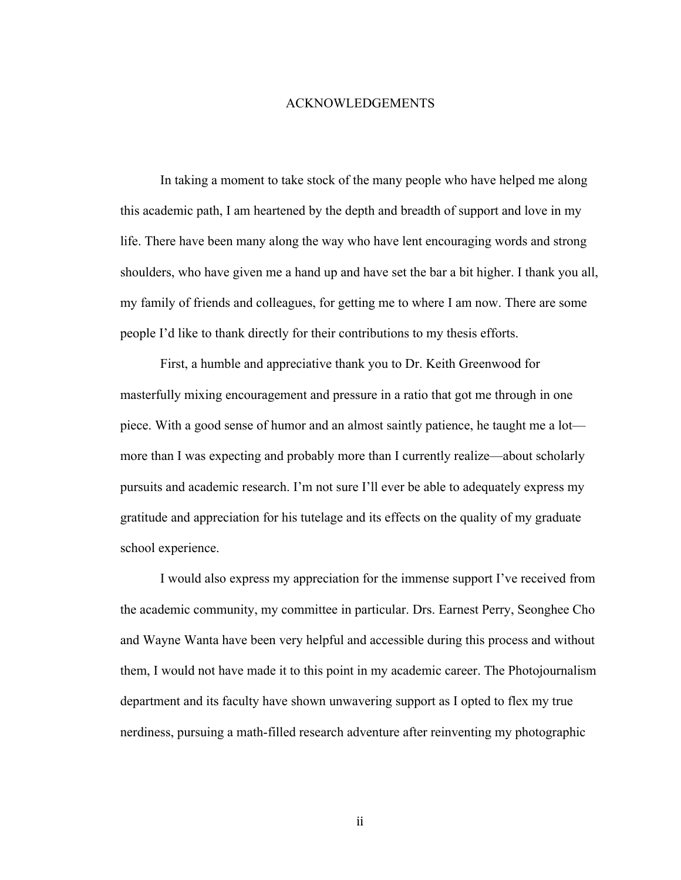# ACKNOWLEDGEMENTS

In taking a moment to take stock of the many people who have helped me along this academic path, I am heartened by the depth and breadth of support and love in my life. There have been many along the way who have lent encouraging words and strong shoulders, who have given me a hand up and have set the bar a bit higher. I thank you all, my family of friends and colleagues, for getting me to where I am now. There are some people I'd like to thank directly for their contributions to my thesis efforts.

First, a humble and appreciative thank you to Dr. Keith Greenwood for masterfully mixing encouragement and pressure in a ratio that got me through in one piece. With a good sense of humor and an almost saintly patience, he taught me a lot—more than I was expecting and probably more than I currently realize—about scholarly pursuits and academic research. I'm not sure I'll ever be able to adequately express my gratitude and appreciation for his tutelage and its effects on the quality of my graduate school experience.

I would also express my appreciation for the immense support I've received from the academic community, my committee in particular. Drs. Earnest Perry, Seonghee Cho and Wayne Wanta have been very helpful and accessible during this process and without them, I would not have made it to this point in my academic career. The Photojournalism department and its faculty have shown unwavering support as I opted to flex my true nerdiness, pursuing a math-filled research adventure after reinventing my photographic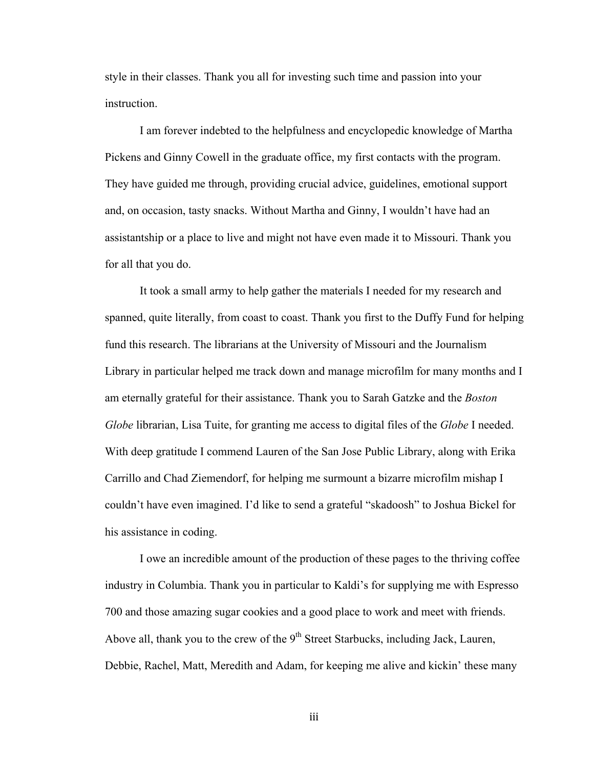style in their classes. Thank you all for investing such time and passion into your instruction.

I am forever indebted to the helpfulness and encyclopedic knowledge of Martha Pickens and Ginny Cowell in the graduate office, my first contacts with the program. They have guided me through, providing crucial advice, guidelines, emotional support and, on occasion, tasty snacks. Without Martha and Ginny, I wouldn't have had an assistantship or a place to live and might not have even made it to Missouri. Thank you for all that you do.

It took a small army to help gather the materials I needed for my research and spanned, quite literally, from coast to coast. Thank you first to the Duffy Fund for helping fund this research. The librarians at the University of Missouri and the Journalism Library in particular helped me track down and manage microfilm for many months and I am eternally grateful for their assistance. Thank you to Sarah Gatzke and the *Boston Globe* librarian, Lisa Tuite, for granting me access to digital files of the *Globe* I needed. With deep gratitude I commend Lauren of the San Jose Public Library, along with Erika Carrillo and Chad Ziemendorf, for helping me surmount a bizarre microfilm mishap I couldn't have even imagined. I'd like to send a grateful "skadoosh" to Joshua Bickel for his assistance in coding.

I owe an incredible amount of the production of these pages to the thriving coffee industry in Columbia. Thank you in particular to Kaldi's for supplying me with Espresso 700 and those amazing sugar cookies and a good place to work and meet with friends. Above all, thank you to the crew of the 9th Street Starbucks, including Jack, Lauren, Debbie, Rachel, Matt, Meredith and Adam, for keeping me alive and kickin' these many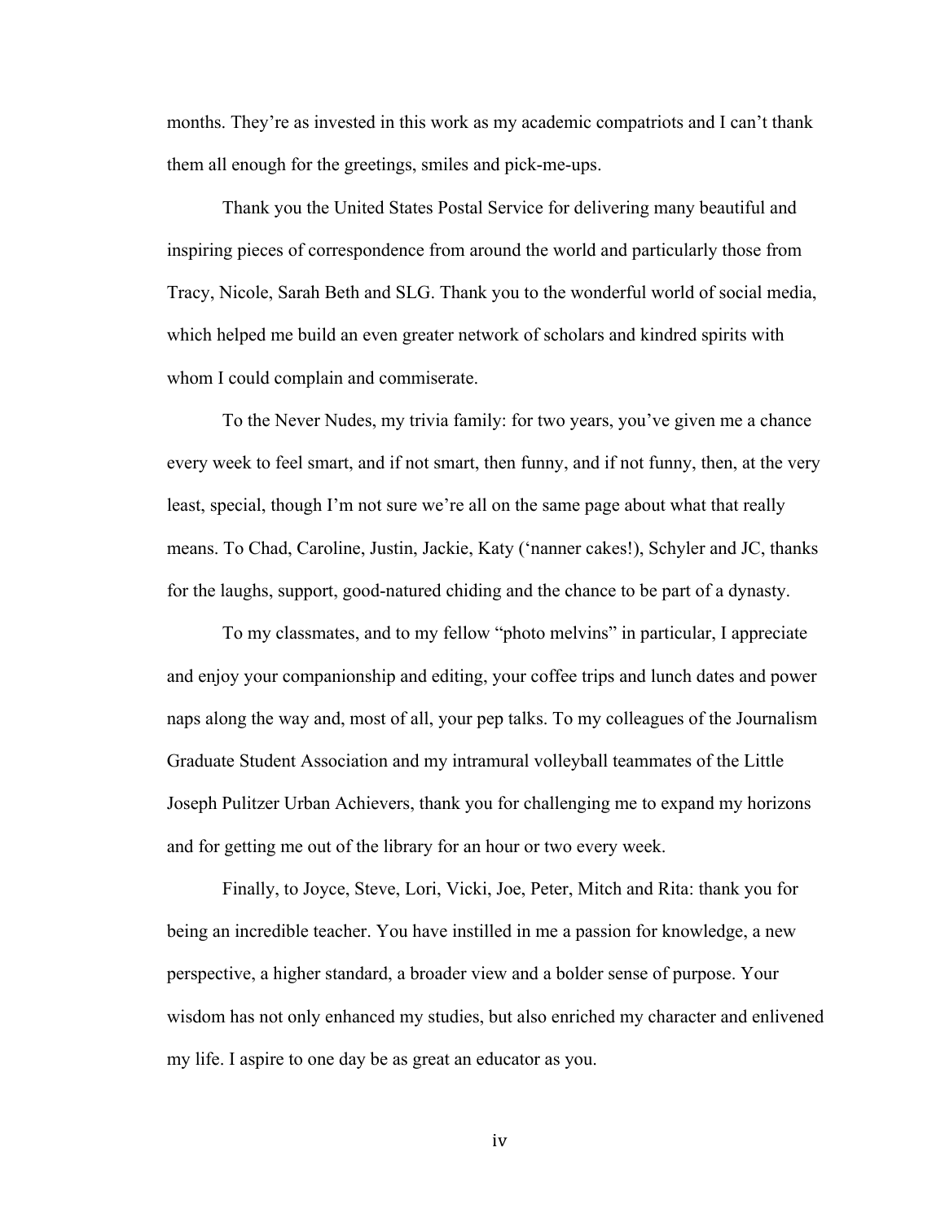months. They're as invested in this work as my academic compatriots and I can't thank them all enough for the greetings, smiles and pick-me-ups.

Thank you the United States Postal Service for delivering many beautiful and inspiring pieces of correspondence from around the world and particularly those from Tracy, Nicole, Sarah Beth and SLG. Thank you to the wonderful world of social media, which helped me build an even greater network of scholars and kindred spirits with whom I could complain and commiserate.

To the Never Nudes, my trivia family: for two years, you've given me a chance every week to feel smart, and if not smart, then funny, and if not funny, then, at the very least, special, though I'm not sure we're all on the same page about what that really means. To Chad, Caroline, Justin, Jackie, Katy ('nanner cakes!), Schyler and JC, thanks for the laughs, support, good-natured chiding and the chance to be part of a dynasty.

To my classmates, and to my fellow "photo melvins" in particular, I appreciate and enjoy your companionship and editing, your coffee trips and lunch dates and power naps along the way and, most of all, your pep talks. To my colleagues of the Journalism Graduate Student Association and my intramural volleyball teammates of the Little Joseph Pulitzer Urban Achievers, thank you for challenging me to expand my horizons and for getting me out of the library for an hour or two every week.

Finally, to Joyce, Steve, Lori, Vicki, Joe, Peter, Mitch and Rita: thank you for being an incredible teacher. You have instilled in me a passion for knowledge, a new perspective, a higher standard, a broader view and a bolder sense of purpose. Your wisdom has not only enhanced my studies, but also enriched my character and enlivened my life. I aspire to one day be as great an educator as you.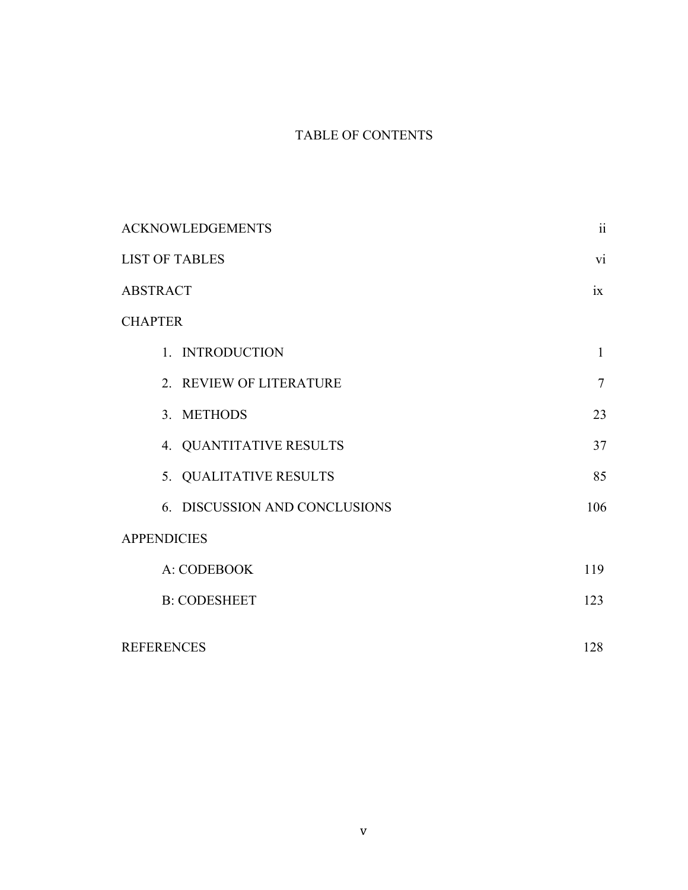# TABLE OF CONTENTS

| | |
|---|---|
| ACKNOWLEDGEMENTS | ii |
| LIST OF TABLES | vi |
| ABSTRACT | ix |
| CHAPTER | |
| 1. INTRODUCTION | 1 |
| 2. REVIEW OF LITERATURE | 7 |
| 3. METHODS | 23 |
| 4. QUANTITATIVE RESULTS | 37 |
| 5. QUALITATIVE RESULTS | 85 |
| 6. DISCUSSION AND CONCLUSIONS | 106 |
| APPENDICIES | |
| A: CODEBOOK | 119 |
| B: CODESHEET | 123 |
| REFERENCES | 128 |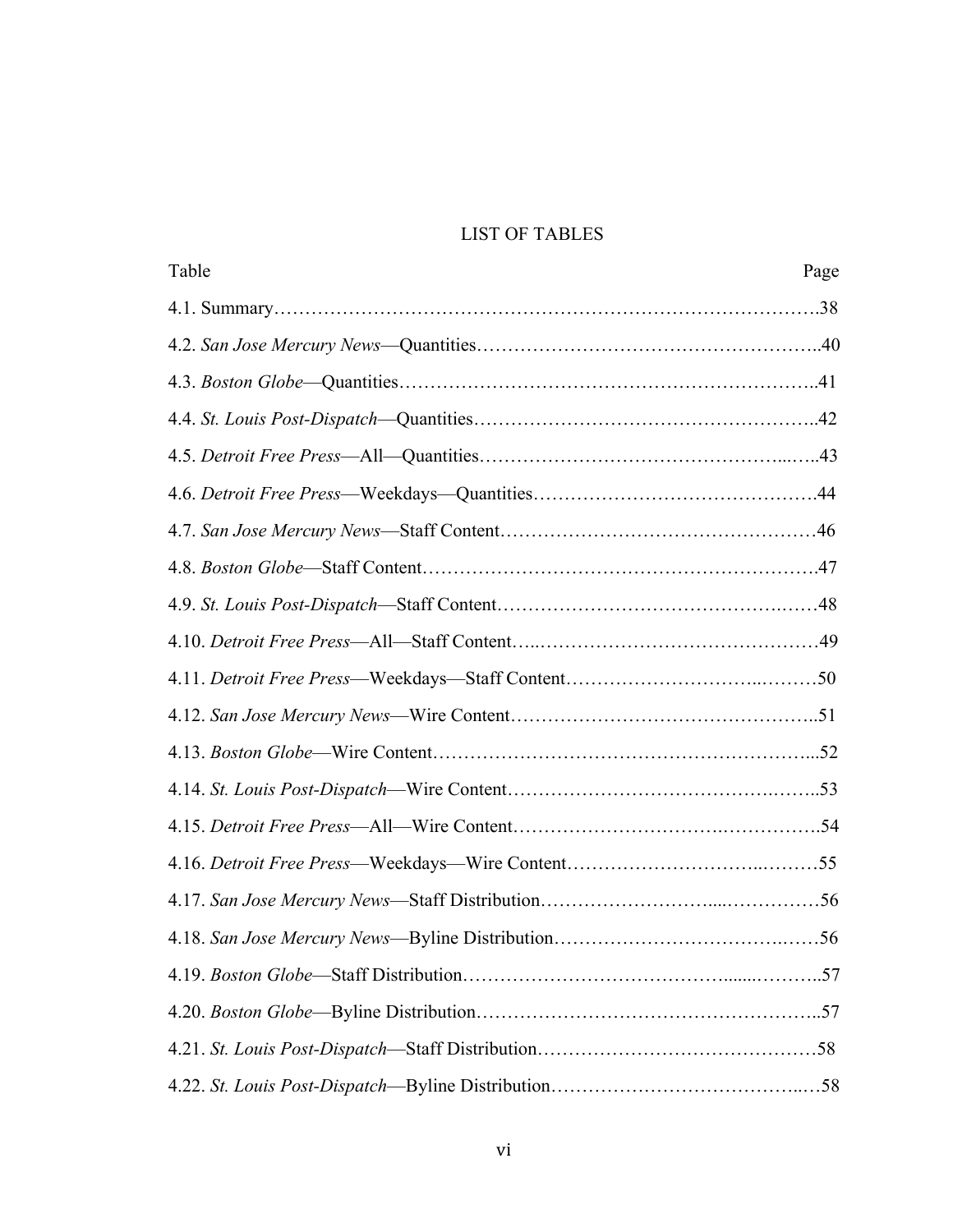# LIST OF TABLES

| Table | Page |
|---|---|
| 4.1. Summary | 38 |
| 4.2. *San Jose Mercury News*—Quantities | 40 |
| 4.3. *Boston Globe*—Quantities | 41 |
| 4.4. *St. Louis Post-Dispatch*—Quantities | 42 |
| 4.5. *Detroit Free Press*—All—Quantities | 43 |
| 4.6. *Detroit Free Press*—Weekdays—Quantities | 44 |
| 4.7. *San Jose Mercury News*—Staff Content | 46 |
| 4.8. *Boston Globe*—Staff Content | 47 |
| 4.9. *St. Louis Post-Dispatch*—Staff Content | 48 |
| 4.10. *Detroit Free Press*—All—Staff Content | 49 |
| 4.11. *Detroit Free Press*—Weekdays—Staff Content | 50 |
| 4.12. *San Jose Mercury News*—Wire Content | 51 |
| 4.13. *Boston Globe*—Wire Content | 52 |
| 4.14. *St. Louis Post-Dispatch*—Wire Content | 53 |
| 4.15. *Detroit Free Press*—All—Wire Content | 54 |
| 4.16. *Detroit Free Press*—Weekdays—Wire Content | 55 |
| 4.17. *San Jose Mercury News*—Staff Distribution | 56 |
| 4.18. *San Jose Mercury News*—Byline Distribution | 56 |
| 4.19. *Boston Globe*—Staff Distribution | 57 |
| 4.20. *Boston Globe*—Byline Distribution | 57 |
| 4.21. *St. Louis Post-Dispatch*—Staff Distribution | 58 |
| 4.22. *St. Louis Post-Dispatch*—Byline Distribution | 58 |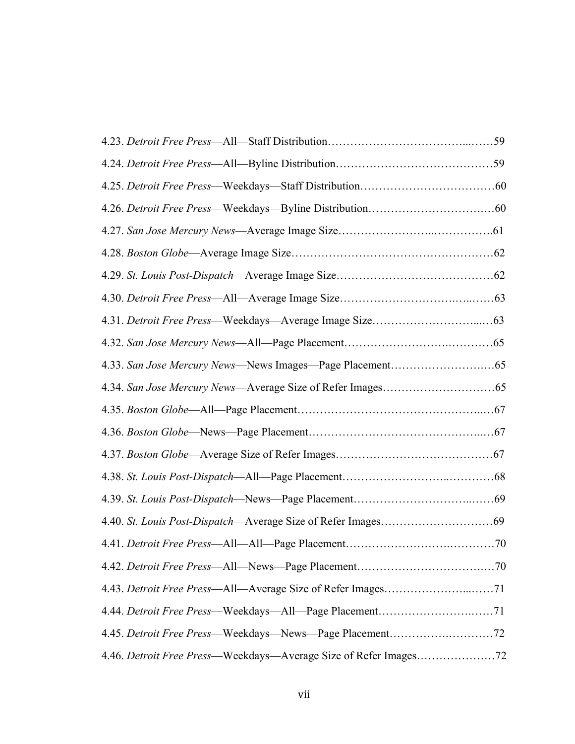4.23. *Detroit Free Press*—All—Staff Distribution……………………………...……59

4.24. *Detroit Free Press*—All—Byline Distribution……………………………………59

4.25. *Detroit Free Press*—Weekdays—Staff Distribution………………………………60

4.26. *Detroit Free Press*—Weekdays—Byline Distribution…………………………….…60

4.27. *San Jose Mercury News*—Average Image Size……………………..…………….61

4.28. *Boston Globe*—Average Image Size……………………………………………62

4.29. *St. Louis Post-Dispatch*—Average Image Size……………………………………62

4.30. *Detroit Free Press*—All—Average Image Size…………………………….…..……63

4.31. *Detroit Free Press*—Weekdays—Average Image Size………………………...…63

4.32. *San Jose Mercury News*—All—Page Placement…………………….…………65

4.33. *San Jose Mercury News*—News Images—Page Placement……………………..…65

4.34. *San Jose Mercury News*—Average Size of Refer Images…………………………65

4.35. *Boston Globe*—All—Page Placement………………………………………...…67

4.36. *Boston Globe*—News—Page Placement…………………………………….....…67

4.37. *Boston Globe*—Average Size of Refer Images……………………………………67

4.38. *St. Louis Post-Dispatch*—All—Page Placement……………………...…………68

4.39. *St. Louis Post-Dispatch*—News—Page Placement……………………………..……69

4.40. *St. Louis Post-Dispatch*—Average Size of Refer Images…………………………69

4.41. *Detroit Free Press*—All—All—Page Placement…………………….…………70

4.42. *Detroit Free Press*—All—News—Page Placement…………………………….…70

4.43. *Detroit Free Press*—All—Average Size of Refer Images…………………...……71

4.44. *Detroit Free Press*—Weekdays—All—Page Placement…………………….……71

4.45. *Detroit Free Press*—Weekdays—News—Page Placement………….…………72

4.46. *Detroit Free Press*—Weekdays—Average Size of Refer Images……………….72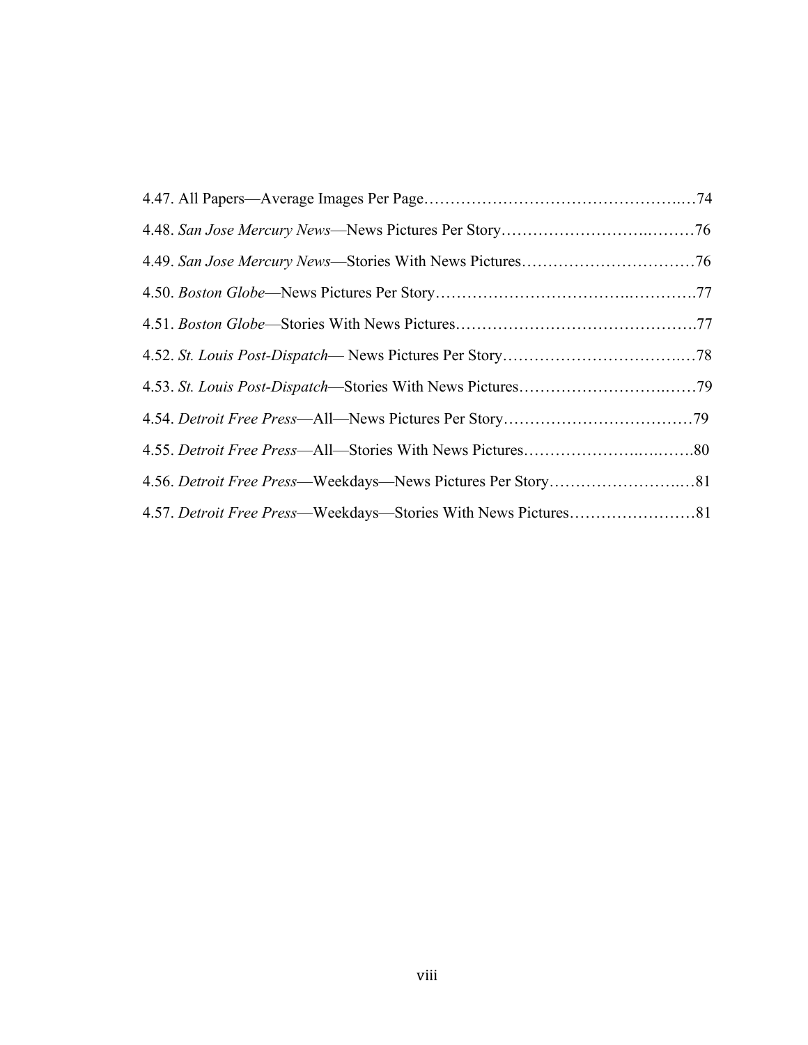4.47. All Papers—Average Images Per Page……………………………………….…74

4.48. *San Jose Mercury News*—News Pictures Per Story……………………….………76

4.49. *San Jose Mercury News*—Stories With News Pictures……………………………76

4.50. *Boston Globe*—News Pictures Per Story……………………………..………….77

4.51. *Boston Globe*—Stories With News Pictures……………………………………….77

4.52. *St. Louis Post-Dispatch*— News Pictures Per Story………………………….…78

4.53. *St. Louis Post-Dispatch*—Stories With News Pictures…………………….……79

4.54. *Detroit Free Press*—All—News Pictures Per Story………………………………79

4.55. *Detroit Free Press*—All—Stories With News Pictures……………….….…….80

4.56. *Detroit Free Press*—Weekdays—News Pictures Per Story…………………….…81

4.57. *Detroit Free Press*—Weekdays—Stories With News Pictures……………………81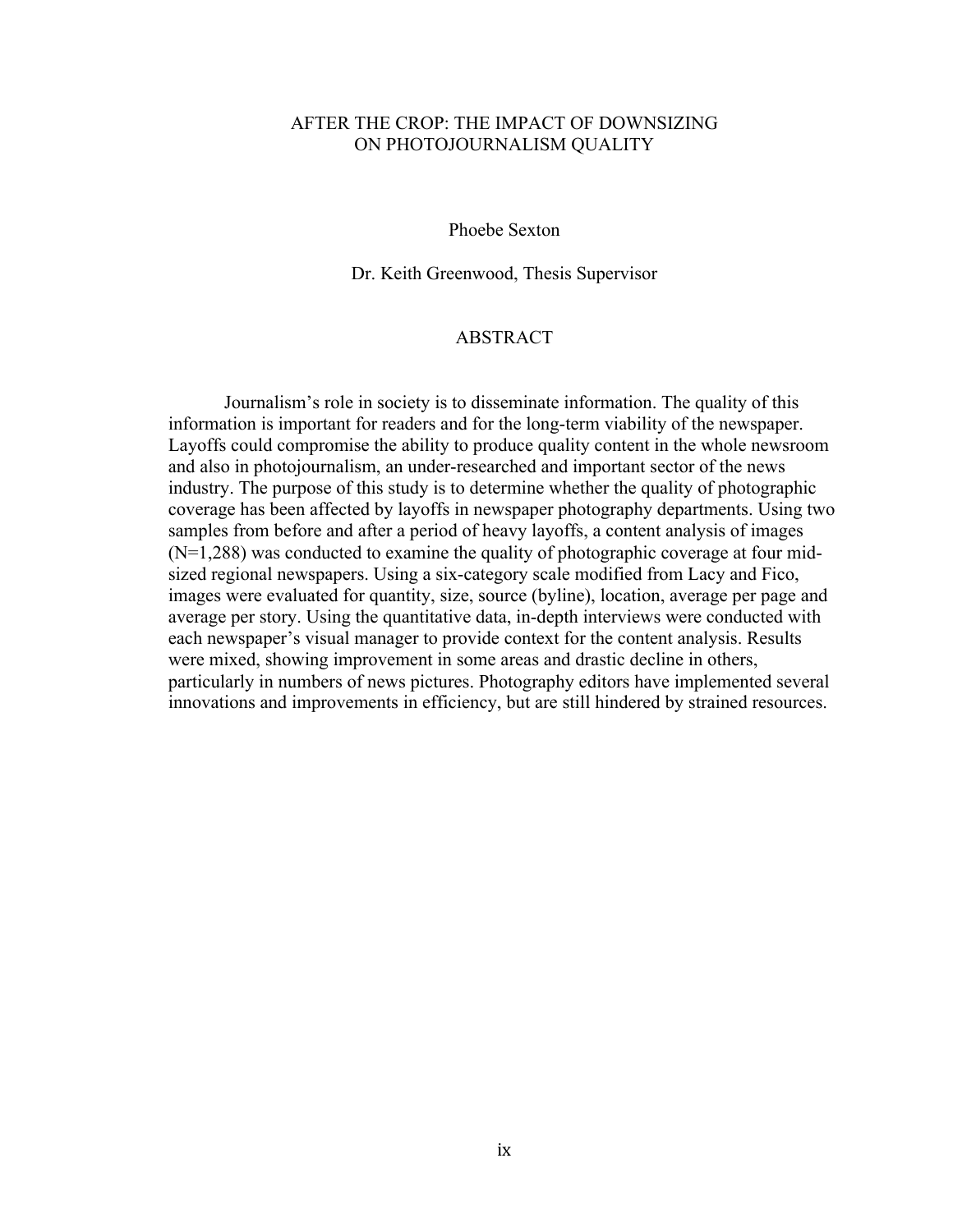# AFTER THE CROP: THE IMPACT OF DOWNSIZING ON PHOTOJOURNALISM QUALITY

Phoebe Sexton

Dr. Keith Greenwood, Thesis Supervisor

## ABSTRACT

Journalism's role in society is to disseminate information. The quality of this information is important for readers and for the long-term viability of the newspaper. Layoffs could compromise the ability to produce quality content in the whole newsroom and also in photojournalism, an under-researched and important sector of the news industry. The purpose of this study is to determine whether the quality of photographic coverage has been affected by layoffs in newspaper photography departments. Using two samples from before and after a period of heavy layoffs, a content analysis of images (N=1,288) was conducted to examine the quality of photographic coverage at four mid-sized regional newspapers. Using a six-category scale modified from Lacy and Fico, images were evaluated for quantity, size, source (byline), location, average per page and average per story. Using the quantitative data, in-depth interviews were conducted with each newspaper's visual manager to provide context for the content analysis. Results were mixed, showing improvement in some areas and drastic decline in others, particularly in numbers of news pictures. Photography editors have implemented several innovations and improvements in efficiency, but are still hindered by strained resources.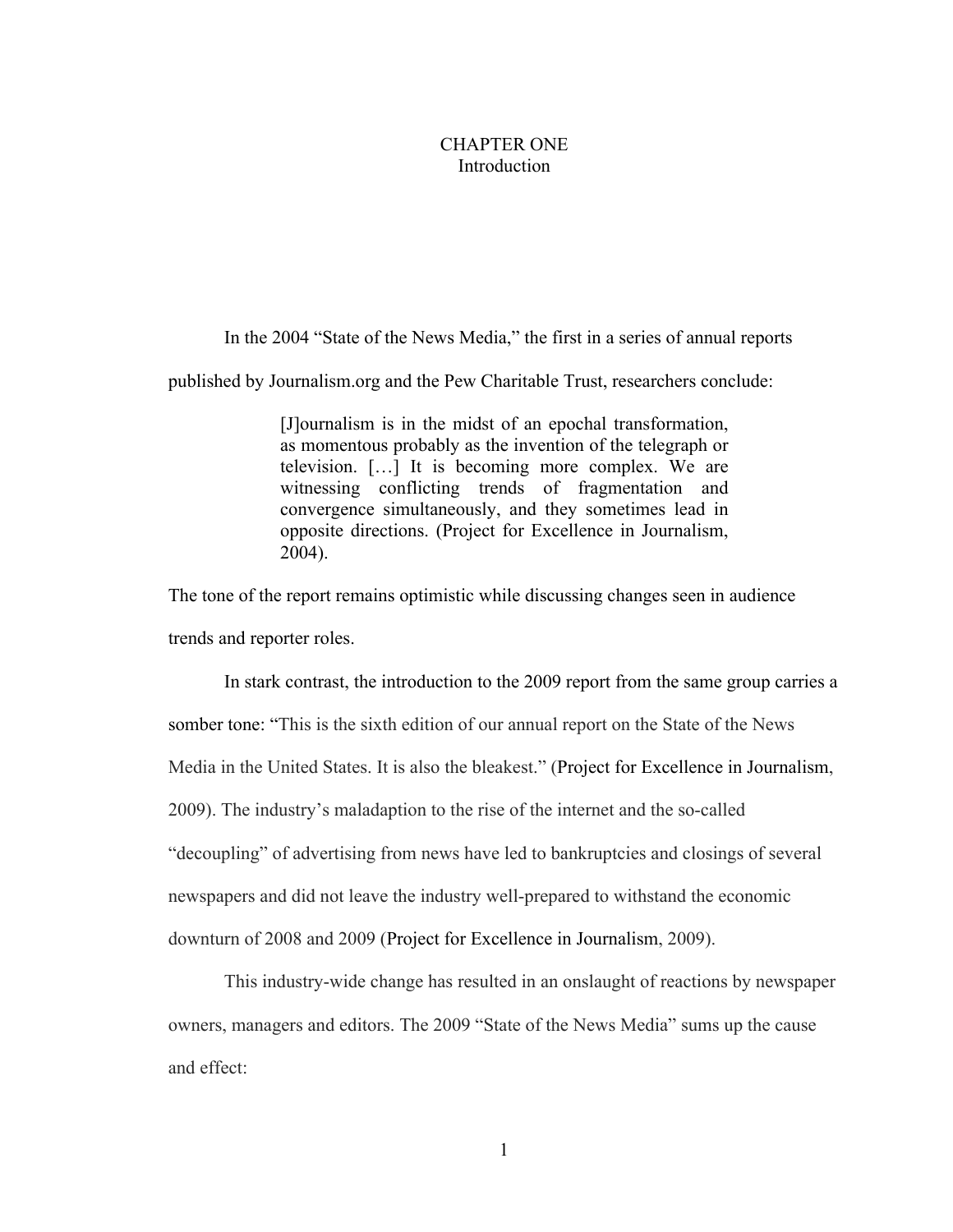# CHAPTER ONE
## Introduction

In the 2004 "State of the News Media," the first in a series of annual reports published by Journalism.org and the Pew Charitable Trust, researchers conclude:

> [J]ournalism is in the midst of an epochal transformation, as momentous probably as the invention of the telegraph or television. […] It is becoming more complex. We are witnessing conflicting trends of fragmentation and convergence simultaneously, and they sometimes lead in opposite directions. (Project for Excellence in Journalism, 2004).

The tone of the report remains optimistic while discussing changes seen in audience trends and reporter roles.

In stark contrast, the introduction to the 2009 report from the same group carries a somber tone: "This is the sixth edition of our annual report on the State of the News Media in the United States. It is also the bleakest." (Project for Excellence in Journalism, 2009). The industry's maladaption to the rise of the internet and the so-called "decoupling" of advertising from news have led to bankruptcies and closings of several newspapers and did not leave the industry well-prepared to withstand the economic downturn of 2008 and 2009 (Project for Excellence in Journalism, 2009).

This industry-wide change has resulted in an onslaught of reactions by newspaper owners, managers and editors. The 2009 "State of the News Media" sums up the cause and effect: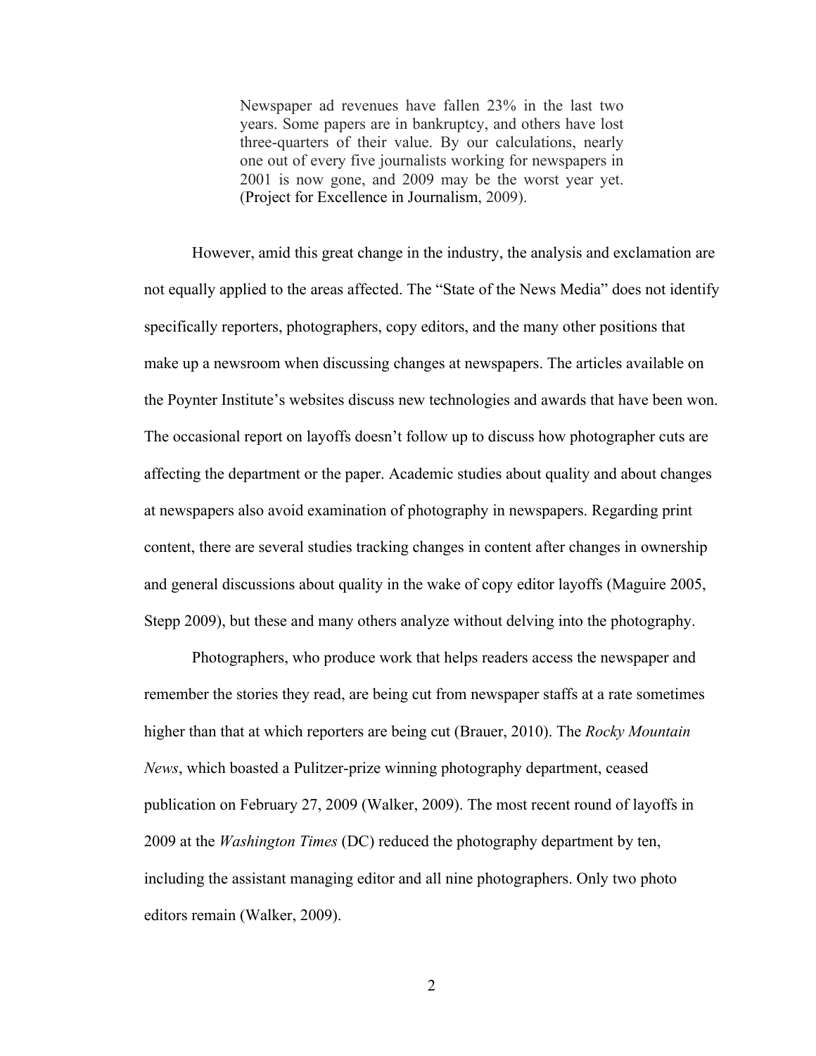> Newspaper ad revenues have fallen 23% in the last two years. Some papers are in bankruptcy, and others have lost three-quarters of their value. By our calculations, nearly one out of every five journalists working for newspapers in 2001 is now gone, and 2009 may be the worst year yet. (Project for Excellence in Journalism, 2009).

However, amid this great change in the industry, the analysis and exclamation are not equally applied to the areas affected. The "State of the News Media" does not identify specifically reporters, photographers, copy editors, and the many other positions that make up a newsroom when discussing changes at newspapers. The articles available on the Poynter Institute's websites discuss new technologies and awards that have been won. The occasional report on layoffs doesn't follow up to discuss how photographer cuts are affecting the department or the paper. Academic studies about quality and about changes at newspapers also avoid examination of photography in newspapers. Regarding print content, there are several studies tracking changes in content after changes in ownership and general discussions about quality in the wake of copy editor layoffs (Maguire 2005, Stepp 2009), but these and many others analyze without delving into the photography.

Photographers, who produce work that helps readers access the newspaper and remember the stories they read, are being cut from newspaper staffs at a rate sometimes higher than that at which reporters are being cut (Brauer, 2010). The *Rocky Mountain News*, which boasted a Pulitzer-prize winning photography department, ceased publication on February 27, 2009 (Walker, 2009). The most recent round of layoffs in 2009 at the *Washington Times* (DC) reduced the photography department by ten, including the assistant managing editor and all nine photographers. Only two photo editors remain (Walker, 2009).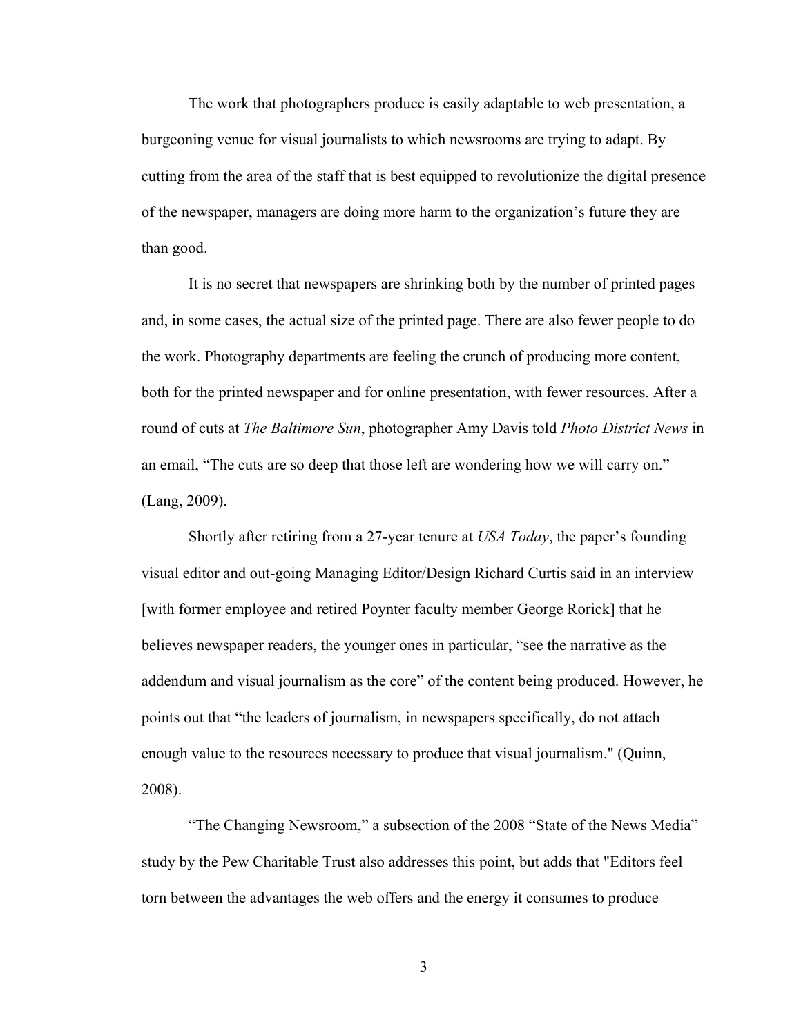The work that photographers produce is easily adaptable to web presentation, a burgeoning venue for visual journalists to which newsrooms are trying to adapt. By cutting from the area of the staff that is best equipped to revolutionize the digital presence of the newspaper, managers are doing more harm to the organization's future they are than good.

It is no secret that newspapers are shrinking both by the number of printed pages and, in some cases, the actual size of the printed page. There are also fewer people to do the work. Photography departments are feeling the crunch of producing more content, both for the printed newspaper and for online presentation, with fewer resources. After a round of cuts at *The Baltimore Sun*, photographer Amy Davis told *Photo District News* in an email, "The cuts are so deep that those left are wondering how we will carry on." (Lang, 2009).

Shortly after retiring from a 27-year tenure at *USA Today*, the paper's founding visual editor and out-going Managing Editor/Design Richard Curtis said in an interview [with former employee and retired Poynter faculty member George Rorick] that he believes newspaper readers, the younger ones in particular, "see the narrative as the addendum and visual journalism as the core" of the content being produced. However, he points out that "the leaders of journalism, in newspapers specifically, do not attach enough value to the resources necessary to produce that visual journalism." (Quinn, 2008).

"The Changing Newsroom," a subsection of the 2008 "State of the News Media" study by the Pew Charitable Trust also addresses this point, but adds that "Editors feel torn between the advantages the web offers and the energy it consumes to produce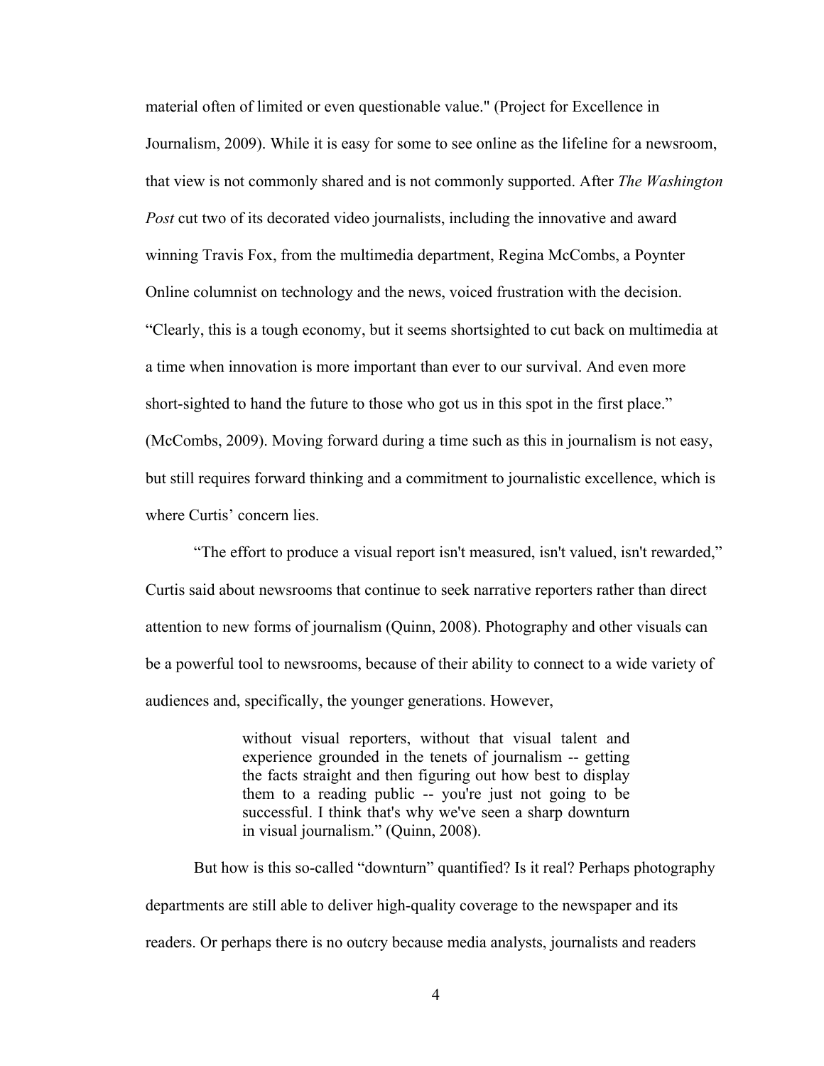material often of limited or even questionable value." (Project for Excellence in Journalism, 2009). While it is easy for some to see online as the lifeline for a newsroom, that view is not commonly shared and is not commonly supported. After *The Washington Post* cut two of its decorated video journalists, including the innovative and award winning Travis Fox, from the multimedia department, Regina McCombs, a Poynter Online columnist on technology and the news, voiced frustration with the decision. “Clearly, this is a tough economy, but it seems shortsighted to cut back on multimedia at a time when innovation is more important than ever to our survival. And even more short-sighted to hand the future to those who got us in this spot in the first place.” (McCombs, 2009). Moving forward during a time such as this in journalism is not easy, but still requires forward thinking and a commitment to journalistic excellence, which is where Curtis’ concern lies.

“The effort to produce a visual report isn't measured, isn't valued, isn't rewarded,” Curtis said about newsrooms that continue to seek narrative reporters rather than direct attention to new forms of journalism (Quinn, 2008). Photography and other visuals can be a powerful tool to newsrooms, because of their ability to connect to a wide variety of audiences and, specifically, the younger generations. However,

> without visual reporters, without that visual talent and experience grounded in the tenets of journalism -- getting the facts straight and then figuring out how best to display them to a reading public -- you're just not going to be successful. I think that's why we've seen a sharp downturn in visual journalism.” (Quinn, 2008).

But how is this so-called “downturn” quantified? Is it real? Perhaps photography departments are still able to deliver high-quality coverage to the newspaper and its readers. Or perhaps there is no outcry because media analysts, journalists and readers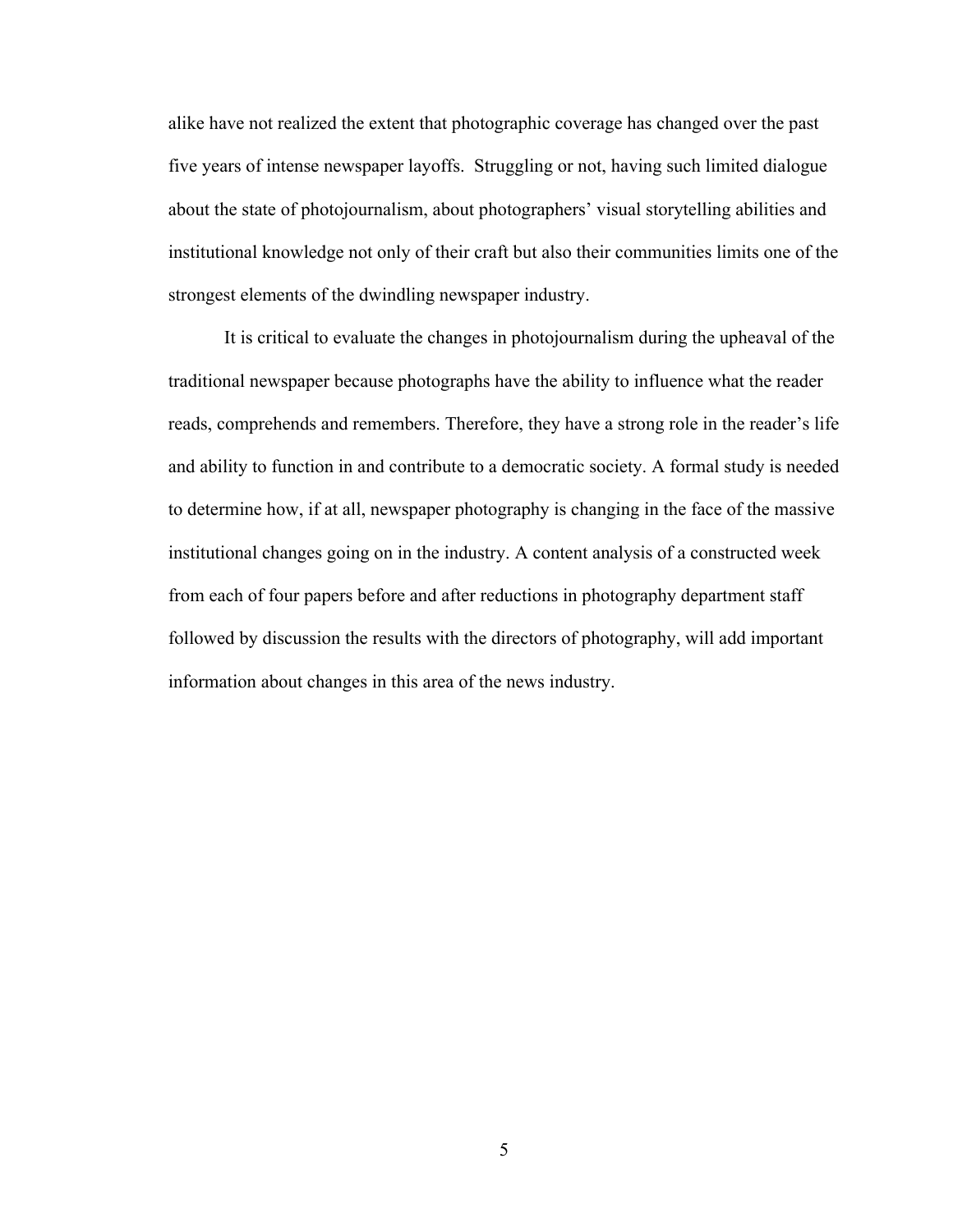alike have not realized the extent that photographic coverage has changed over the past five years of intense newspaper layoffs. Struggling or not, having such limited dialogue about the state of photojournalism, about photographers' visual storytelling abilities and institutional knowledge not only of their craft but also their communities limits one of the strongest elements of the dwindling newspaper industry.

It is critical to evaluate the changes in photojournalism during the upheaval of the traditional newspaper because photographs have the ability to influence what the reader reads, comprehends and remembers. Therefore, they have a strong role in the reader's life and ability to function in and contribute to a democratic society. A formal study is needed to determine how, if at all, newspaper photography is changing in the face of the massive institutional changes going on in the industry. A content analysis of a constructed week from each of four papers before and after reductions in photography department staff followed by discussion the results with the directors of photography, will add important information about changes in this area of the news industry.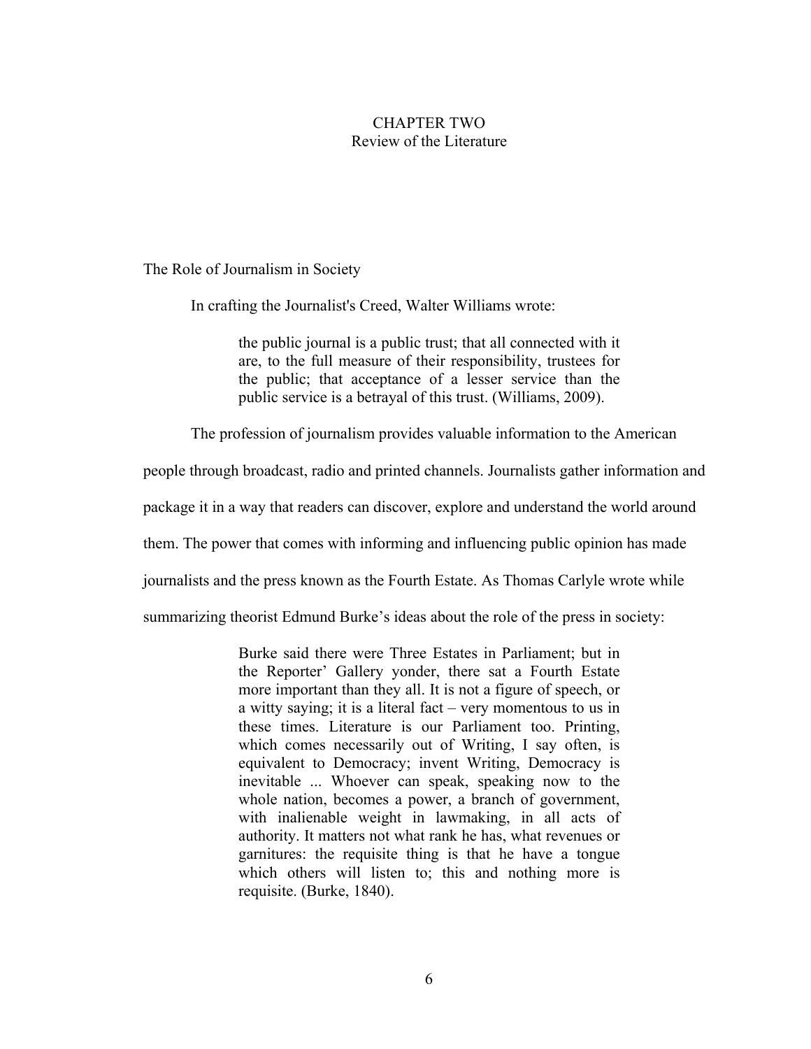# CHAPTER TWO
## Review of the Literature

### The Role of Journalism in Society

In crafting the Journalist's Creed, Walter Williams wrote:

> the public journal is a public trust; that all connected with it are, to the full measure of their responsibility, trustees for the public; that acceptance of a lesser service than the public service is a betrayal of this trust. (Williams, 2009).

The profession of journalism provides valuable information to the American people through broadcast, radio and printed channels. Journalists gather information and package it in a way that readers can discover, explore and understand the world around them. The power that comes with informing and influencing public opinion has made journalists and the press known as the Fourth Estate. As Thomas Carlyle wrote while summarizing theorist Edmund Burke's ideas about the role of the press in society:

> Burke said there were Three Estates in Parliament; but in the Reporter' Gallery yonder, there sat a Fourth Estate more important than they all. It is not a figure of speech, or a witty saying; it is a literal fact – very momentous to us in these times. Literature is our Parliament too. Printing, which comes necessarily out of Writing, I say often, is equivalent to Democracy; invent Writing, Democracy is inevitable ... Whoever can speak, speaking now to the whole nation, becomes a power, a branch of government, with inalienable weight in lawmaking, in all acts of authority. It matters not what rank he has, what revenues or garnitures: the requisite thing is that he have a tongue which others will listen to; this and nothing more is requisite. (Burke, 1840).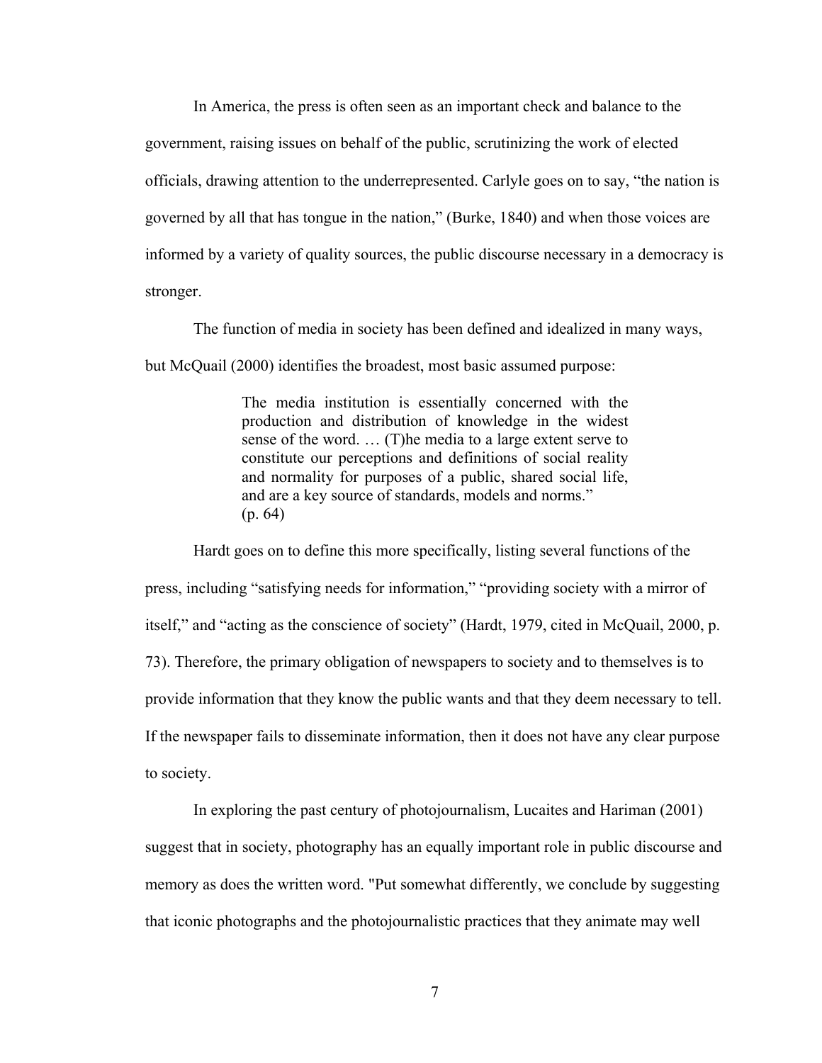In America, the press is often seen as an important check and balance to the government, raising issues on behalf of the public, scrutinizing the work of elected officials, drawing attention to the underrepresented. Carlyle goes on to say, "the nation is governed by all that has tongue in the nation," (Burke, 1840) and when those voices are informed by a variety of quality sources, the public discourse necessary in a democracy is stronger.

The function of media in society has been defined and idealized in many ways, but McQuail (2000) identifies the broadest, most basic assumed purpose:

> The media institution is essentially concerned with the production and distribution of knowledge in the widest sense of the word. … (T)he media to a large extent serve to constitute our perceptions and definitions of social reality and normality for purposes of a public, shared social life, and are a key source of standards, models and norms." (p. 64)

Hardt goes on to define this more specifically, listing several functions of the press, including "satisfying needs for information," "providing society with a mirror of itself," and "acting as the conscience of society" (Hardt, 1979, cited in McQuail, 2000, p. 73). Therefore, the primary obligation of newspapers to society and to themselves is to provide information that they know the public wants and that they deem necessary to tell. If the newspaper fails to disseminate information, then it does not have any clear purpose to society.

In exploring the past century of photojournalism, Lucaites and Hariman (2001) suggest that in society, photography has an equally important role in public discourse and memory as does the written word. "Put somewhat differently, we conclude by suggesting that iconic photographs and the photojournalistic practices that they animate may well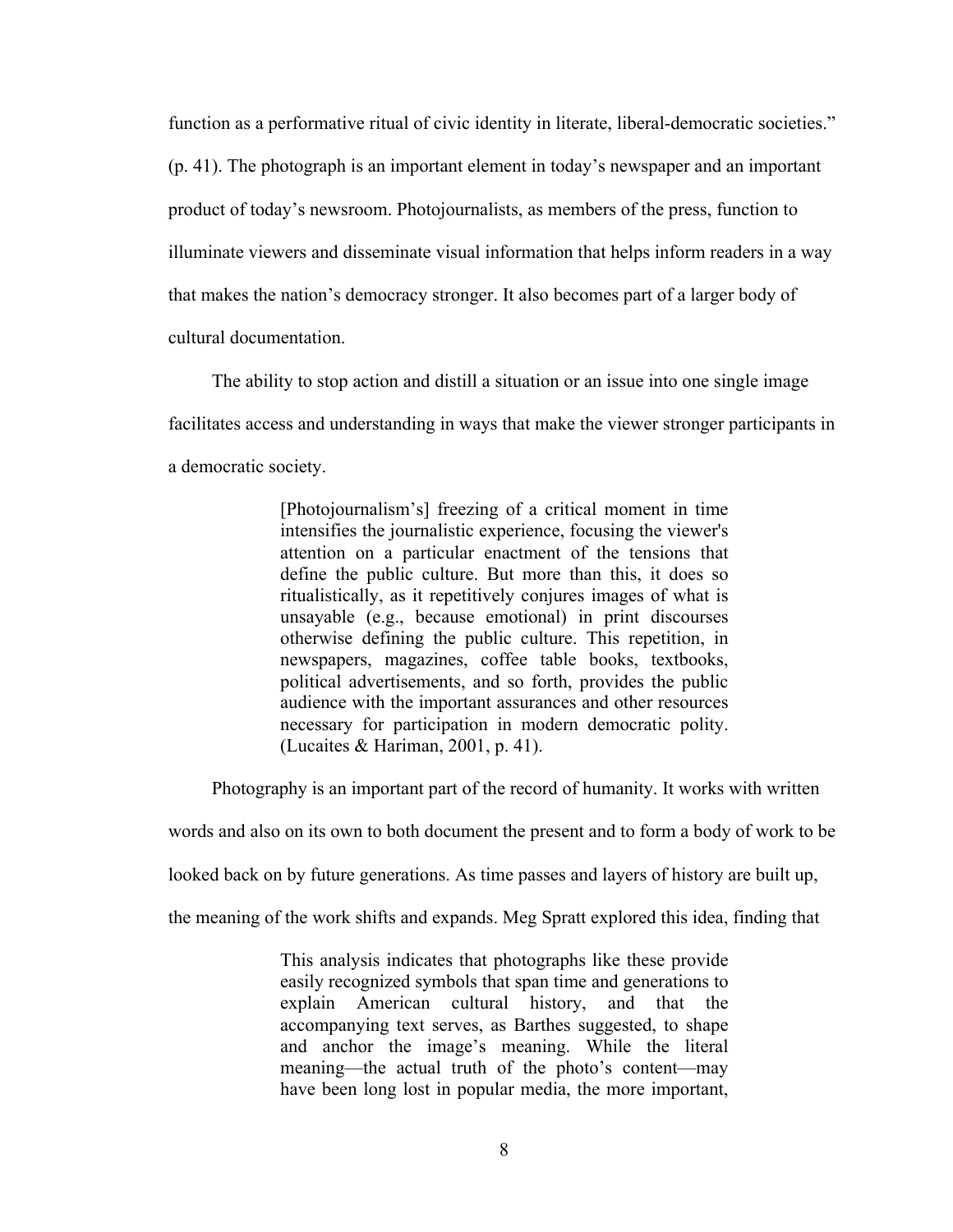function as a performative ritual of civic identity in literate, liberal-democratic societies." (p. 41). The photograph is an important element in today's newspaper and an important product of today's newsroom. Photojournalists, as members of the press, function to illuminate viewers and disseminate visual information that helps inform readers in a way that makes the nation's democracy stronger. It also becomes part of a larger body of cultural documentation.

The ability to stop action and distill a situation or an issue into one single image facilitates access and understanding in ways that make the viewer stronger participants in a democratic society.

> [Photojournalism's] freezing of a critical moment in time intensifies the journalistic experience, focusing the viewer's attention on a particular enactment of the tensions that define the public culture. But more than this, it does so ritualistically, as it repetitively conjures images of what is unsayable (e.g., because emotional) in print discourses otherwise defining the public culture. This repetition, in newspapers, magazines, coffee table books, textbooks, political advertisements, and so forth, provides the public audience with the important assurances and other resources necessary for participation in modern democratic polity. (Lucaites & Hariman, 2001, p. 41).

Photography is an important part of the record of humanity. It works with written words and also on its own to both document the present and to form a body of work to be looked back on by future generations. As time passes and layers of history are built up, the meaning of the work shifts and expands. Meg Spratt explored this idea, finding that

> This analysis indicates that photographs like these provide easily recognized symbols that span time and generations to explain American cultural history, and that the accompanying text serves, as Barthes suggested, to shape and anchor the image's meaning. While the literal meaning—the actual truth of the photo's content—may have been long lost in popular media, the more important,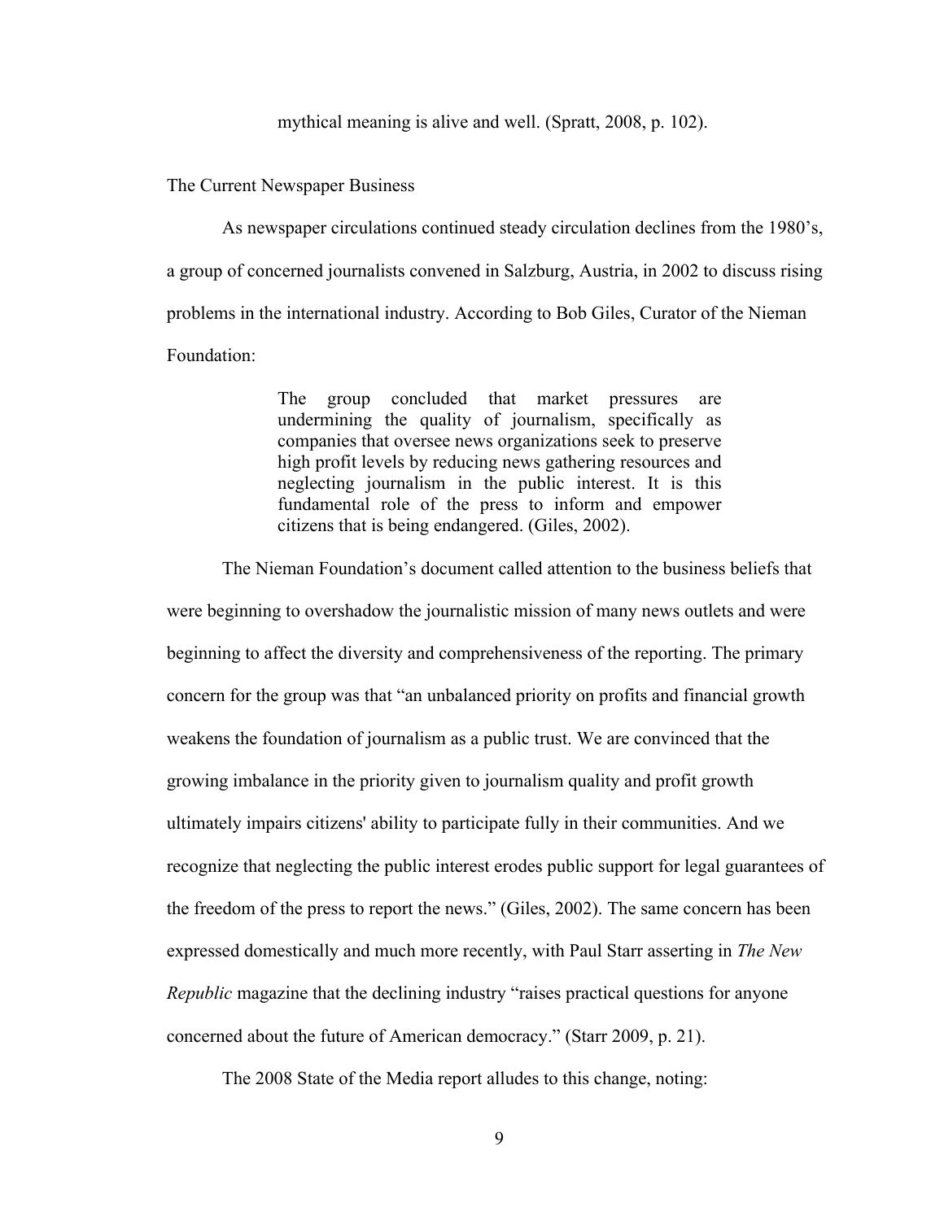> mythical meaning is alive and well. (Spratt, 2008, p. 102).

## The Current Newspaper Business

As newspaper circulations continued steady circulation declines from the 1980's, a group of concerned journalists convened in Salzburg, Austria, in 2002 to discuss rising problems in the international industry. According to Bob Giles, Curator of the Nieman Foundation:

> The group concluded that market pressures are undermining the quality of journalism, specifically as companies that oversee news organizations seek to preserve high profit levels by reducing news gathering resources and neglecting journalism in the public interest. It is this fundamental role of the press to inform and empower citizens that is being endangered. (Giles, 2002).

The Nieman Foundation's document called attention to the business beliefs that were beginning to overshadow the journalistic mission of many news outlets and were beginning to affect the diversity and comprehensiveness of the reporting. The primary concern for the group was that "an unbalanced priority on profits and financial growth weakens the foundation of journalism as a public trust. We are convinced that the growing imbalance in the priority given to journalism quality and profit growth ultimately impairs citizens' ability to participate fully in their communities. And we recognize that neglecting the public interest erodes public support for legal guarantees of the freedom of the press to report the news." (Giles, 2002). The same concern has been expressed domestically and much more recently, with Paul Starr asserting in *The New Republic* magazine that the declining industry "raises practical questions for anyone concerned about the future of American democracy." (Starr 2009, p. 21).

The 2008 State of the Media report alludes to this change, noting: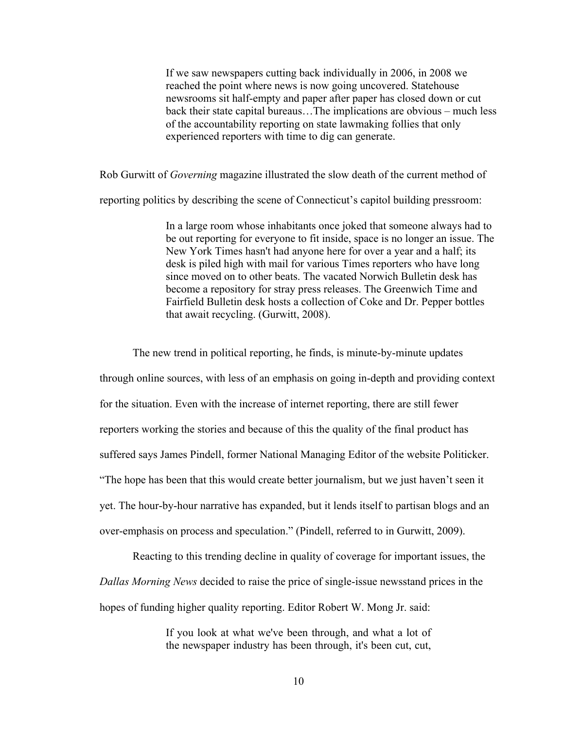> If we saw newspapers cutting back individually in 2006, in 2008 we reached the point where news is now going uncovered. Statehouse newsrooms sit half-empty and paper after paper has closed down or cut back their state capital bureaus…The implications are obvious – much less of the accountability reporting on state lawmaking follies that only experienced reporters with time to dig can generate.

Rob Gurwitt of *Governing* magazine illustrated the slow death of the current method of reporting politics by describing the scene of Connecticut's capitol building pressroom:

> In a large room whose inhabitants once joked that someone always had to be out reporting for everyone to fit inside, space is no longer an issue. The New York Times hasn't had anyone here for over a year and a half; its desk is piled high with mail for various Times reporters who have long since moved on to other beats. The vacated Norwich Bulletin desk has become a repository for stray press releases. The Greenwich Time and Fairfield Bulletin desk hosts a collection of Coke and Dr. Pepper bottles that await recycling. (Gurwitt, 2008).

The new trend in political reporting, he finds, is minute-by-minute updates through online sources, with less of an emphasis on going in-depth and providing context for the situation. Even with the increase of internet reporting, there are still fewer reporters working the stories and because of this the quality of the final product has suffered says James Pindell, former National Managing Editor of the website Politicker. "The hope has been that this would create better journalism, but we just haven't seen it yet. The hour-by-hour narrative has expanded, but it lends itself to partisan blogs and an over-emphasis on process and speculation." (Pindell, referred to in Gurwitt, 2009).

Reacting to this trending decline in quality of coverage for important issues, the *Dallas Morning News* decided to raise the price of single-issue newsstand prices in the hopes of funding higher quality reporting. Editor Robert W. Mong Jr. said:

> If you look at what we've been through, and what a lot of the newspaper industry has been through, it's been cut, cut,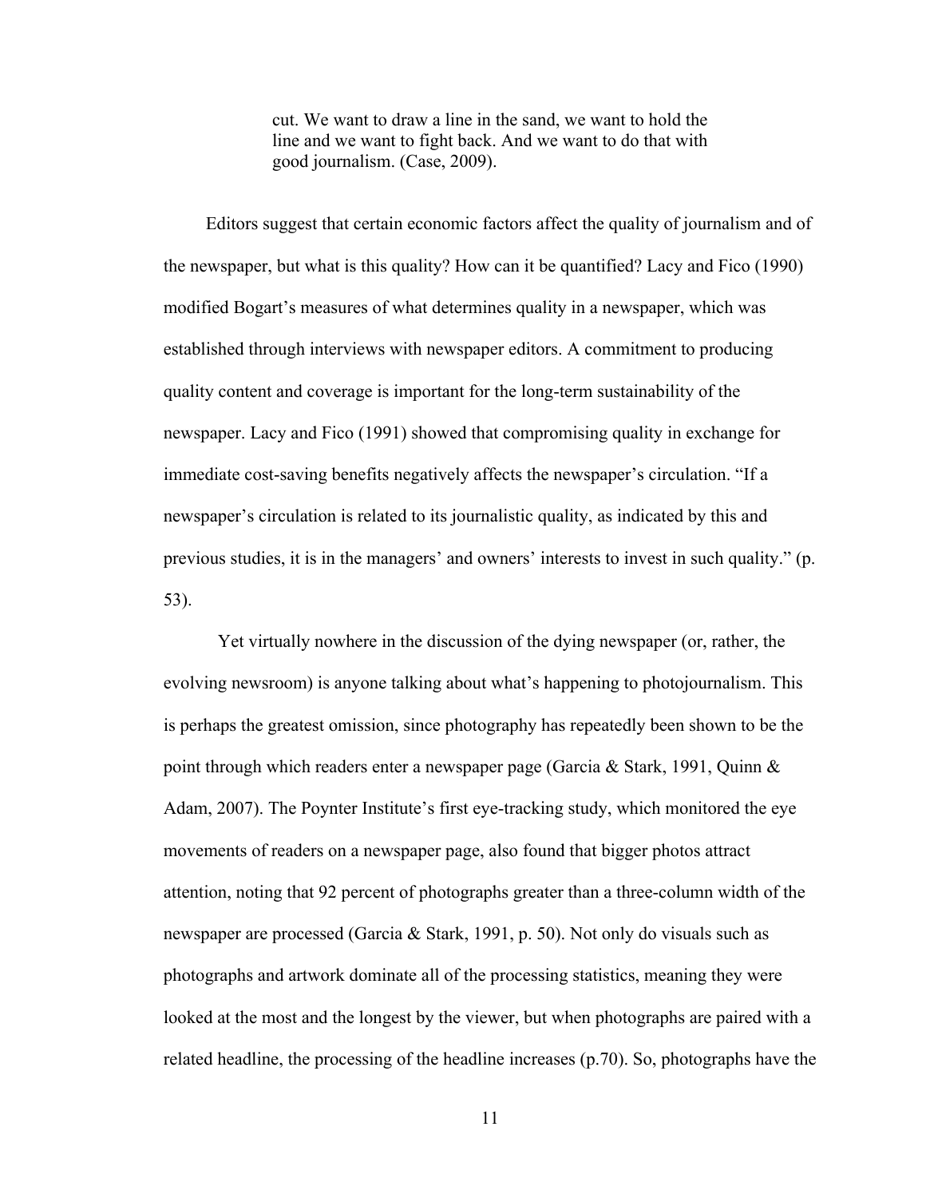> cut. We want to draw a line in the sand, we want to hold the line and we want to fight back. And we want to do that with good journalism. (Case, 2009).

Editors suggest that certain economic factors affect the quality of journalism and of the newspaper, but what is this quality? How can it be quantified? Lacy and Fico (1990) modified Bogart's measures of what determines quality in a newspaper, which was established through interviews with newspaper editors. A commitment to producing quality content and coverage is important for the long-term sustainability of the newspaper. Lacy and Fico (1991) showed that compromising quality in exchange for immediate cost-saving benefits negatively affects the newspaper's circulation. "If a newspaper's circulation is related to its journalistic quality, as indicated by this and previous studies, it is in the managers' and owners' interests to invest in such quality." (p. 53).

Yet virtually nowhere in the discussion of the dying newspaper (or, rather, the evolving newsroom) is anyone talking about what's happening to photojournalism. This is perhaps the greatest omission, since photography has repeatedly been shown to be the point through which readers enter a newspaper page (Garcia & Stark, 1991, Quinn & Adam, 2007). The Poynter Institute's first eye-tracking study, which monitored the eye movements of readers on a newspaper page, also found that bigger photos attract attention, noting that 92 percent of photographs greater than a three-column width of the newspaper are processed (Garcia & Stark, 1991, p. 50). Not only do visuals such as photographs and artwork dominate all of the processing statistics, meaning they were looked at the most and the longest by the viewer, but when photographs are paired with a related headline, the processing of the headline increases (p.70). So, photographs have the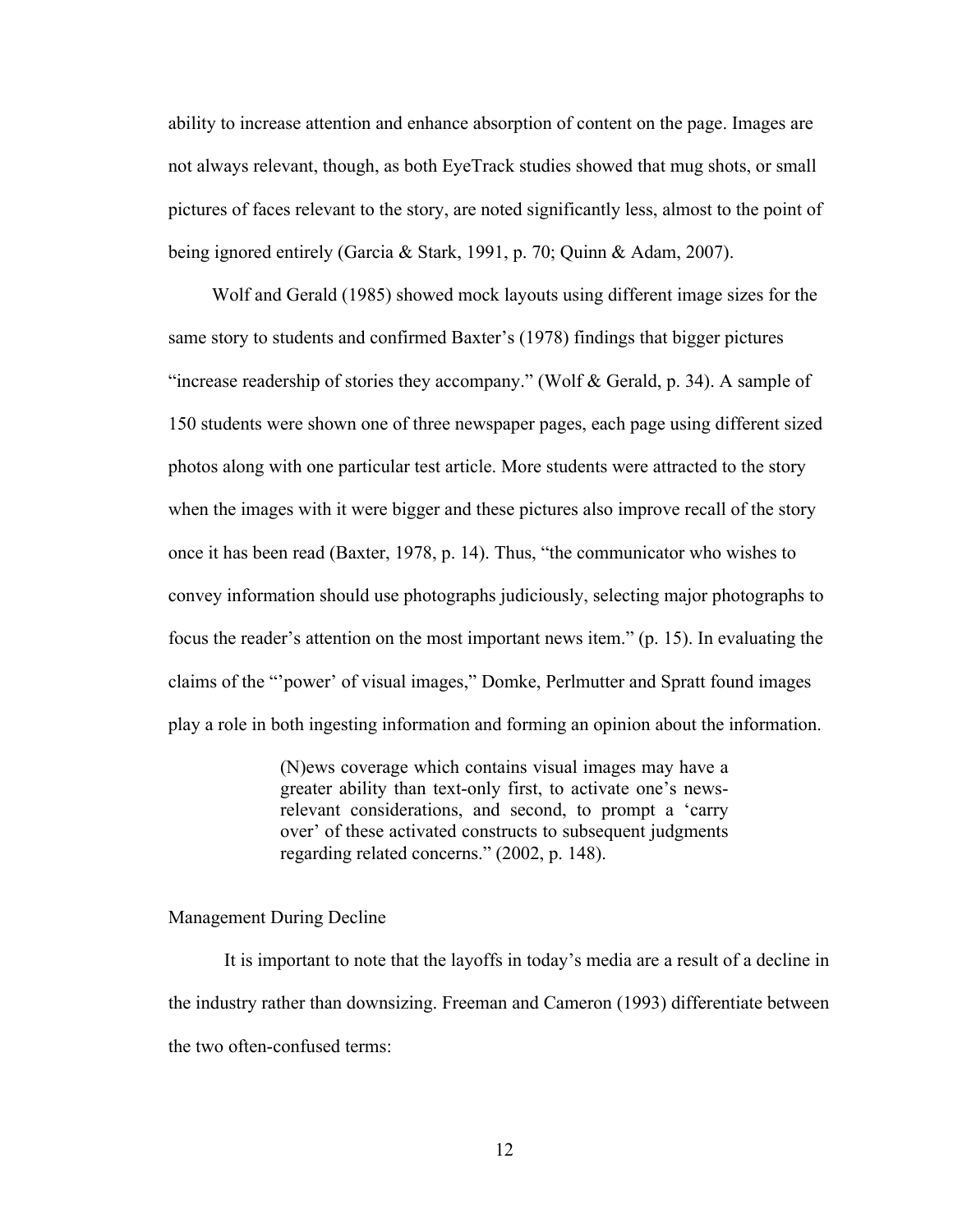ability to increase attention and enhance absorption of content on the page. Images are not always relevant, though, as both EyeTrack studies showed that mug shots, or small pictures of faces relevant to the story, are noted significantly less, almost to the point of being ignored entirely (Garcia & Stark, 1991, p. 70; Quinn & Adam, 2007).

Wolf and Gerald (1985) showed mock layouts using different image sizes for the same story to students and confirmed Baxter's (1978) findings that bigger pictures "increase readership of stories they accompany." (Wolf & Gerald, p. 34). A sample of 150 students were shown one of three newspaper pages, each page using different sized photos along with one particular test article. More students were attracted to the story when the images with it were bigger and these pictures also improve recall of the story once it has been read (Baxter, 1978, p. 14). Thus, "the communicator who wishes to convey information should use photographs judiciously, selecting major photographs to focus the reader's attention on the most important news item." (p. 15). In evaluating the claims of the "'power' of visual images," Domke, Perlmutter and Spratt found images play a role in both ingesting information and forming an opinion about the information.

> (N)ews coverage which contains visual images may have a greater ability than text-only first, to activate one's news-relevant considerations, and second, to prompt a 'carry over' of these activated constructs to subsequent judgments regarding related concerns." (2002, p. 148).

Management During Decline

It is important to note that the layoffs in today's media are a result of a decline in the industry rather than downsizing. Freeman and Cameron (1993) differentiate between the two often-confused terms: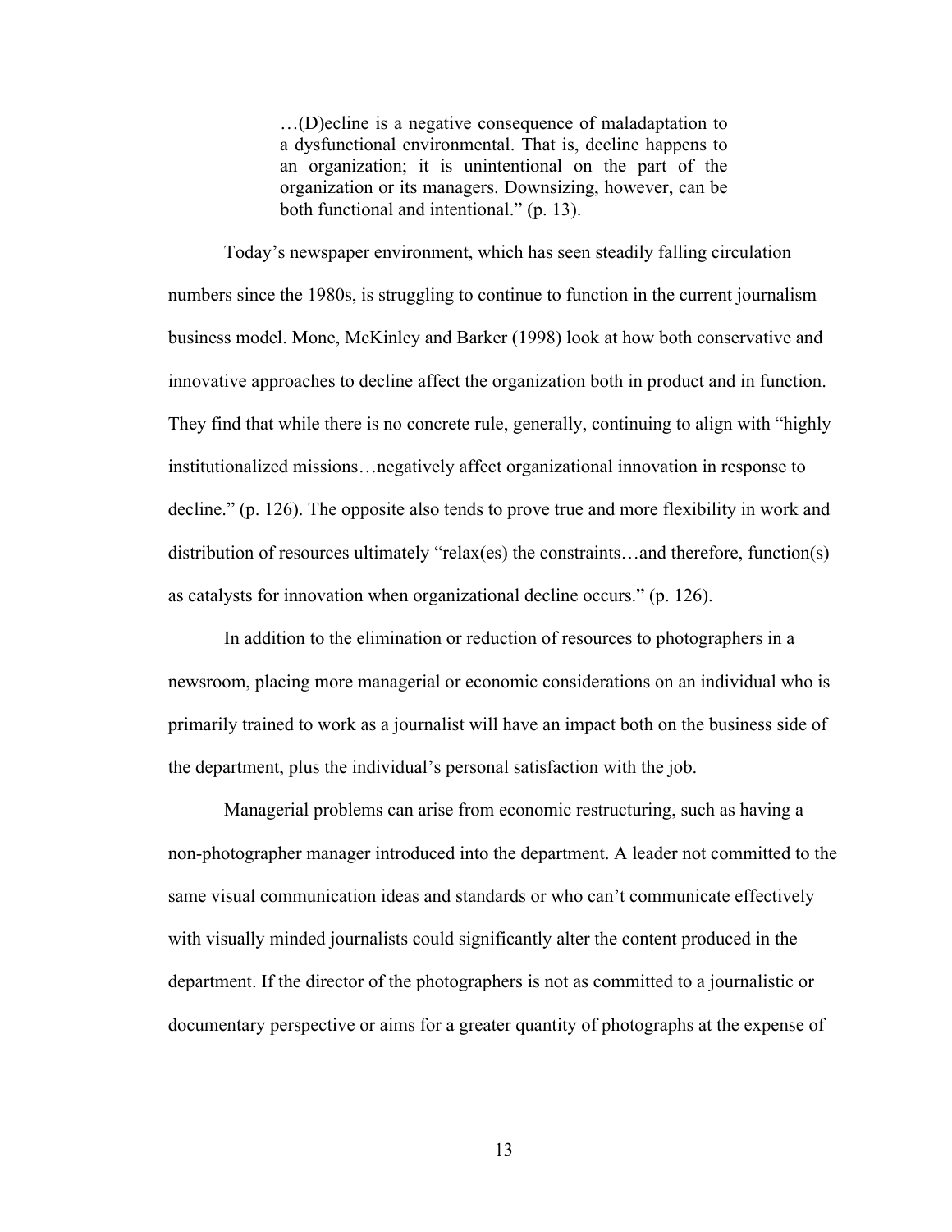> …(D)ecline is a negative consequence of maladaptation to a dysfunctional environmental. That is, decline happens to an organization; it is unintentional on the part of the organization or its managers. Downsizing, however, can be both functional and intentional." (p. 13).

Today's newspaper environment, which has seen steadily falling circulation numbers since the 1980s, is struggling to continue to function in the current journalism business model. Mone, McKinley and Barker (1998) look at how both conservative and innovative approaches to decline affect the organization both in product and in function. They find that while there is no concrete rule, generally, continuing to align with "highly institutionalized missions…negatively affect organizational innovation in response to decline." (p. 126). The opposite also tends to prove true and more flexibility in work and distribution of resources ultimately "relax(es) the constraints…and therefore, function(s) as catalysts for innovation when organizational decline occurs." (p. 126).

In addition to the elimination or reduction of resources to photographers in a newsroom, placing more managerial or economic considerations on an individual who is primarily trained to work as a journalist will have an impact both on the business side of the department, plus the individual's personal satisfaction with the job.

Managerial problems can arise from economic restructuring, such as having a non-photographer manager introduced into the department. A leader not committed to the same visual communication ideas and standards or who can't communicate effectively with visually minded journalists could significantly alter the content produced in the department. If the director of the photographers is not as committed to a journalistic or documentary perspective or aims for a greater quantity of photographs at the expense of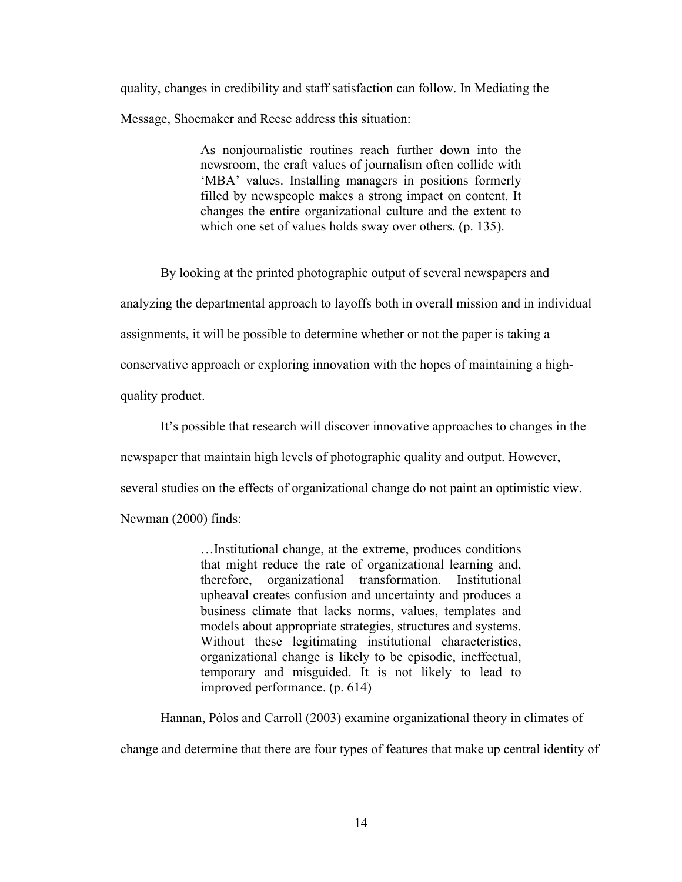quality, changes in credibility and staff satisfaction can follow. In Mediating the Message, Shoemaker and Reese address this situation:

> As nonjournalistic routines reach further down into the newsroom, the craft values of journalism often collide with 'MBA' values. Installing managers in positions formerly filled by newspeople makes a strong impact on content. It changes the entire organizational culture and the extent to which one set of values holds sway over others. (p. 135).

By looking at the printed photographic output of several newspapers and analyzing the departmental approach to layoffs both in overall mission and in individual assignments, it will be possible to determine whether or not the paper is taking a conservative approach or exploring innovation with the hopes of maintaining a high-quality product.

It's possible that research will discover innovative approaches to changes in the newspaper that maintain high levels of photographic quality and output. However, several studies on the effects of organizational change do not paint an optimistic view. Newman (2000) finds:

> …Institutional change, at the extreme, produces conditions that might reduce the rate of organizational learning and, therefore, organizational transformation. Institutional upheaval creates confusion and uncertainty and produces a business climate that lacks norms, values, templates and models about appropriate strategies, structures and systems. Without these legitimating institutional characteristics, organizational change is likely to be episodic, ineffectual, temporary and misguided. It is not likely to lead to improved performance. (p. 614)

Hannan, Pólos and Carroll (2003) examine organizational theory in climates of change and determine that there are four types of features that make up central identity of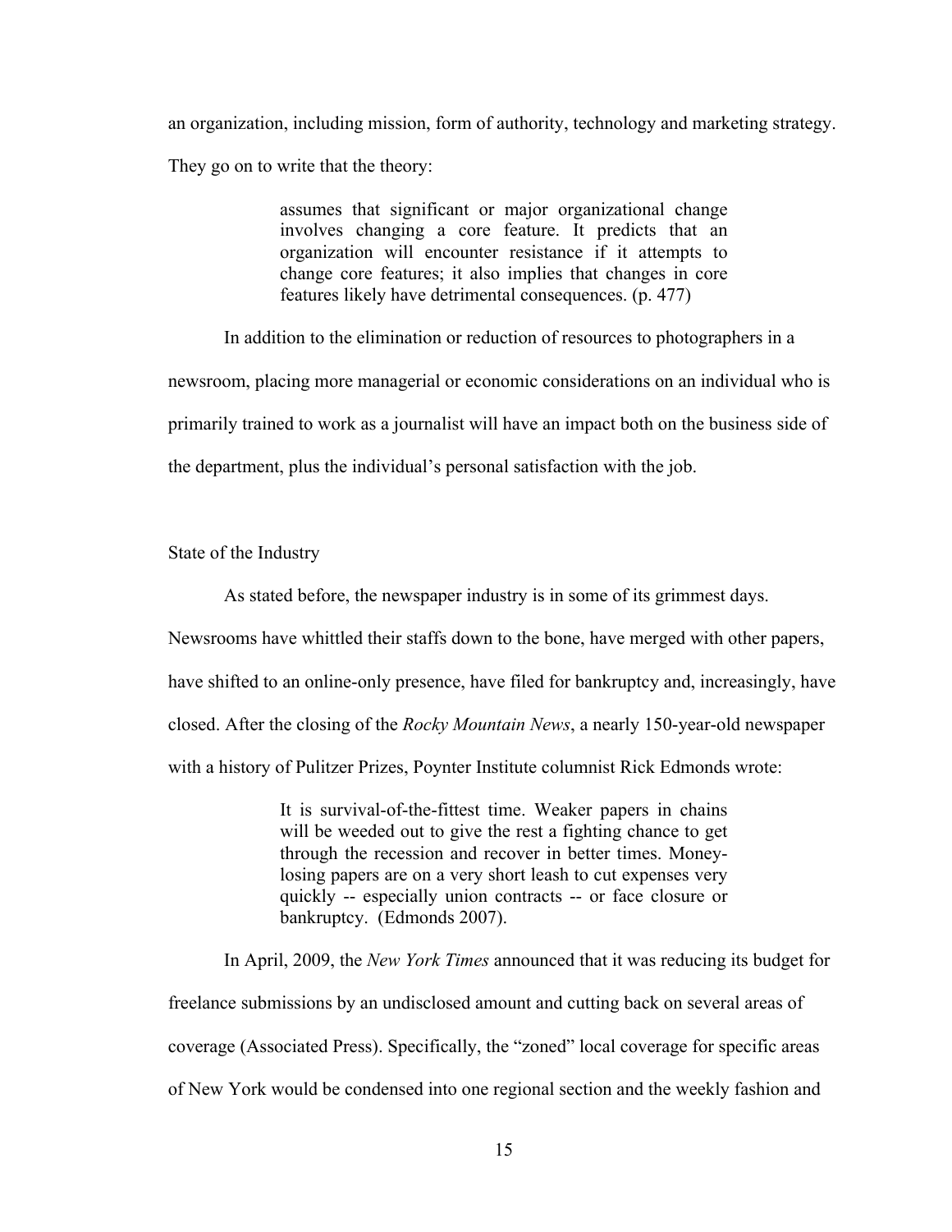an organization, including mission, form of authority, technology and marketing strategy. They go on to write that the theory:

> assumes that significant or major organizational change involves changing a core feature. It predicts that an organization will encounter resistance if it attempts to change core features; it also implies that changes in core features likely have detrimental consequences. (p. 477)

In addition to the elimination or reduction of resources to photographers in a newsroom, placing more managerial or economic considerations on an individual who is primarily trained to work as a journalist will have an impact both on the business side of the department, plus the individual's personal satisfaction with the job.

## State of the Industry

As stated before, the newspaper industry is in some of its grimmest days. Newsrooms have whittled their staffs down to the bone, have merged with other papers, have shifted to an online-only presence, have filed for bankruptcy and, increasingly, have closed. After the closing of the *Rocky Mountain News*, a nearly 150-year-old newspaper with a history of Pulitzer Prizes, Poynter Institute columnist Rick Edmonds wrote:

> It is survival-of-the-fittest time. Weaker papers in chains will be weeded out to give the rest a fighting chance to get through the recession and recover in better times. Money-losing papers are on a very short leash to cut expenses very quickly -- especially union contracts -- or face closure or bankruptcy. (Edmonds 2007).

In April, 2009, the *New York Times* announced that it was reducing its budget for freelance submissions by an undisclosed amount and cutting back on several areas of coverage (Associated Press). Specifically, the "zoned" local coverage for specific areas of New York would be condensed into one regional section and the weekly fashion and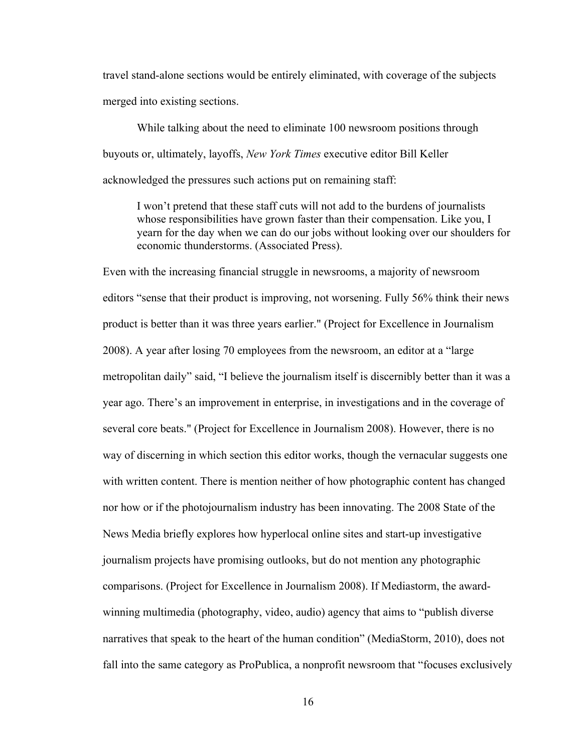travel stand-alone sections would be entirely eliminated, with coverage of the subjects merged into existing sections.

While talking about the need to eliminate 100 newsroom positions through buyouts or, ultimately, layoffs, *New York Times* executive editor Bill Keller acknowledged the pressures such actions put on remaining staff:

> I won't pretend that these staff cuts will not add to the burdens of journalists whose responsibilities have grown faster than their compensation. Like you, I yearn for the day when we can do our jobs without looking over our shoulders for economic thunderstorms. (Associated Press).

Even with the increasing financial struggle in newsrooms, a majority of newsroom editors "sense that their product is improving, not worsening. Fully 56% think their news product is better than it was three years earlier." (Project for Excellence in Journalism 2008). A year after losing 70 employees from the newsroom, an editor at a "large metropolitan daily" said, "I believe the journalism itself is discernibly better than it was a year ago. There's an improvement in enterprise, in investigations and in the coverage of several core beats." (Project for Excellence in Journalism 2008). However, there is no way of discerning in which section this editor works, though the vernacular suggests one with written content. There is mention neither of how photographic content has changed nor how or if the photojournalism industry has been innovating. The 2008 State of the News Media briefly explores how hyperlocal online sites and start-up investigative journalism projects have promising outlooks, but do not mention any photographic comparisons. (Project for Excellence in Journalism 2008). If Mediastorm, the award-winning multimedia (photography, video, audio) agency that aims to "publish diverse narratives that speak to the heart of the human condition" (MediaStorm, 2010), does not fall into the same category as ProPublica, a nonprofit newsroom that "focuses exclusively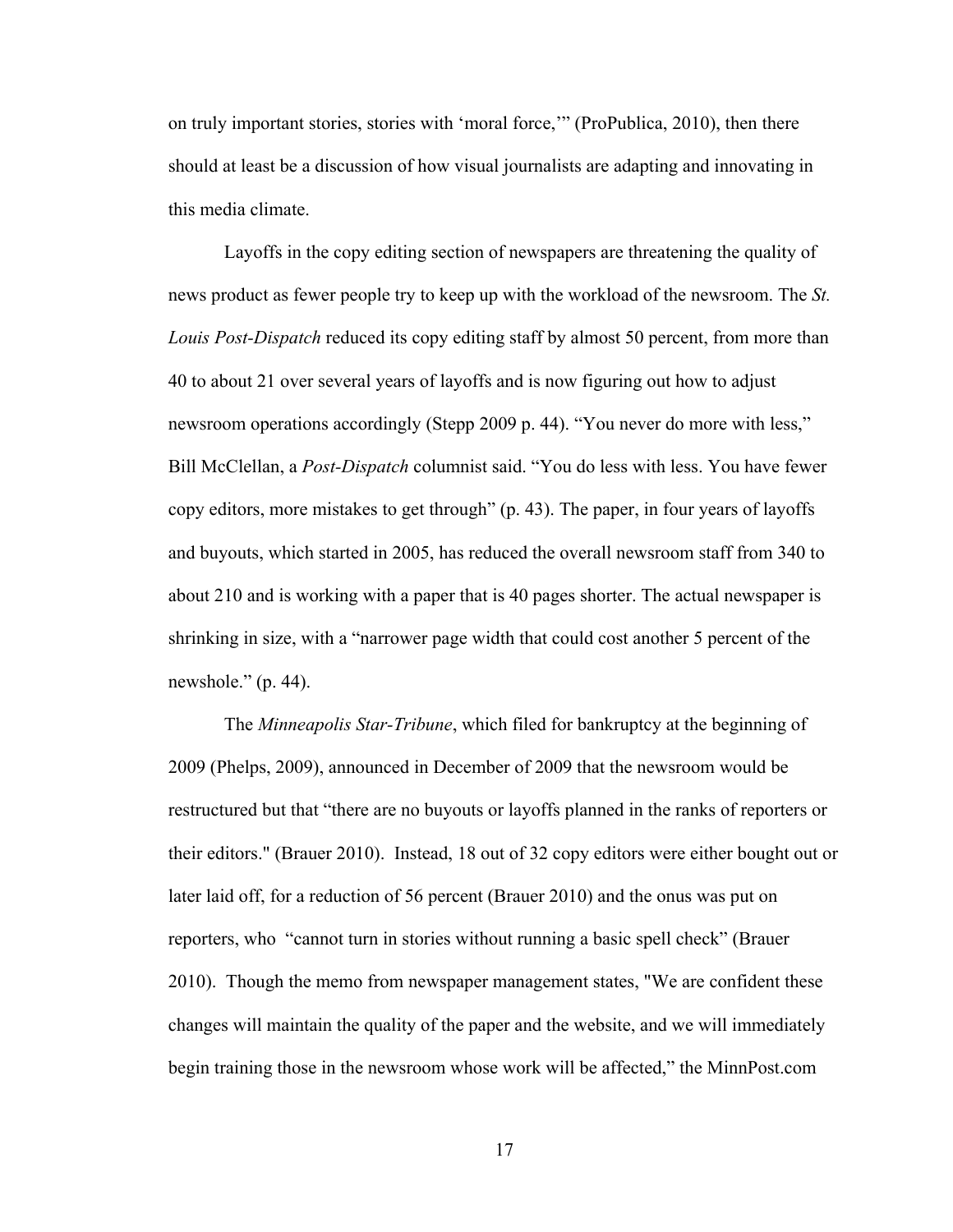on truly important stories, stories with 'moral force,'" (ProPublica, 2010), then there should at least be a discussion of how visual journalists are adapting and innovating in this media climate.

Layoffs in the copy editing section of newspapers are threatening the quality of news product as fewer people try to keep up with the workload of the newsroom. The *St. Louis Post-Dispatch* reduced its copy editing staff by almost 50 percent, from more than 40 to about 21 over several years of layoffs and is now figuring out how to adjust newsroom operations accordingly (Stepp 2009 p. 44). "You never do more with less," Bill McClellan, a *Post-Dispatch* columnist said. "You do less with less. You have fewer copy editors, more mistakes to get through" (p. 43). The paper, in four years of layoffs and buyouts, which started in 2005, has reduced the overall newsroom staff from 340 to about 210 and is working with a paper that is 40 pages shorter. The actual newspaper is shrinking in size, with a "narrower page width that could cost another 5 percent of the newshole." (p. 44).

The *Minneapolis Star-Tribune*, which filed for bankruptcy at the beginning of 2009 (Phelps, 2009), announced in December of 2009 that the newsroom would be restructured but that "there are no buyouts or layoffs planned in the ranks of reporters or their editors." (Brauer 2010). Instead, 18 out of 32 copy editors were either bought out or later laid off, for a reduction of 56 percent (Brauer 2010) and the onus was put on reporters, who "cannot turn in stories without running a basic spell check" (Brauer 2010). Though the memo from newspaper management states, "We are confident these changes will maintain the quality of the paper and the website, and we will immediately begin training those in the newsroom whose work will be affected," the MinnPost.com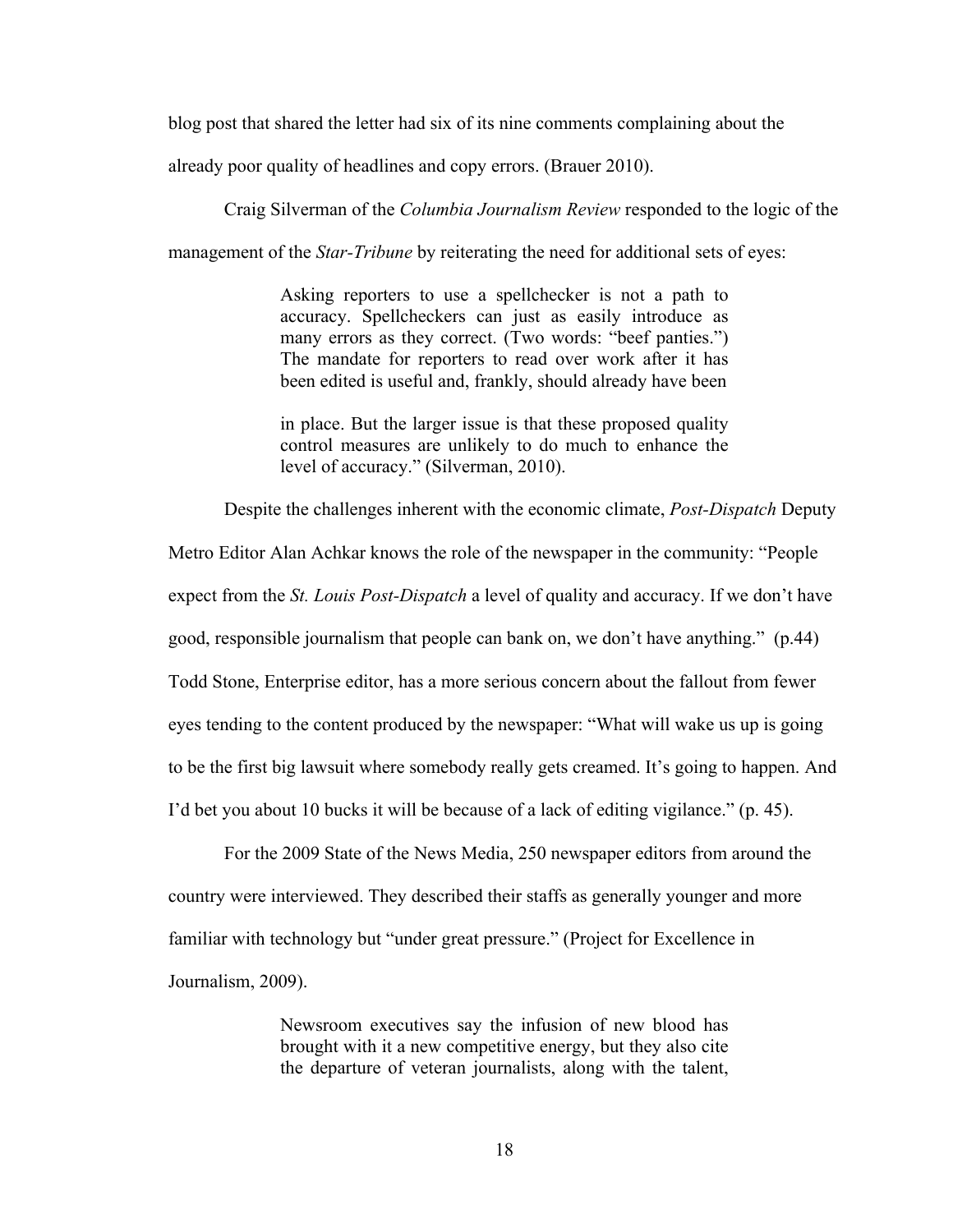blog post that shared the letter had six of its nine comments complaining about the already poor quality of headlines and copy errors. (Brauer 2010).

Craig Silverman of the *Columbia Journalism Review* responded to the logic of the management of the *Star-Tribune* by reiterating the need for additional sets of eyes:

> Asking reporters to use a spellchecker is not a path to accuracy. Spellcheckers can just as easily introduce as many errors as they correct. (Two words: "beef panties.") The mandate for reporters to read over work after it has been edited is useful and, frankly, should already have been
>
> in place. But the larger issue is that these proposed quality control measures are unlikely to do much to enhance the level of accuracy." (Silverman, 2010).

Despite the challenges inherent with the economic climate, *Post-Dispatch* Deputy Metro Editor Alan Achkar knows the role of the newspaper in the community: "People expect from the *St. Louis Post-Dispatch* a level of quality and accuracy. If we don't have good, responsible journalism that people can bank on, we don't have anything." (p.44) Todd Stone, Enterprise editor, has a more serious concern about the fallout from fewer eyes tending to the content produced by the newspaper: "What will wake us up is going to be the first big lawsuit where somebody really gets creamed. It's going to happen. And I'd bet you about 10 bucks it will be because of a lack of editing vigilance." (p. 45).

For the 2009 State of the News Media, 250 newspaper editors from around the country were interviewed. They described their staffs as generally younger and more familiar with technology but "under great pressure." (Project for Excellence in Journalism, 2009).

> Newsroom executives say the infusion of new blood has brought with it a new competitive energy, but they also cite the departure of veteran journalists, along with the talent,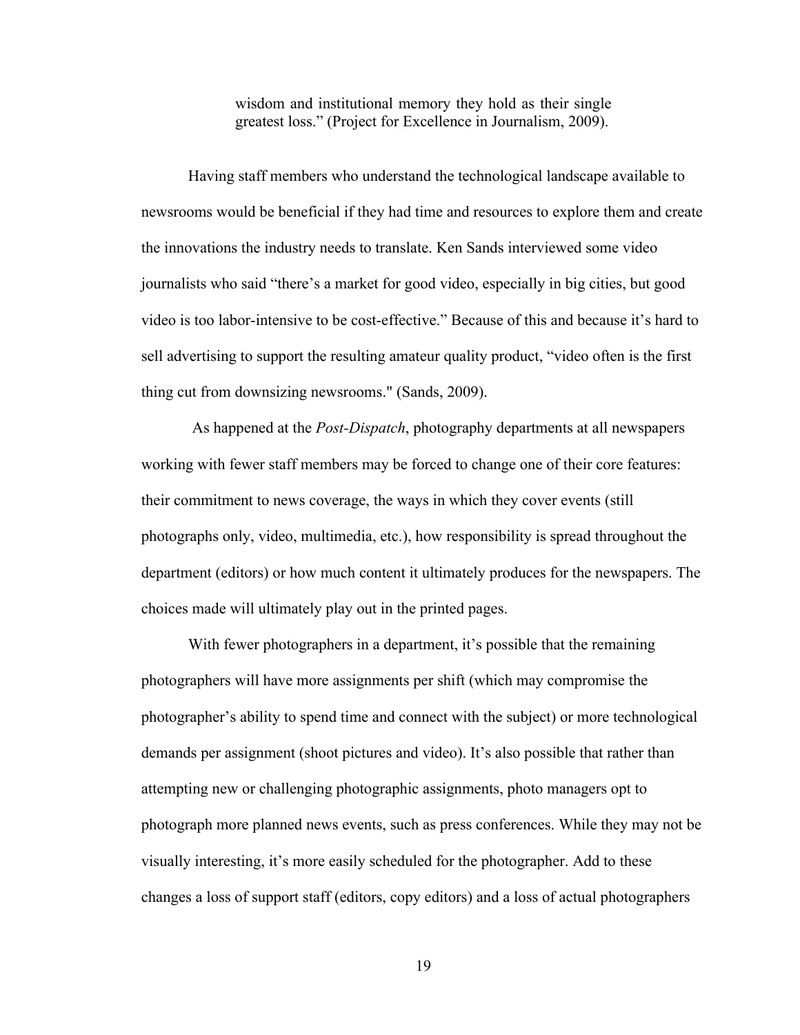> wisdom and institutional memory they hold as their single greatest loss." (Project for Excellence in Journalism, 2009).

Having staff members who understand the technological landscape available to newsrooms would be beneficial if they had time and resources to explore them and create the innovations the industry needs to translate. Ken Sands interviewed some video journalists who said "there's a market for good video, especially in big cities, but good video is too labor-intensive to be cost-effective." Because of this and because it's hard to sell advertising to support the resulting amateur quality product, "video often is the first thing cut from downsizing newsrooms." (Sands, 2009).

As happened at the *Post-Dispatch*, photography departments at all newspapers working with fewer staff members may be forced to change one of their core features: their commitment to news coverage, the ways in which they cover events (still photographs only, video, multimedia, etc.), how responsibility is spread throughout the department (editors) or how much content it ultimately produces for the newspapers. The choices made will ultimately play out in the printed pages.

With fewer photographers in a department, it's possible that the remaining photographers will have more assignments per shift (which may compromise the photographer's ability to spend time and connect with the subject) or more technological demands per assignment (shoot pictures and video). It's also possible that rather than attempting new or challenging photographic assignments, photo managers opt to photograph more planned news events, such as press conferences. While they may not be visually interesting, it's more easily scheduled for the photographer. Add to these changes a loss of support staff (editors, copy editors) and a loss of actual photographers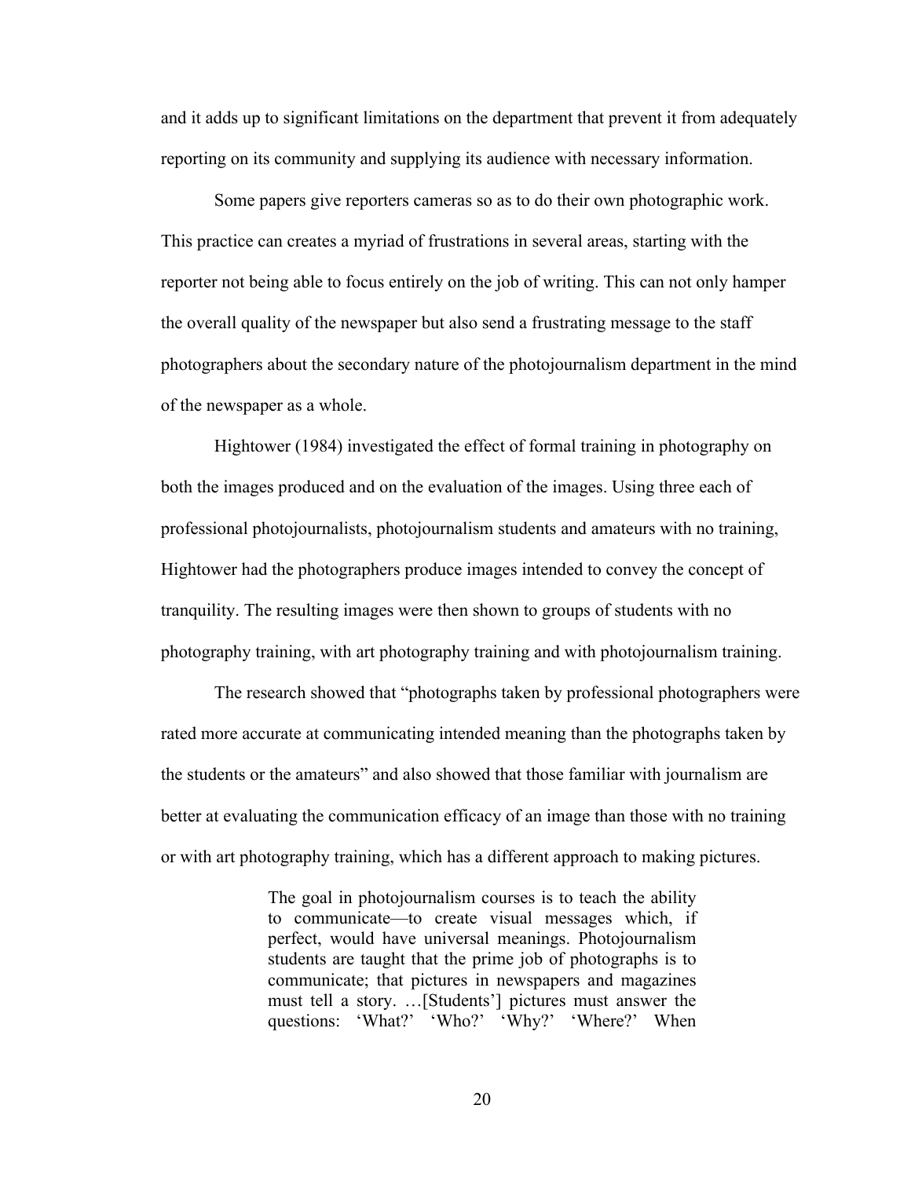and it adds up to significant limitations on the department that prevent it from adequately reporting on its community and supplying its audience with necessary information.

Some papers give reporters cameras so as to do their own photographic work. This practice can creates a myriad of frustrations in several areas, starting with the reporter not being able to focus entirely on the job of writing. This can not only hamper the overall quality of the newspaper but also send a frustrating message to the staff photographers about the secondary nature of the photojournalism department in the mind of the newspaper as a whole.

Hightower (1984) investigated the effect of formal training in photography on both the images produced and on the evaluation of the images. Using three each of professional photojournalists, photojournalism students and amateurs with no training, Hightower had the photographers produce images intended to convey the concept of tranquility. The resulting images were then shown to groups of students with no photography training, with art photography training and with photojournalism training.

The research showed that "photographs taken by professional photographers were rated more accurate at communicating intended meaning than the photographs taken by the students or the amateurs" and also showed that those familiar with journalism are better at evaluating the communication efficacy of an image than those with no training or with art photography training, which has a different approach to making pictures.

> The goal in photojournalism courses is to teach the ability to communicate—to create visual messages which, if perfect, would have universal meanings. Photojournalism students are taught that the prime job of photographs is to communicate; that pictures in newspapers and magazines must tell a story. …[Students'] pictures must answer the questions: 'What?' 'Who?' 'Why?' 'Where?' When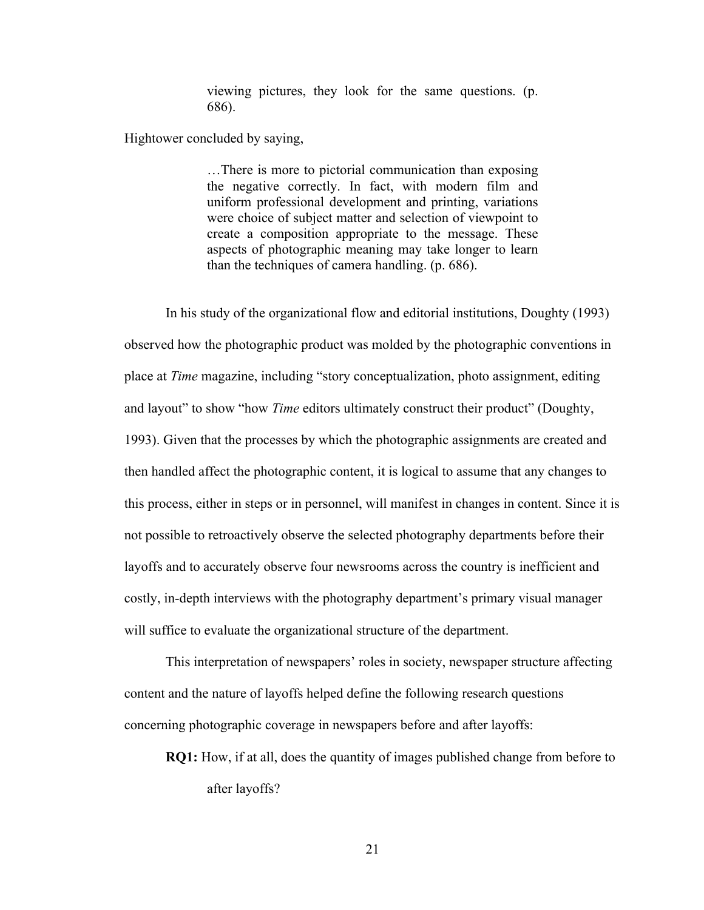> viewing pictures, they look for the same questions. (p. 686).

Hightower concluded by saying,

> …There is more to pictorial communication than exposing the negative correctly. In fact, with modern film and uniform professional development and printing, variations were choice of subject matter and selection of viewpoint to create a composition appropriate to the message. These aspects of photographic meaning may take longer to learn than the techniques of camera handling. (p. 686).

In his study of the organizational flow and editorial institutions, Doughty (1993) observed how the photographic product was molded by the photographic conventions in place at *Time* magazine, including "story conceptualization, photo assignment, editing and layout" to show "how *Time* editors ultimately construct their product" (Doughty, 1993). Given that the processes by which the photographic assignments are created and then handled affect the photographic content, it is logical to assume that any changes to this process, either in steps or in personnel, will manifest in changes in content. Since it is not possible to retroactively observe the selected photography departments before their layoffs and to accurately observe four newsrooms across the country is inefficient and costly, in-depth interviews with the photography department's primary visual manager will suffice to evaluate the organizational structure of the department.

This interpretation of newspapers' roles in society, newspaper structure affecting content and the nature of layoffs helped define the following research questions concerning photographic coverage in newspapers before and after layoffs:

**RQ1:** How, if at all, does the quantity of images published change from before to after layoffs?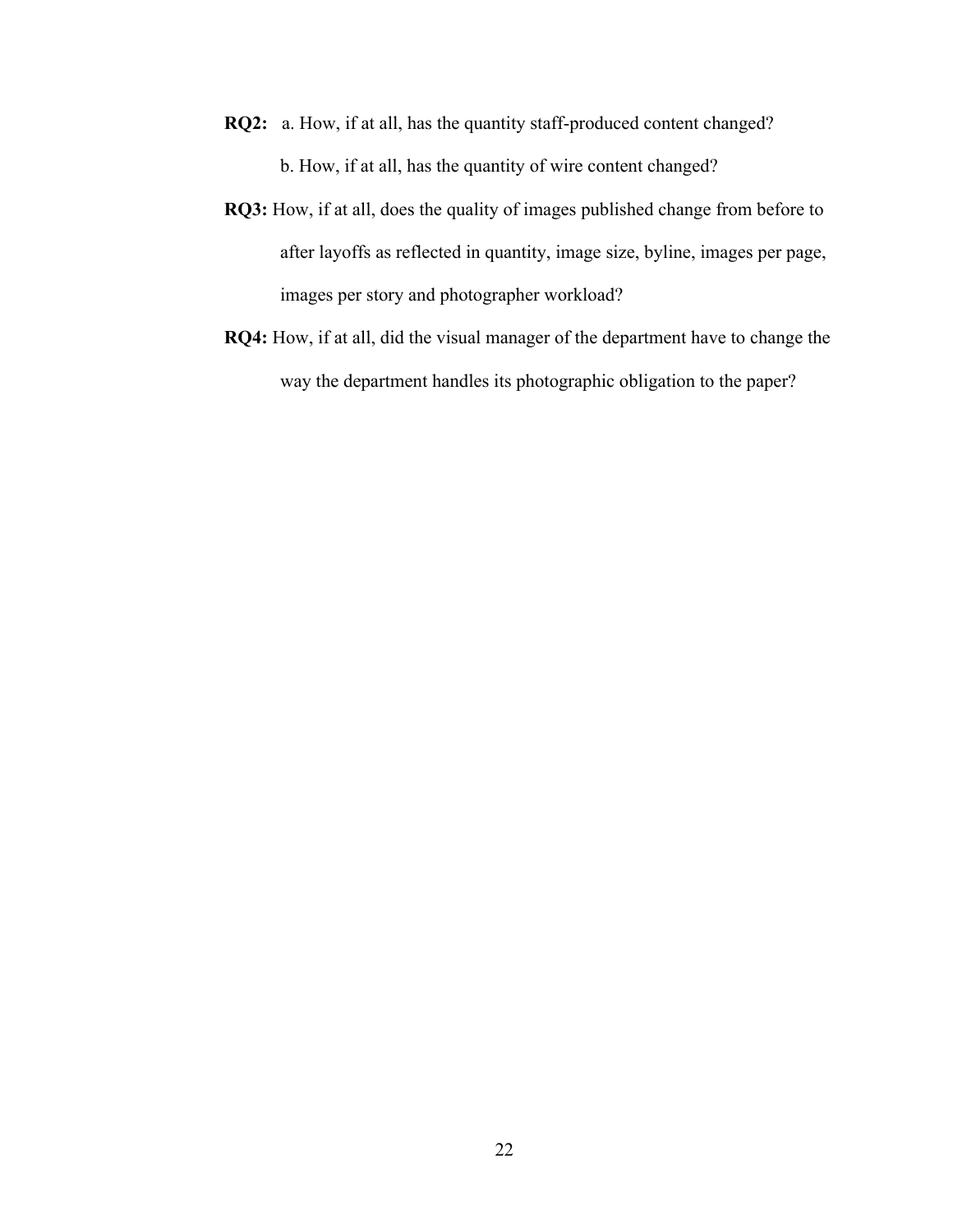**RQ2:** a. How, if at all, has the quantity staff-produced content changed?

b. How, if at all, has the quantity of wire content changed?

**RQ3:** How, if at all, does the quality of images published change from before to after layoffs as reflected in quantity, image size, byline, images per page, images per story and photographer workload?

**RQ4:** How, if at all, did the visual manager of the department have to change the way the department handles its photographic obligation to the paper?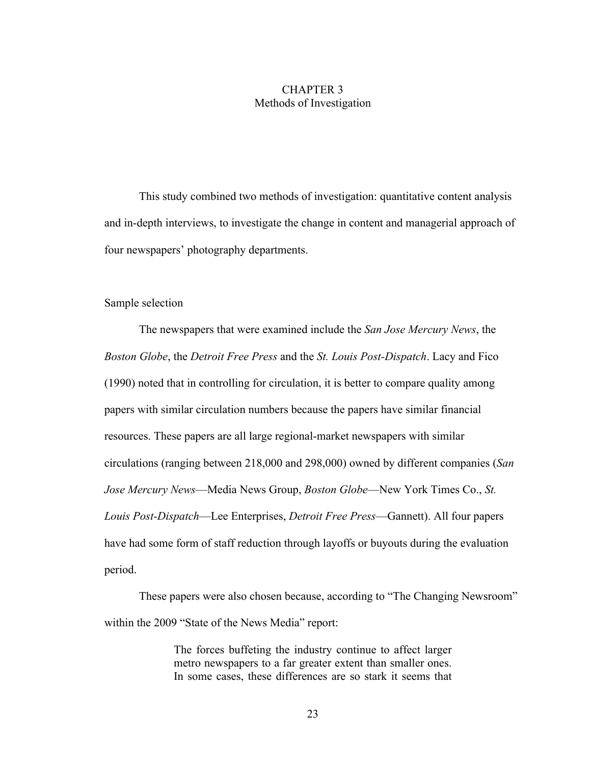# CHAPTER 3
## Methods of Investigation

This study combined two methods of investigation: quantitative content analysis and in-depth interviews, to investigate the change in content and managerial approach of four newspapers' photography departments.

### Sample selection

The newspapers that were examined include the *San Jose Mercury News*, the *Boston Globe*, the *Detroit Free Press* and the *St. Louis Post-Dispatch*. Lacy and Fico (1990) noted that in controlling for circulation, it is better to compare quality among papers with similar circulation numbers because the papers have similar financial resources. These papers are all large regional-market newspapers with similar circulations (ranging between 218,000 and 298,000) owned by different companies (*San Jose Mercury News*—Media News Group, *Boston Globe*—New York Times Co., *St. Louis Post-Dispatch*—Lee Enterprises, *Detroit Free Press*—Gannett). All four papers have had some form of staff reduction through layoffs or buyouts during the evaluation period.

These papers were also chosen because, according to "The Changing Newsroom" within the 2009 "State of the News Media" report:

> The forces buffeting the industry continue to affect larger metro newspapers to a far greater extent than smaller ones. In some cases, these differences are so stark it seems that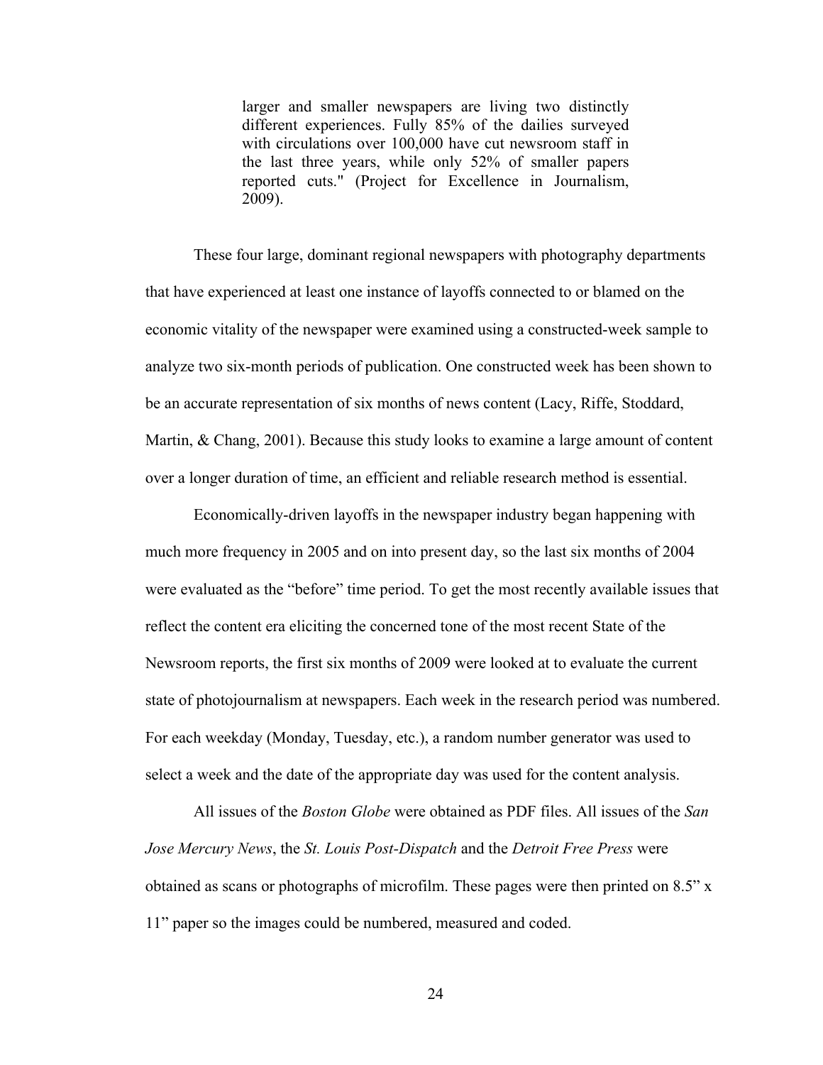> larger and smaller newspapers are living two distinctly different experiences. Fully 85% of the dailies surveyed with circulations over 100,000 have cut newsroom staff in the last three years, while only 52% of smaller papers reported cuts." (Project for Excellence in Journalism, 2009).

These four large, dominant regional newspapers with photography departments that have experienced at least one instance of layoffs connected to or blamed on the economic vitality of the newspaper were examined using a constructed-week sample to analyze two six-month periods of publication. One constructed week has been shown to be an accurate representation of six months of news content (Lacy, Riffe, Stoddard, Martin, & Chang, 2001). Because this study looks to examine a large amount of content over a longer duration of time, an efficient and reliable research method is essential.

Economically-driven layoffs in the newspaper industry began happening with much more frequency in 2005 and on into present day, so the last six months of 2004 were evaluated as the "before" time period. To get the most recently available issues that reflect the content era eliciting the concerned tone of the most recent State of the Newsroom reports, the first six months of 2009 were looked at to evaluate the current state of photojournalism at newspapers. Each week in the research period was numbered. For each weekday (Monday, Tuesday, etc.), a random number generator was used to select a week and the date of the appropriate day was used for the content analysis.

All issues of the *Boston Globe* were obtained as PDF files. All issues of the *San Jose Mercury News*, the *St. Louis Post-Dispatch* and the *Detroit Free Press* were obtained as scans or photographs of microfilm. These pages were then printed on 8.5" x 11" paper so the images could be numbered, measured and coded.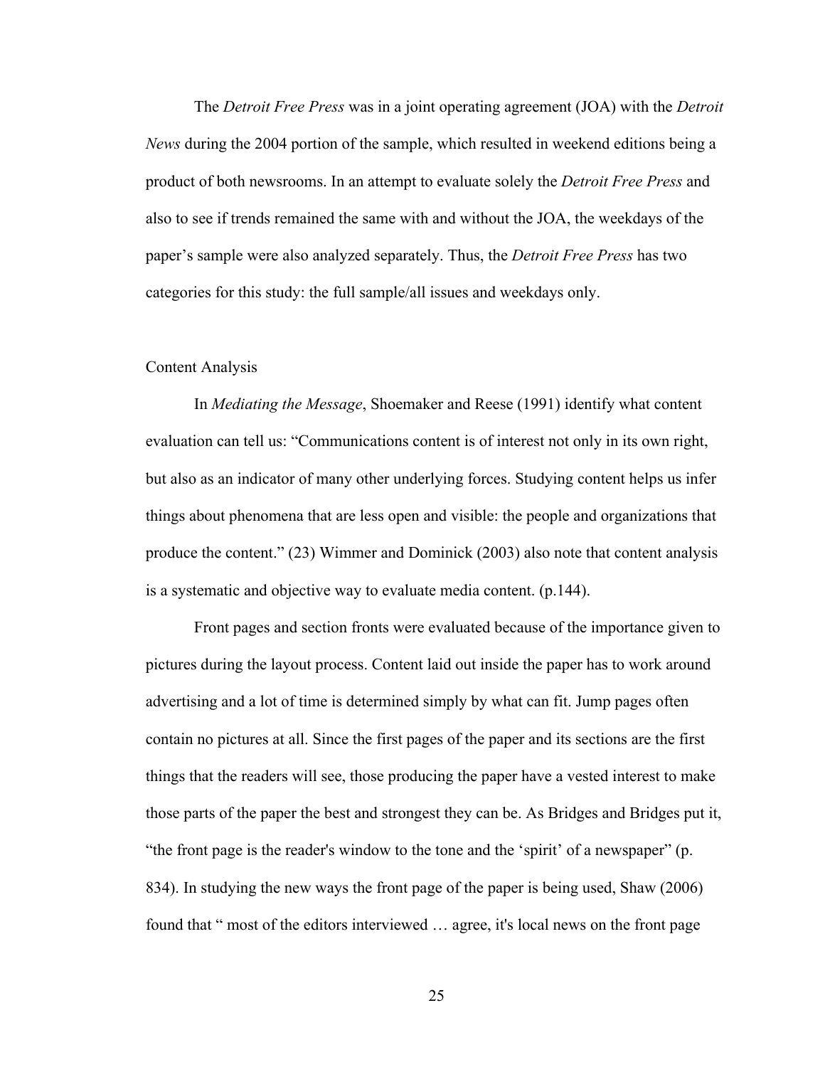The *Detroit Free Press* was in a joint operating agreement (JOA) with the *Detroit News* during the 2004 portion of the sample, which resulted in weekend editions being a product of both newsrooms. In an attempt to evaluate solely the *Detroit Free Press* and also to see if trends remained the same with and without the JOA, the weekdays of the paper's sample were also analyzed separately. Thus, the *Detroit Free Press* has two categories for this study: the full sample/all issues and weekdays only.

## Content Analysis

In *Mediating the Message*, Shoemaker and Reese (1991) identify what content evaluation can tell us: "Communications content is of interest not only in its own right, but also as an indicator of many other underlying forces. Studying content helps us infer things about phenomena that are less open and visible: the people and organizations that produce the content." (23) Wimmer and Dominick (2003) also note that content analysis is a systematic and objective way to evaluate media content. (p.144).

Front pages and section fronts were evaluated because of the importance given to pictures during the layout process. Content laid out inside the paper has to work around advertising and a lot of time is determined simply by what can fit. Jump pages often contain no pictures at all. Since the first pages of the paper and its sections are the first things that the readers will see, those producing the paper have a vested interest to make those parts of the paper the best and strongest they can be. As Bridges and Bridges put it, "the front page is the reader's window to the tone and the 'spirit' of a newspaper" (p. 834). In studying the new ways the front page of the paper is being used, Shaw (2006) found that " most of the editors interviewed … agree, it's local news on the front page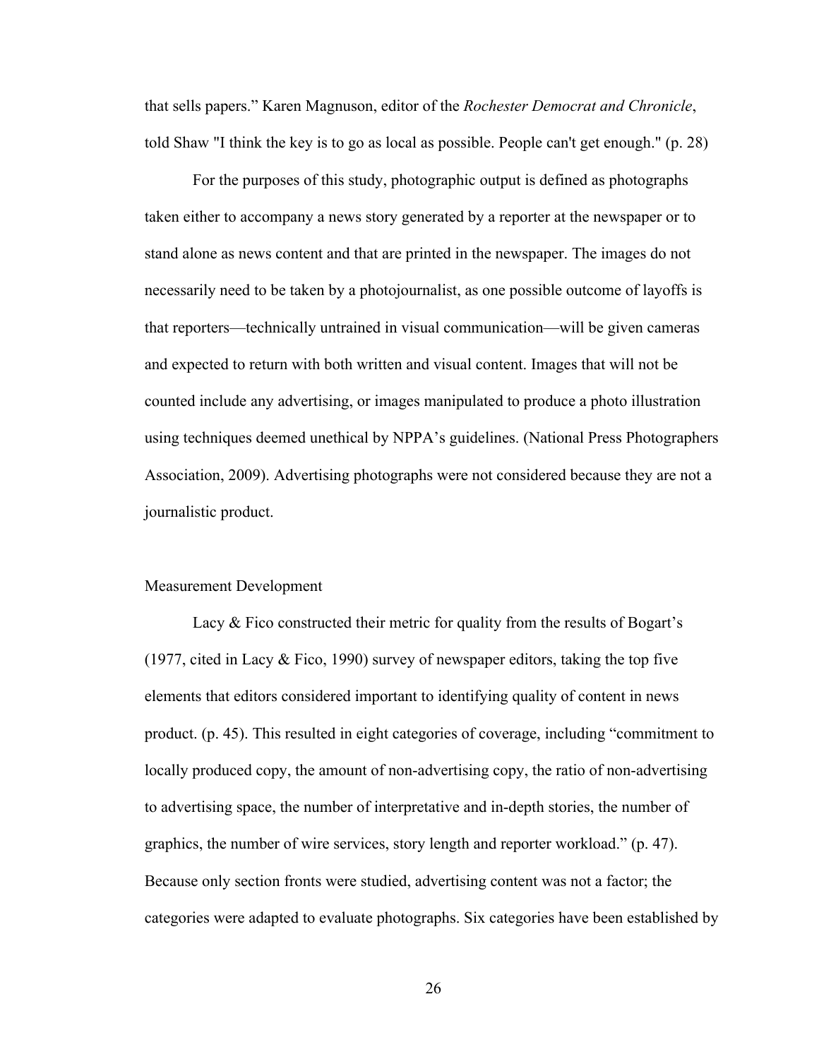that sells papers." Karen Magnuson, editor of the *Rochester Democrat and Chronicle*, told Shaw "I think the key is to go as local as possible. People can't get enough." (p. 28)

For the purposes of this study, photographic output is defined as photographs taken either to accompany a news story generated by a reporter at the newspaper or to stand alone as news content and that are printed in the newspaper. The images do not necessarily need to be taken by a photojournalist, as one possible outcome of layoffs is that reporters—technically untrained in visual communication—will be given cameras and expected to return with both written and visual content. Images that will not be counted include any advertising, or images manipulated to produce a photo illustration using techniques deemed unethical by NPPA's guidelines. (National Press Photographers Association, 2009). Advertising photographs were not considered because they are not a journalistic product.

## Measurement Development

Lacy & Fico constructed their metric for quality from the results of Bogart's (1977, cited in Lacy & Fico, 1990) survey of newspaper editors, taking the top five elements that editors considered important to identifying quality of content in news product. (p. 45). This resulted in eight categories of coverage, including "commitment to locally produced copy, the amount of non-advertising copy, the ratio of non-advertising to advertising space, the number of interpretative and in-depth stories, the number of graphics, the number of wire services, story length and reporter workload." (p. 47). Because only section fronts were studied, advertising content was not a factor; the categories were adapted to evaluate photographs. Six categories have been established by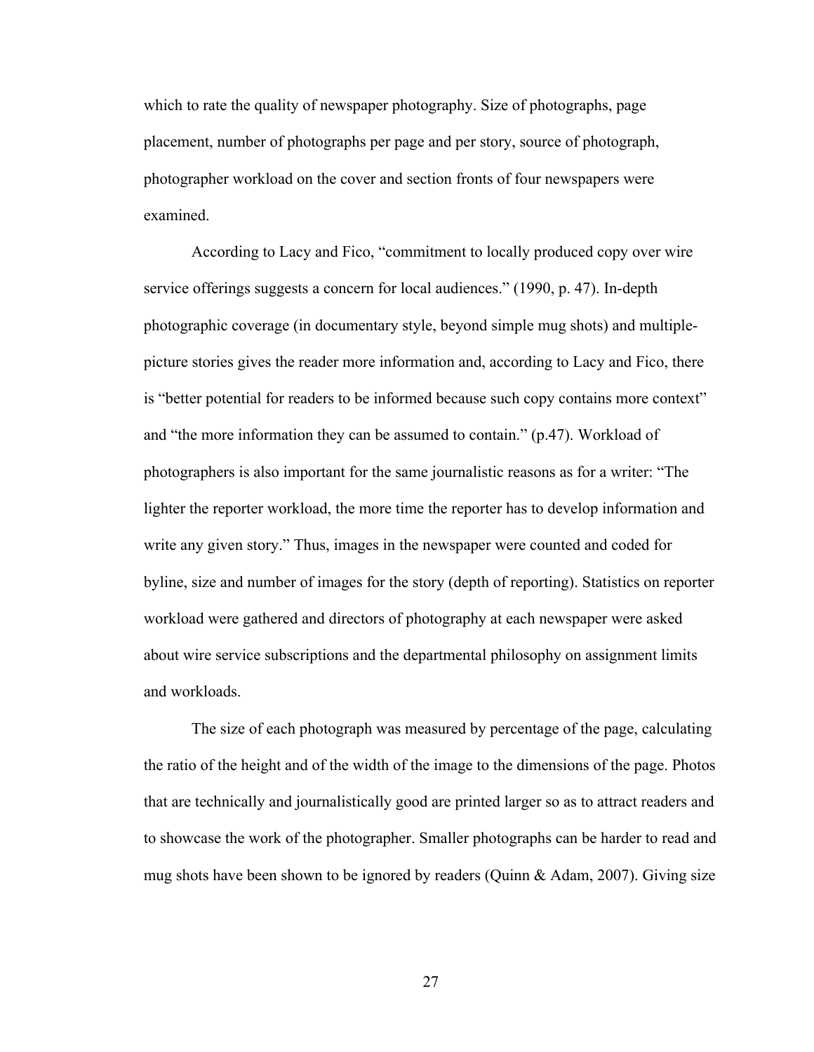which to rate the quality of newspaper photography. Size of photographs, page placement, number of photographs per page and per story, source of photograph, photographer workload on the cover and section fronts of four newspapers were examined.

According to Lacy and Fico, “commitment to locally produced copy over wire service offerings suggests a concern for local audiences.” (1990, p. 47). In-depth photographic coverage (in documentary style, beyond simple mug shots) and multiple-picture stories gives the reader more information and, according to Lacy and Fico, there is “better potential for readers to be informed because such copy contains more context” and “the more information they can be assumed to contain.” (p.47). Workload of photographers is also important for the same journalistic reasons as for a writer: “The lighter the reporter workload, the more time the reporter has to develop information and write any given story.” Thus, images in the newspaper were counted and coded for byline, size and number of images for the story (depth of reporting). Statistics on reporter workload were gathered and directors of photography at each newspaper were asked about wire service subscriptions and the departmental philosophy on assignment limits and workloads.

The size of each photograph was measured by percentage of the page, calculating the ratio of the height and of the width of the image to the dimensions of the page. Photos that are technically and journalistically good are printed larger so as to attract readers and to showcase the work of the photographer. Smaller photographs can be harder to read and mug shots have been shown to be ignored by readers (Quinn & Adam, 2007). Giving size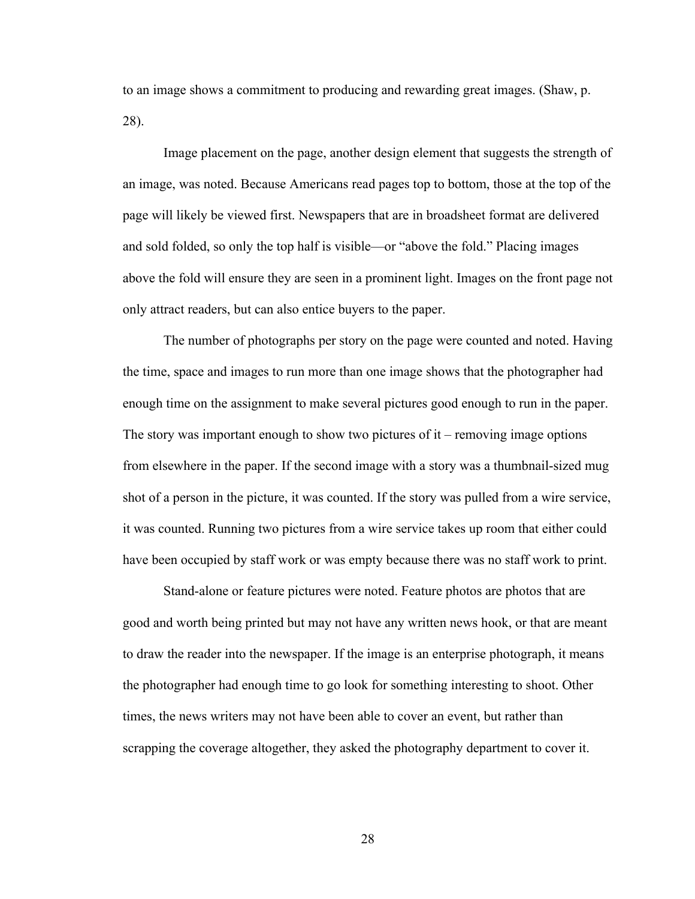to an image shows a commitment to producing and rewarding great images. (Shaw, p. 28).

Image placement on the page, another design element that suggests the strength of an image, was noted. Because Americans read pages top to bottom, those at the top of the page will likely be viewed first. Newspapers that are in broadsheet format are delivered and sold folded, so only the top half is visible—or "above the fold." Placing images above the fold will ensure they are seen in a prominent light. Images on the front page not only attract readers, but can also entice buyers to the paper.

The number of photographs per story on the page were counted and noted. Having the time, space and images to run more than one image shows that the photographer had enough time on the assignment to make several pictures good enough to run in the paper. The story was important enough to show two pictures of it – removing image options from elsewhere in the paper. If the second image with a story was a thumbnail-sized mug shot of a person in the picture, it was counted. If the story was pulled from a wire service, it was counted. Running two pictures from a wire service takes up room that either could have been occupied by staff work or was empty because there was no staff work to print.

Stand-alone or feature pictures were noted. Feature photos are photos that are good and worth being printed but may not have any written news hook, or that are meant to draw the reader into the newspaper. If the image is an enterprise photograph, it means the photographer had enough time to go look for something interesting to shoot. Other times, the news writers may not have been able to cover an event, but rather than scrapping the coverage altogether, they asked the photography department to cover it.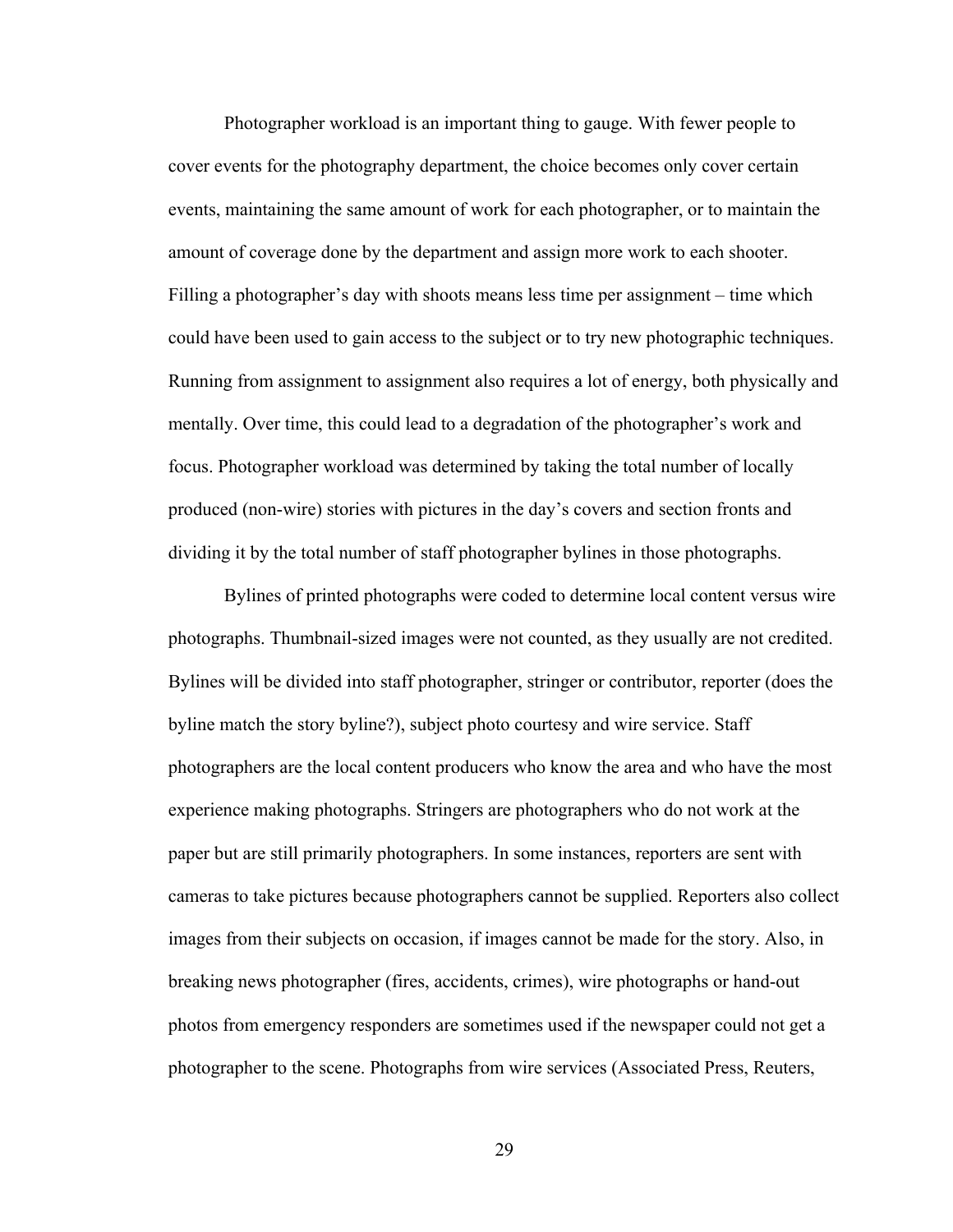Photographer workload is an important thing to gauge. With fewer people to cover events for the photography department, the choice becomes only cover certain events, maintaining the same amount of work for each photographer, or to maintain the amount of coverage done by the department and assign more work to each shooter. Filling a photographer's day with shoots means less time per assignment – time which could have been used to gain access to the subject or to try new photographic techniques. Running from assignment to assignment also requires a lot of energy, both physically and mentally. Over time, this could lead to a degradation of the photographer's work and focus. Photographer workload was determined by taking the total number of locally produced (non-wire) stories with pictures in the day's covers and section fronts and dividing it by the total number of staff photographer bylines in those photographs.

Bylines of printed photographs were coded to determine local content versus wire photographs. Thumbnail-sized images were not counted, as they usually are not credited. Bylines will be divided into staff photographer, stringer or contributor, reporter (does the byline match the story byline?), subject photo courtesy and wire service. Staff photographers are the local content producers who know the area and who have the most experience making photographs. Stringers are photographers who do not work at the paper but are still primarily photographers. In some instances, reporters are sent with cameras to take pictures because photographers cannot be supplied. Reporters also collect images from their subjects on occasion, if images cannot be made for the story. Also, in breaking news photographer (fires, accidents, crimes), wire photographs or hand-out photos from emergency responders are sometimes used if the newspaper could not get a photographer to the scene. Photographs from wire services (Associated Press, Reuters,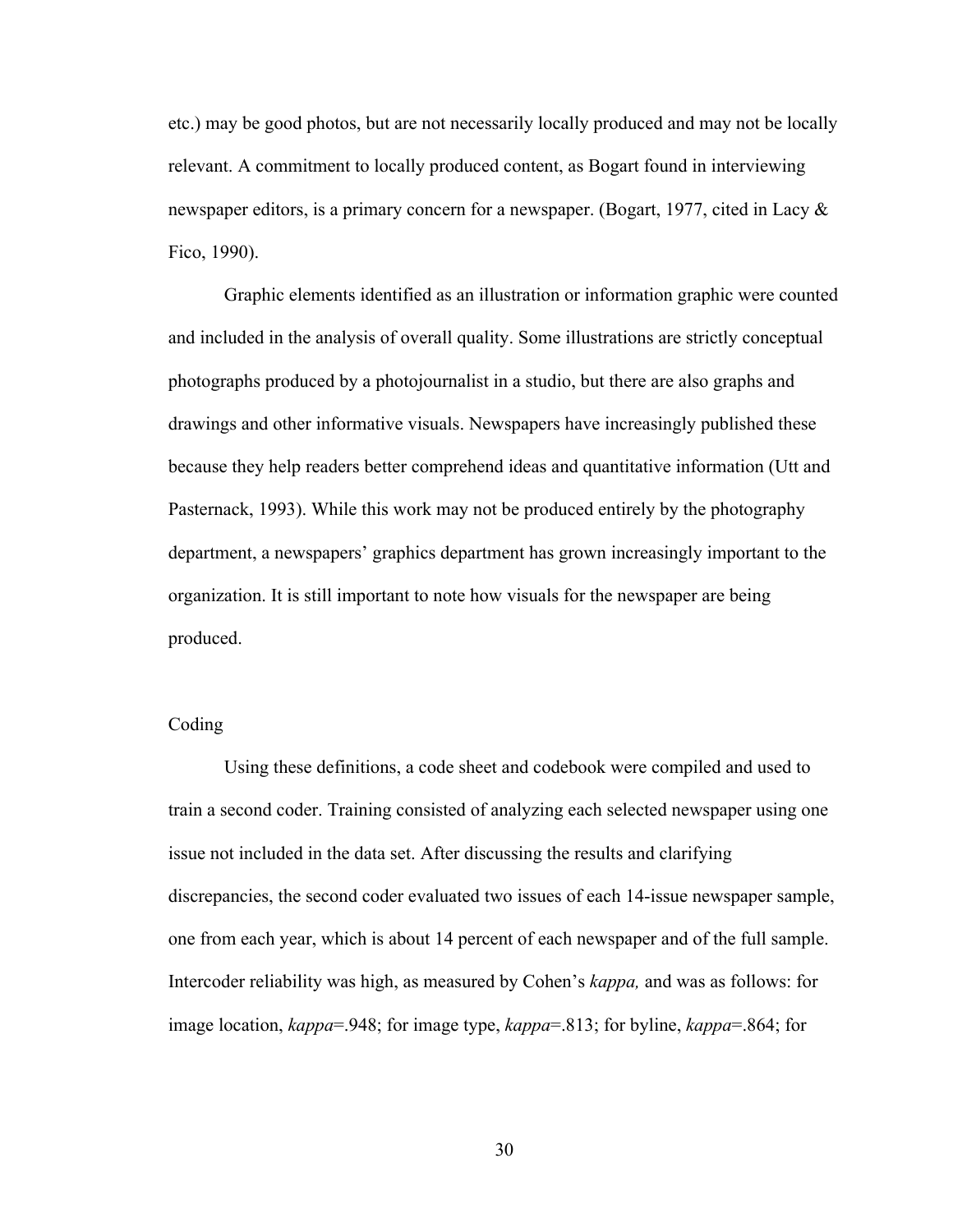etc.) may be good photos, but are not necessarily locally produced and may not be locally relevant. A commitment to locally produced content, as Bogart found in interviewing newspaper editors, is a primary concern for a newspaper. (Bogart, 1977, cited in Lacy & Fico, 1990).

Graphic elements identified as an illustration or information graphic were counted and included in the analysis of overall quality. Some illustrations are strictly conceptual photographs produced by a photojournalist in a studio, but there are also graphs and drawings and other informative visuals. Newspapers have increasingly published these because they help readers better comprehend ideas and quantitative information (Utt and Pasternack, 1993). While this work may not be produced entirely by the photography department, a newspapers' graphics department has grown increasingly important to the organization. It is still important to note how visuals for the newspaper are being produced.

## Coding

Using these definitions, a code sheet and codebook were compiled and used to train a second coder. Training consisted of analyzing each selected newspaper using one issue not included in the data set. After discussing the results and clarifying discrepancies, the second coder evaluated two issues of each 14-issue newspaper sample, one from each year, which is about 14 percent of each newspaper and of the full sample. Intercoder reliability was high, as measured by Cohen's *kappa,* and was as follows: for image location, *kappa*=.948; for image type, *kappa*=.813; for byline, *kappa*=.864; for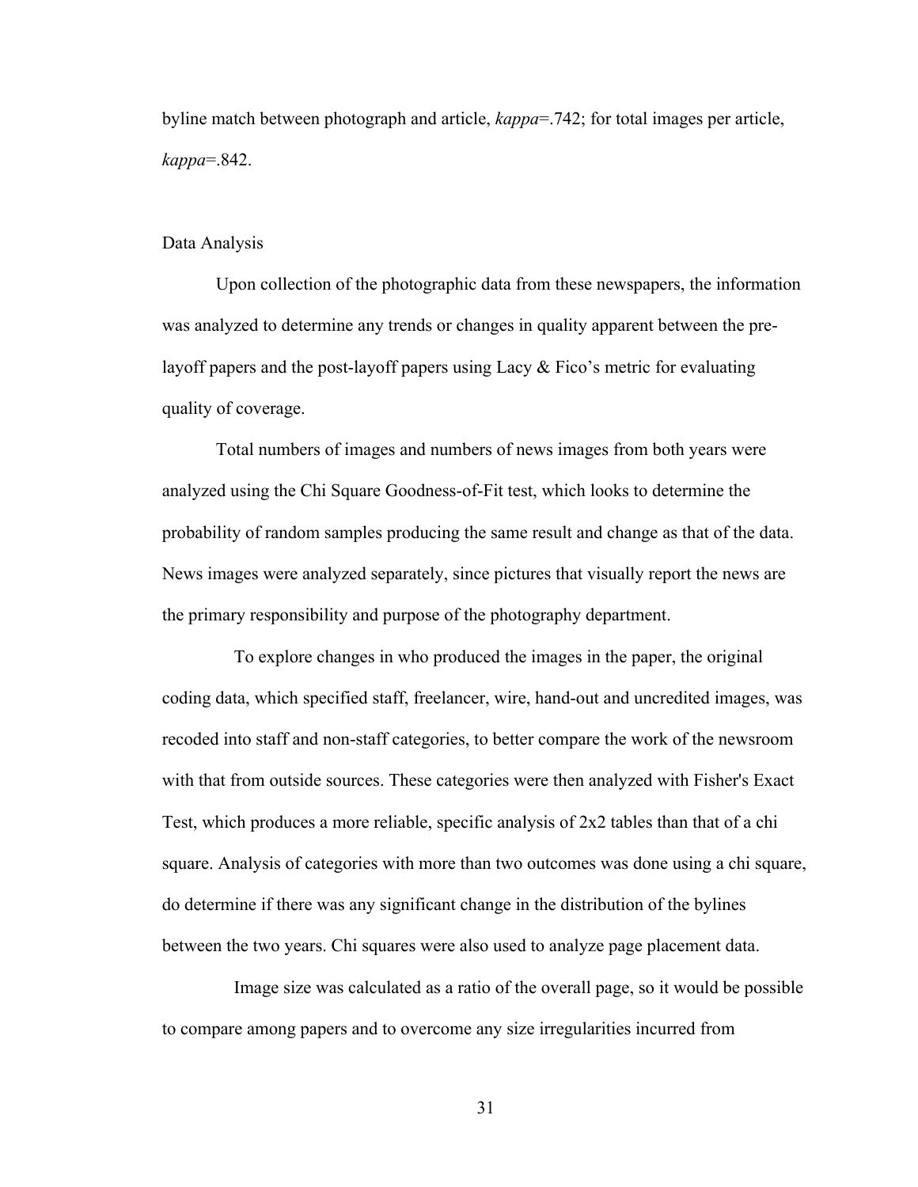byline match between photograph and article, *kappa*=.742; for total images per article, *kappa*=.842.

## Data Analysis

Upon collection of the photographic data from these newspapers, the information was analyzed to determine any trends or changes in quality apparent between the pre-layoff papers and the post-layoff papers using Lacy & Fico's metric for evaluating quality of coverage.

Total numbers of images and numbers of news images from both years were analyzed using the Chi Square Goodness-of-Fit test, which looks to determine the probability of random samples producing the same result and change as that of the data. News images were analyzed separately, since pictures that visually report the news are the primary responsibility and purpose of the photography department.

To explore changes in who produced the images in the paper, the original coding data, which specified staff, freelancer, wire, hand-out and uncredited images, was recoded into staff and non-staff categories, to better compare the work of the newsroom with that from outside sources. These categories were then analyzed with Fisher's Exact Test, which produces a more reliable, specific analysis of 2x2 tables than that of a chi square. Analysis of categories with more than two outcomes was done using a chi square, do determine if there was any significant change in the distribution of the bylines between the two years. Chi squares were also used to analyze page placement data.

Image size was calculated as a ratio of the overall page, so it would be possible to compare among papers and to overcome any size irregularities incurred from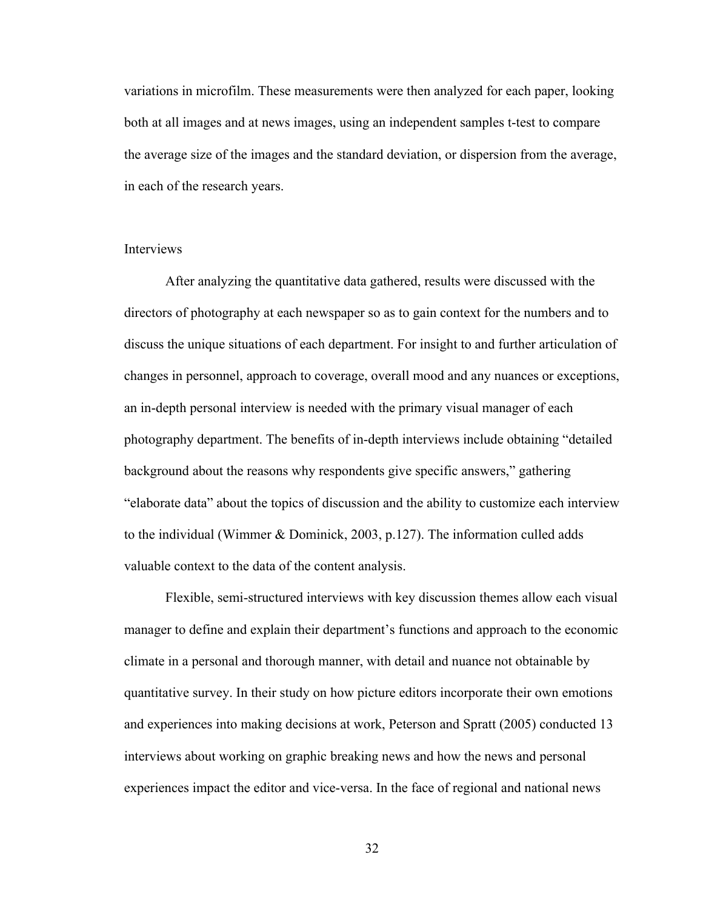variations in microfilm. These measurements were then analyzed for each paper, looking both at all images and at news images, using an independent samples t-test to compare the average size of the images and the standard deviation, or dispersion from the average, in each of the research years.

## Interviews

After analyzing the quantitative data gathered, results were discussed with the directors of photography at each newspaper so as to gain context for the numbers and to discuss the unique situations of each department. For insight to and further articulation of changes in personnel, approach to coverage, overall mood and any nuances or exceptions, an in-depth personal interview is needed with the primary visual manager of each photography department. The benefits of in-depth interviews include obtaining "detailed background about the reasons why respondents give specific answers," gathering "elaborate data" about the topics of discussion and the ability to customize each interview to the individual (Wimmer & Dominick, 2003, p.127). The information culled adds valuable context to the data of the content analysis.

Flexible, semi-structured interviews with key discussion themes allow each visual manager to define and explain their department's functions and approach to the economic climate in a personal and thorough manner, with detail and nuance not obtainable by quantitative survey. In their study on how picture editors incorporate their own emotions and experiences into making decisions at work, Peterson and Spratt (2005) conducted 13 interviews about working on graphic breaking news and how the news and personal experiences impact the editor and vice-versa. In the face of regional and national news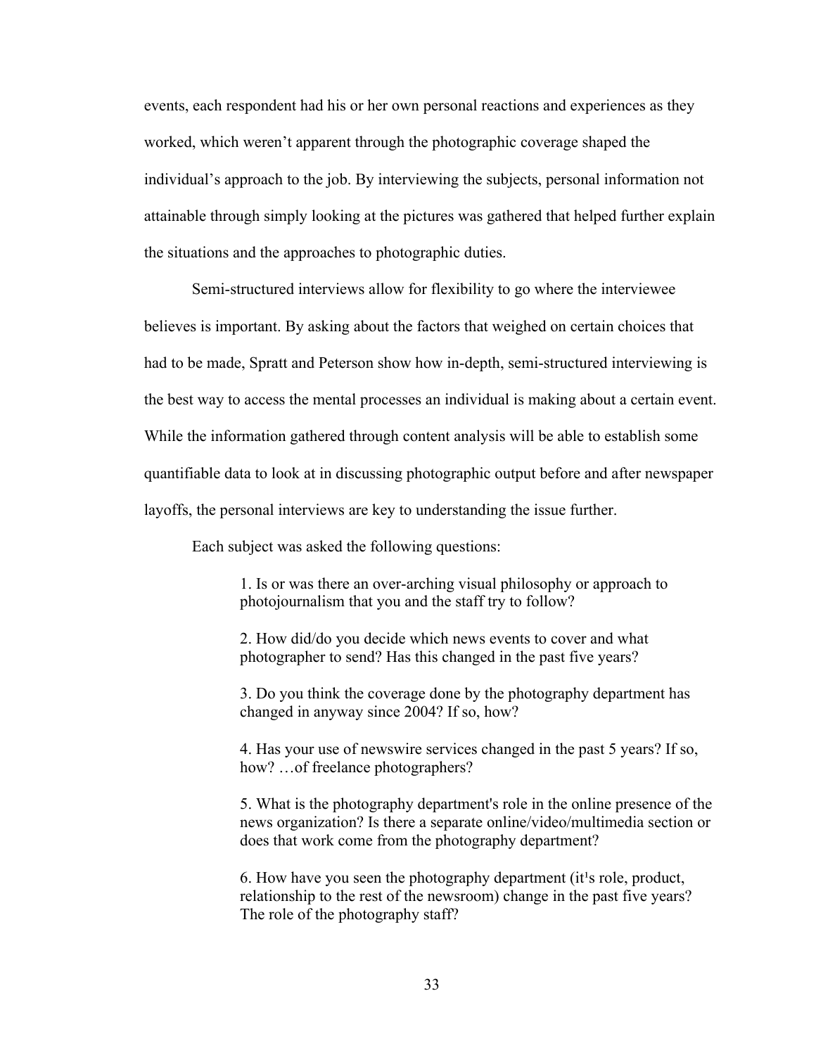events, each respondent had his or her own personal reactions and experiences as they worked, which weren't apparent through the photographic coverage shaped the individual's approach to the job. By interviewing the subjects, personal information not attainable through simply looking at the pictures was gathered that helped further explain the situations and the approaches to photographic duties.

Semi-structured interviews allow for flexibility to go where the interviewee believes is important. By asking about the factors that weighed on certain choices that had to be made, Spratt and Peterson show how in-depth, semi-structured interviewing is the best way to access the mental processes an individual is making about a certain event. While the information gathered through content analysis will be able to establish some quantifiable data to look at in discussing photographic output before and after newspaper layoffs, the personal interviews are key to understanding the issue further.

Each subject was asked the following questions:

> 1. Is or was there an over-arching visual philosophy or approach to photojournalism that you and the staff try to follow?
>
> 2. How did/do you decide which news events to cover and what photographer to send? Has this changed in the past five years?
>
> 3. Do you think the coverage done by the photography department has changed in anyway since 2004? If so, how?
>
> 4. Has your use of newswire services changed in the past 5 years? If so, how? …of freelance photographers?
>
> 5. What is the photography department's role in the online presence of the news organization? Is there a separate online/video/multimedia section or does that work come from the photography department?
>
> 6. How have you seen the photography department (it's role, product, relationship to the rest of the newsroom) change in the past five years? The role of the photography staff?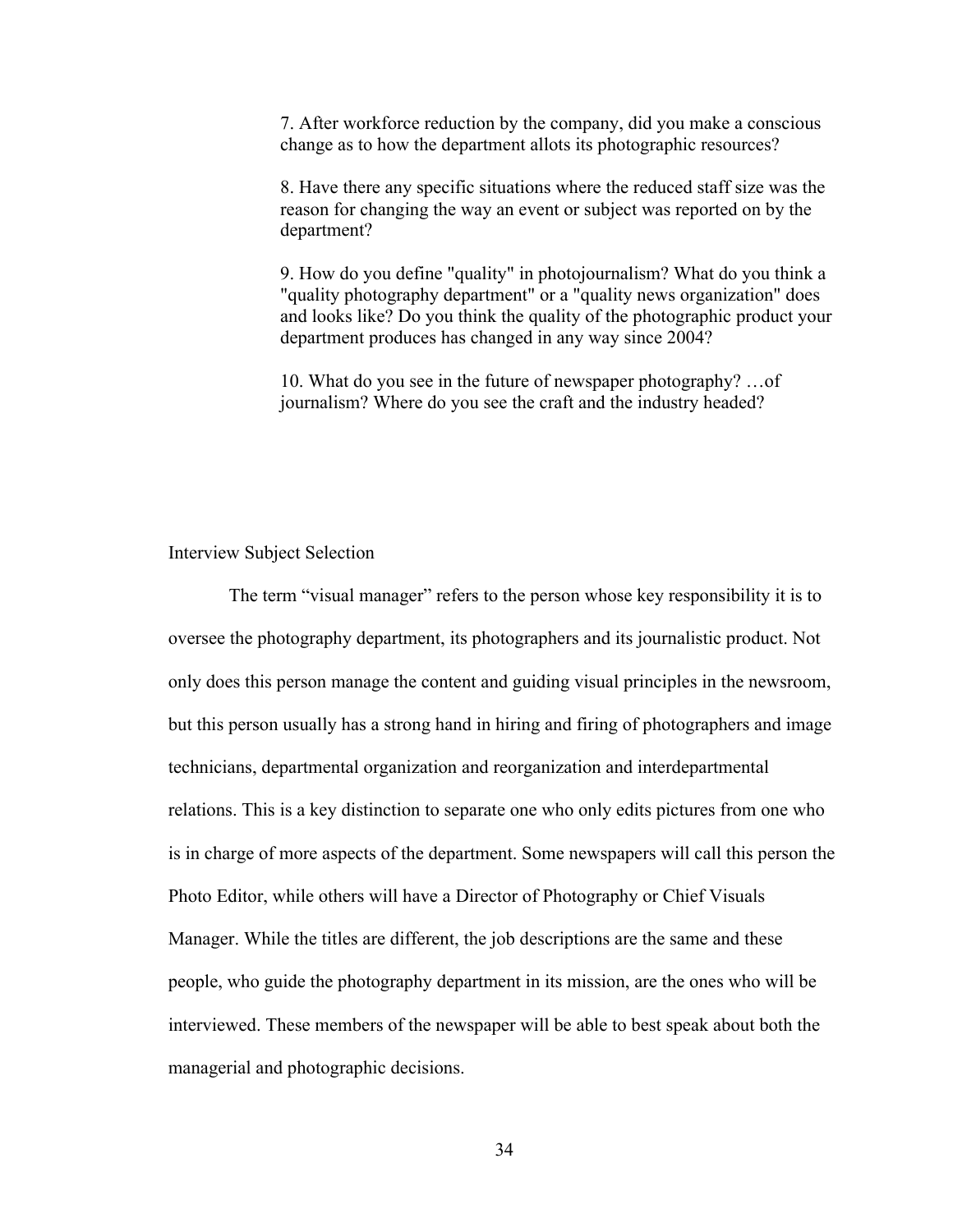7. After workforce reduction by the company, did you make a conscious change as to how the department allots its photographic resources?

8. Have there any specific situations where the reduced staff size was the reason for changing the way an event or subject was reported on by the department?

9. How do you define "quality" in photojournalism? What do you think a "quality photography department" or a "quality news organization" does and looks like? Do you think the quality of the photographic product your department produces has changed in any way since 2004?

10. What do you see in the future of newspaper photography? …of journalism? Where do you see the craft and the industry headed?

## Interview Subject Selection

The term "visual manager" refers to the person whose key responsibility it is to oversee the photography department, its photographers and its journalistic product. Not only does this person manage the content and guiding visual principles in the newsroom, but this person usually has a strong hand in hiring and firing of photographers and image technicians, departmental organization and reorganization and interdepartmental relations. This is a key distinction to separate one who only edits pictures from one who is in charge of more aspects of the department. Some newspapers will call this person the Photo Editor, while others will have a Director of Photography or Chief Visuals Manager. While the titles are different, the job descriptions are the same and these people, who guide the photography department in its mission, are the ones who will be interviewed. These members of the newspaper will be able to best speak about both the managerial and photographic decisions.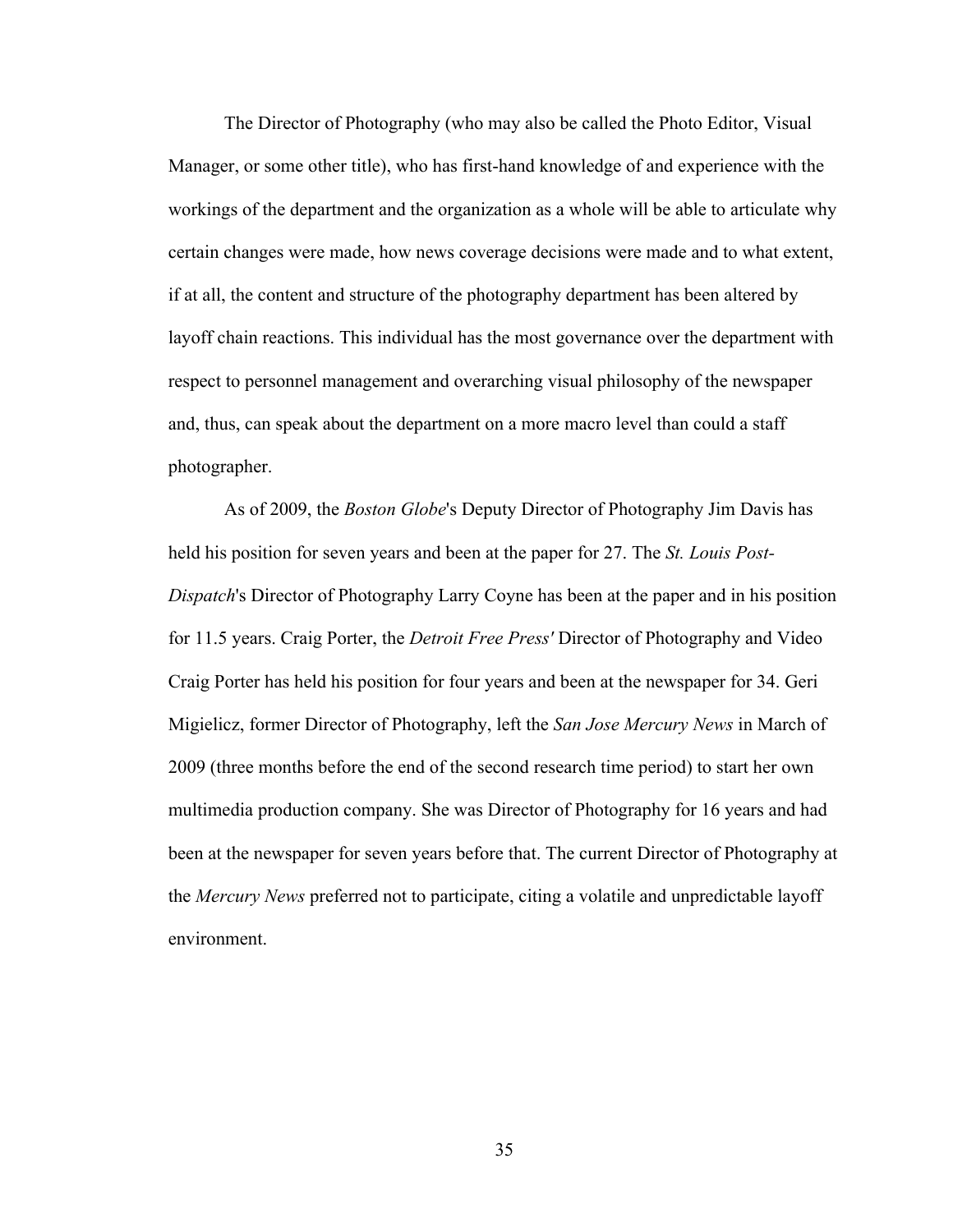The Director of Photography (who may also be called the Photo Editor, Visual Manager, or some other title), who has first-hand knowledge of and experience with the workings of the department and the organization as a whole will be able to articulate why certain changes were made, how news coverage decisions were made and to what extent, if at all, the content and structure of the photography department has been altered by layoff chain reactions. This individual has the most governance over the department with respect to personnel management and overarching visual philosophy of the newspaper and, thus, can speak about the department on a more macro level than could a staff photographer.

As of 2009, the *Boston Globe*'s Deputy Director of Photography Jim Davis has held his position for seven years and been at the paper for 27. The *St. Louis Post-Dispatch*'s Director of Photography Larry Coyne has been at the paper and in his position for 11.5 years. Craig Porter, the *Detroit Free Press'* Director of Photography and Video Craig Porter has held his position for four years and been at the newspaper for 34. Geri Migielicz, former Director of Photography, left the *San Jose Mercury News* in March of 2009 (three months before the end of the second research time period) to start her own multimedia production company. She was Director of Photography for 16 years and had been at the newspaper for seven years before that. The current Director of Photography at the *Mercury News* preferred not to participate, citing a volatile and unpredictable layoff environment.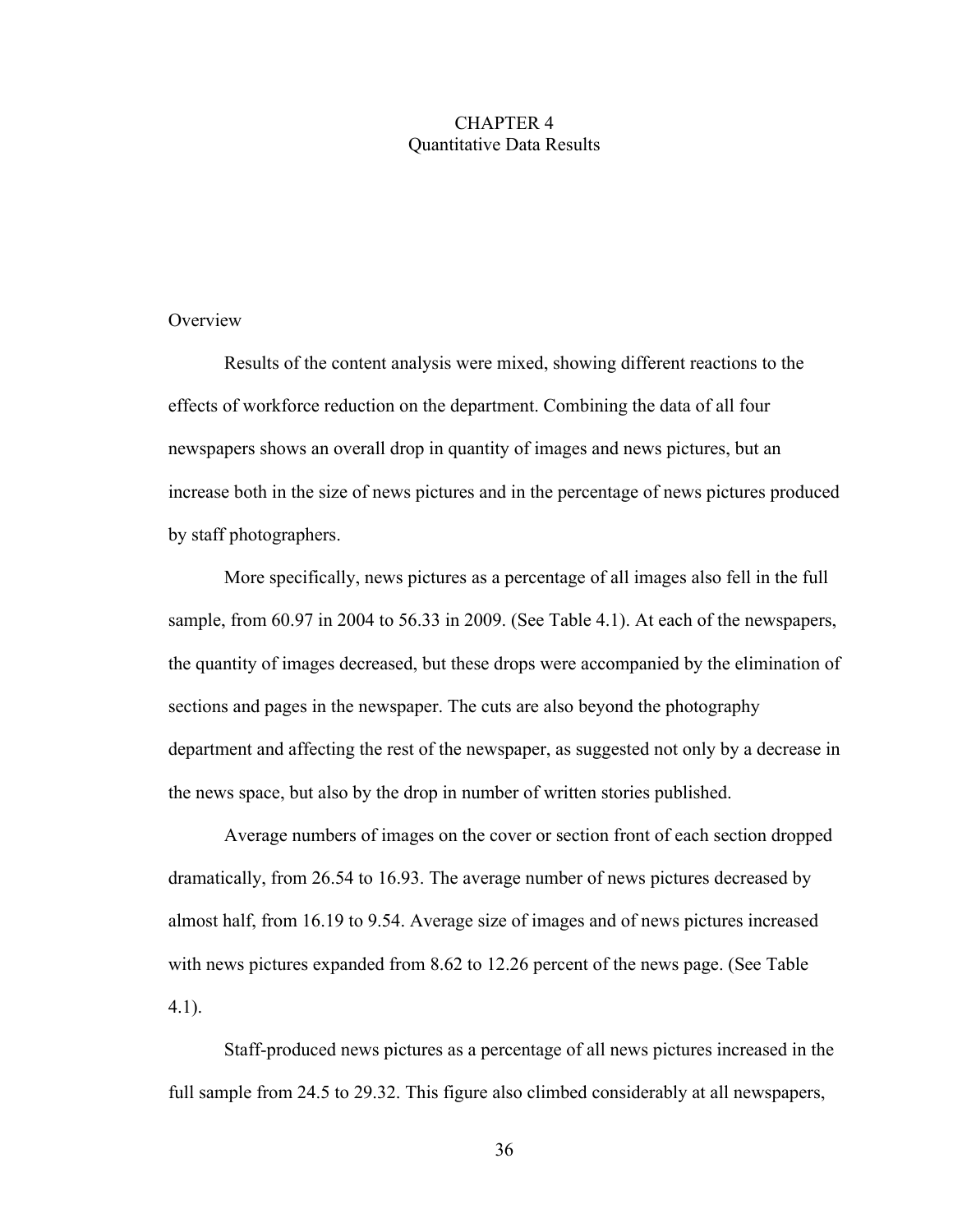# CHAPTER 4
## Quantitative Data Results

### Overview

Results of the content analysis were mixed, showing different reactions to the effects of workforce reduction on the department. Combining the data of all four newspapers shows an overall drop in quantity of images and news pictures, but an increase both in the size of news pictures and in the percentage of news pictures produced by staff photographers.

More specifically, news pictures as a percentage of all images also fell in the full sample, from 60.97 in 2004 to 56.33 in 2009. (See Table 4.1). At each of the newspapers, the quantity of images decreased, but these drops were accompanied by the elimination of sections and pages in the newspaper. The cuts are also beyond the photography department and affecting the rest of the newspaper, as suggested not only by a decrease in the news space, but also by the drop in number of written stories published.

Average numbers of images on the cover or section front of each section dropped dramatically, from 26.54 to 16.93. The average number of news pictures decreased by almost half, from 16.19 to 9.54. Average size of images and of news pictures increased with news pictures expanded from 8.62 to 12.26 percent of the news page. (See Table 4.1).

Staff-produced news pictures as a percentage of all news pictures increased in the full sample from 24.5 to 29.32. This figure also climbed considerably at all newspapers,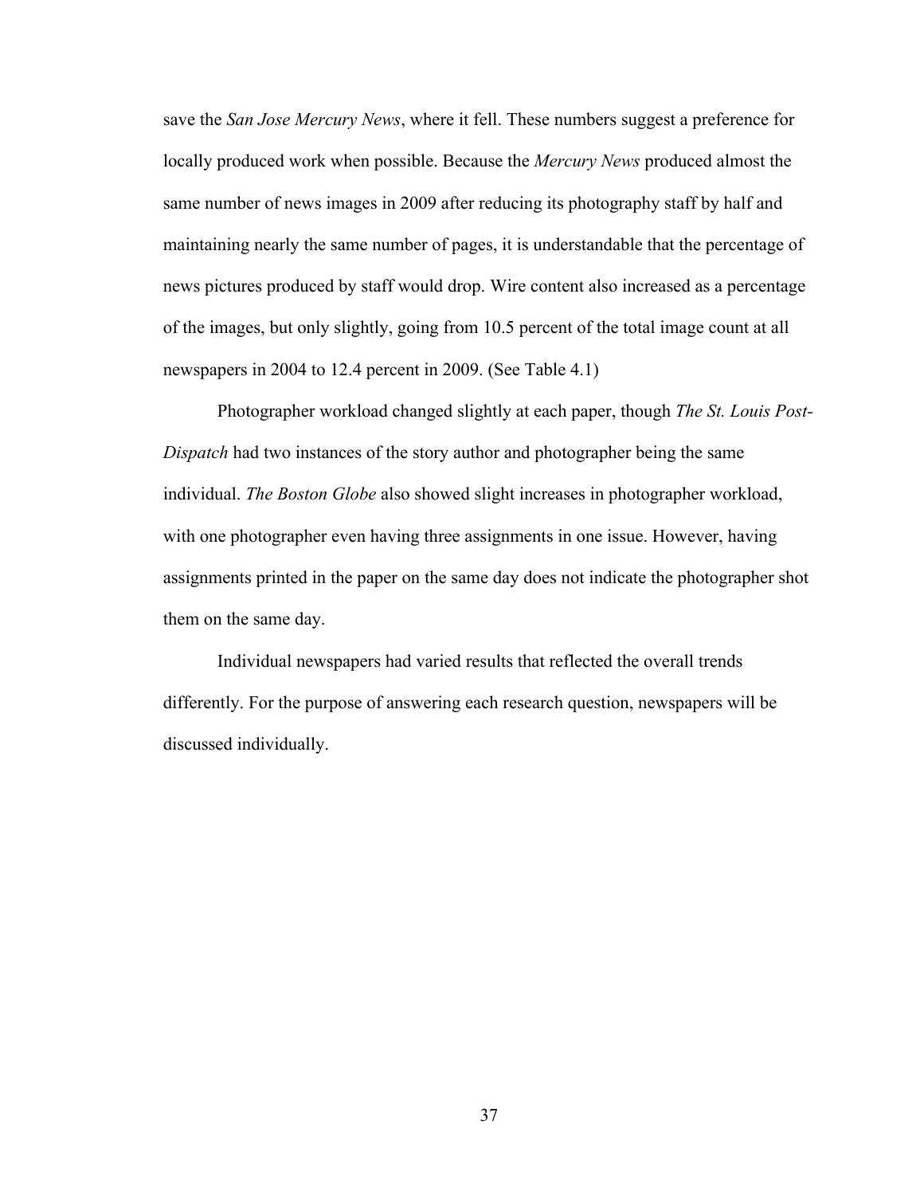save the *San Jose Mercury News*, where it fell. These numbers suggest a preference for locally produced work when possible. Because the *Mercury News* produced almost the same number of news images in 2009 after reducing its photography staff by half and maintaining nearly the same number of pages, it is understandable that the percentage of news pictures produced by staff would drop. Wire content also increased as a percentage of the images, but only slightly, going from 10.5 percent of the total image count at all newspapers in 2004 to 12.4 percent in 2009. (See Table 4.1)

Photographer workload changed slightly at each paper, though *The St. Louis Post-Dispatch* had two instances of the story author and photographer being the same individual. *The Boston Globe* also showed slight increases in photographer workload, with one photographer even having three assignments in one issue. However, having assignments printed in the paper on the same day does not indicate the photographer shot them on the same day.

Individual newspapers had varied results that reflected the overall trends differently. For the purpose of answering each research question, newspapers will be discussed individually.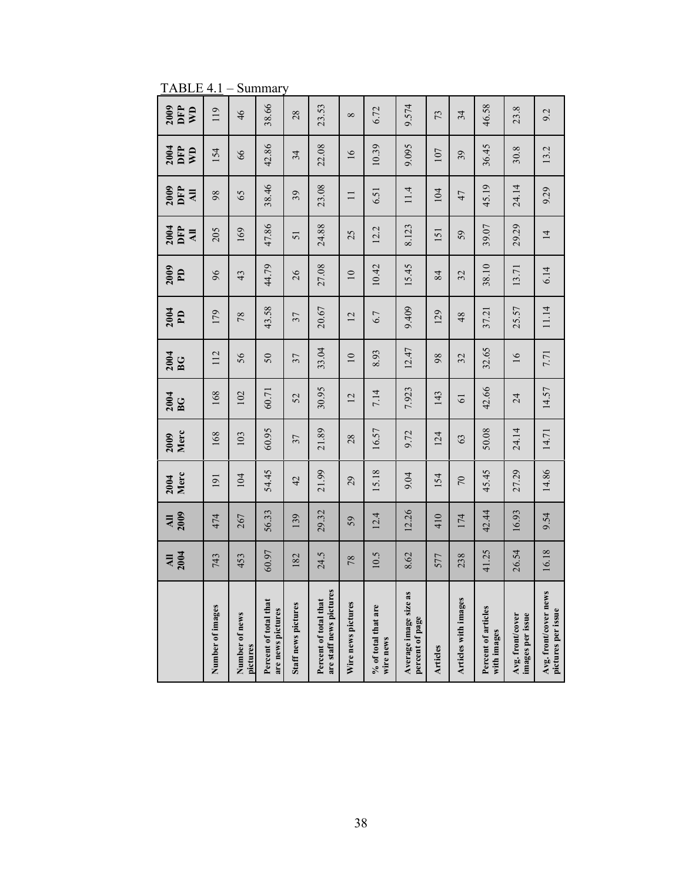TABLE 4.1 – Summary

| | All 2004 | All 2009 | 2004 Merc | 2009 Merc | 2004 BG | 2004 BG | 2004 PD | 2009 PD | 2004 DFP All | 2009 DFP All | 2004 DFP WD | 2009 DFP WD |
|---|---|---|---|---|---|---|---|---|---|---|---|---|
| Number of images | 743 | 474 | 191 | 168 | 168 | 112 | 179 | 96 | 205 | 98 | 154 | 119 |
| Number of news pictures | 453 | 267 | 104 | 103 | 102 | 56 | 78 | 43 | 169 | 65 | 66 | 46 |
| Percent of total that are news pictures | 60.97 | 56.33 | 54.45 | 60.95 | 60.71 | 50 | 43.58 | 44.79 | 47.86 | 38.46 | 42.86 | 38.66 |
| Staff news pictures | 182 | 139 | 42 | 37 | 52 | 37 | 37 | 26 | 51 | 39 | 34 | 28 |
| Percent of total that are staff news pictures | 24.5 | 29.32 | 21.99 | 21.89 | 30.95 | 33.04 | 20.67 | 27.08 | 24.88 | 23.08 | 22.08 | 23.53 |
| Wire news pictures | 78 | 59 | 29 | 28 | 12 | 10 | 12 | 10 | 25 | 11 | 16 | 8 |
| % of total that are wire news | 10.5 | 12.4 | 15.18 | 16.57 | 7.14 | 8.93 | 6.7 | 10.42 | 12.2 | 6.51 | 10.39 | 6.72 |
| Average image size as percent of page | 8.62 | 12.26 | 9.04 | 9.72 | 7.923 | 12.47 | 9.409 | 15.45 | 8.123 | 11.4 | 9.095 | 9.574 |
| Articles | 577 | 410 | 154 | 124 | 143 | 98 | 129 | 84 | 151 | 104 | 107 | 73 |
| Articles with images | 238 | 174 | 70 | 63 | 61 | 32 | 48 | 32 | 59 | 47 | 39 | 34 |
| Percent of articles with images | 41.25 | 42.44 | 45.45 | 50.08 | 42.66 | 32.65 | 37.21 | 38.10 | 39.07 | 45.19 | 36.45 | 46.58 |
| Avg. front/cover images per issue | 26.54 | 16.93 | 27.29 | 24.14 | 24 | 16 | 25.57 | 13.71 | 29.29 | 24.14 | 30.8 | 23.8 |
| Avg. front/cover news pictures per issue | 16.18 | 9.54 | 14.86 | 14.71 | 14.57 | 7.71 | 11.14 | 6.14 | 14 | 9.29 | 13.2 | 9.2 |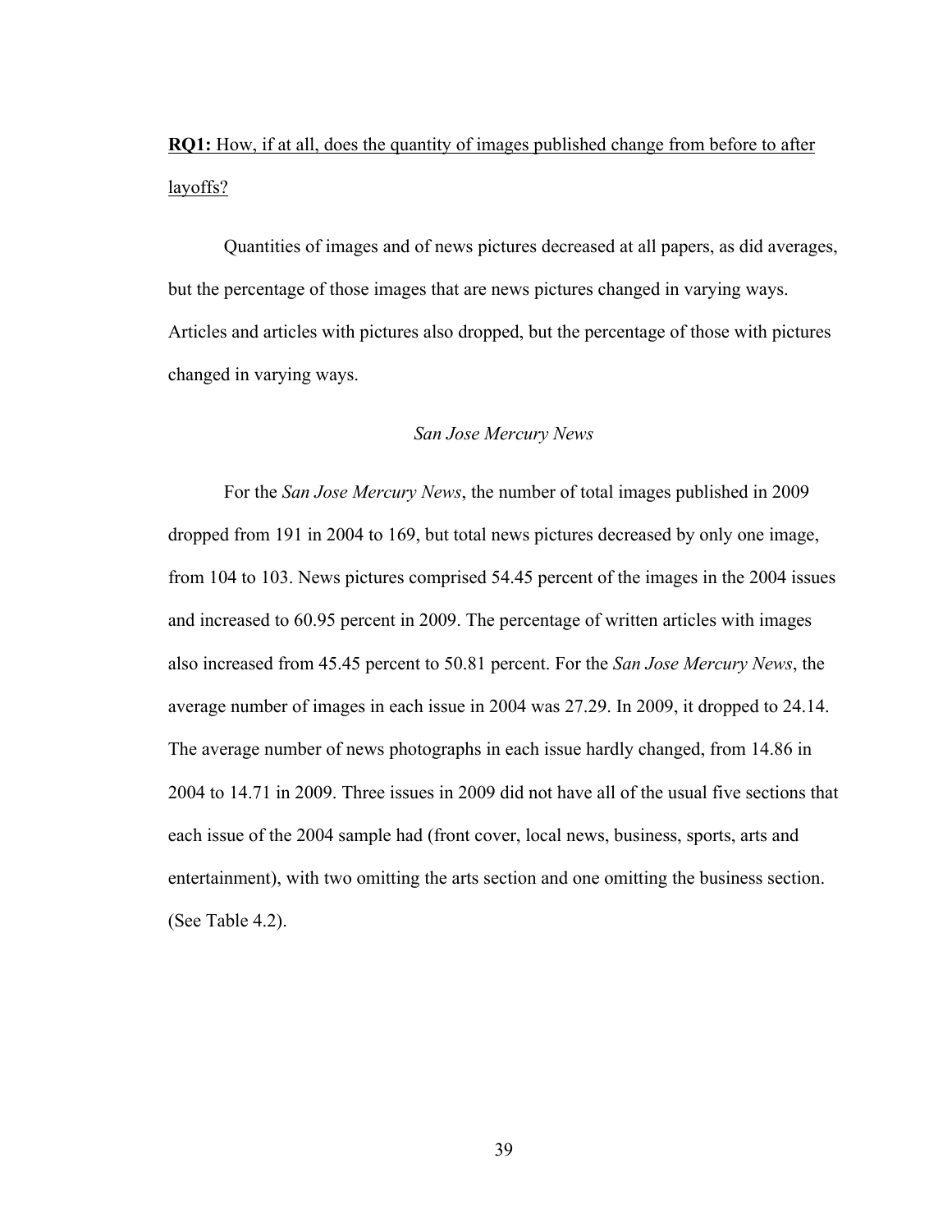**RQ1:** How, if at all, does the quantity of images published change from before to after layoffs?

Quantities of images and of news pictures decreased at all papers, as did averages, but the percentage of those images that are news pictures changed in varying ways. Articles and articles with pictures also dropped, but the percentage of those with pictures changed in varying ways.

*San Jose Mercury News*

For the *San Jose Mercury News*, the number of total images published in 2009 dropped from 191 in 2004 to 169, but total news pictures decreased by only one image, from 104 to 103. News pictures comprised 54.45 percent of the images in the 2004 issues and increased to 60.95 percent in 2009. The percentage of written articles with images also increased from 45.45 percent to 50.81 percent. For the *San Jose Mercury News*, the average number of images in each issue in 2004 was 27.29. In 2009, it dropped to 24.14. The average number of news photographs in each issue hardly changed, from 14.86 in 2004 to 14.71 in 2009. Three issues in 2009 did not have all of the usual five sections that each issue of the 2004 sample had (front cover, local news, business, sports, arts and entertainment), with two omitting the arts section and one omitting the business section. (See Table 4.2).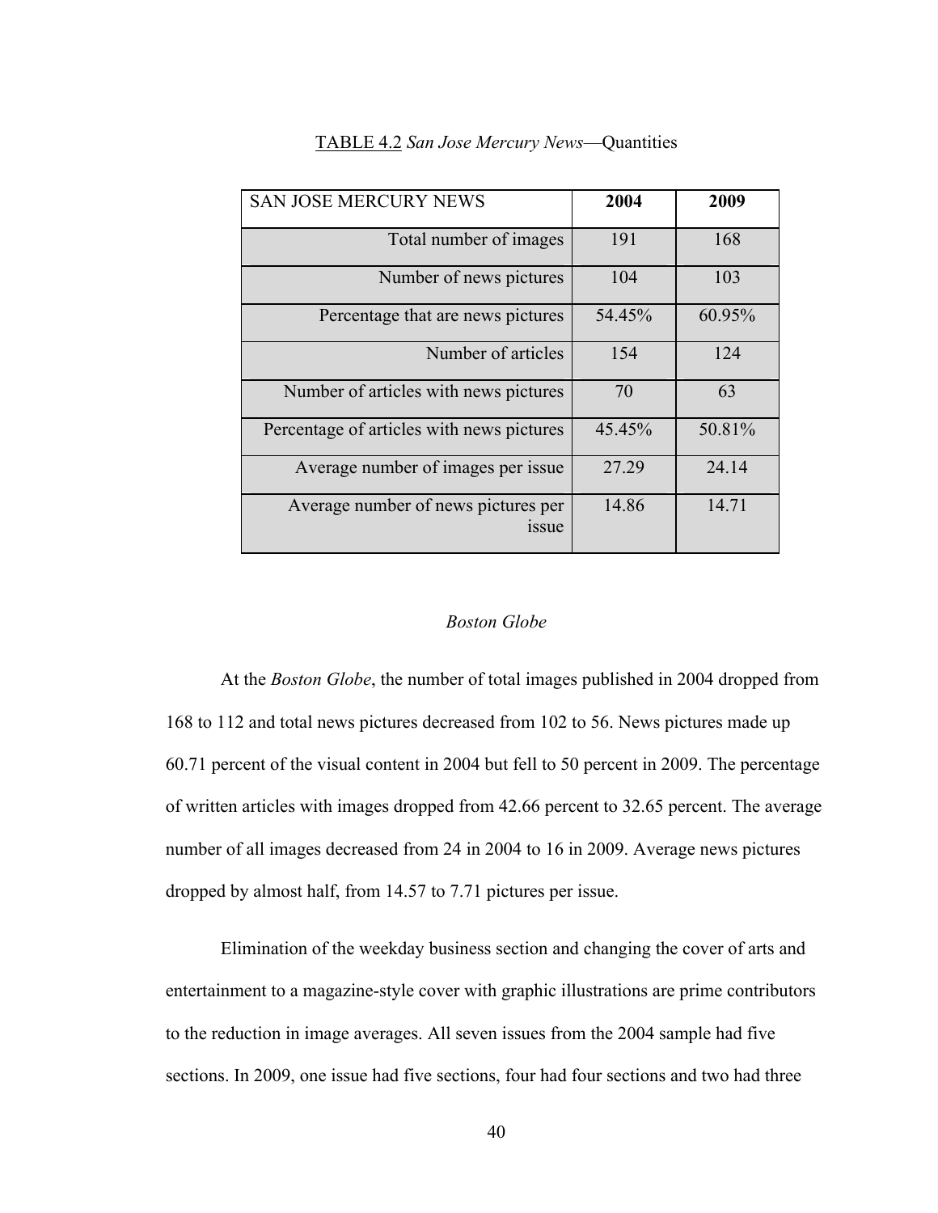TABLE 4.2 *San Jose Mercury News*—Quantities

| SAN JOSE MERCURY NEWS | **2004** | **2009** |
|---|---|---|
| Total number of images | 191 | 168 |
| Number of news pictures | 104 | 103 |
| Percentage that are news pictures | 54.45% | 60.95% |
| Number of articles | 154 | 124 |
| Number of articles with news pictures | 70 | 63 |
| Percentage of articles with news pictures | 45.45% | 50.81% |
| Average number of images per issue | 27.29 | 24.14 |
| Average number of news pictures per issue | 14.86 | 14.71 |

### *Boston Globe*

At the *Boston Globe*, the number of total images published in 2004 dropped from 168 to 112 and total news pictures decreased from 102 to 56. News pictures made up 60.71 percent of the visual content in 2004 but fell to 50 percent in 2009. The percentage of written articles with images dropped from 42.66 percent to 32.65 percent. The average number of all images decreased from 24 in 2004 to 16 in 2009. Average news pictures dropped by almost half, from 14.57 to 7.71 pictures per issue.

Elimination of the weekday business section and changing the cover of arts and entertainment to a magazine-style cover with graphic illustrations are prime contributors to the reduction in image averages. All seven issues from the 2004 sample had five sections. In 2009, one issue had five sections, four had four sections and two had three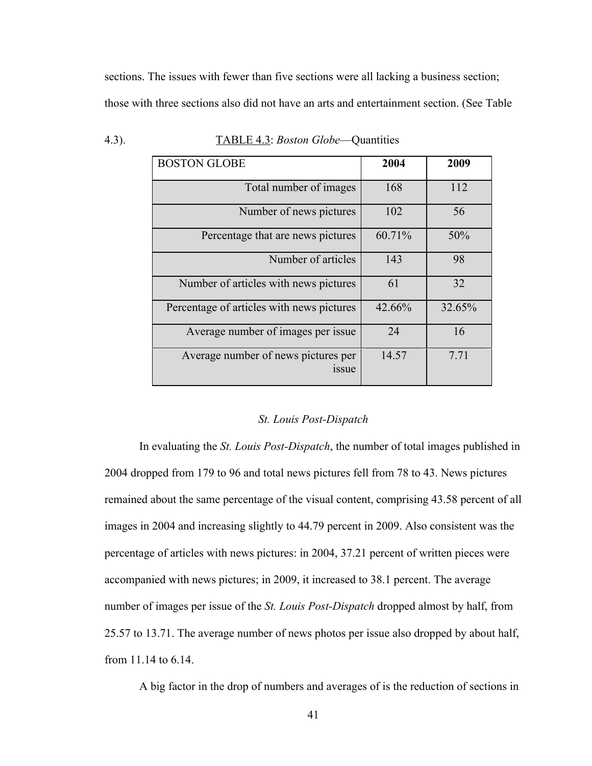sections. The issues with fewer than five sections were all lacking a business section; those with three sections also did not have an arts and entertainment section. (See Table 4.3).

TABLE 4.3: *Boston Globe*—Quantities

| BOSTON GLOBE | **2004** | **2009** |
|---|---|---|
| Total number of images | 168 | 112 |
| Number of news pictures | 102 | 56 |
| Percentage that are news pictures | 60.71% | 50% |
| Number of articles | 143 | 98 |
| Number of articles with news pictures | 61 | 32 |
| Percentage of articles with news pictures | 42.66% | 32.65% |
| Average number of images per issue | 24 | 16 |
| Average number of news pictures per issue | 14.57 | 7.71 |

### *St. Louis Post-Dispatch*

In evaluating the *St. Louis Post-Dispatch*, the number of total images published in 2004 dropped from 179 to 96 and total news pictures fell from 78 to 43. News pictures remained about the same percentage of the visual content, comprising 43.58 percent of all images in 2004 and increasing slightly to 44.79 percent in 2009. Also consistent was the percentage of articles with news pictures: in 2004, 37.21 percent of written pieces were accompanied with news pictures; in 2009, it increased to 38.1 percent. The average number of images per issue of the *St. Louis Post-Dispatch* dropped almost by half, from 25.57 to 13.71. The average number of news photos per issue also dropped by about half, from 11.14 to 6.14.

A big factor in the drop of numbers and averages of is the reduction of sections in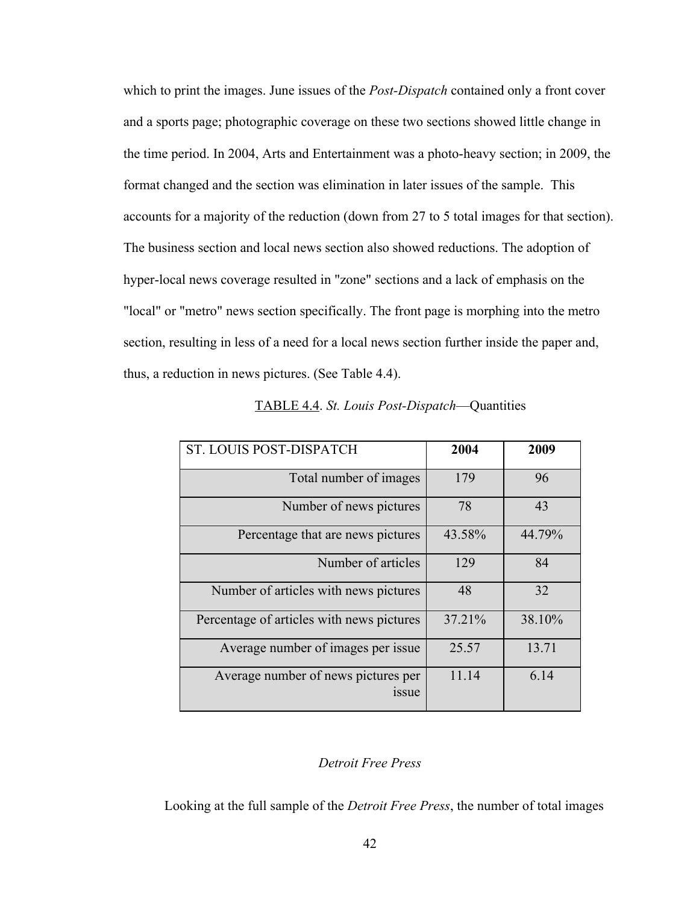which to print the images. June issues of the *Post-Dispatch* contained only a front cover and a sports page; photographic coverage on these two sections showed little change in the time period. In 2004, Arts and Entertainment was a photo-heavy section; in 2009, the format changed and the section was elimination in later issues of the sample. This accounts for a majority of the reduction (down from 27 to 5 total images for that section). The business section and local news section also showed reductions. The adoption of hyper-local news coverage resulted in "zone" sections and a lack of emphasis on the "local" or "metro" news section specifically. The front page is morphing into the metro section, resulting in less of a need for a local news section further inside the paper and, thus, a reduction in news pictures. (See Table 4.4).

TABLE 4.4. *St. Louis Post-Dispatch*—Quantities

| ST. LOUIS POST-DISPATCH | **2004** | **2009** |
|---|---|---|
| Total number of images | 179 | 96 |
| Number of news pictures | 78 | 43 |
| Percentage that are news pictures | 43.58% | 44.79% |
| Number of articles | 129 | 84 |
| Number of articles with news pictures | 48 | 32 |
| Percentage of articles with news pictures | 37.21% | 38.10% |
| Average number of images per issue | 25.57 | 13.71 |
| Average number of news pictures per issue | 11.14 | 6.14 |

### *Detroit Free Press*

Looking at the full sample of the *Detroit Free Press*, the number of total images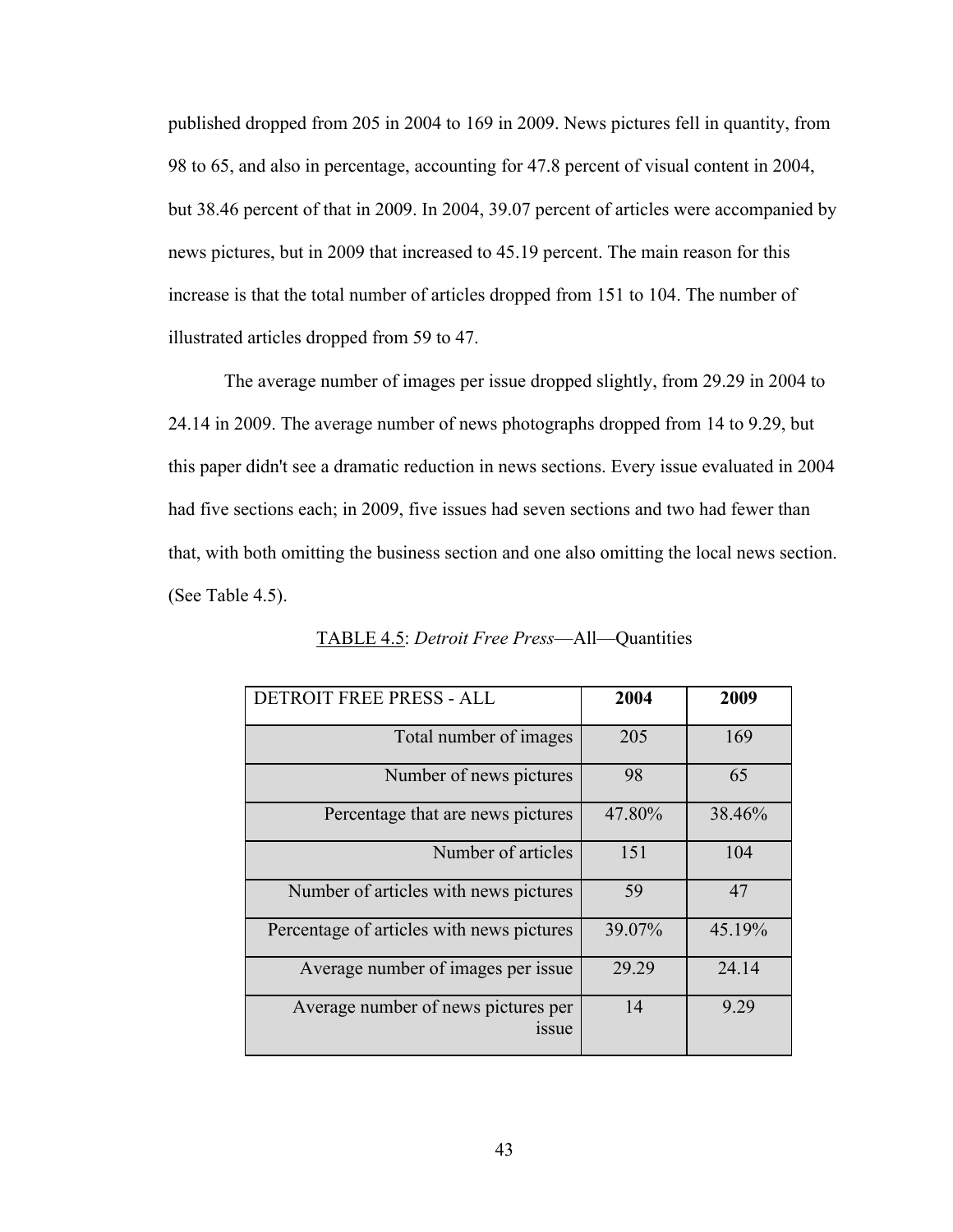published dropped from 205 in 2004 to 169 in 2009. News pictures fell in quantity, from 98 to 65, and also in percentage, accounting for 47.8 percent of visual content in 2004, but 38.46 percent of that in 2009. In 2004, 39.07 percent of articles were accompanied by news pictures, but in 2009 that increased to 45.19 percent. The main reason for this increase is that the total number of articles dropped from 151 to 104. The number of illustrated articles dropped from 59 to 47.

The average number of images per issue dropped slightly, from 29.29 in 2004 to 24.14 in 2009. The average number of news photographs dropped from 14 to 9.29, but this paper didn't see a dramatic reduction in news sections. Every issue evaluated in 2004 had five sections each; in 2009, five issues had seven sections and two had fewer than that, with both omitting the business section and one also omitting the local news section. (See Table 4.5).

TABLE 4.5: *Detroit Free Press*—All—Quantities

| DETROIT FREE PRESS - ALL | **2004** | **2009** |
|---|---|---|
| Total number of images | 205 | 169 |
| Number of news pictures | 98 | 65 |
| Percentage that are news pictures | 47.80% | 38.46% |
| Number of articles | 151 | 104 |
| Number of articles with news pictures | 59 | 47 |
| Percentage of articles with news pictures | 39.07% | 45.19% |
| Average number of images per issue | 29.29 | 24.14 |
| Average number of news pictures per issue | 14 | 9.29 |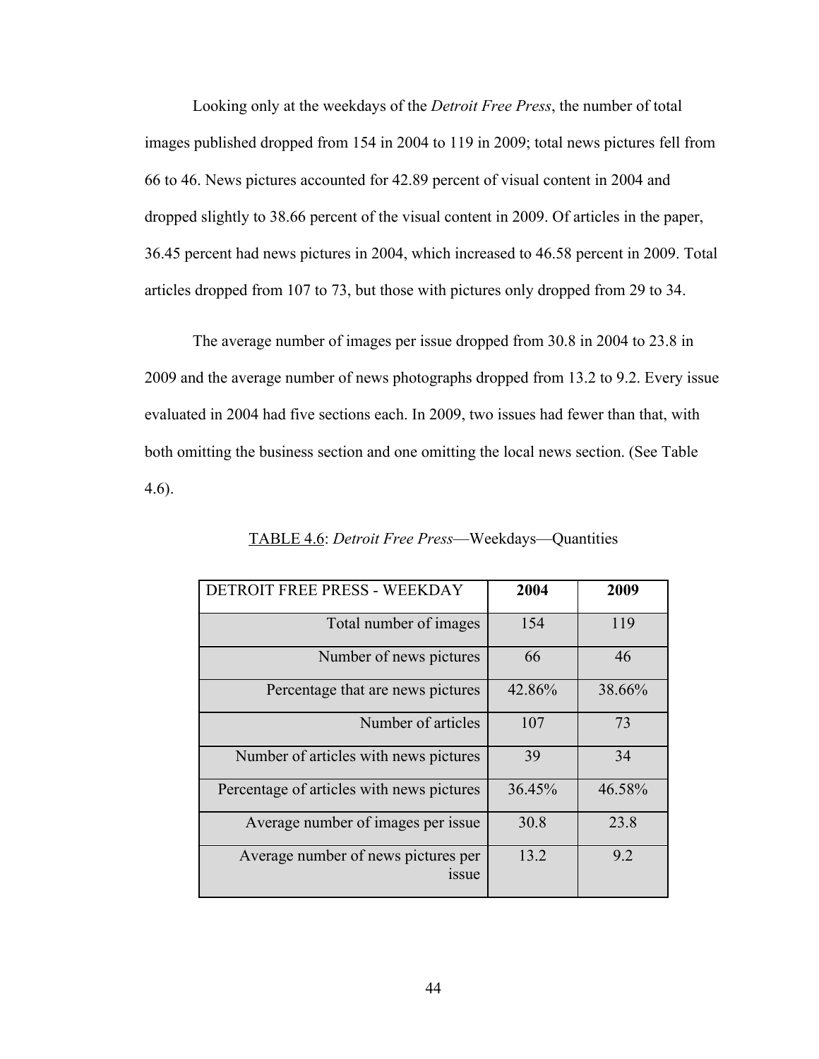Looking only at the weekdays of the *Detroit Free Press*, the number of total images published dropped from 154 in 2004 to 119 in 2009; total news pictures fell from 66 to 46. News pictures accounted for 42.89 percent of visual content in 2004 and dropped slightly to 38.66 percent of the visual content in 2009. Of articles in the paper, 36.45 percent had news pictures in 2004, which increased to 46.58 percent in 2009. Total articles dropped from 107 to 73, but those with pictures only dropped from 29 to 34.

The average number of images per issue dropped from 30.8 in 2004 to 23.8 in 2009 and the average number of news photographs dropped from 13.2 to 9.2. Every issue evaluated in 2004 had five sections each. In 2009, two issues had fewer than that, with both omitting the business section and one omitting the local news section. (See Table 4.6).

TABLE 4.6: *Detroit Free Press*—Weekdays—Quantities

| DETROIT FREE PRESS - WEEKDAY | **2004** | **2009** |
|---|---|---|
| Total number of images | 154 | 119 |
| Number of news pictures | 66 | 46 |
| Percentage that are news pictures | 42.86% | 38.66% |
| Number of articles | 107 | 73 |
| Number of articles with news pictures | 39 | 34 |
| Percentage of articles with news pictures | 36.45% | 46.58% |
| Average number of images per issue | 30.8 | 23.8 |
| Average number of news pictures per issue | 13.2 | 9.2 |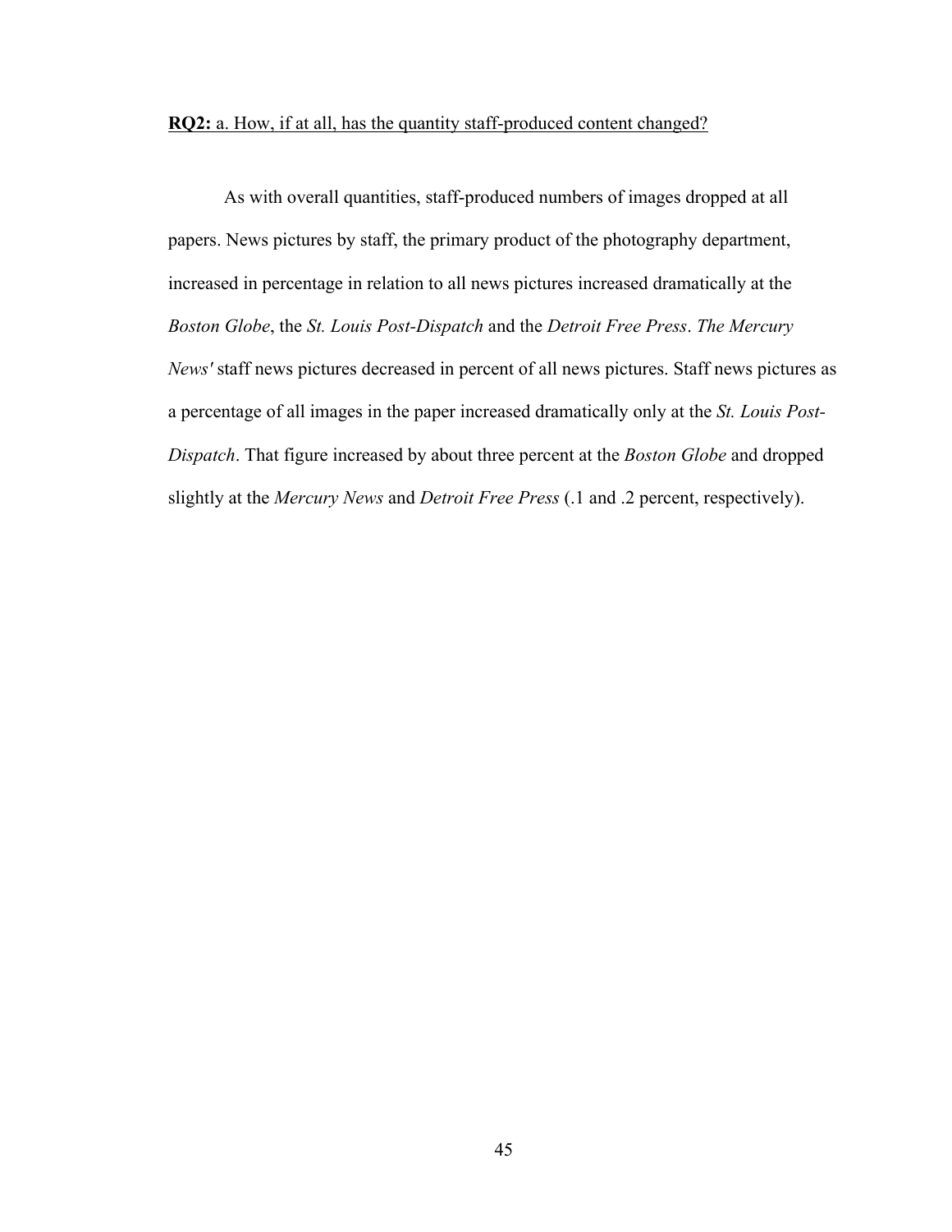**RQ2:** a. How, if at all, has the quantity staff-produced content changed?

As with overall quantities, staff-produced numbers of images dropped at all papers. News pictures by staff, the primary product of the photography department, increased in percentage in relation to all news pictures increased dramatically at the *Boston Globe*, the *St. Louis Post-Dispatch* and the *Detroit Free Press*. *The Mercury News'* staff news pictures decreased in percent of all news pictures. Staff news pictures as a percentage of all images in the paper increased dramatically only at the *St. Louis Post-Dispatch*. That figure increased by about three percent at the *Boston Globe* and dropped slightly at the *Mercury News* and *Detroit Free Press* (.1 and .2 percent, respectively).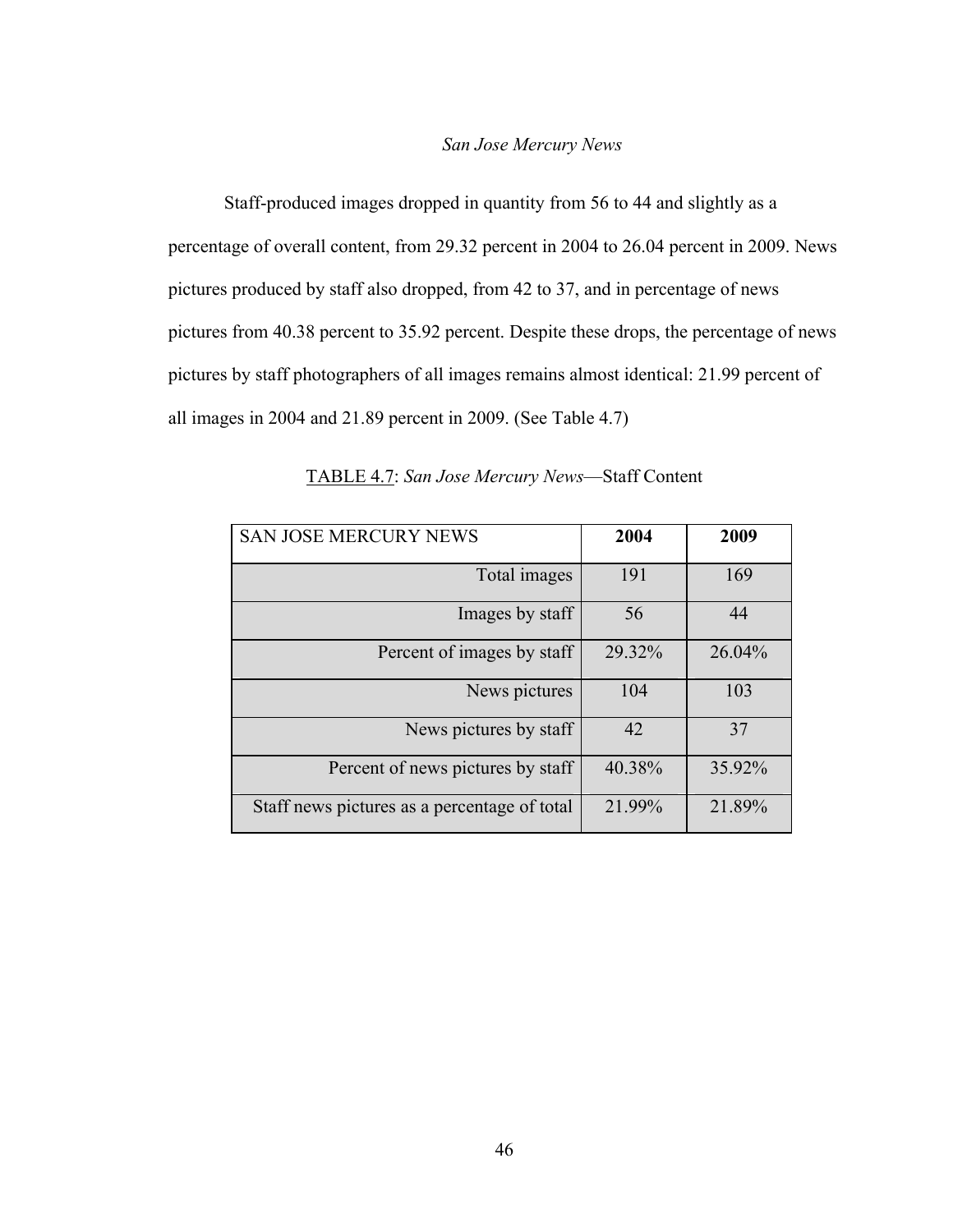### *San Jose Mercury News*

Staff-produced images dropped in quantity from 56 to 44 and slightly as a percentage of overall content, from 29.32 percent in 2004 to 26.04 percent in 2009. News pictures produced by staff also dropped, from 42 to 37, and in percentage of news pictures from 40.38 percent to 35.92 percent. Despite these drops, the percentage of news pictures by staff photographers of all images remains almost identical: 21.99 percent of all images in 2004 and 21.89 percent in 2009. (See Table 4.7)

TABLE 4.7: *San Jose Mercury News*—Staff Content

| SAN JOSE MERCURY NEWS | **2004** | **2009** |
|---|---|---|
| Total images | 191 | 169 |
| Images by staff | 56 | 44 |
| Percent of images by staff | 29.32% | 26.04% |
| News pictures | 104 | 103 |
| News pictures by staff | 42 | 37 |
| Percent of news pictures by staff | 40.38% | 35.92% |
| Staff news pictures as a percentage of total | 21.99% | 21.89% |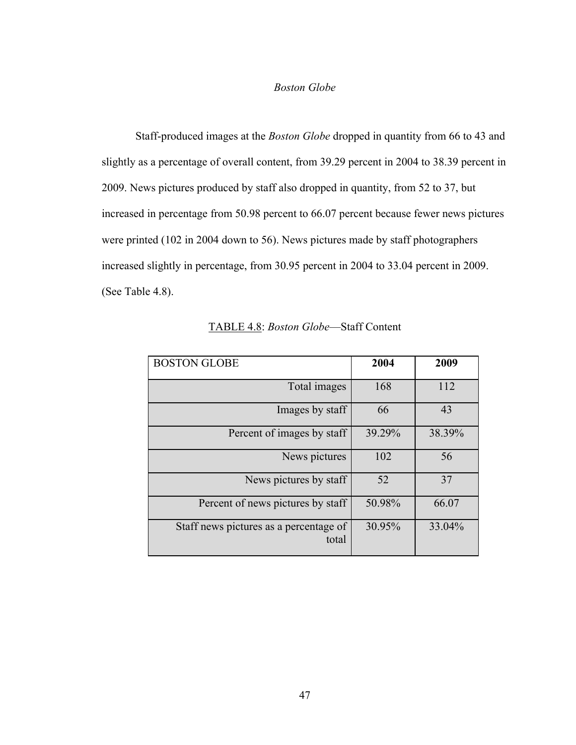### *Boston Globe*

Staff-produced images at the *Boston Globe* dropped in quantity from 66 to 43 and slightly as a percentage of overall content, from 39.29 percent in 2004 to 38.39 percent in 2009. News pictures produced by staff also dropped in quantity, from 52 to 37, but increased in percentage from 50.98 percent to 66.07 percent because fewer news pictures were printed (102 in 2004 down to 56). News pictures made by staff photographers increased slightly in percentage, from 30.95 percent in 2004 to 33.04 percent in 2009. (See Table 4.8).

TABLE 4.8: *Boston Globe*—Staff Content

| BOSTON GLOBE | **2004** | **2009** |
|---|---|---|
| Total images | 168 | 112 |
| Images by staff | 66 | 43 |
| Percent of images by staff | 39.29% | 38.39% |
| News pictures | 102 | 56 |
| News pictures by staff | 52 | 37 |
| Percent of news pictures by staff | 50.98% | 66.07 |
| Staff news pictures as a percentage of total | 30.95% | 33.04% |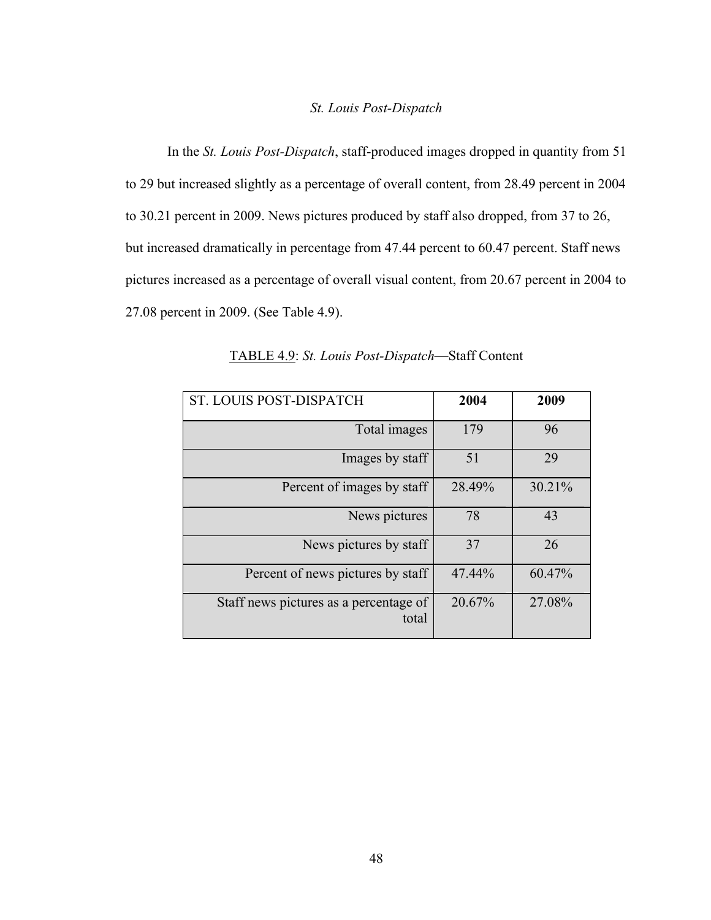### *St. Louis Post-Dispatch*

In the *St. Louis Post-Dispatch*, staff-produced images dropped in quantity from 51 to 29 but increased slightly as a percentage of overall content, from 28.49 percent in 2004 to 30.21 percent in 2009. News pictures produced by staff also dropped, from 37 to 26, but increased dramatically in percentage from 47.44 percent to 60.47 percent. Staff news pictures increased as a percentage of overall visual content, from 20.67 percent in 2004 to 27.08 percent in 2009. (See Table 4.9).

TABLE 4.9: *St. Louis Post-Dispatch*—Staff Content

| ST. LOUIS POST-DISPATCH | **2004** | **2009** |
|---|---|---|
| Total images | 179 | 96 |
| Images by staff | 51 | 29 |
| Percent of images by staff | 28.49% | 30.21% |
| News pictures | 78 | 43 |
| News pictures by staff | 37 | 26 |
| Percent of news pictures by staff | 47.44% | 60.47% |
| Staff news pictures as a percentage of total | 20.67% | 27.08% |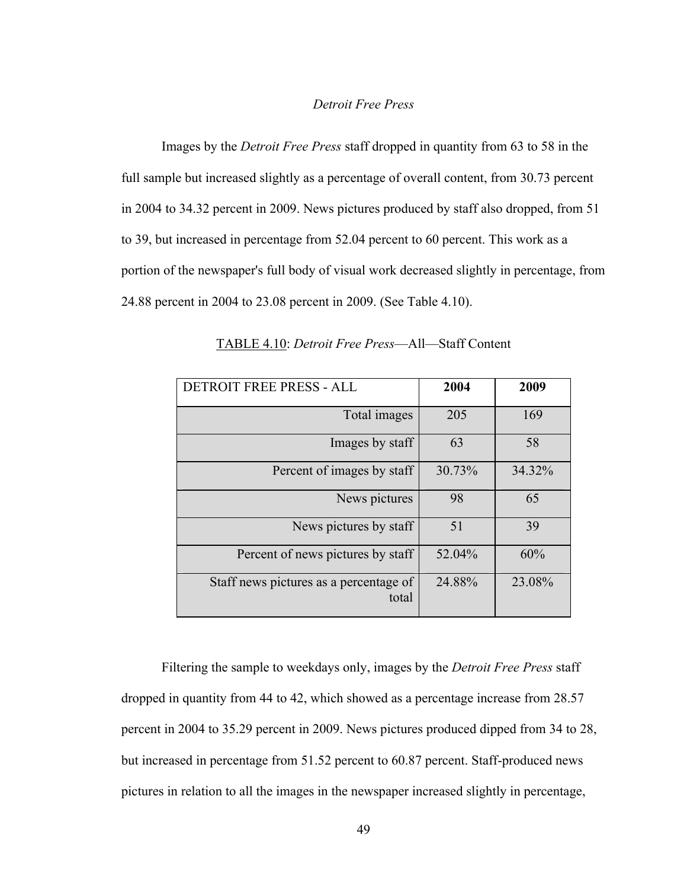### *Detroit Free Press*

Images by the *Detroit Free Press* staff dropped in quantity from 63 to 58 in the full sample but increased slightly as a percentage of overall content, from 30.73 percent in 2004 to 34.32 percent in 2009. News pictures produced by staff also dropped, from 51 to 39, but increased in percentage from 52.04 percent to 60 percent. This work as a portion of the newspaper's full body of visual work decreased slightly in percentage, from 24.88 percent in 2004 to 23.08 percent in 2009. (See Table 4.10).

TABLE 4.10: *Detroit Free Press*—All—Staff Content

| DETROIT FREE PRESS - ALL | **2004** | **2009** |
|---|---|---|
| Total images | 205 | 169 |
| Images by staff | 63 | 58 |
| Percent of images by staff | 30.73% | 34.32% |
| News pictures | 98 | 65 |
| News pictures by staff | 51 | 39 |
| Percent of news pictures by staff | 52.04% | 60% |
| Staff news pictures as a percentage of total | 24.88% | 23.08% |

Filtering the sample to weekdays only, images by the *Detroit Free Press* staff dropped in quantity from 44 to 42, which showed as a percentage increase from 28.57 percent in 2004 to 35.29 percent in 2009. News pictures produced dipped from 34 to 28, but increased in percentage from 51.52 percent to 60.87 percent. Staff-produced news pictures in relation to all the images in the newspaper increased slightly in percentage,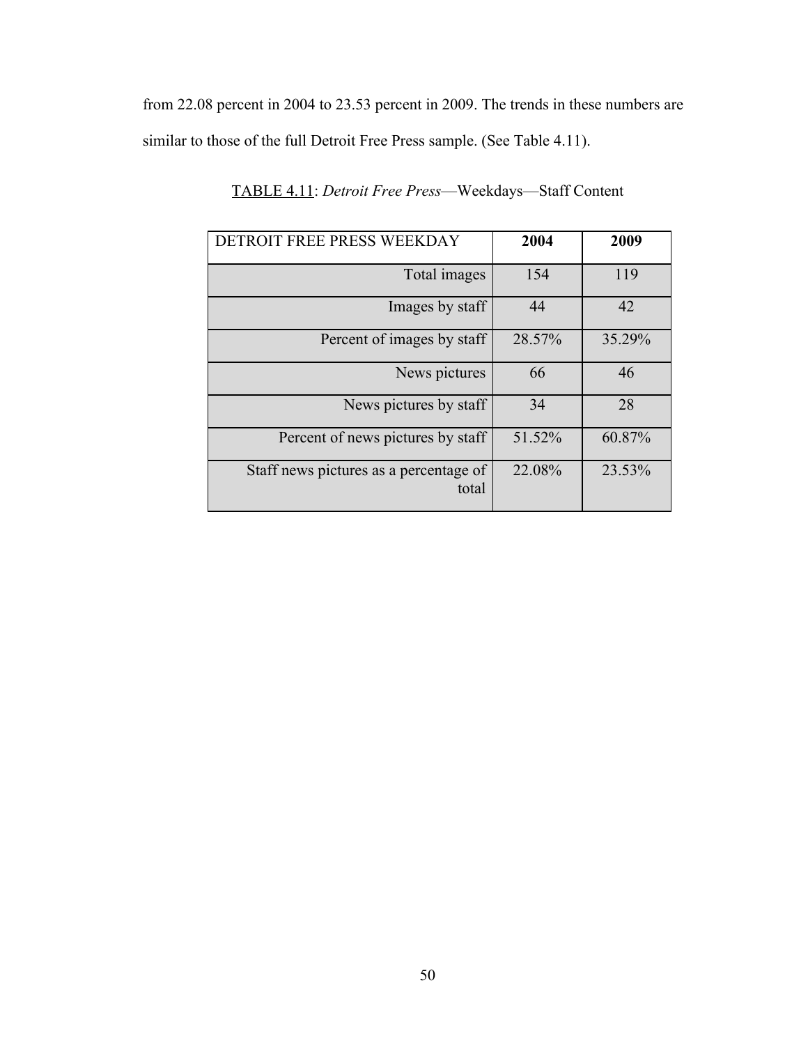from 22.08 percent in 2004 to 23.53 percent in 2009. The trends in these numbers are similar to those of the full Detroit Free Press sample. (See Table 4.11).

TABLE 4.11: *Detroit Free Press*—Weekdays—Staff Content

| DETROIT FREE PRESS WEEKDAY | 2004 | 2009 |
|---|---|---|
| Total images | 154 | 119 |
| Images by staff | 44 | 42 |
| Percent of images by staff | 28.57% | 35.29% |
| News pictures | 66 | 46 |
| News pictures by staff | 34 | 28 |
| Percent of news pictures by staff | 51.52% | 60.87% |
| Staff news pictures as a percentage of total | 22.08% | 23.53% |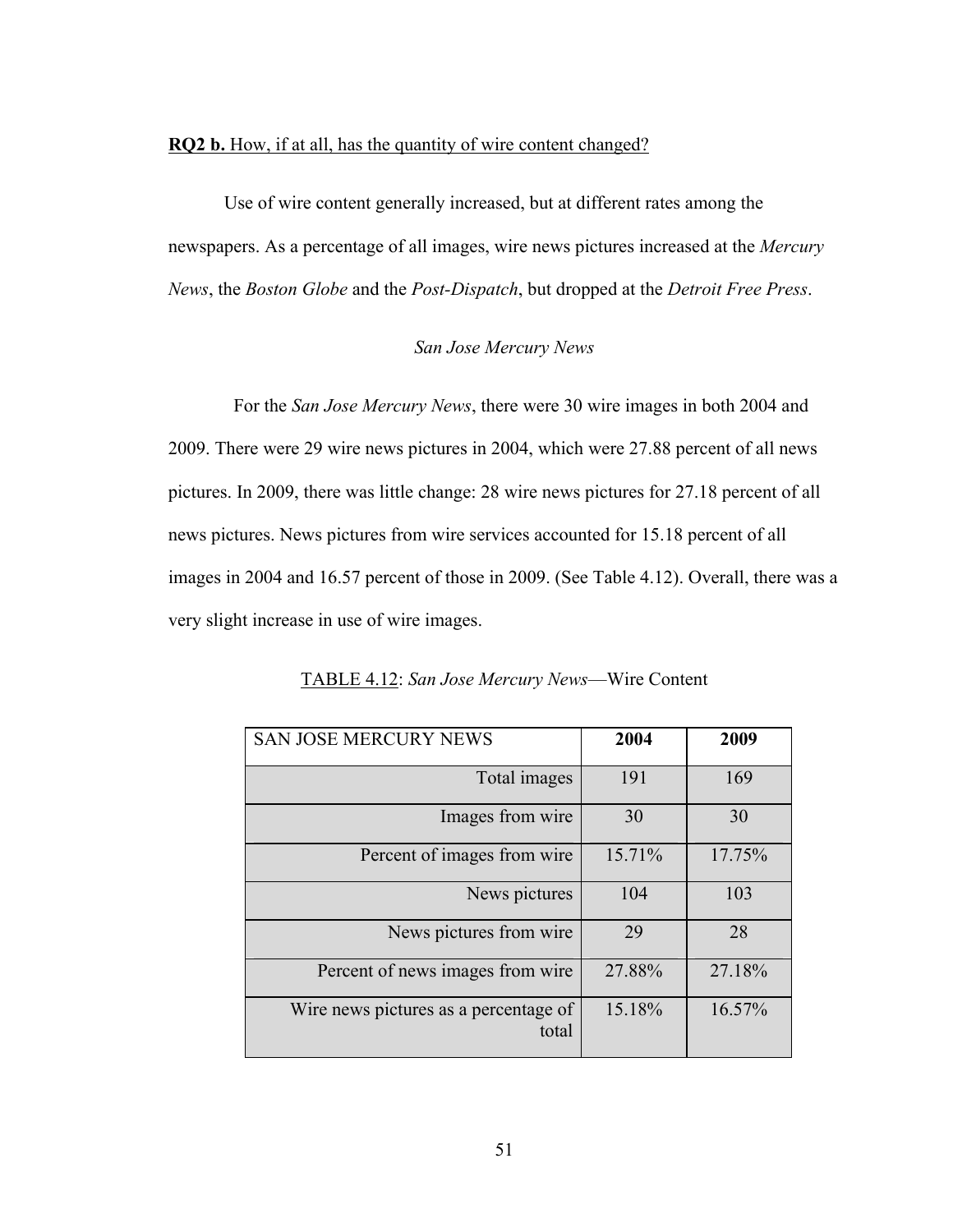**RQ2 b.** How, if at all, has the quantity of wire content changed?

Use of wire content generally increased, but at different rates among the newspapers. As a percentage of all images, wire news pictures increased at the *Mercury News*, the *Boston Globe* and the *Post-Dispatch*, but dropped at the *Detroit Free Press*.

*San Jose Mercury News*

For the *San Jose Mercury News*, there were 30 wire images in both 2004 and 2009. There were 29 wire news pictures in 2004, which were 27.88 percent of all news pictures. In 2009, there was little change: 28 wire news pictures for 27.18 percent of all news pictures. News pictures from wire services accounted for 15.18 percent of all images in 2004 and 16.57 percent of those in 2009. (See Table 4.12). Overall, there was a very slight increase in use of wire images.

TABLE 4.12: *San Jose Mercury News*—Wire Content

| SAN JOSE MERCURY NEWS | **2004** | **2009** |
|---|---|---|
| Total images | 191 | 169 |
| Images from wire | 30 | 30 |
| Percent of images from wire | 15.71% | 17.75% |
| News pictures | 104 | 103 |
| News pictures from wire | 29 | 28 |
| Percent of news images from wire | 27.88% | 27.18% |
| Wire news pictures as a percentage of total | 15.18% | 16.57% |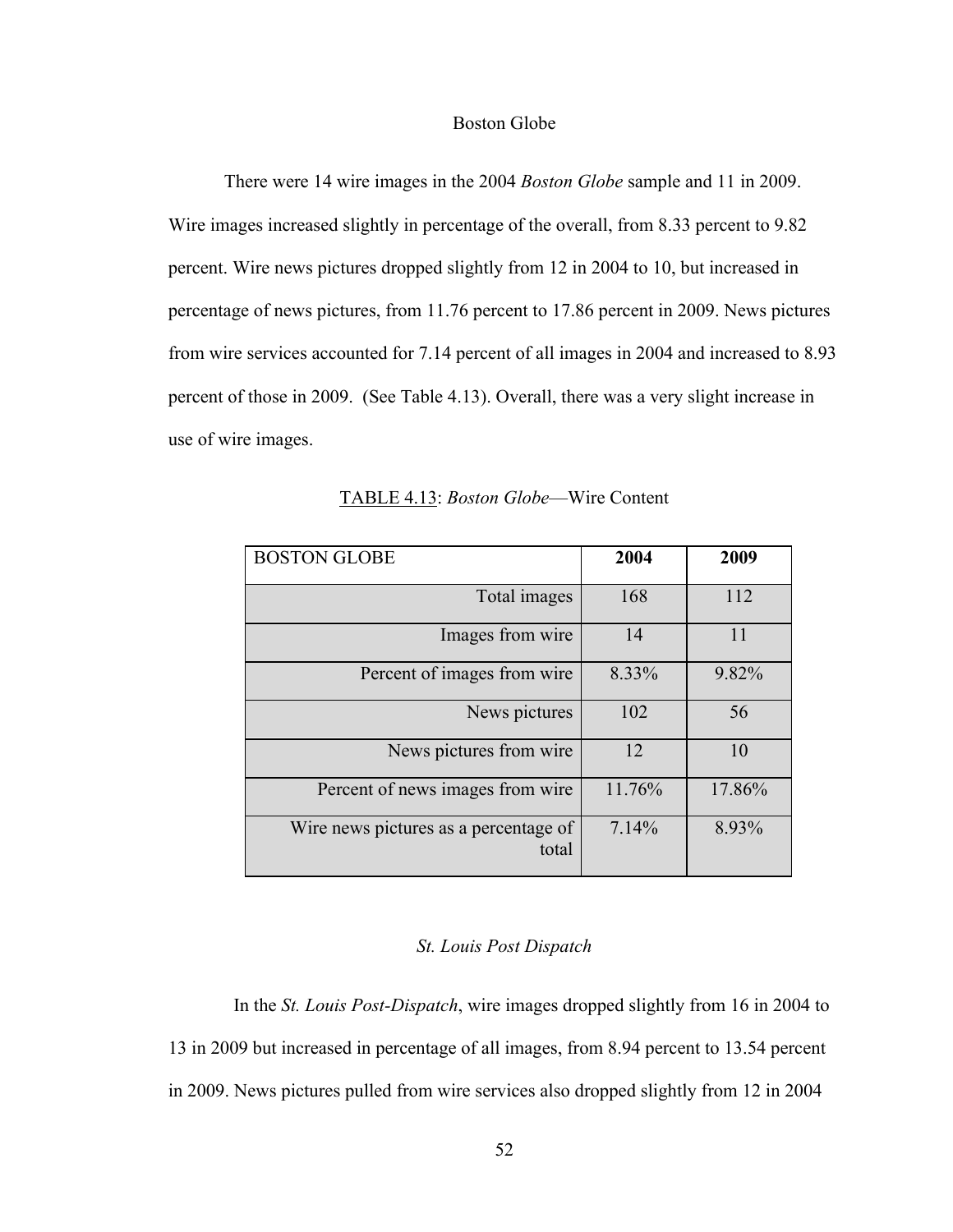### Boston Globe

There were 14 wire images in the 2004 *Boston Globe* sample and 11 in 2009. Wire images increased slightly in percentage of the overall, from 8.33 percent to 9.82 percent. Wire news pictures dropped slightly from 12 in 2004 to 10, but increased in percentage of news pictures, from 11.76 percent to 17.86 percent in 2009. News pictures from wire services accounted for 7.14 percent of all images in 2004 and increased to 8.93 percent of those in 2009. (See Table 4.13). Overall, there was a very slight increase in use of wire images.

TABLE 4.13: *Boston Globe*—Wire Content

| BOSTON GLOBE | **2004** | **2009** |
|---|---|---|
| Total images | 168 | 112 |
| Images from wire | 14 | 11 |
| Percent of images from wire | 8.33% | 9.82% |
| News pictures | 102 | 56 |
| News pictures from wire | 12 | 10 |
| Percent of news images from wire | 11.76% | 17.86% |
| Wire news pictures as a percentage of total | 7.14% | 8.93% |

### *St. Louis Post Dispatch*

In the *St. Louis Post-Dispatch*, wire images dropped slightly from 16 in 2004 to 13 in 2009 but increased in percentage of all images, from 8.94 percent to 13.54 percent in 2009. News pictures pulled from wire services also dropped slightly from 12 in 2004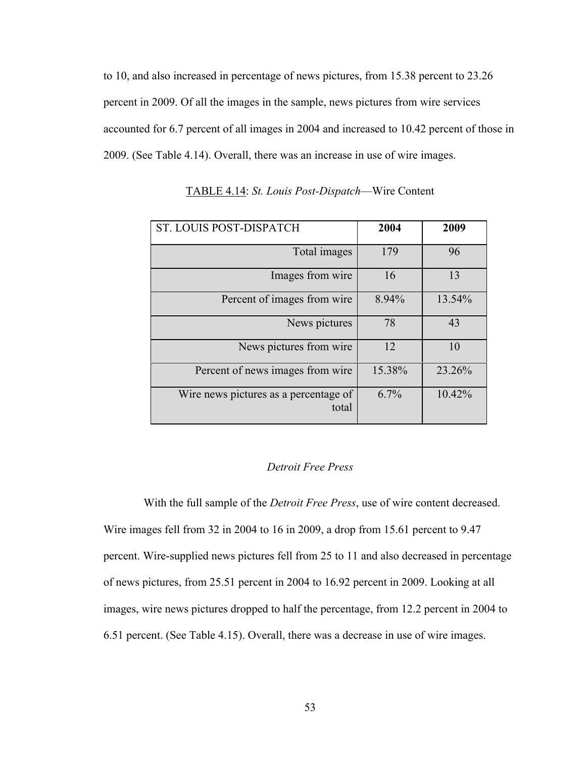to 10, and also increased in percentage of news pictures, from 15.38 percent to 23.26 percent in 2009. Of all the images in the sample, news pictures from wire services accounted for 6.7 percent of all images in 2004 and increased to 10.42 percent of those in 2009. (See Table 4.14). Overall, there was an increase in use of wire images.

TABLE 4.14: *St. Louis Post-Dispatch*—Wire Content

| ST. LOUIS POST-DISPATCH | **2004** | **2009** |
|---|---|---|
| Total images | 179 | 96 |
| Images from wire | 16 | 13 |
| Percent of images from wire | 8.94% | 13.54% |
| News pictures | 78 | 43 |
| News pictures from wire | 12 | 10 |
| Percent of news images from wire | 15.38% | 23.26% |
| Wire news pictures as a percentage of total | 6.7% | 10.42% |

### *Detroit Free Press*

With the full sample of the *Detroit Free Press*, use of wire content decreased. Wire images fell from 32 in 2004 to 16 in 2009, a drop from 15.61 percent to 9.47 percent. Wire-supplied news pictures fell from 25 to 11 and also decreased in percentage of news pictures, from 25.51 percent in 2004 to 16.92 percent in 2009. Looking at all images, wire news pictures dropped to half the percentage, from 12.2 percent in 2004 to 6.51 percent. (See Table 4.15). Overall, there was a decrease in use of wire images.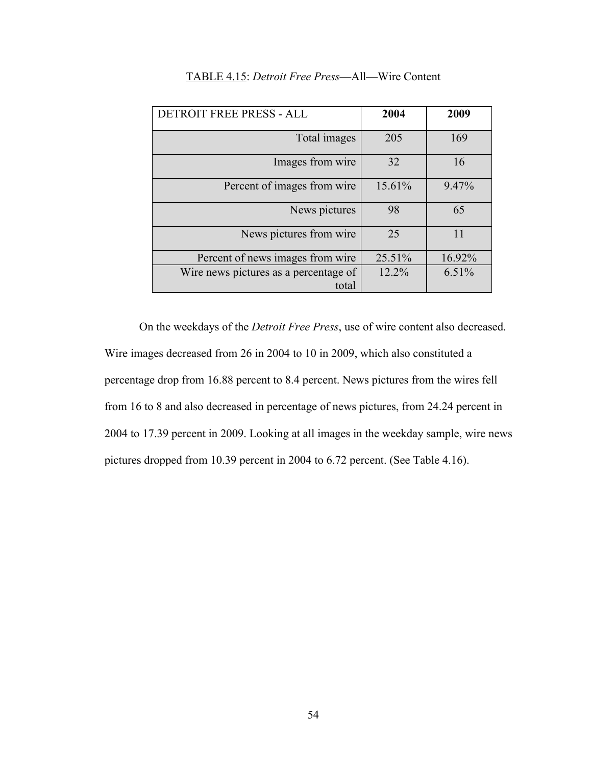TABLE 4.15: *Detroit Free Press*—All—Wire Content

| DETROIT FREE PRESS - ALL | **2004** | **2009** |
|---|---|---|
| Total images | 205 | 169 |
| Images from wire | 32 | 16 |
| Percent of images from wire | 15.61% | 9.47% |
| News pictures | 98 | 65 |
| News pictures from wire | 25 | 11 |
| Percent of news images from wire | 25.51% | 16.92% |
| Wire news pictures as a percentage of total | 12.2% | 6.51% |

On the weekdays of the *Detroit Free Press*, use of wire content also decreased. Wire images decreased from 26 in 2004 to 10 in 2009, which also constituted a percentage drop from 16.88 percent to 8.4 percent. News pictures from the wires fell from 16 to 8 and also decreased in percentage of news pictures, from 24.24 percent in 2004 to 17.39 percent in 2009. Looking at all images in the weekday sample, wire news pictures dropped from 10.39 percent in 2004 to 6.72 percent. (See Table 4.16).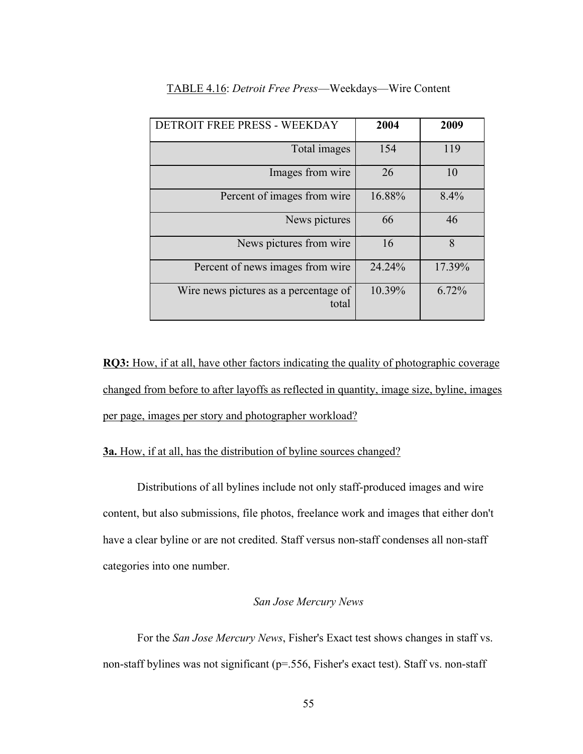TABLE 4.16: *Detroit Free Press*—Weekdays—Wire Content

| DETROIT FREE PRESS - WEEKDAY | **2004** | **2009** |
|---|---|---|
| Total images | 154 | 119 |
| Images from wire | 26 | 10 |
| Percent of images from wire | 16.88% | 8.4% |
| News pictures | 66 | 46 |
| News pictures from wire | 16 | 8 |
| Percent of news images from wire | 24.24% | 17.39% |
| Wire news pictures as a percentage of total | 10.39% | 6.72% |

**RQ3:** How, if at all, have other factors indicating the quality of photographic coverage changed from before to after layoffs as reflected in quantity, image size, byline, images per page, images per story and photographer workload?

**3a.** How, if at all, has the distribution of byline sources changed?

Distributions of all bylines include not only staff-produced images and wire content, but also submissions, file photos, freelance work and images that either don't have a clear byline or are not credited. Staff versus non-staff condenses all non-staff categories into one number.

*San Jose Mercury News*

For the *San Jose Mercury News*, Fisher's Exact test shows changes in staff vs. non-staff bylines was not significant ($p=.556$, Fisher's exact test). Staff vs. non-staff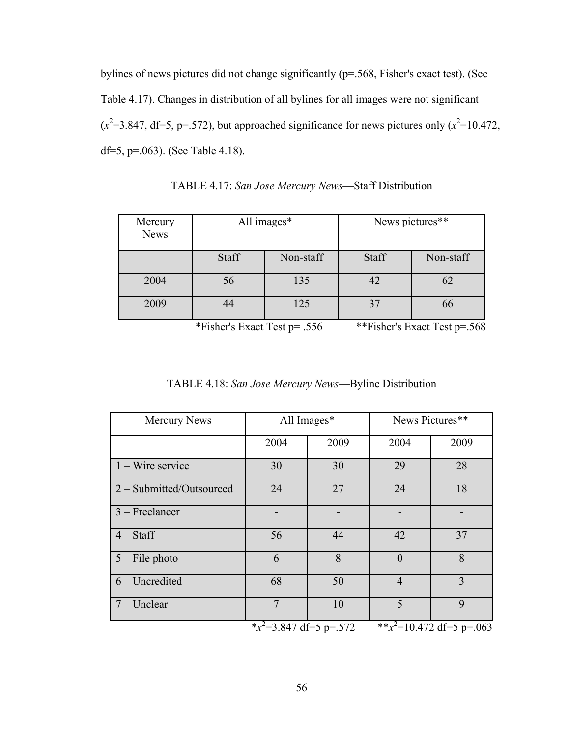bylines of news pictures did not change significantly (p=.568, Fisher's exact test). (See Table 4.17). Changes in distribution of all bylines for all images were not significant ($x^2$=3.847, df=5, p=.572), but approached significance for news pictures only ($x^2$=10.472, df=5, p=.063). (See Table 4.18).

TABLE 4.17: *San Jose Mercury News*—Staff Distribution

| Mercury News | All images* | | News pictures** | |
|---|---|---|---|---|
| | Staff | Non-staff | Staff | Non-staff |
| 2004 | 56 | 135 | 42 | 62 |
| 2009 | 44 | 125 | 37 | 66 |

*Fisher's Exact Test p= .556 **Fisher's Exact Test p=.568

TABLE 4.18: *San Jose Mercury News*—Byline Distribution

| Mercury News | All Images* | | News Pictures** | |
|---|---|---|---|---|
| | 2004 | 2009 | 2004 | 2009 |
| 1 – Wire service | 30 | 30 | 29 | 28 |
| 2 – Submitted/Outsourced | 24 | 27 | 24 | 18 |
| 3 – Freelancer | - | - | - | - |
| 4 – Staff | 56 | 44 | 42 | 37 |
| 5 – File photo | 6 | 8 | 0 | 8 |
| 6 – Uncredited | 68 | 50 | 4 | 3 |
| 7 – Unclear | 7 | 10 | 5 | 9 |

*$x^2$=3.847 df=5 p=.572 **$x^2$=10.472 df=5 p=.063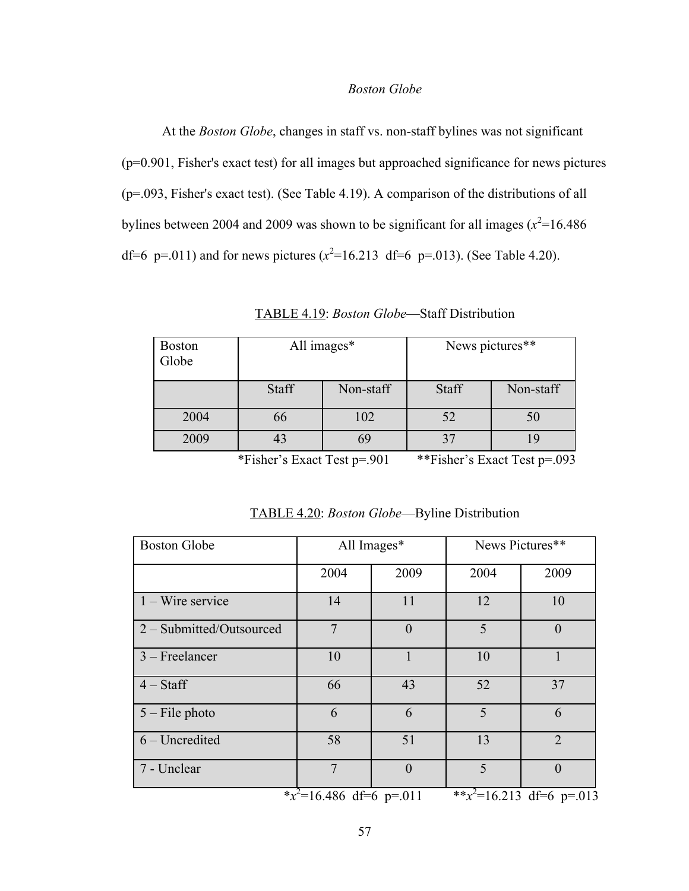### *Boston Globe*

At the *Boston Globe*, changes in staff vs. non-staff bylines was not significant (p=0.901, Fisher's exact test) for all images but approached significance for news pictures (p=.093, Fisher's exact test). (See Table 4.19). A comparison of the distributions of all bylines between 2004 and 2009 was shown to be significant for all images ($x^2$=16.486 df=6 p=.011) and for news pictures ($x^2$=16.213 df=6 p=.013). (See Table 4.20).

TABLE 4.19: *Boston Globe*—Staff Distribution

| Boston Globe | All images* | | News pictures** | |
|---|---|---|---|---|
| | Staff | Non-staff | Staff | Non-staff |
| 2004 | 66 | 102 | 52 | 50 |
| 2009 | 43 | 69 | 37 | 19 |

*Fisher's Exact Test p=.901 **Fisher's Exact Test p=.093

TABLE 4.20: *Boston Globe*—Byline Distribution

| Boston Globe | All Images* | | News Pictures** | |
|---|---|---|---|---|
| | 2004 | 2009 | 2004 | 2009 |
| 1 – Wire service | 14 | 11 | 12 | 10 |
| 2 – Submitted/Outsourced | 7 | 0 | 5 | 0 |
| 3 – Freelancer | 10 | 1 | 10 | 1 |
| 4 – Staff | 66 | 43 | 52 | 37 |
| 5 – File photo | 6 | 6 | 5 | 6 |
| 6 – Uncredited | 58 | 51 | 13 | 2 |
| 7 - Unclear | 7 | 0 | 5 | 0 |

*$x^2$=16.486 df=6 p=.011 **$x^2$=16.213 df=6 p=.013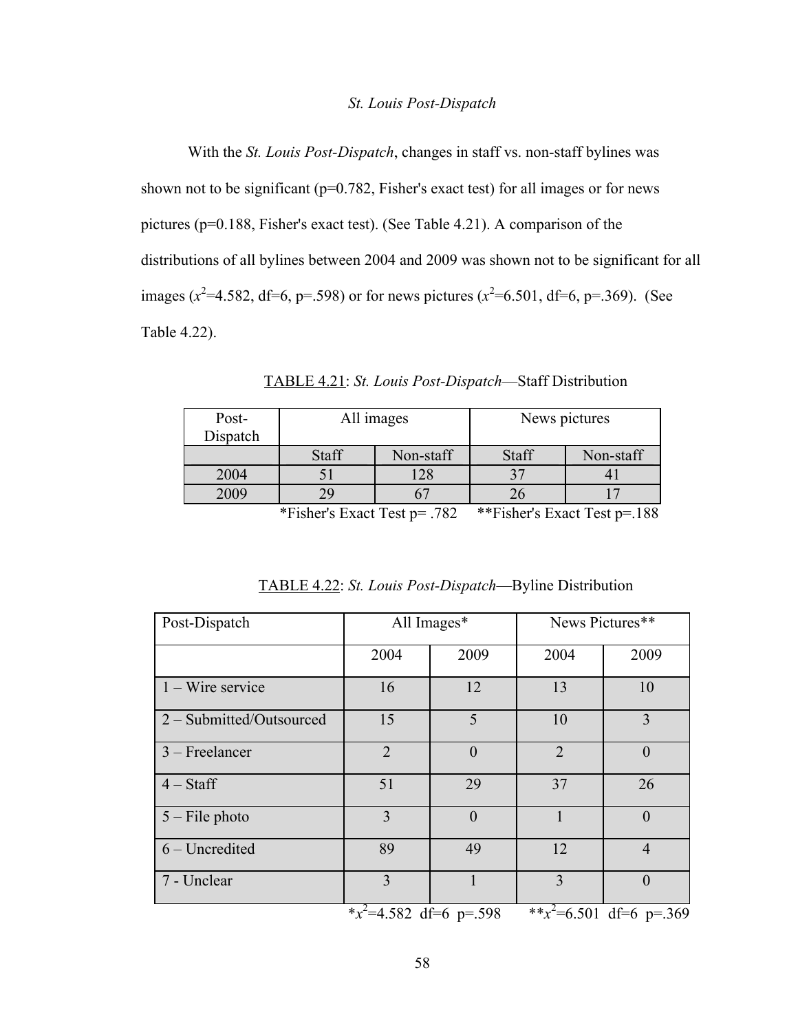### *St. Louis Post-Dispatch*

With the *St. Louis Post-Dispatch*, changes in staff vs. non-staff bylines was shown not to be significant (p=0.782, Fisher's exact test) for all images or for news pictures (p=0.188, Fisher's exact test). (See Table 4.21). A comparison of the distributions of all bylines between 2004 and 2009 was shown not to be significant for all images ($x^2$=4.582, df=6, p=.598) or for news pictures ($x^2$=6.501, df=6, p=.369). (See Table 4.22).

TABLE 4.21: *St. Louis Post-Dispatch*—Staff Distribution

| Post-Dispatch | All images | | News pictures | |
|---|---|---|---|---|
| | Staff | Non-staff | Staff | Non-staff |
| 2004 | 51 | 128 | 37 | 41 |
| 2009 | 29 | 67 | 26 | 17 |

*Fisher's Exact Test p= .782 **Fisher's Exact Test p=.188

TABLE 4.22: *St. Louis Post-Dispatch*—Byline Distribution

| Post-Dispatch | All Images* | | News Pictures** | |
|---|---|---|---|---|
| | 2004 | 2009 | 2004 | 2009 |
| 1 – Wire service | 16 | 12 | 13 | 10 |
| 2 – Submitted/Outsourced | 15 | 5 | 10 | 3 |
| 3 – Freelancer | 2 | 0 | 2 | 0 |
| 4 – Staff | 51 | 29 | 37 | 26 |
| 5 – File photo | 3 | 0 | 1 | 0 |
| 6 – Uncredited | 89 | 49 | 12 | 4 |
| 7 - Unclear | 3 | 1 | 3 | 0 |

*$x^2$=4.582 df=6 p=.598 **$x^2$=6.501 df=6 p=.369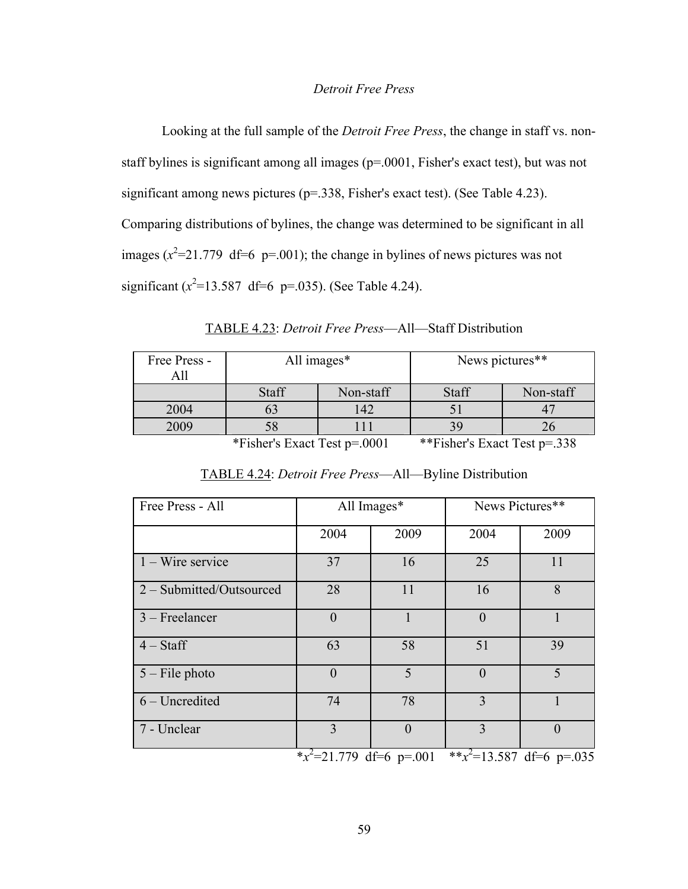### *Detroit Free Press*

Looking at the full sample of the *Detroit Free Press*, the change in staff vs. non-staff bylines is significant among all images (p=.0001, Fisher's exact test), but was not significant among news pictures (p=.338, Fisher's exact test). (See Table 4.23). Comparing distributions of bylines, the change was determined to be significant in all images ($x^2$=21.779 df=6 p=.001); the change in bylines of news pictures was not significant ($x^2$=13.587 df=6 p=.035). (See Table 4.24).

TABLE 4.23: *Detroit Free Press*—All—Staff Distribution

| Free Press - All | All images* | | News pictures** | |
|---|---|---|---|---|
| | Staff | Non-staff | Staff | Non-staff |
| 2004 | 63 | 142 | 51 | 47 |
| 2009 | 58 | 111 | 39 | 26 |

*Fisher's Exact Test p=.0001 **Fisher's Exact Test p=.338

TABLE 4.24: *Detroit Free Press*—All—Byline Distribution

| Free Press - All | All Images* | | News Pictures** | |
|---|---|---|---|---|
| | 2004 | 2009 | 2004 | 2009 |
| 1 – Wire service | 37 | 16 | 25 | 11 |
| 2 – Submitted/Outsourced | 28 | 11 | 16 | 8 |
| 3 – Freelancer | 0 | 1 | 0 | 1 |
| 4 – Staff | 63 | 58 | 51 | 39 |
| 5 – File photo | 0 | 5 | 0 | 5 |
| 6 – Uncredited | 74 | 78 | 3 | 1 |
| 7 - Unclear | 3 | 0 | 3 | 0 |

*$x^2$=21.779 df=6 p=.001 **$x^2$=13.587 df=6 p=.035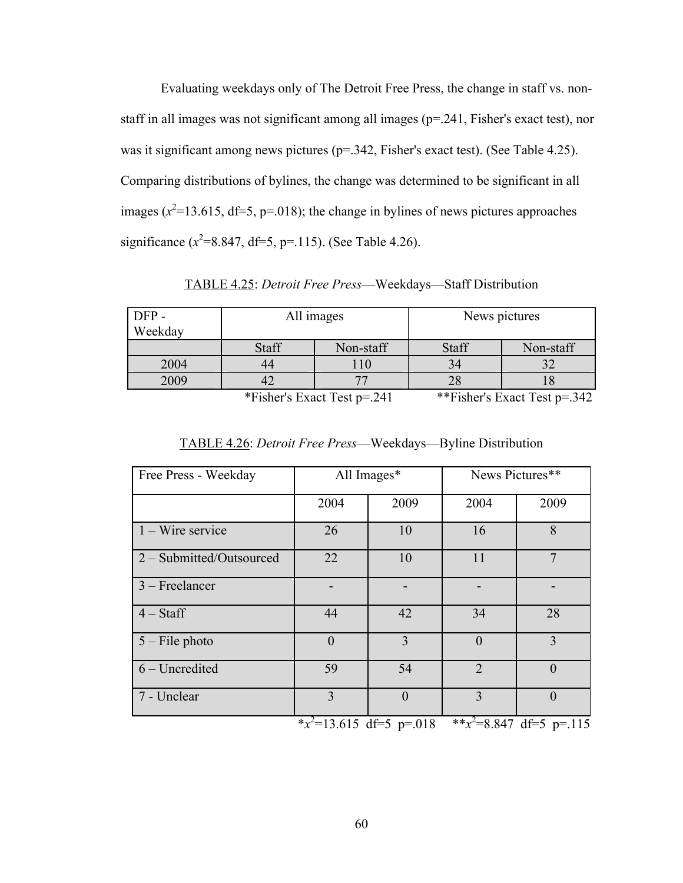Evaluating weekdays only of The Detroit Free Press, the change in staff vs. non-staff in all images was not significant among all images (p=.241, Fisher's exact test), nor was it significant among news pictures (p=.342, Fisher's exact test). (See Table 4.25). Comparing distributions of bylines, the change was determined to be significant in all images ($x^2$=13.615, df=5, p=.018); the change in bylines of news pictures approaches significance ($x^2$=8.847, df=5, p=.115). (See Table 4.26).

TABLE 4.25: *Detroit Free Press*—Weekdays—Staff Distribution

| DFP - Weekday | All images | | News pictures | |
|---|---|---|---|---|
| | Staff | Non-staff | Staff | Non-staff |
| 2004 | 44 | 110 | 34 | 32 |
| 2009 | 42 | 77 | 28 | 18 |

*Fisher's Exact Test p=.241 **Fisher's Exact Test p=.342

TABLE 4.26: *Detroit Free Press*—Weekdays—Byline Distribution

| Free Press - Weekday | All Images* | | News Pictures** | |
|---|---|---|---|---|
| | 2004 | 2009 | 2004 | 2009 |
| 1 – Wire service | 26 | 10 | 16 | 8 |
| 2 – Submitted/Outsourced | 22 | 10 | 11 | 7 |
| 3 – Freelancer | - | - | - | - |
| 4 – Staff | 44 | 42 | 34 | 28 |
| 5 – File photo | 0 | 3 | 0 | 3 |
| 6 – Uncredited | 59 | 54 | 2 | 0 |
| 7 - Unclear | 3 | 0 | 3 | 0 |

*$x^2$=13.615 df=5 p=.018 **$x^2$=8.847 df=5 p=.115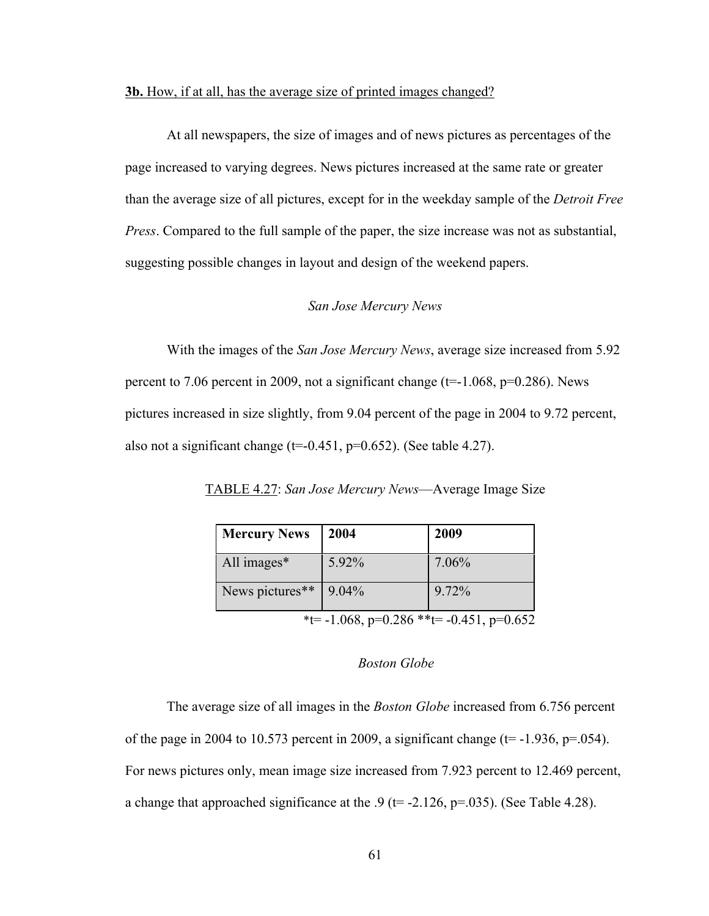**3b.** How, if at all, has the average size of printed images changed?

At all newspapers, the size of images and of news pictures as percentages of the page increased to varying degrees. News pictures increased at the same rate or greater than the average size of all pictures, except for in the weekday sample of the *Detroit Free Press*. Compared to the full sample of the paper, the size increase was not as substantial, suggesting possible changes in layout and design of the weekend papers.

*San Jose Mercury News*

With the images of the *San Jose Mercury News*, average size increased from 5.92 percent to 7.06 percent in 2009, not a significant change ($t=-1.068$, $p=0.286$). News pictures increased in size slightly, from 9.04 percent of the page in 2004 to 9.72 percent, also not a significant change ($t=-0.451$, $p=0.652$). (See table 4.27).

TABLE 4.27: *San Jose Mercury News*—Average Image Size

| **Mercury News** | **2004** | **2009** |
|---|---|---|
| All images* | 5.92% | 7.06% |
| News pictures** | 9.04% | 9.72% |

*$t= -1.068$, $p=0.286$ **$t= -0.451$, $p=0.652$

*Boston Globe*

The average size of all images in the *Boston Globe* increased from 6.756 percent of the page in 2004 to 10.573 percent in 2009, a significant change ($t= -1.936$, $p=.054$). For news pictures only, mean image size increased from 7.923 percent to 12.469 percent, a change that approached significance at the .9 ($t= -2.126$, $p=.035$). (See Table 4.28).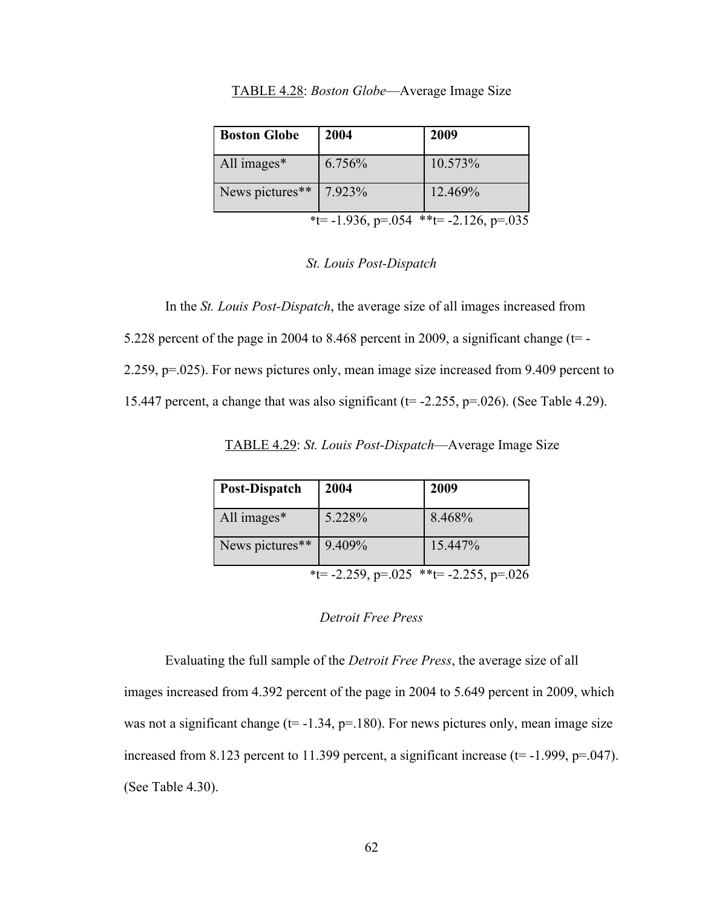TABLE 4.28: *Boston Globe*—Average Image Size

| Boston Globe | 2004 | 2009 |
|---|---|---|
| All images* | 6.756% | 10.573% |
| News pictures** | 7.923% | 12.469% |

*t= -1.936, p=.054 **t= -2.126, p=.035

### *St. Louis Post-Dispatch*

In the *St. Louis Post-Dispatch*, the average size of all images increased from 5.228 percent of the page in 2004 to 8.468 percent in 2009, a significant change (t= -2.259, p=.025). For news pictures only, mean image size increased from 9.409 percent to 15.447 percent, a change that was also significant (t= -2.255, p=.026). (See Table 4.29).

TABLE 4.29: *St. Louis Post-Dispatch*—Average Image Size

| Post-Dispatch | 2004 | 2009 |
|---|---|---|
| All images* | 5.228% | 8.468% |
| News pictures** | 9.409% | 15.447% |

*t= -2.259, p=.025 **t= -2.255, p=.026

### *Detroit Free Press*

Evaluating the full sample of the *Detroit Free Press*, the average size of all images increased from 4.392 percent of the page in 2004 to 5.649 percent in 2009, which was not a significant change (t= -1.34, p=.180). For news pictures only, mean image size increased from 8.123 percent to 11.399 percent, a significant increase (t= -1.999, p=.047). (See Table 4.30).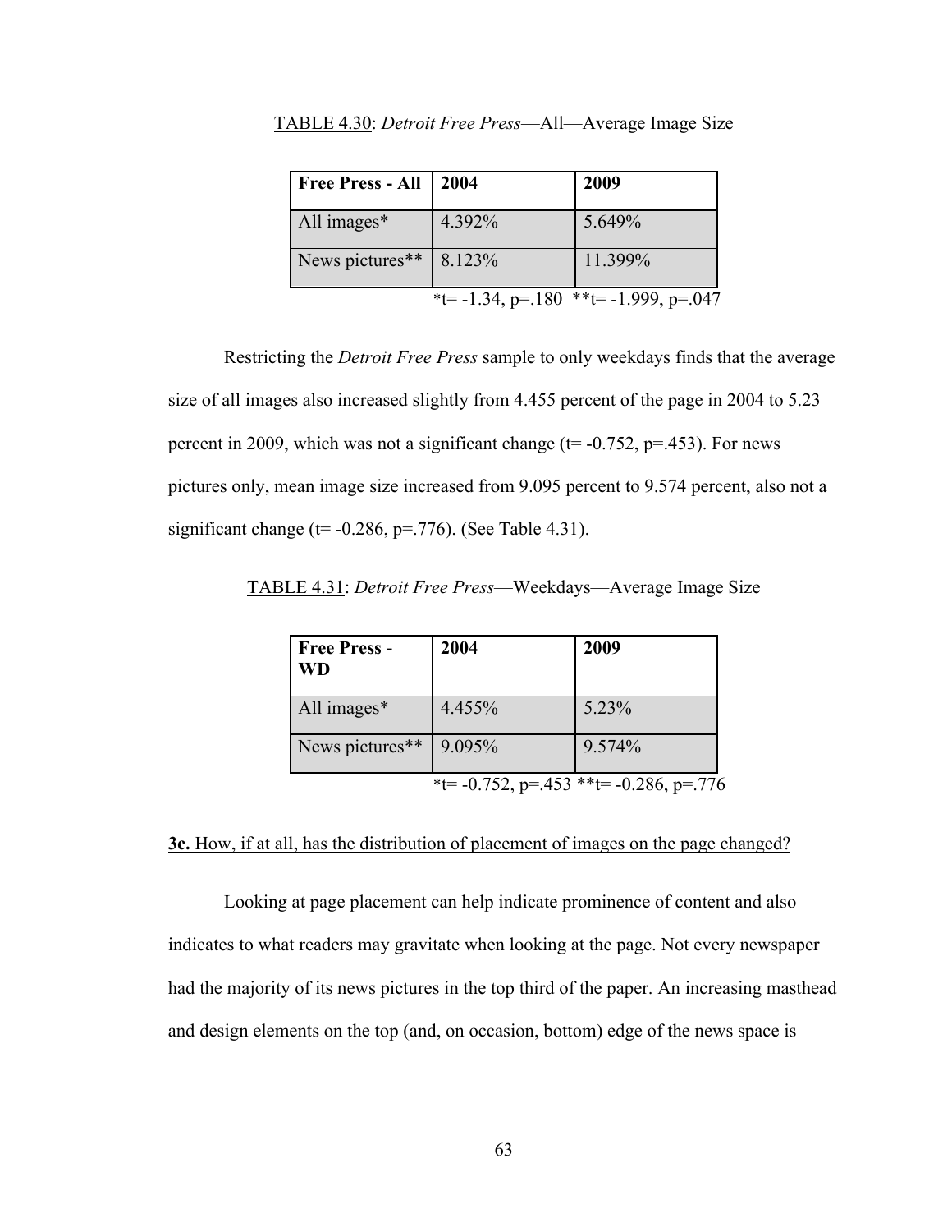TABLE 4.30: *Detroit Free Press*—All—Average Image Size

| Free Press - All | 2004 | 2009 |
|---|---|---|
| All images* | 4.392% | 5.649% |
| News pictures** | 8.123% | 11.399% |

*t= -1.34, p=.180 **t= -1.999, p=.047

Restricting the *Detroit Free Press* sample to only weekdays finds that the average size of all images also increased slightly from 4.455 percent of the page in 2004 to 5.23 percent in 2009, which was not a significant change (t= -0.752, p=.453). For news pictures only, mean image size increased from 9.095 percent to 9.574 percent, also not a significant change (t= -0.286, p=.776). (See Table 4.31).

TABLE 4.31: *Detroit Free Press*—Weekdays—Average Image Size

| Free Press - WD | 2004 | 2009 |
|---|---|---|
| All images* | 4.455% | 5.23% |
| News pictures** | 9.095% | 9.574% |

*t= -0.752, p=.453 **t= -0.286, p=.776

**3c.** How, if at all, has the distribution of placement of images on the page changed?

Looking at page placement can help indicate prominence of content and also indicates to what readers may gravitate when looking at the page. Not every newspaper had the majority of its news pictures in the top third of the paper. An increasing masthead and design elements on the top (and, on occasion, bottom) edge of the news space is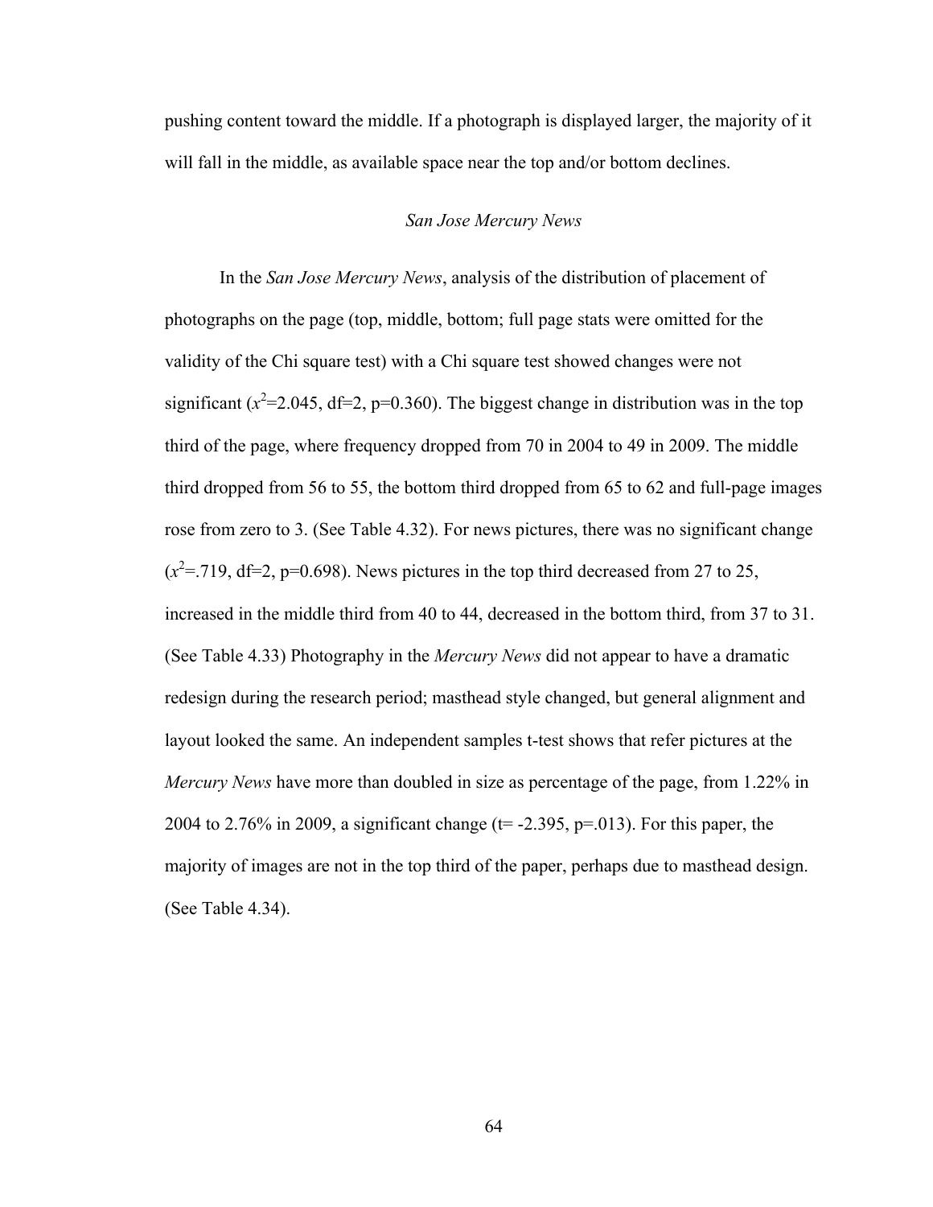pushing content toward the middle. If a photograph is displayed larger, the majority of it will fall in the middle, as available space near the top and/or bottom declines.

### *San Jose Mercury News*

In the *San Jose Mercury News*, analysis of the distribution of placement of photographs on the page (top, middle, bottom; full page stats were omitted for the validity of the Chi square test) with a Chi square test showed changes were not significant ($x^2$=2.045, df=2, p=0.360). The biggest change in distribution was in the top third of the page, where frequency dropped from 70 in 2004 to 49 in 2009. The middle third dropped from 56 to 55, the bottom third dropped from 65 to 62 and full-page images rose from zero to 3. (See Table 4.32). For news pictures, there was no significant change ($x^2$=.719, df=2, p=0.698). News pictures in the top third decreased from 27 to 25, increased in the middle third from 40 to 44, decreased in the bottom third, from 37 to 31. (See Table 4.33) Photography in the *Mercury News* did not appear to have a dramatic redesign during the research period; masthead style changed, but general alignment and layout looked the same. An independent samples t-test shows that refer pictures at the *Mercury News* have more than doubled in size as percentage of the page, from 1.22% in 2004 to 2.76% in 2009, a significant change (t= -2.395, p=.013). For this paper, the majority of images are not in the top third of the paper, perhaps due to masthead design. (See Table 4.34).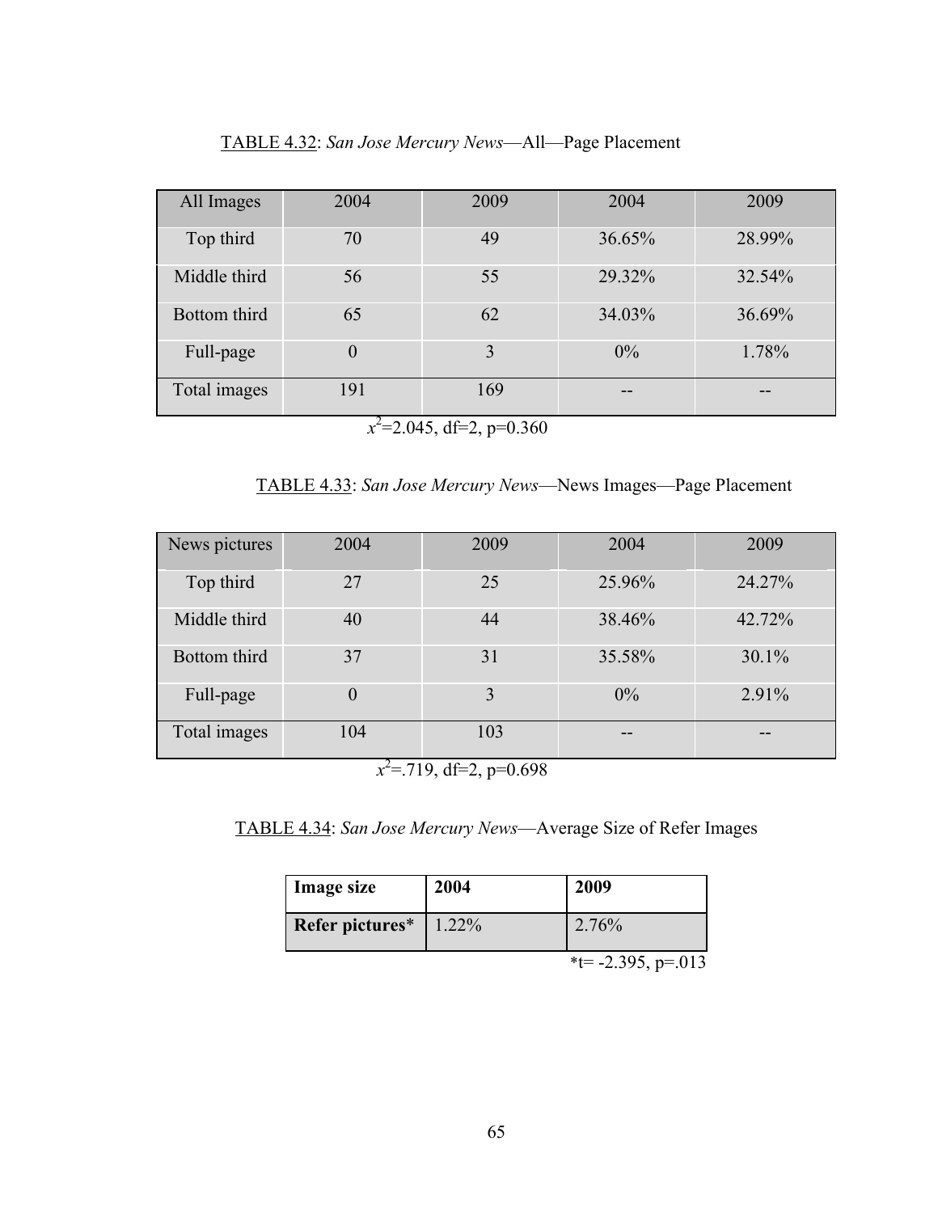TABLE 4.32: *San Jose Mercury News*—All—Page Placement

| All Images | 2004 | 2009 | 2004 | 2009 |
|---|---|---|---|---|
| Top third | 70 | 49 | 36.65% | 28.99% |
| Middle third | 56 | 55 | 29.32% | 32.54% |
| Bottom third | 65 | 62 | 34.03% | 36.69% |
| Full-page | 0 | 3 | 0% | 1.78% |
| Total images | 191 | 169 | -- | -- |

$x^2$=2.045, df=2, p=0.360

TABLE 4.33: *San Jose Mercury News*—News Images—Page Placement

| News pictures | 2004 | 2009 | 2004 | 2009 |
|---|---|---|---|---|
| Top third | 27 | 25 | 25.96% | 24.27% |
| Middle third | 40 | 44 | 38.46% | 42.72% |
| Bottom third | 37 | 31 | 35.58% | 30.1% |
| Full-page | 0 | 3 | 0% | 2.91% |
| Total images | 104 | 103 | -- | -- |

$x^2$=.719, df=2, p=0.698

TABLE 4.34: *San Jose Mercury News*—Average Size of Refer Images

| **Image size** | **2004** | **2009** |
|---|---|---|
| **Refer pictures*** | 1.22% | 2.76% |

*t= -2.395, p=.013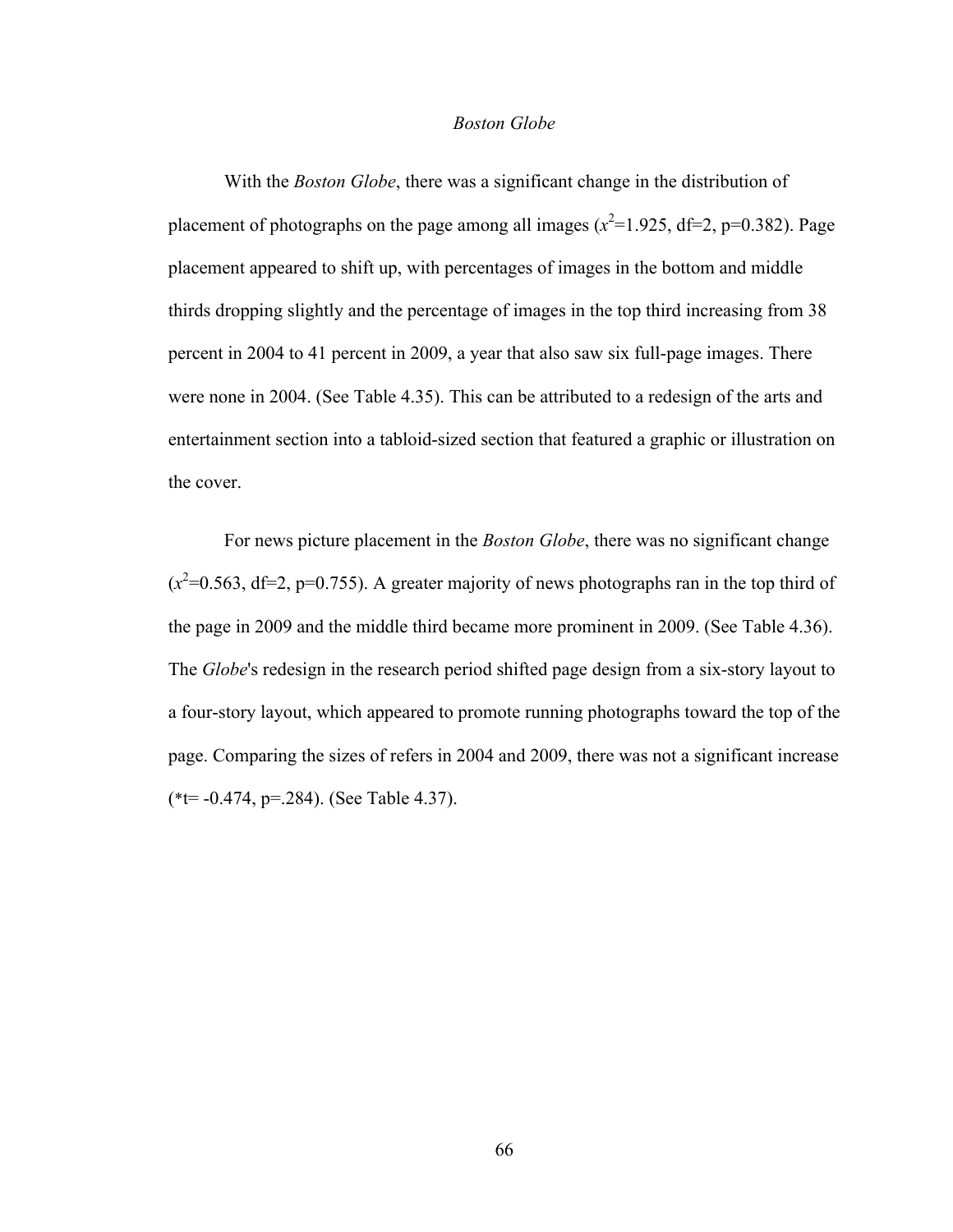### *Boston Globe*

With the *Boston Globe*, there was a significant change in the distribution of placement of photographs on the page among all images ($x^2$=1.925, df=2, p=0.382). Page placement appeared to shift up, with percentages of images in the bottom and middle thirds dropping slightly and the percentage of images in the top third increasing from 38 percent in 2004 to 41 percent in 2009, a year that also saw six full-page images. There were none in 2004. (See Table 4.35). This can be attributed to a redesign of the arts and entertainment section into a tabloid-sized section that featured a graphic or illustration on the cover.

For news picture placement in the *Boston Globe*, there was no significant change ($x^2$=0.563, df=2, p=0.755). A greater majority of news photographs ran in the top third of the page in 2009 and the middle third became more prominent in 2009. (See Table 4.36). The *Globe*'s redesign in the research period shifted page design from a six-story layout to a four-story layout, which appeared to promote running photographs toward the top of the page. Comparing the sizes of refers in 2004 and 2009, there was not a significant increase (*t= -0.474, p=.284). (See Table 4.37).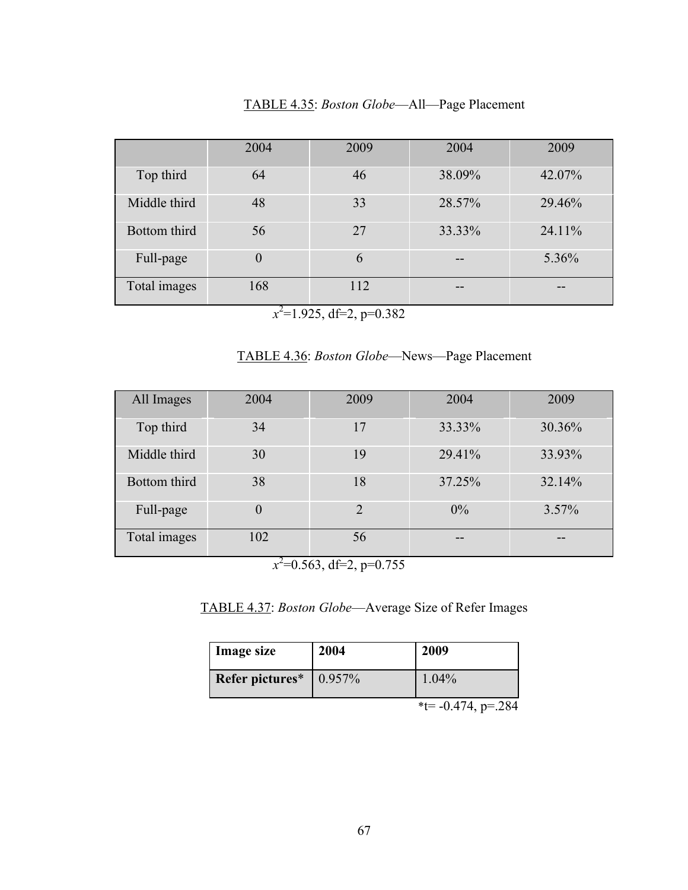TABLE 4.35: *Boston Globe*—All—Page Placement

| | 2004 | 2009 | 2004 | 2009 |
|---|---|---|---|---|
| Top third | 64 | 46 | 38.09% | 42.07% |
| Middle third | 48 | 33 | 28.57% | 29.46% |
| Bottom third | 56 | 27 | 33.33% | 24.11% |
| Full-page | 0 | 6 | -- | 5.36% |
| Total images | 168 | 112 | -- | -- |

$x^2$=1.925, df=2, p=0.382

TABLE 4.36: *Boston Globe*—News—Page Placement

| All Images | 2004 | 2009 | 2004 | 2009 |
|---|---|---|---|---|
| Top third | 34 | 17 | 33.33% | 30.36% |
| Middle third | 30 | 19 | 29.41% | 33.93% |
| Bottom third | 38 | 18 | 37.25% | 32.14% |
| Full-page | 0 | 2 | 0% | 3.57% |
| Total images | 102 | 56 | -- | -- |

$x^2$=0.563, df=2, p=0.755

TABLE 4.37: *Boston Globe*—Average Size of Refer Images

| **Image size** | **2004** | **2009** |
|---|---|---|
| **Refer pictures*** | 0.957% | 1.04% |

*t= -0.474, p=.284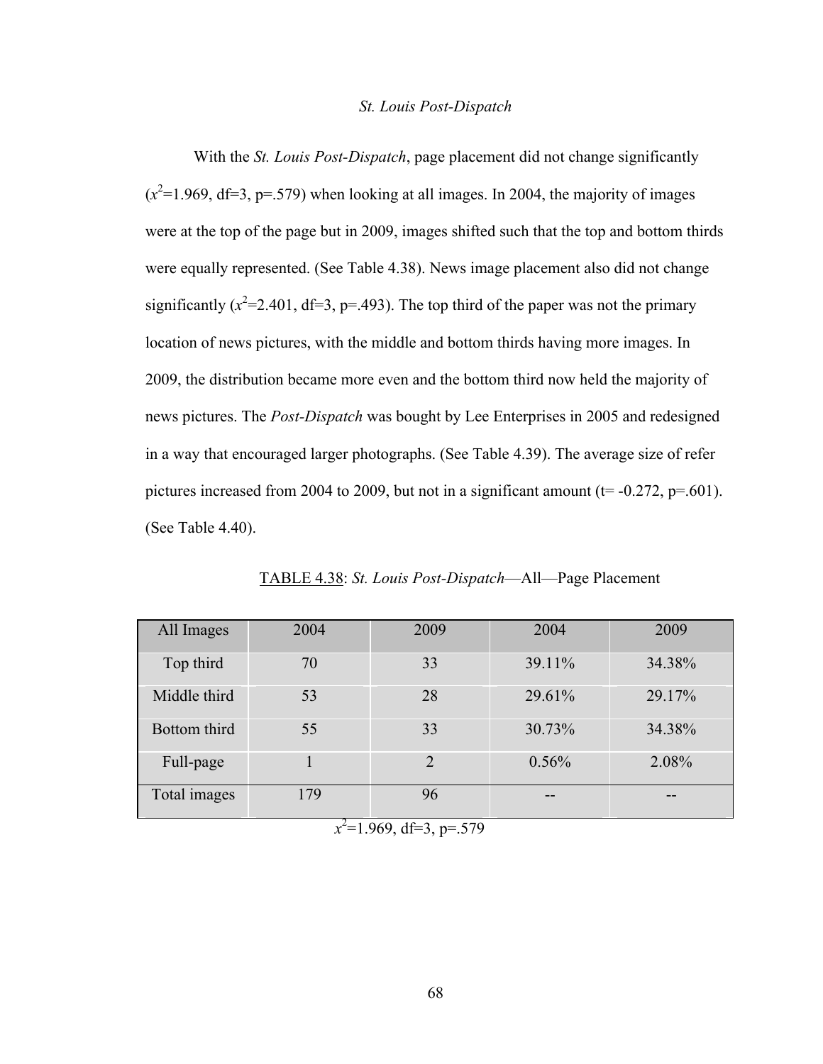### *St. Louis Post-Dispatch*

With the *St. Louis Post-Dispatch*, page placement did not change significantly ($x^2$=1.969, df=3, p=.579) when looking at all images. In 2004, the majority of images were at the top of the page but in 2009, images shifted such that the top and bottom thirds were equally represented. (See Table 4.38). News image placement also did not change significantly ($x^2$=2.401, df=3, p=.493). The top third of the paper was not the primary location of news pictures, with the middle and bottom thirds having more images. In 2009, the distribution became more even and the bottom third now held the majority of news pictures. The *Post-Dispatch* was bought by Lee Enterprises in 2005 and redesigned in a way that encouraged larger photographs. (See Table 4.39). The average size of refer pictures increased from 2004 to 2009, but not in a significant amount (t= -0.272, p=.601). (See Table 4.40).

TABLE 4.38: *St. Louis Post-Dispatch*—All—Page Placement

| All Images | 2004 | 2009 | 2004 | 2009 |
|---|---|---|---|---|
| Top third | 70 | 33 | 39.11% | 34.38% |
| Middle third | 53 | 28 | 29.61% | 29.17% |
| Bottom third | 55 | 33 | 30.73% | 34.38% |
| Full-page | 1 | 2 | 0.56% | 2.08% |
| Total images | 179 | 96 | -- | -- |

$x^2$=1.969, df=3, p=.579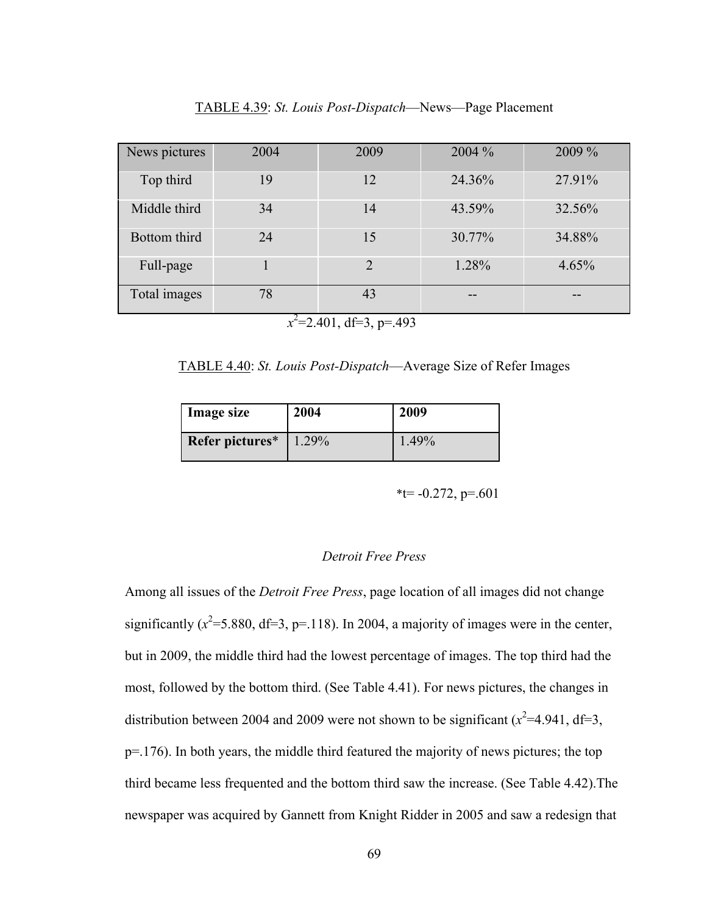TABLE 4.39: *St. Louis Post-Dispatch*—News—Page Placement

| News pictures | 2004 | 2009 | 2004 % | 2009 % |
|---|---|---|---|---|
| Top third | 19 | 12 | 24.36% | 27.91% |
| Middle third | 34 | 14 | 43.59% | 32.56% |
| Bottom third | 24 | 15 | 30.77% | 34.88% |
| Full-page | 1 | 2 | 1.28% | 4.65% |
| Total images | 78 | 43 | -- | -- |

$x^2$=2.401, df=3, p=.493

TABLE 4.40: *St. Louis Post-Dispatch*—Average Size of Refer Images

| **Image size** | **2004** | **2009** |
|---|---|---|
| **Refer pictures*** | 1.29% | 1.49% |

*t= -0.272, p=.601

### *Detroit Free Press*

Among all issues of the *Detroit Free Press*, page location of all images did not change significantly ($x^2$=5.880, df=3, p=.118). In 2004, a majority of images were in the center, but in 2009, the middle third had the lowest percentage of images. The top third had the most, followed by the bottom third. (See Table 4.41). For news pictures, the changes in distribution between 2004 and 2009 were not shown to be significant ($x^2$=4.941, df=3, p=.176). In both years, the middle third featured the majority of news pictures; the top third became less frequented and the bottom third saw the increase. (See Table 4.42).The newspaper was acquired by Gannett from Knight Ridder in 2005 and saw a redesign that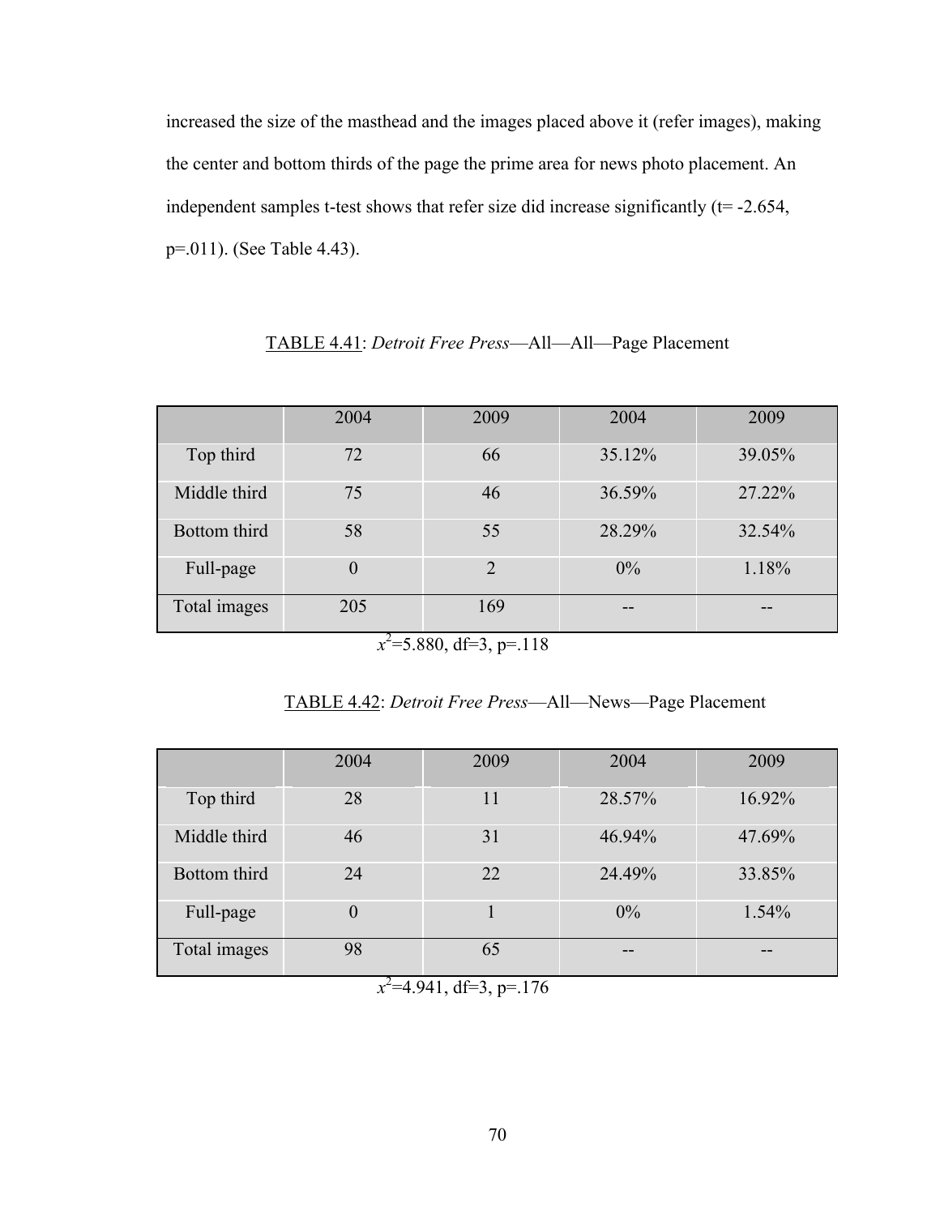increased the size of the masthead and the images placed above it (refer images), making the center and bottom thirds of the page the prime area for news photo placement. An independent samples t-test shows that refer size did increase significantly (t= -2.654, p=.011). (See Table 4.43).

TABLE 4.41: *Detroit Free Press*—All—All—Page Placement

| | 2004 | 2009 | 2004 | 2009 |
|---|---|---|---|---|
| Top third | 72 | 66 | 35.12% | 39.05% |
| Middle third | 75 | 46 | 36.59% | 27.22% |
| Bottom third | 58 | 55 | 28.29% | 32.54% |
| Full-page | 0 | 2 | 0% | 1.18% |
| Total images | 205 | 169 | -- | -- |

$x^2$=5.880, df=3, p=.118

TABLE 4.42: *Detroit Free Press*—All—News—Page Placement

| | 2004 | 2009 | 2004 | 2009 |
|---|---|---|---|---|
| Top third | 28 | 11 | 28.57% | 16.92% |
| Middle third | 46 | 31 | 46.94% | 47.69% |
| Bottom third | 24 | 22 | 24.49% | 33.85% |
| Full-page | 0 | 1 | 0% | 1.54% |
| Total images | 98 | 65 | -- | -- |

$x^2$=4.941, df=3, p=.176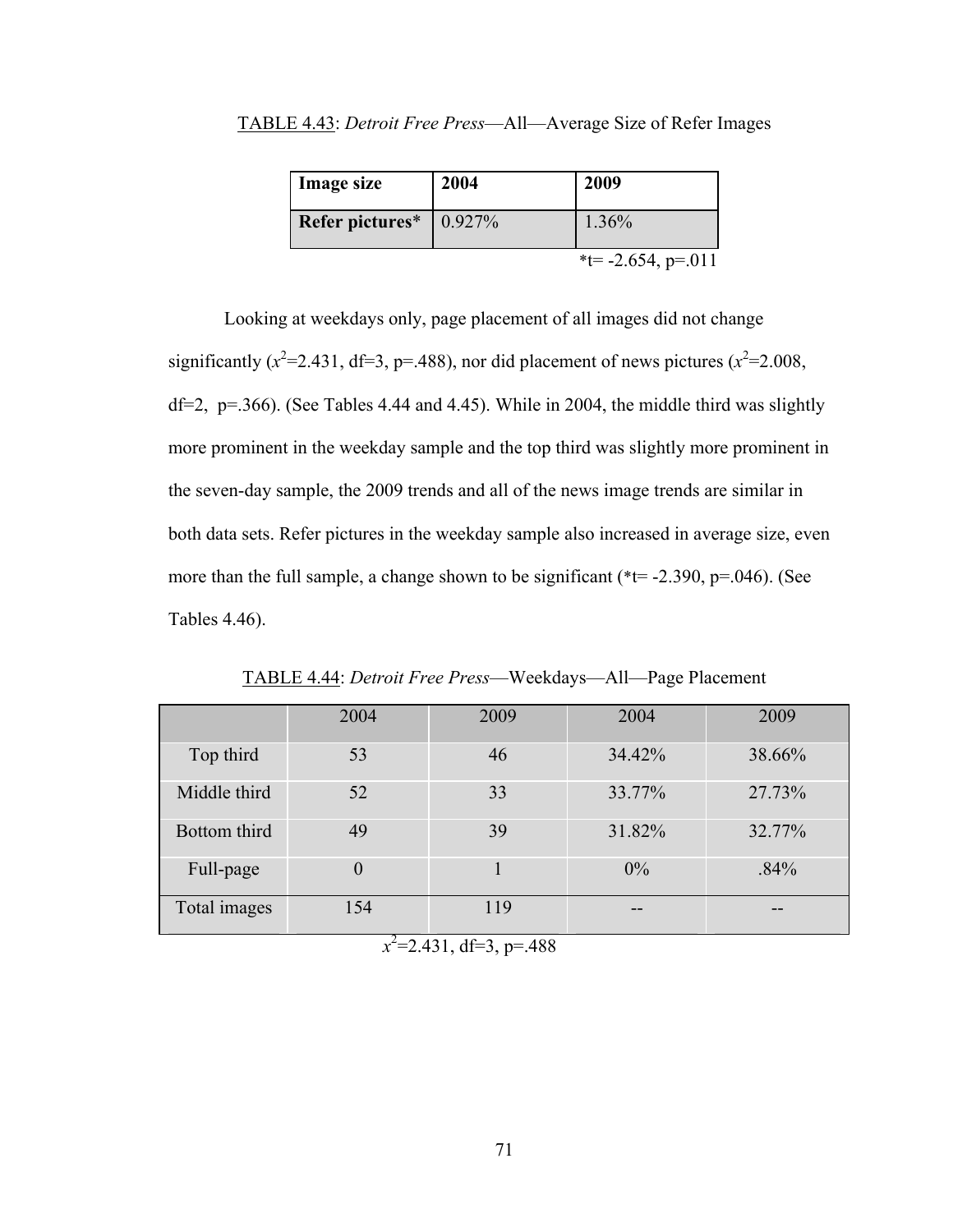TABLE 4.43: *Detroit Free Press*—All—Average Size of Refer Images

| **Image size** | **2004** | **2009** |
|---|---|---|
| **Refer pictures*** | 0.927% | 1.36% |

*t= -2.654, p=.011

Looking at weekdays only, page placement of all images did not change significantly ($x^2$=2.431, df=3, p=.488), nor did placement of news pictures ($x^2$=2.008, df=2, p=.366). (See Tables 4.44 and 4.45). While in 2004, the middle third was slightly more prominent in the weekday sample and the top third was slightly more prominent in the seven-day sample, the 2009 trends and all of the news image trends are similar in both data sets. Refer pictures in the weekday sample also increased in average size, even more than the full sample, a change shown to be significant (*t= -2.390, p=.046). (See Tables 4.46).

TABLE 4.44: *Detroit Free Press*—Weekdays—All—Page Placement

| | 2004 | 2009 | 2004 | 2009 |
|---|---|---|---|---|
| Top third | 53 | 46 | 34.42% | 38.66% |
| Middle third | 52 | 33 | 33.77% | 27.73% |
| Bottom third | 49 | 39 | 31.82% | 32.77% |
| Full-page | 0 | 1 | 0% | .84% |
| Total images | 154 | 119 | -- | -- |

$x^2$=2.431, df=3, p=.488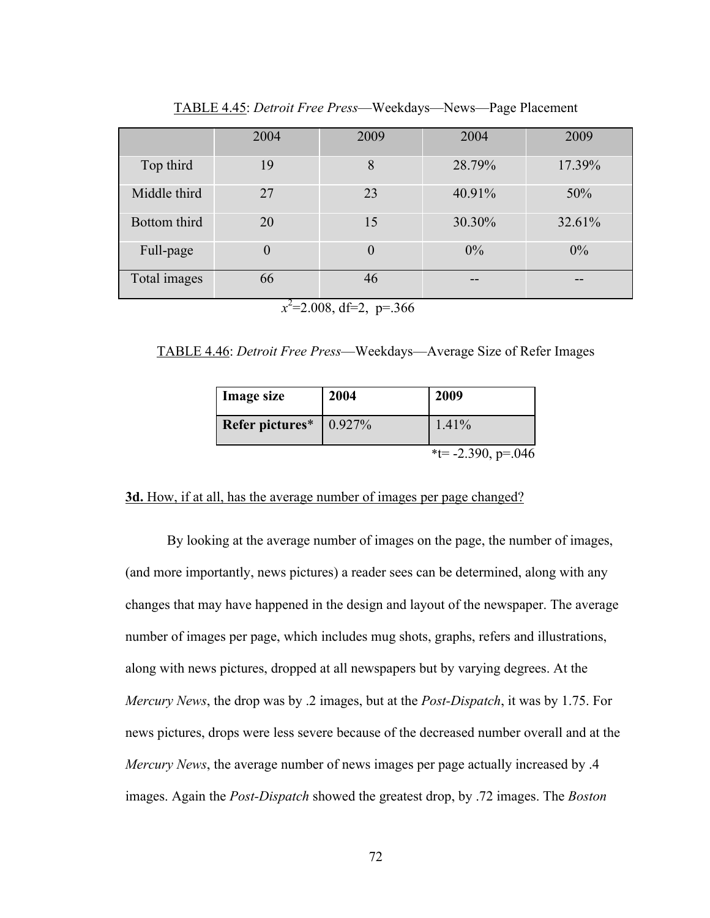TABLE 4.45: *Detroit Free Press*—Weekdays—News—Page Placement

| | 2004 | 2009 | 2004 | 2009 |
|---|---|---|---|---|
| Top third | 19 | 8 | 28.79% | 17.39% |
| Middle third | 27 | 23 | 40.91% | 50% |
| Bottom third | 20 | 15 | 30.30% | 32.61% |
| Full-page | 0 | 0 | 0% | 0% |
| Total images | 66 | 46 | -- | -- |

$x^2$=2.008, df=2, p=.366

TABLE 4.46: *Detroit Free Press*—Weekdays—Average Size of Refer Images

| **Image size** | **2004** | **2009** |
|---|---|---|
| **Refer pictures*** | 0.927% | 1.41% |

*t= -2.390, p=.046

**3d.** How, if at all, has the average number of images per page changed?

By looking at the average number of images on the page, the number of images, (and more importantly, news pictures) a reader sees can be determined, along with any changes that may have happened in the design and layout of the newspaper. The average number of images per page, which includes mug shots, graphs, refers and illustrations, along with news pictures, dropped at all newspapers but by varying degrees. At the *Mercury News*, the drop was by .2 images, but at the *Post-Dispatch*, it was by 1.75. For news pictures, drops were less severe because of the decreased number overall and at the *Mercury News*, the average number of news images per page actually increased by .4 images. Again the *Post-Dispatch* showed the greatest drop, by .72 images. The *Boston*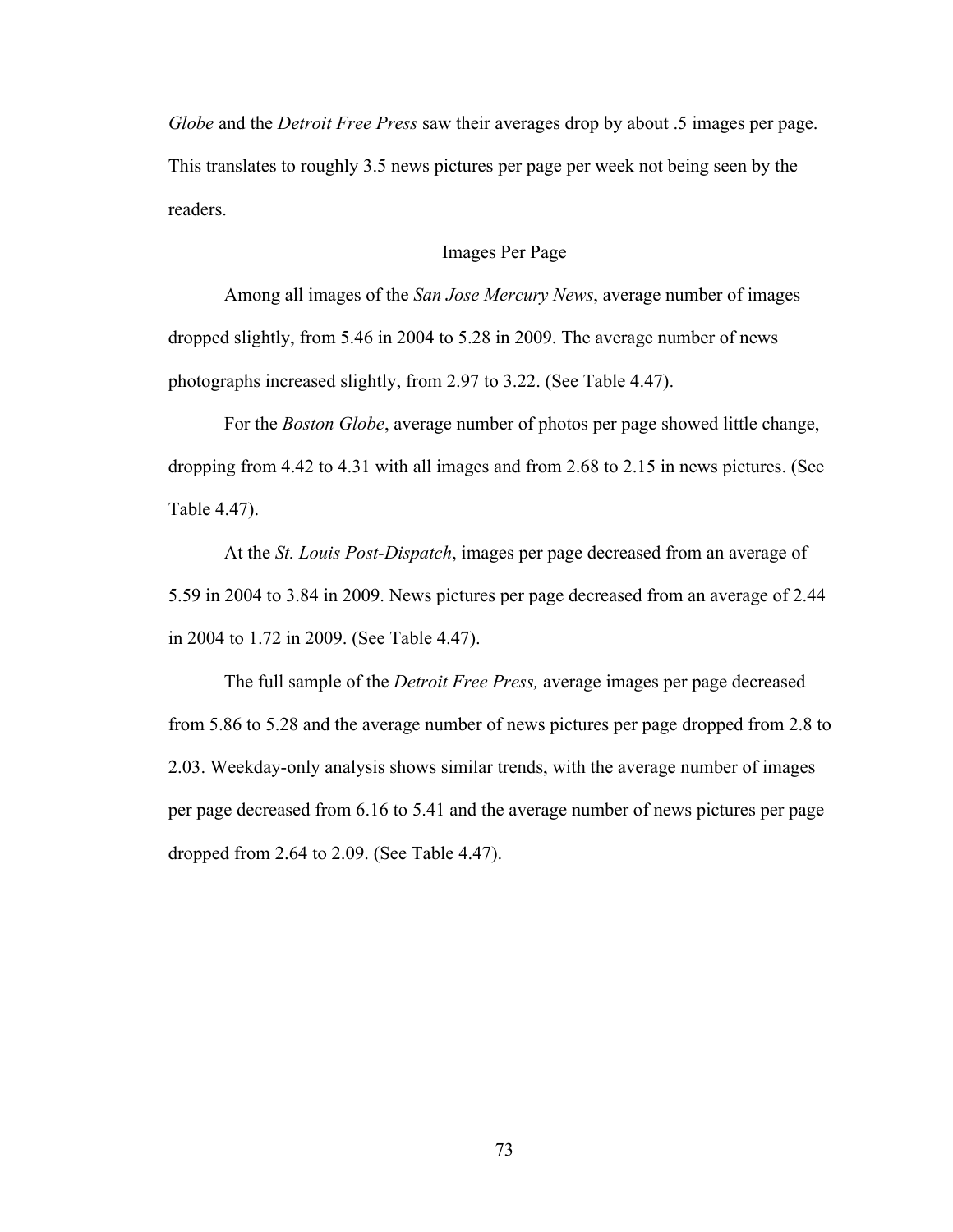*Globe* and the *Detroit Free Press* saw their averages drop by about .5 images per page. This translates to roughly 3.5 news pictures per page per week not being seen by the readers.

## Images Per Page

Among all images of the *San Jose Mercury News*, average number of images dropped slightly, from 5.46 in 2004 to 5.28 in 2009. The average number of news photographs increased slightly, from 2.97 to 3.22. (See Table 4.47).

For the *Boston Globe*, average number of photos per page showed little change, dropping from 4.42 to 4.31 with all images and from 2.68 to 2.15 in news pictures. (See Table 4.47).

At the *St. Louis Post-Dispatch*, images per page decreased from an average of 5.59 in 2004 to 3.84 in 2009. News pictures per page decreased from an average of 2.44 in 2004 to 1.72 in 2009. (See Table 4.47).

The full sample of the *Detroit Free Press,* average images per page decreased from 5.86 to 5.28 and the average number of news pictures per page dropped from 2.8 to 2.03. Weekday-only analysis shows similar trends, with the average number of images per page decreased from 6.16 to 5.41 and the average number of news pictures per page dropped from 2.64 to 2.09. (See Table 4.47).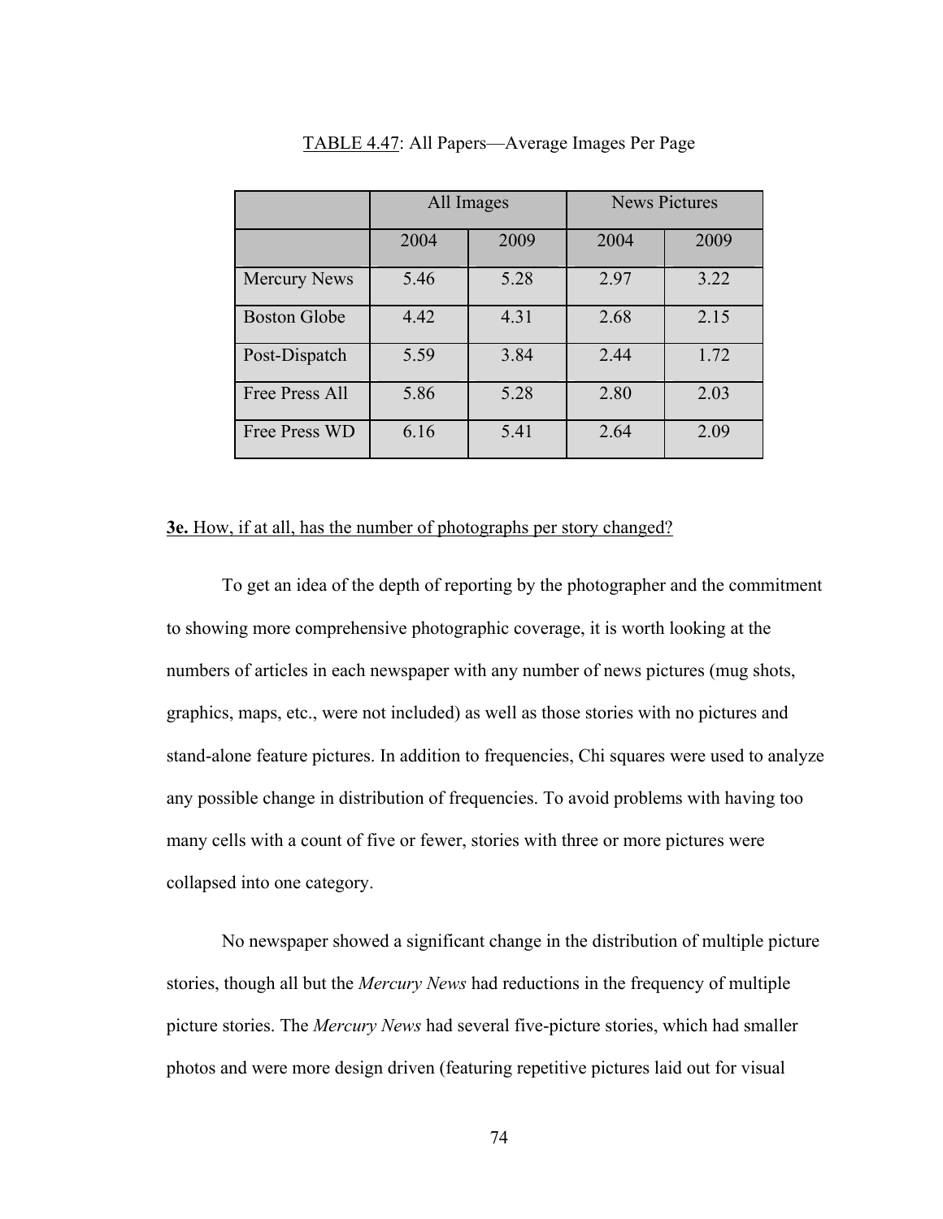TABLE 4.47: All Papers—Average Images Per Page

| | All Images | | News Pictures | |
|---|---|---|---|---|
| | 2004 | 2009 | 2004 | 2009 |
| Mercury News | 5.46 | 5.28 | 2.97 | 3.22 |
| Boston Globe | 4.42 | 4.31 | 2.68 | 2.15 |
| Post-Dispatch | 5.59 | 3.84 | 2.44 | 1.72 |
| Free Press All | 5.86 | 5.28 | 2.80 | 2.03 |
| Free Press WD | 6.16 | 5.41 | 2.64 | 2.09 |

**3e.** How, if at all, has the number of photographs per story changed?

To get an idea of the depth of reporting by the photographer and the commitment to showing more comprehensive photographic coverage, it is worth looking at the numbers of articles in each newspaper with any number of news pictures (mug shots, graphics, maps, etc., were not included) as well as those stories with no pictures and stand-alone feature pictures. In addition to frequencies, Chi squares were used to analyze any possible change in distribution of frequencies. To avoid problems with having too many cells with a count of five or fewer, stories with three or more pictures were collapsed into one category.

No newspaper showed a significant change in the distribution of multiple picture stories, though all but the *Mercury News* had reductions in the frequency of multiple picture stories. The *Mercury News* had several five-picture stories, which had smaller photos and were more design driven (featuring repetitive pictures laid out for visual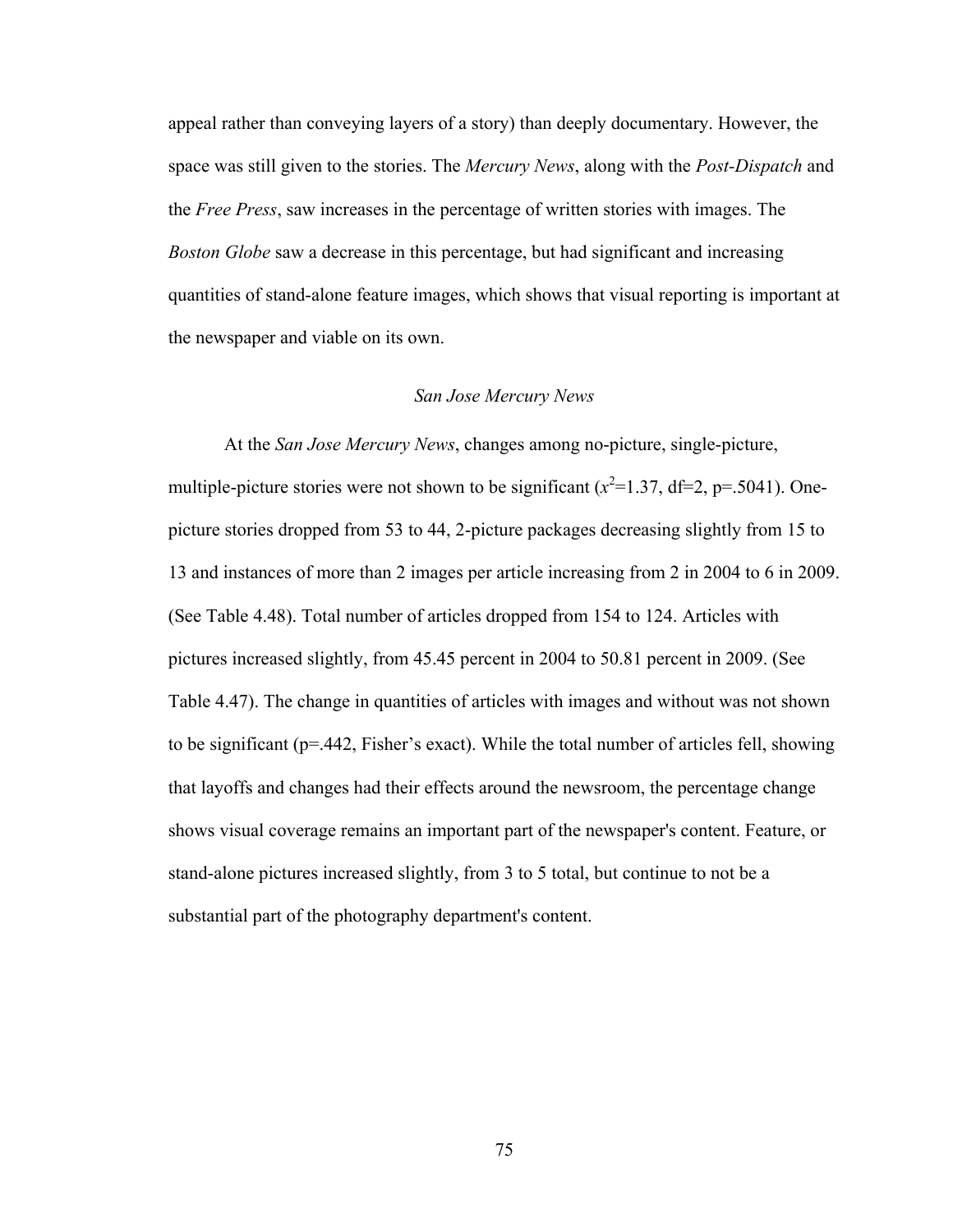appeal rather than conveying layers of a story) than deeply documentary. However, the space was still given to the stories. The *Mercury News*, along with the *Post-Dispatch* and the *Free Press*, saw increases in the percentage of written stories with images. The *Boston Globe* saw a decrease in this percentage, but had significant and increasing quantities of stand-alone feature images, which shows that visual reporting is important at the newspaper and viable on its own.

### *San Jose Mercury News*

At the *San Jose Mercury News*, changes among no-picture, single-picture, multiple-picture stories were not shown to be significant ($x^2$=1.37, df=2, p=.5041). One-picture stories dropped from 53 to 44, 2-picture packages decreasing slightly from 15 to 13 and instances of more than 2 images per article increasing from 2 in 2004 to 6 in 2009. (See Table 4.48). Total number of articles dropped from 154 to 124. Articles with pictures increased slightly, from 45.45 percent in 2004 to 50.81 percent in 2009. (See Table 4.47). The change in quantities of articles with images and without was not shown to be significant (p=.442, Fisher's exact). While the total number of articles fell, showing that layoffs and changes had their effects around the newsroom, the percentage change shows visual coverage remains an important part of the newspaper's content. Feature, or stand-alone pictures increased slightly, from 3 to 5 total, but continue to not be a substantial part of the photography department's content.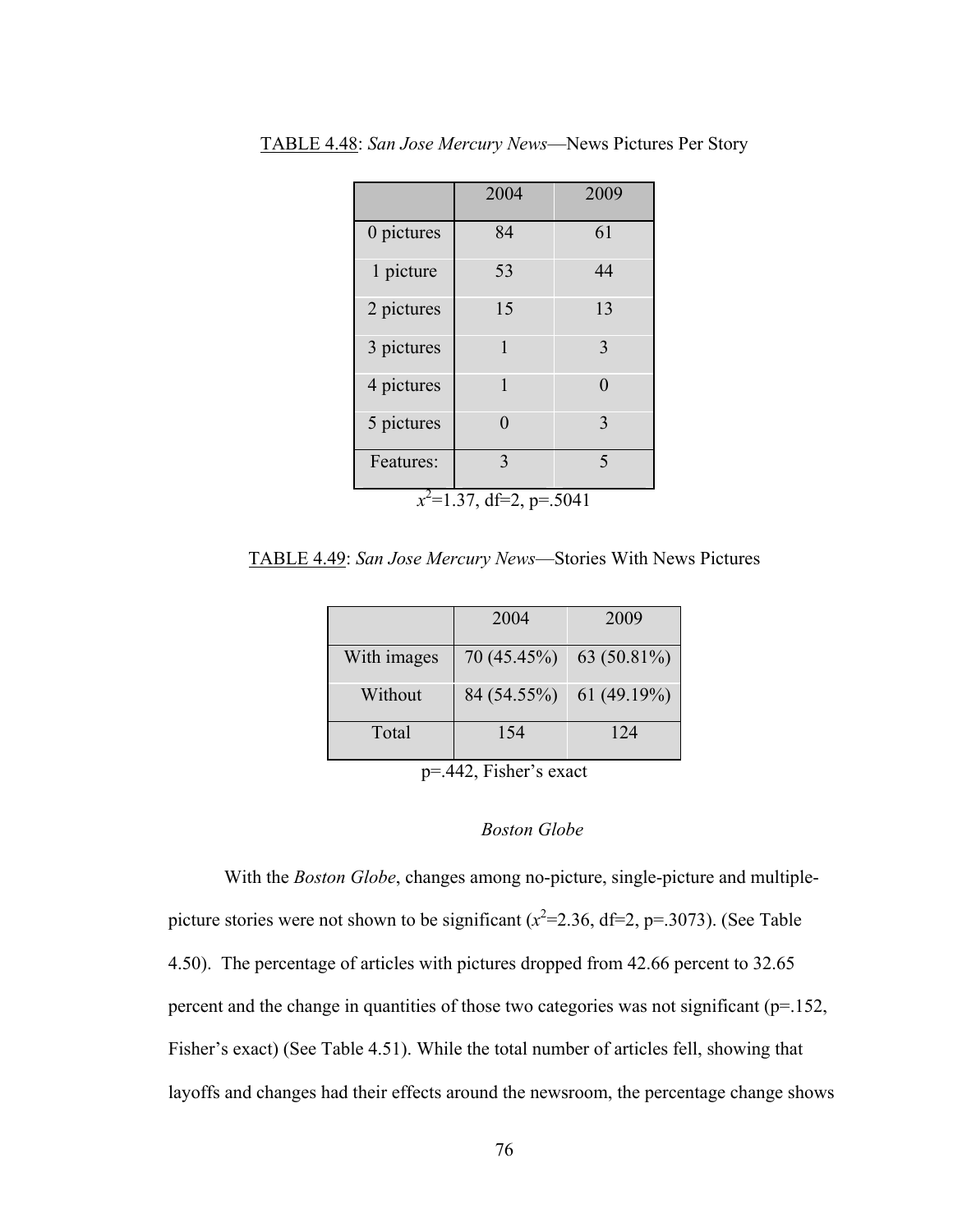TABLE 4.48: *San Jose Mercury News*—News Pictures Per Story

| | 2004 | 2009 |
|---|---|---|
| 0 pictures | 84 | 61 |
| 1 picture | 53 | 44 |
| 2 pictures | 15 | 13 |
| 3 pictures | 1 | 3 |
| 4 pictures | 1 | 0 |
| 5 pictures | 0 | 3 |
| Features: | 3 | 5 |

$x^2$=1.37, df=2, p=.5041

TABLE 4.49: *San Jose Mercury News*—Stories With News Pictures

| | 2004 | 2009 |
|---|---|---|
| With images | 70 (45.45%) | 63 (50.81%) |
| Without | 84 (54.55%) | 61 (49.19%) |
| Total | 154 | 124 |

p=.442, Fisher's exact

### *Boston Globe*

With the *Boston Globe*, changes among no-picture, single-picture and multiple-picture stories were not shown to be significant ($x^2$=2.36, df=2, p=.3073). (See Table 4.50). The percentage of articles with pictures dropped from 42.66 percent to 32.65 percent and the change in quantities of those two categories was not significant (p=.152, Fisher's exact) (See Table 4.51). While the total number of articles fell, showing that layoffs and changes had their effects around the newsroom, the percentage change shows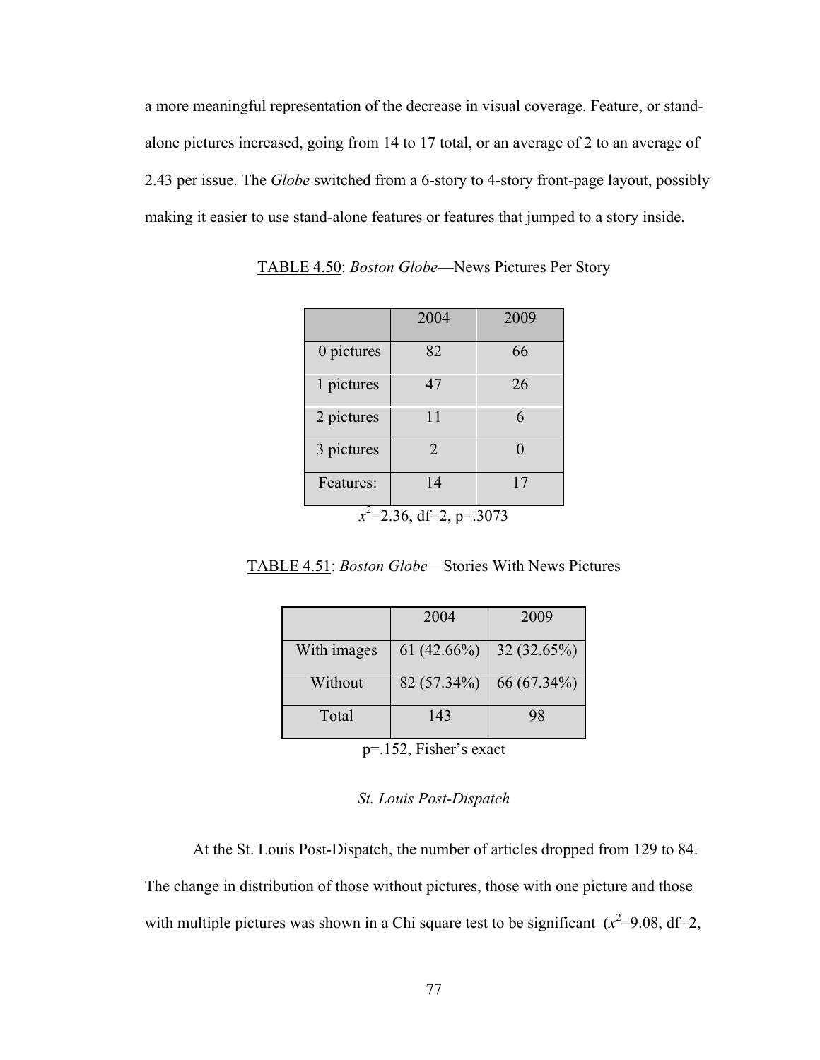a more meaningful representation of the decrease in visual coverage. Feature, or stand-alone pictures increased, going from 14 to 17 total, or an average of 2 to an average of 2.43 per issue. The *Globe* switched from a 6-story to 4-story front-page layout, possibly making it easier to use stand-alone features or features that jumped to a story inside.

TABLE 4.50: *Boston Globe*—News Pictures Per Story

| | 2004 | 2009 |
|---|---|---|
| 0 pictures | 82 | 66 |
| 1 pictures | 47 | 26 |
| 2 pictures | 11 | 6 |
| 3 pictures | 2 | 0 |
| Features: | 14 | 17 |

$x^2$=2.36, df=2, p=.3073

TABLE 4.51: *Boston Globe*—Stories With News Pictures

| | 2004 | 2009 |
|---|---|---|
| With images | 61 (42.66%) | 32 (32.65%) |
| Without | 82 (57.34%) | 66 (67.34%) |
| Total | 143 | 98 |

p=.152, Fisher's exact

### *St. Louis Post-Dispatch*

At the St. Louis Post-Dispatch, the number of articles dropped from 129 to 84. The change in distribution of those without pictures, those with one picture and those with multiple pictures was shown in a Chi square test to be significant ($x^2$=9.08, df=2,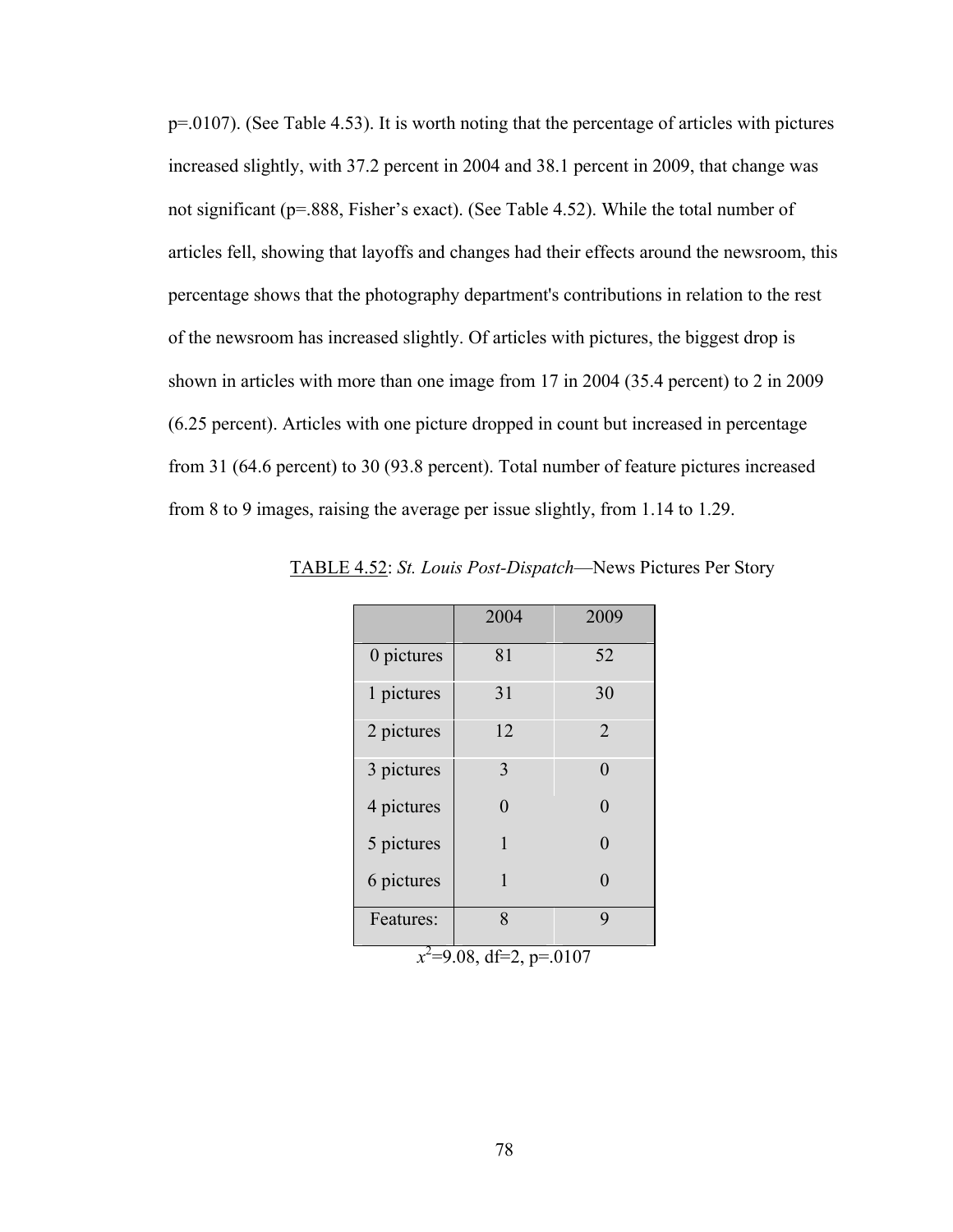p=.0107). (See Table 4.53). It is worth noting that the percentage of articles with pictures increased slightly, with 37.2 percent in 2004 and 38.1 percent in 2009, that change was not significant (p=.888, Fisher's exact). (See Table 4.52). While the total number of articles fell, showing that layoffs and changes had their effects around the newsroom, this percentage shows that the photography department's contributions in relation to the rest of the newsroom has increased slightly. Of articles with pictures, the biggest drop is shown in articles with more than one image from 17 in 2004 (35.4 percent) to 2 in 2009 (6.25 percent). Articles with one picture dropped in count but increased in percentage from 31 (64.6 percent) to 30 (93.8 percent). Total number of feature pictures increased from 8 to 9 images, raising the average per issue slightly, from 1.14 to 1.29.

TABLE 4.52: *St. Louis Post-Dispatch*—News Pictures Per Story

| | 2004 | 2009 |
|---|---|---|
| 0 pictures | 81 | 52 |
| 1 pictures | 31 | 30 |
| 2 pictures | 12 | 2 |
| 3 pictures | 3 | 0 |
| 4 pictures | 0 | 0 |
| 5 pictures | 1 | 0 |
| 6 pictures | 1 | 0 |
| Features: | 8 | 9 |

$x^2$=9.08, df=2, p=.0107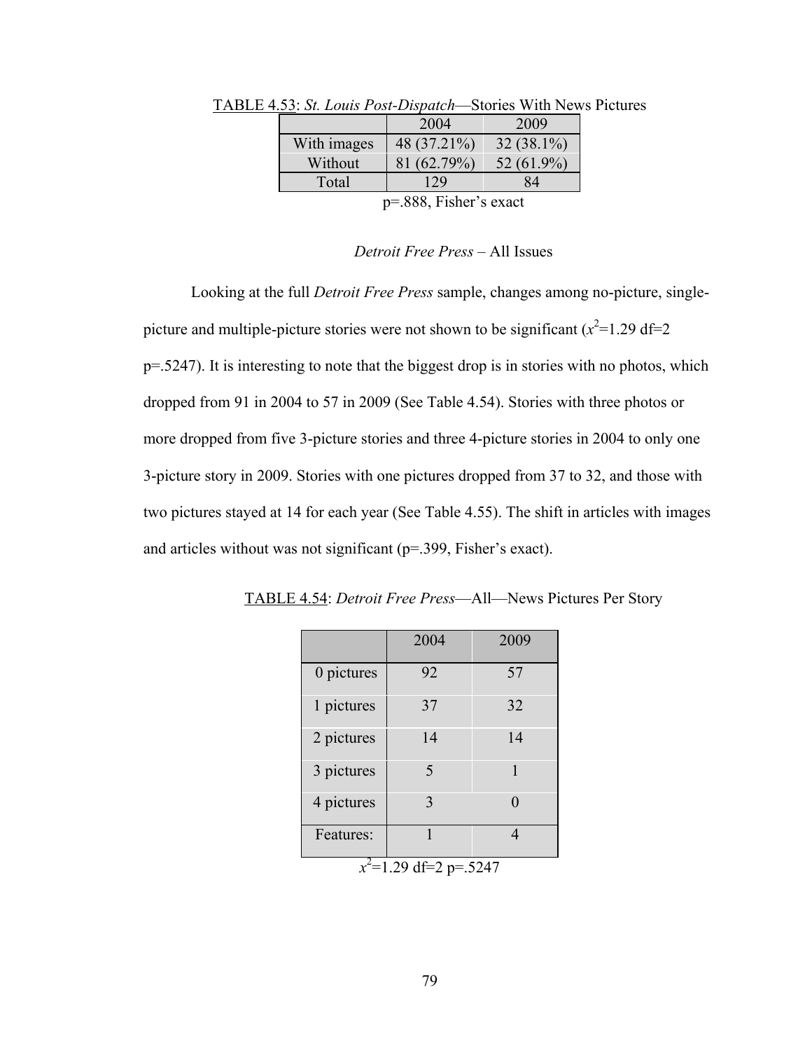TABLE 4.53: *St. Louis Post-Dispatch*—Stories With News Pictures

| | 2004 | 2009 |
|---|---|---|
| With images | 48 (37.21%) | 32 (38.1%) |
| Without | 81 (62.79%) | 52 (61.9%) |
| Total | 129 | 84 |

p=.888, Fisher's exact

### *Detroit Free Press* – All Issues

Looking at the full *Detroit Free Press* sample, changes among no-picture, single-picture and multiple-picture stories were not shown to be significant ($x^2$=1.29 df=2 p=.5247). It is interesting to note that the biggest drop is in stories with no photos, which dropped from 91 in 2004 to 57 in 2009 (See Table 4.54). Stories with three photos or more dropped from five 3-picture stories and three 4-picture stories in 2004 to only one 3-picture story in 2009. Stories with one pictures dropped from 37 to 32, and those with two pictures stayed at 14 for each year (See Table 4.55). The shift in articles with images and articles without was not significant (p=.399, Fisher's exact).

TABLE 4.54: *Detroit Free Press*—All—News Pictures Per Story

| | 2004 | 2009 |
|---|---|---|
| 0 pictures | 92 | 57 |
| 1 pictures | 37 | 32 |
| 2 pictures | 14 | 14 |
| 3 pictures | 5 | 1 |
| 4 pictures | 3 | 0 |
| Features: | 1 | 4 |

$x^2$=1.29 df=2 p=.5247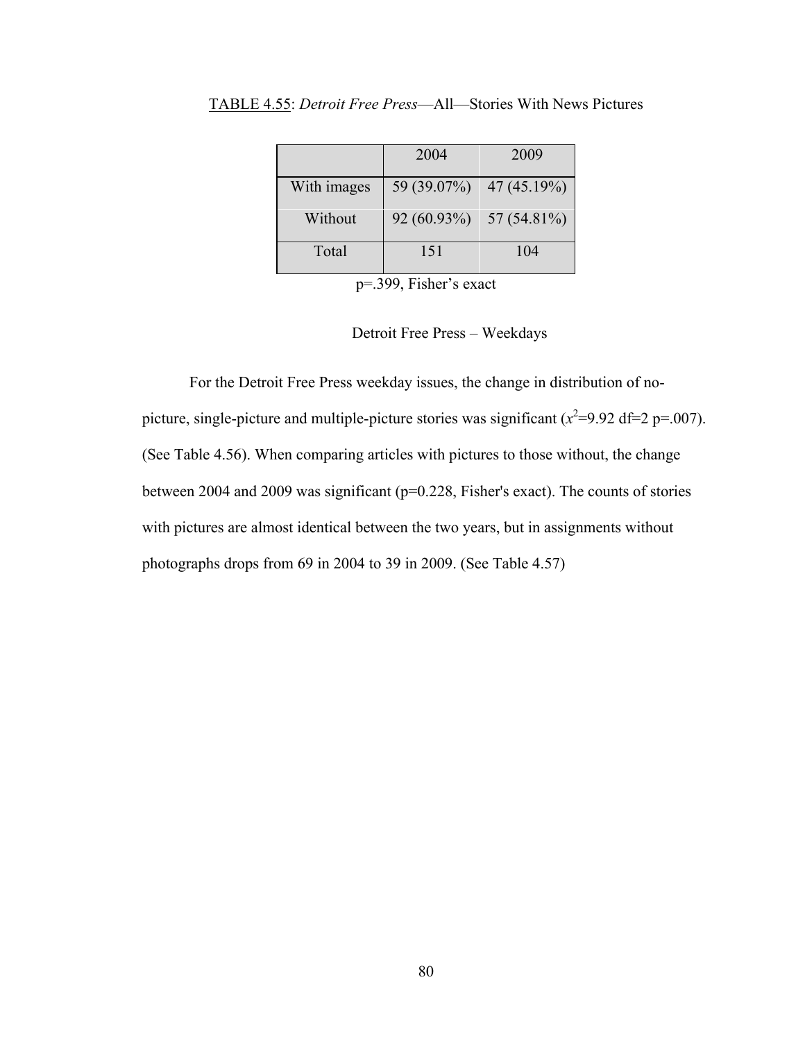TABLE 4.55: *Detroit Free Press*—All—Stories With News Pictures

| | 2004 | 2009 |
|---|---|---|
| With images | 59 (39.07%) | 47 (45.19%) |
| Without | 92 (60.93%) | 57 (54.81%) |
| Total | 151 | 104 |

p=.399, Fisher's exact

### Detroit Free Press – Weekdays

For the Detroit Free Press weekday issues, the change in distribution of no-picture, single-picture and multiple-picture stories was significant ($x^2$=9.92 df=2 p=.007). (See Table 4.56). When comparing articles with pictures to those without, the change between 2004 and 2009 was significant (p=0.228, Fisher's exact). The counts of stories with pictures are almost identical between the two years, but in assignments without photographs drops from 69 in 2004 to 39 in 2009. (See Table 4.57)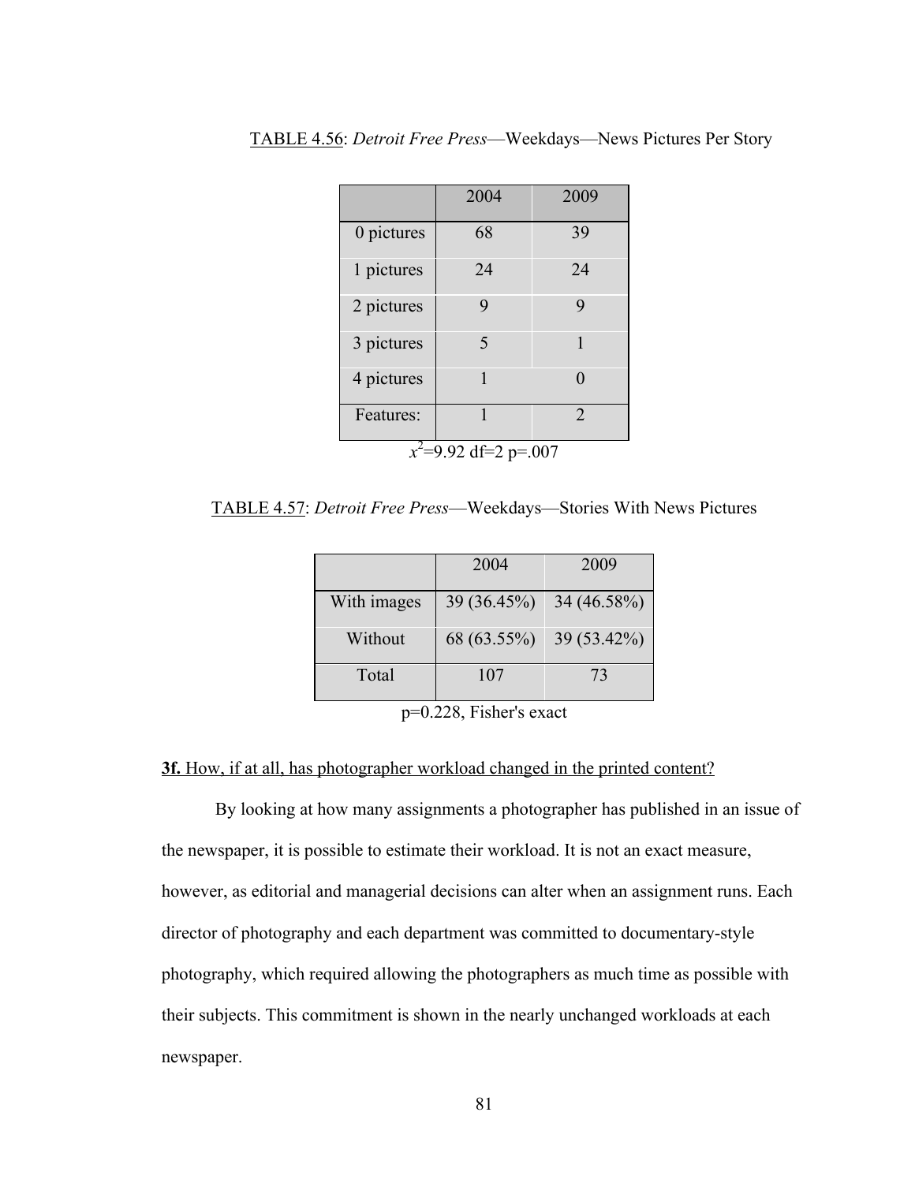TABLE 4.56: *Detroit Free Press*—Weekdays—News Pictures Per Story

| | 2004 | 2009 |
|---|---|---|
| 0 pictures | 68 | 39 |
| 1 pictures | 24 | 24 |
| 2 pictures | 9 | 9 |
| 3 pictures | 5 | 1 |
| 4 pictures | 1 | 0 |
| Features: | 1 | 2 |

$x^2$=9.92 df=2 p=.007

TABLE 4.57: *Detroit Free Press*—Weekdays—Stories With News Pictures

| | 2004 | 2009 |
|---|---|---|
| With images | 39 (36.45%) | 34 (46.58%) |
| Without | 68 (63.55%) | 39 (53.42%) |
| Total | 107 | 73 |

p=0.228, Fisher's exact

**3f.** How, if at all, has photographer workload changed in the printed content?

By looking at how many assignments a photographer has published in an issue of the newspaper, it is possible to estimate their workload. It is not an exact measure, however, as editorial and managerial decisions can alter when an assignment runs. Each director of photography and each department was committed to documentary-style photography, which required allowing the photographers as much time as possible with their subjects. This commitment is shown in the nearly unchanged workloads at each newspaper.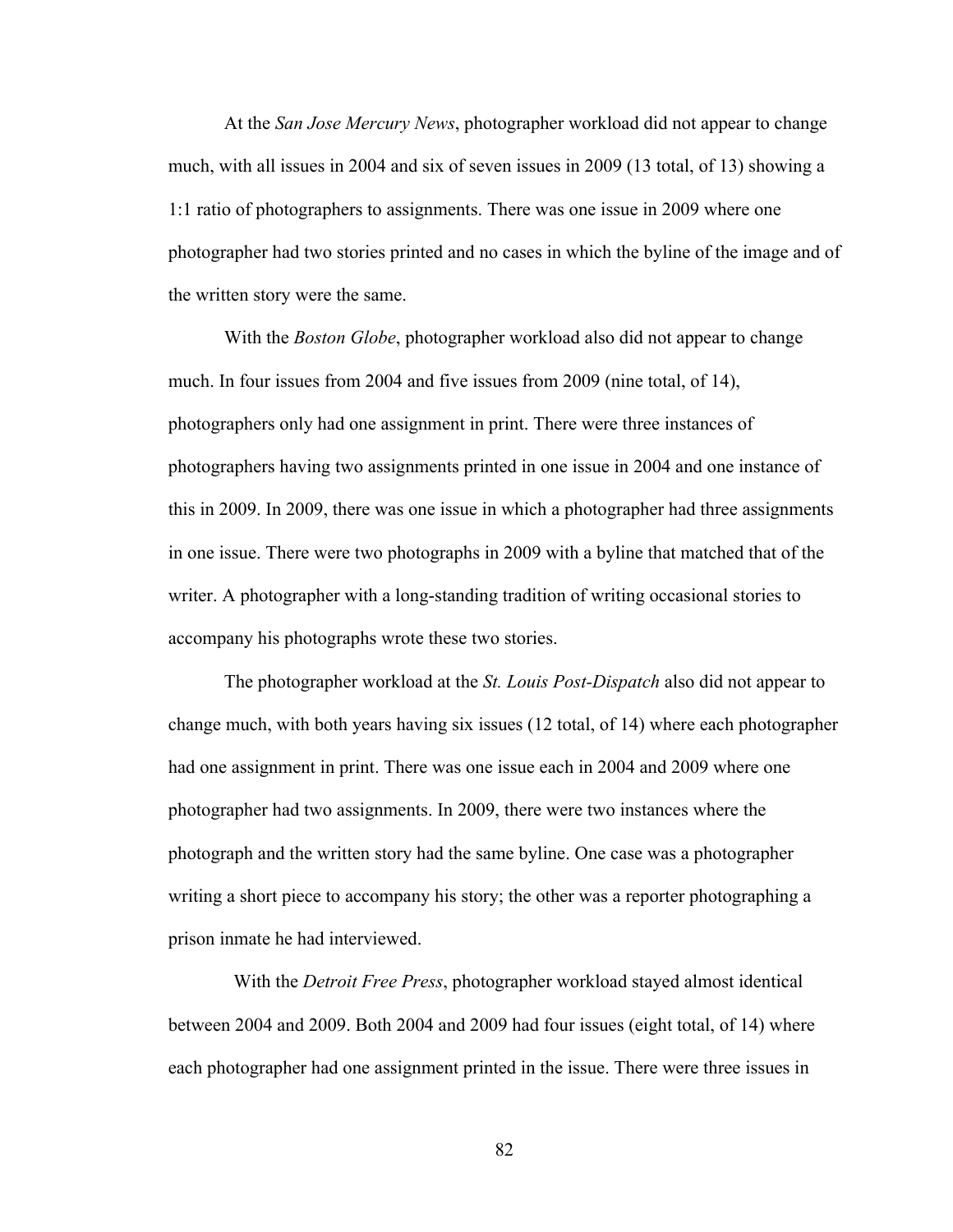At the *San Jose Mercury News*, photographer workload did not appear to change much, with all issues in 2004 and six of seven issues in 2009 (13 total, of 13) showing a 1:1 ratio of photographers to assignments. There was one issue in 2009 where one photographer had two stories printed and no cases in which the byline of the image and of the written story were the same.

With the *Boston Globe*, photographer workload also did not appear to change much. In four issues from 2004 and five issues from 2009 (nine total, of 14), photographers only had one assignment in print. There were three instances of photographers having two assignments printed in one issue in 2004 and one instance of this in 2009. In 2009, there was one issue in which a photographer had three assignments in one issue. There were two photographs in 2009 with a byline that matched that of the writer. A photographer with a long-standing tradition of writing occasional stories to accompany his photographs wrote these two stories.

The photographer workload at the *St. Louis Post-Dispatch* also did not appear to change much, with both years having six issues (12 total, of 14) where each photographer had one assignment in print. There was one issue each in 2004 and 2009 where one photographer had two assignments. In 2009, there were two instances where the photograph and the written story had the same byline. One case was a photographer writing a short piece to accompany his story; the other was a reporter photographing a prison inmate he had interviewed.

With the *Detroit Free Press*, photographer workload stayed almost identical between 2004 and 2009. Both 2004 and 2009 had four issues (eight total, of 14) where each photographer had one assignment printed in the issue. There were three issues in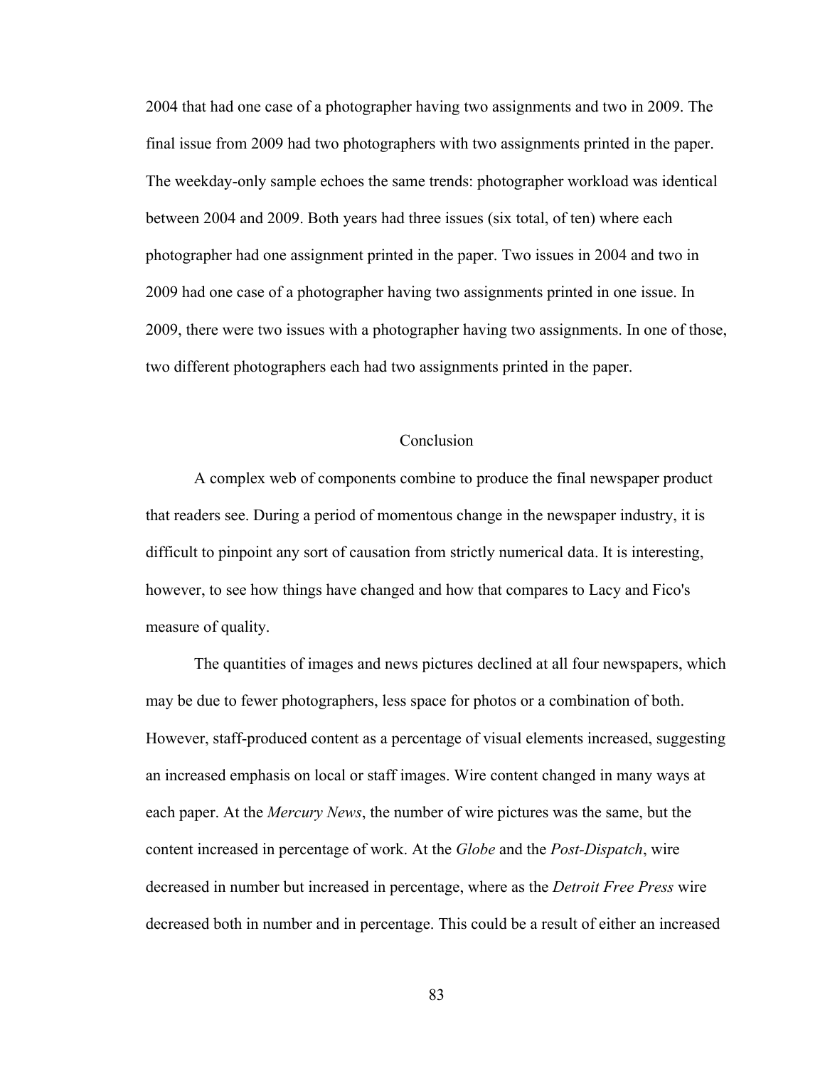2004 that had one case of a photographer having two assignments and two in 2009. The final issue from 2009 had two photographers with two assignments printed in the paper. The weekday-only sample echoes the same trends: photographer workload was identical between 2004 and 2009. Both years had three issues (six total, of ten) where each photographer had one assignment printed in the paper. Two issues in 2004 and two in 2009 had one case of a photographer having two assignments printed in one issue. In 2009, there were two issues with a photographer having two assignments. In one of those, two different photographers each had two assignments printed in the paper.

## Conclusion

A complex web of components combine to produce the final newspaper product that readers see. During a period of momentous change in the newspaper industry, it is difficult to pinpoint any sort of causation from strictly numerical data. It is interesting, however, to see how things have changed and how that compares to Lacy and Fico's measure of quality.

The quantities of images and news pictures declined at all four newspapers, which may be due to fewer photographers, less space for photos or a combination of both. However, staff-produced content as a percentage of visual elements increased, suggesting an increased emphasis on local or staff images. Wire content changed in many ways at each paper. At the *Mercury News*, the number of wire pictures was the same, but the content increased in percentage of work. At the *Globe* and the *Post-Dispatch*, wire decreased in number but increased in percentage, where as the *Detroit Free Press* wire decreased both in number and in percentage. This could be a result of either an increased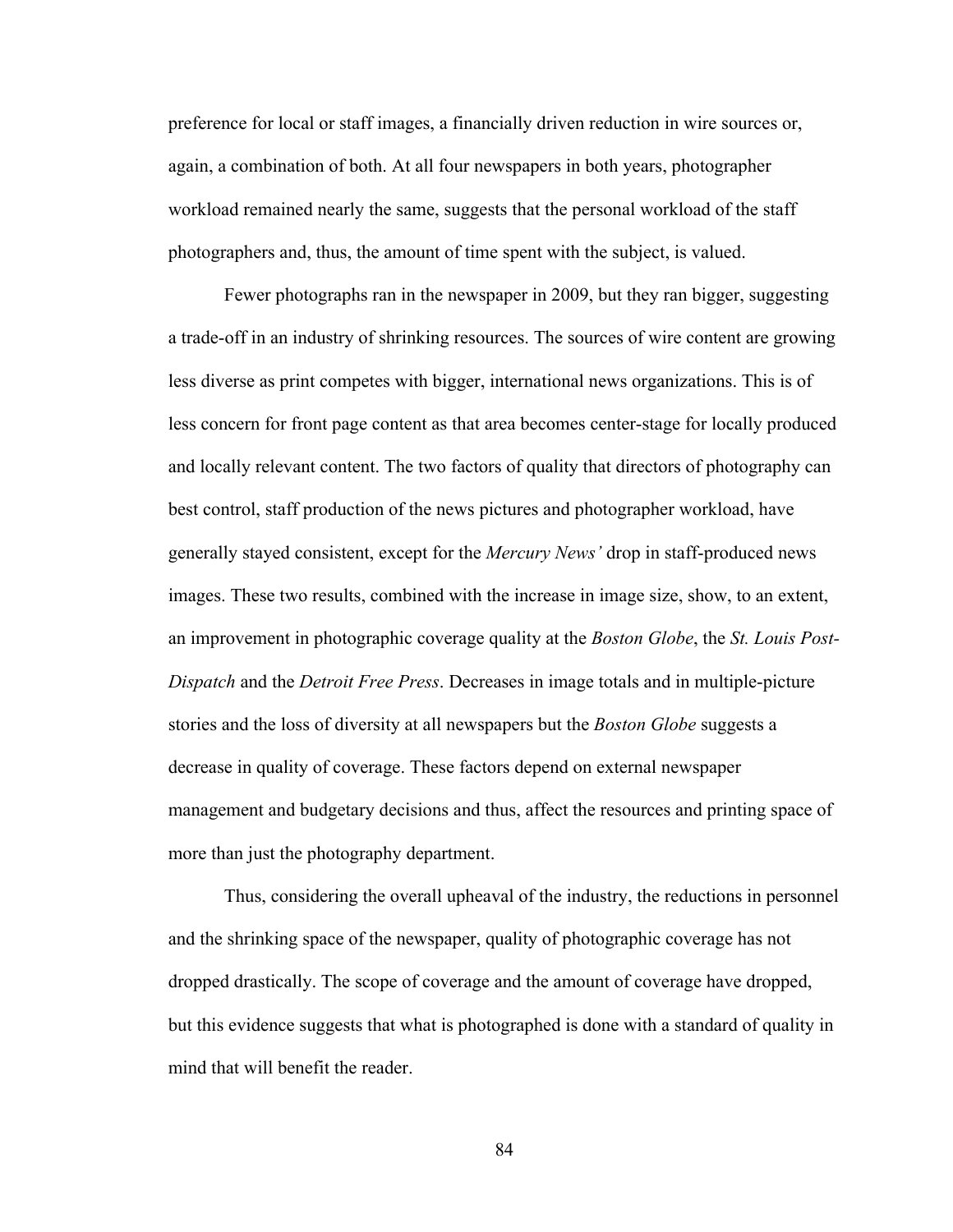preference for local or staff images, a financially driven reduction in wire sources or, again, a combination of both. At all four newspapers in both years, photographer workload remained nearly the same, suggests that the personal workload of the staff photographers and, thus, the amount of time spent with the subject, is valued.

Fewer photographs ran in the newspaper in 2009, but they ran bigger, suggesting a trade-off in an industry of shrinking resources. The sources of wire content are growing less diverse as print competes with bigger, international news organizations. This is of less concern for front page content as that area becomes center-stage for locally produced and locally relevant content. The two factors of quality that directors of photography can best control, staff production of the news pictures and photographer workload, have generally stayed consistent, except for the *Mercury News'* drop in staff-produced news images. These two results, combined with the increase in image size, show, to an extent, an improvement in photographic coverage quality at the *Boston Globe*, the *St. Louis Post-Dispatch* and the *Detroit Free Press*. Decreases in image totals and in multiple-picture stories and the loss of diversity at all newspapers but the *Boston Globe* suggests a decrease in quality of coverage. These factors depend on external newspaper management and budgetary decisions and thus, affect the resources and printing space of more than just the photography department.

Thus, considering the overall upheaval of the industry, the reductions in personnel and the shrinking space of the newspaper, quality of photographic coverage has not dropped drastically. The scope of coverage and the amount of coverage have dropped, but this evidence suggests that what is photographed is done with a standard of quality in mind that will benefit the reader.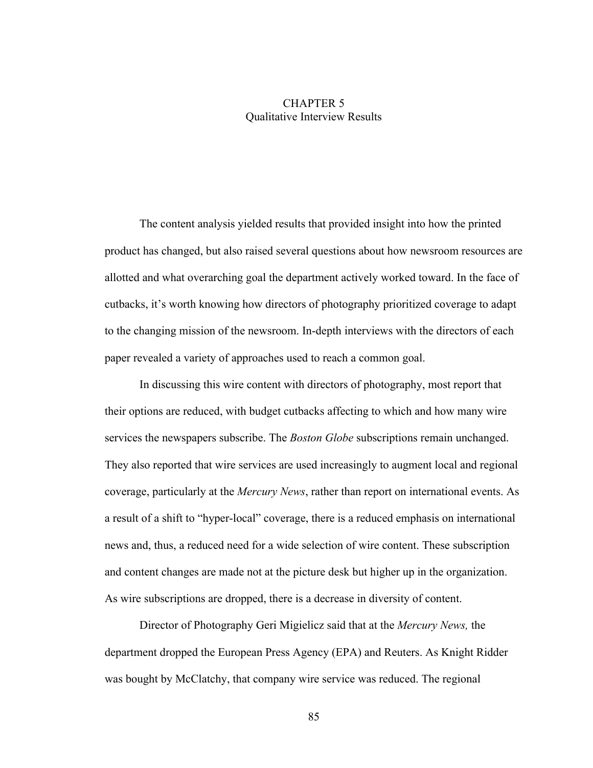# CHAPTER 5
## Qualitative Interview Results

The content analysis yielded results that provided insight into how the printed product has changed, but also raised several questions about how newsroom resources are allotted and what overarching goal the department actively worked toward. In the face of cutbacks, it's worth knowing how directors of photography prioritized coverage to adapt to the changing mission of the newsroom. In-depth interviews with the directors of each paper revealed a variety of approaches used to reach a common goal.

In discussing this wire content with directors of photography, most report that their options are reduced, with budget cutbacks affecting to which and how many wire services the newspapers subscribe. The *Boston Globe* subscriptions remain unchanged. They also reported that wire services are used increasingly to augment local and regional coverage, particularly at the *Mercury News*, rather than report on international events. As a result of a shift to "hyper-local" coverage, there is a reduced emphasis on international news and, thus, a reduced need for a wide selection of wire content. These subscription and content changes are made not at the picture desk but higher up in the organization. As wire subscriptions are dropped, there is a decrease in diversity of content.

Director of Photography Geri Migielicz said that at the *Mercury News,* the department dropped the European Press Agency (EPA) and Reuters. As Knight Ridder was bought by McClatchy, that company wire service was reduced. The regional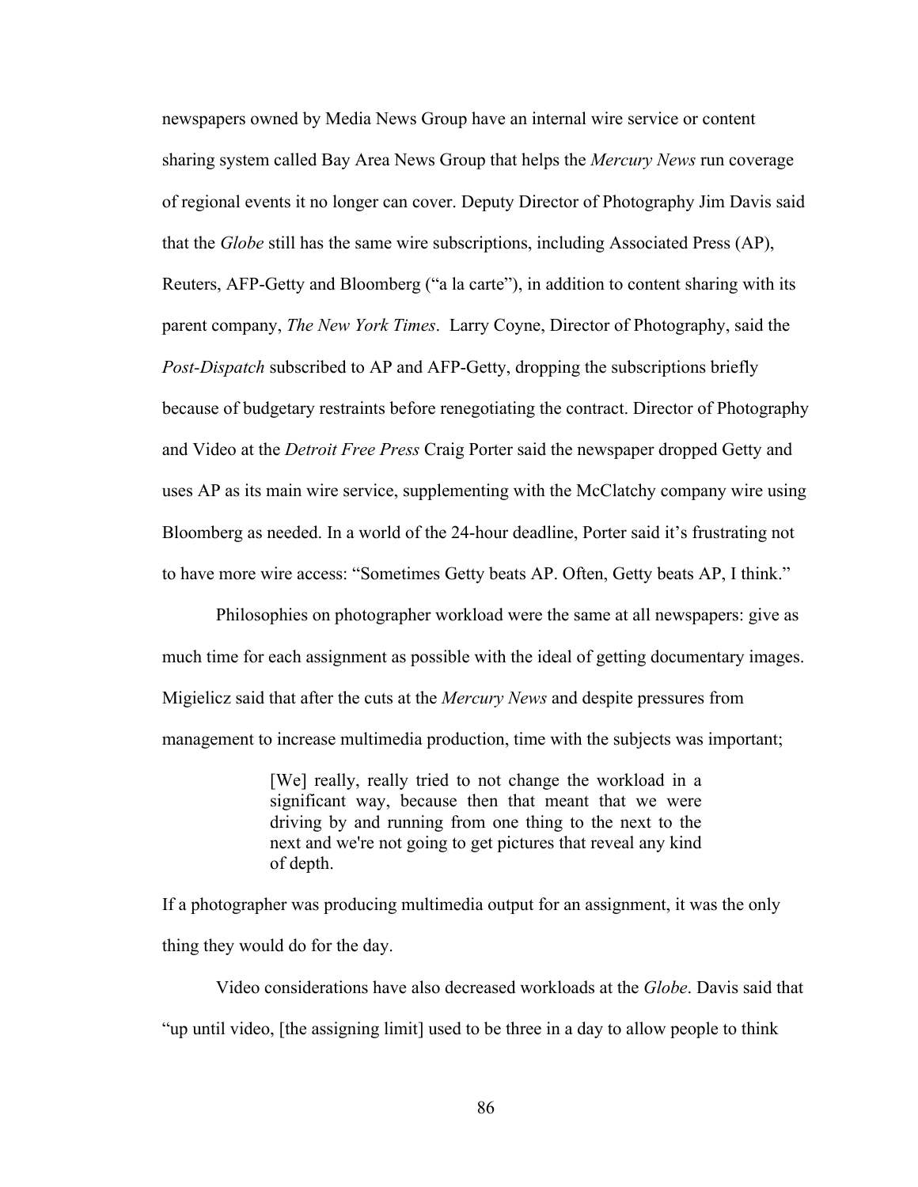newspapers owned by Media News Group have an internal wire service or content sharing system called Bay Area News Group that helps the *Mercury News* run coverage of regional events it no longer can cover. Deputy Director of Photography Jim Davis said that the *Globe* still has the same wire subscriptions, including Associated Press (AP), Reuters, AFP-Getty and Bloomberg ("a la carte"), in addition to content sharing with its parent company, *The New York Times*.  Larry Coyne, Director of Photography, said the *Post-Dispatch* subscribed to AP and AFP-Getty, dropping the subscriptions briefly because of budgetary restraints before renegotiating the contract. Director of Photography and Video at the *Detroit Free Press* Craig Porter said the newspaper dropped Getty and uses AP as its main wire service, supplementing with the McClatchy company wire using Bloomberg as needed. In a world of the 24-hour deadline, Porter said it's frustrating not to have more wire access: "Sometimes Getty beats AP. Often, Getty beats AP, I think."

Philosophies on photographer workload were the same at all newspapers: give as much time for each assignment as possible with the ideal of getting documentary images. Migielicz said that after the cuts at the *Mercury News* and despite pressures from management to increase multimedia production, time with the subjects was important;

> [We] really, really tried to not change the workload in a significant way, because then that meant that we were driving by and running from one thing to the next to the next and we're not going to get pictures that reveal any kind of depth.

If a photographer was producing multimedia output for an assignment, it was the only thing they would do for the day.

Video considerations have also decreased workloads at the *Globe*. Davis said that "up until video, [the assigning limit] used to be three in a day to allow people to think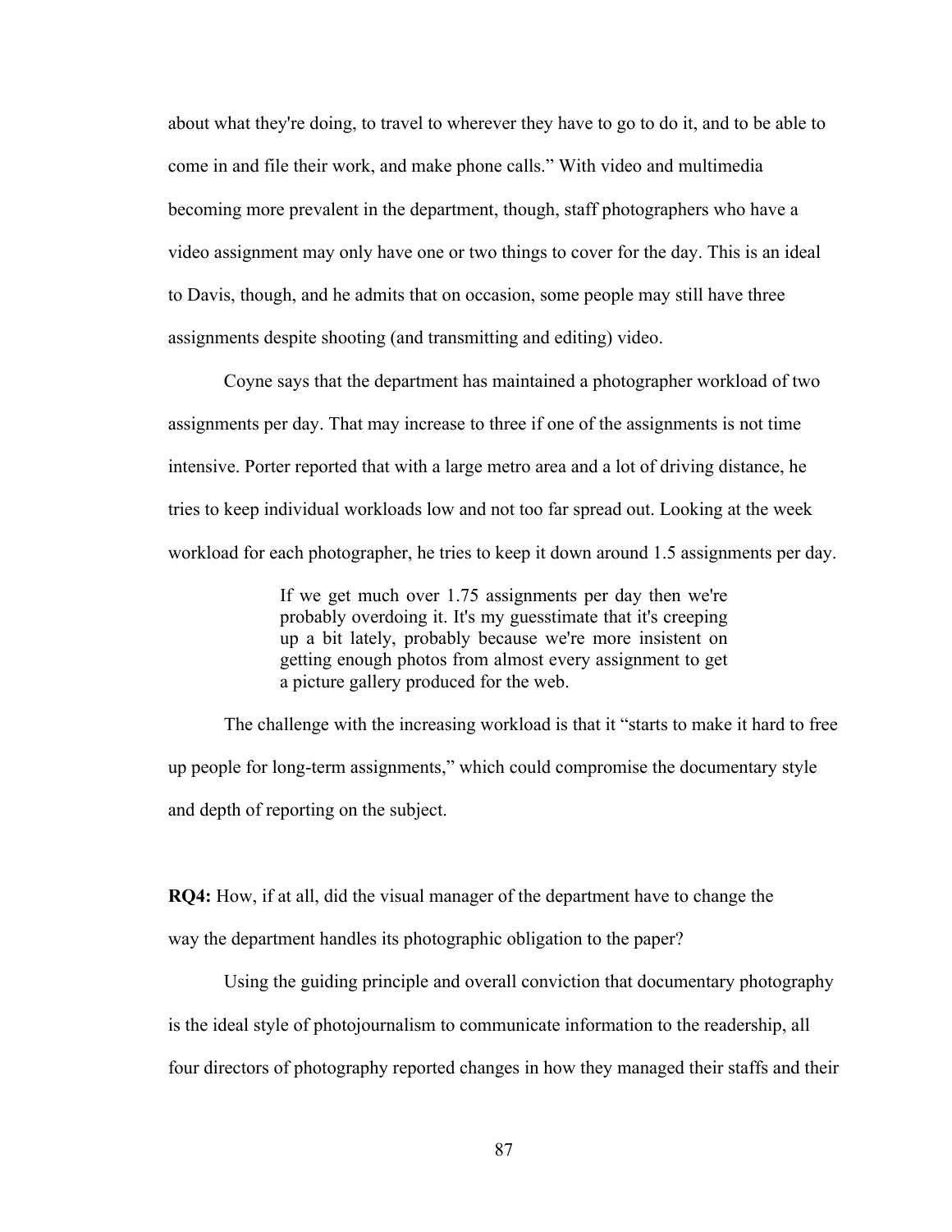about what they're doing, to travel to wherever they have to go to do it, and to be able to come in and file their work, and make phone calls." With video and multimedia becoming more prevalent in the department, though, staff photographers who have a video assignment may only have one or two things to cover for the day. This is an ideal to Davis, though, and he admits that on occasion, some people may still have three assignments despite shooting (and transmitting and editing) video.

Coyne says that the department has maintained a photographer workload of two assignments per day. That may increase to three if one of the assignments is not time intensive. Porter reported that with a large metro area and a lot of driving distance, he tries to keep individual workloads low and not too far spread out. Looking at the week workload for each photographer, he tries to keep it down around 1.5 assignments per day.

> If we get much over 1.75 assignments per day then we're probably overdoing it. It's my guesstimate that it's creeping up a bit lately, probably because we're more insistent on getting enough photos from almost every assignment to get a picture gallery produced for the web.

The challenge with the increasing workload is that it "starts to make it hard to free up people for long-term assignments," which could compromise the documentary style and depth of reporting on the subject.

**RQ4:** How, if at all, did the visual manager of the department have to change the way the department handles its photographic obligation to the paper?

Using the guiding principle and overall conviction that documentary photography is the ideal style of photojournalism to communicate information to the readership, all four directors of photography reported changes in how they managed their staffs and their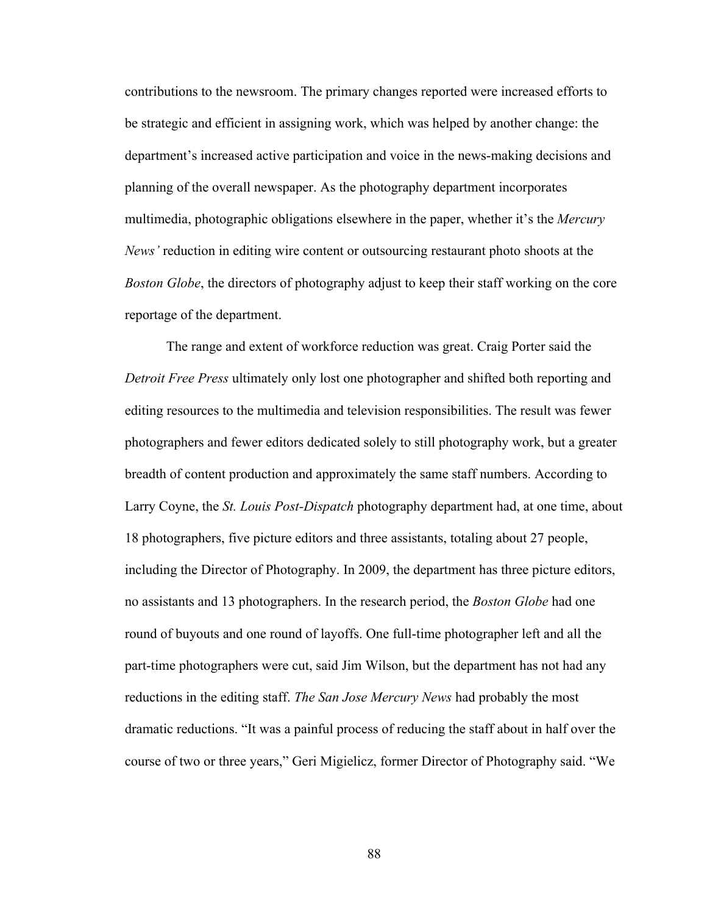contributions to the newsroom. The primary changes reported were increased efforts to be strategic and efficient in assigning work, which was helped by another change: the department's increased active participation and voice in the news-making decisions and planning of the overall newspaper. As the photography department incorporates multimedia, photographic obligations elsewhere in the paper, whether it's the *Mercury News'* reduction in editing wire content or outsourcing restaurant photo shoots at the *Boston Globe*, the directors of photography adjust to keep their staff working on the core reportage of the department.

The range and extent of workforce reduction was great. Craig Porter said the *Detroit Free Press* ultimately only lost one photographer and shifted both reporting and editing resources to the multimedia and television responsibilities. The result was fewer photographers and fewer editors dedicated solely to still photography work, but a greater breadth of content production and approximately the same staff numbers. According to Larry Coyne, the *St. Louis Post-Dispatch* photography department had, at one time, about 18 photographers, five picture editors and three assistants, totaling about 27 people, including the Director of Photography. In 2009, the department has three picture editors, no assistants and 13 photographers. In the research period, the *Boston Globe* had one round of buyouts and one round of layoffs. One full-time photographer left and all the part-time photographers were cut, said Jim Wilson, but the department has not had any reductions in the editing staff. *The San Jose Mercury News* had probably the most dramatic reductions. "It was a painful process of reducing the staff about in half over the course of two or three years," Geri Migielicz, former Director of Photography said. "We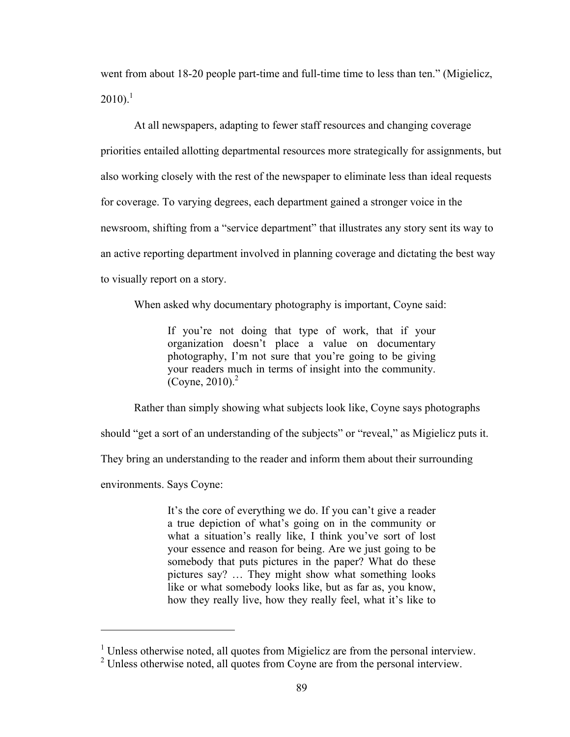went from about 18-20 people part-time and full-time time to less than ten." (Migielicz, 2010).[1]

At all newspapers, adapting to fewer staff resources and changing coverage priorities entailed allotting departmental resources more strategically for assignments, but also working closely with the rest of the newspaper to eliminate less than ideal requests for coverage. To varying degrees, each department gained a stronger voice in the newsroom, shifting from a "service department" that illustrates any story sent its way to an active reporting department involved in planning coverage and dictating the best way to visually report on a story.

When asked why documentary photography is important, Coyne said:

> If you're not doing that type of work, that if your organization doesn't place a value on documentary photography, I'm not sure that you're going to be giving your readers much in terms of insight into the community. (Coyne, 2010).[2]

Rather than simply showing what subjects look like, Coyne says photographs should "get a sort of an understanding of the subjects" or "reveal," as Migielicz puts it. They bring an understanding to the reader and inform them about their surrounding environments. Says Coyne:

> It's the core of everything we do. If you can't give a reader a true depiction of what's going on in the community or what a situation's really like, I think you've sort of lost your essence and reason for being. Are we just going to be somebody that puts pictures in the paper? What do these pictures say? … They might show what something looks like or what somebody looks like, but as far as, you know, how they really live, how they really feel, what it's like to

---

[1] Unless otherwise noted, all quotes from Migielicz are from the personal interview.

[2] Unless otherwise noted, all quotes from Coyne are from the personal interview.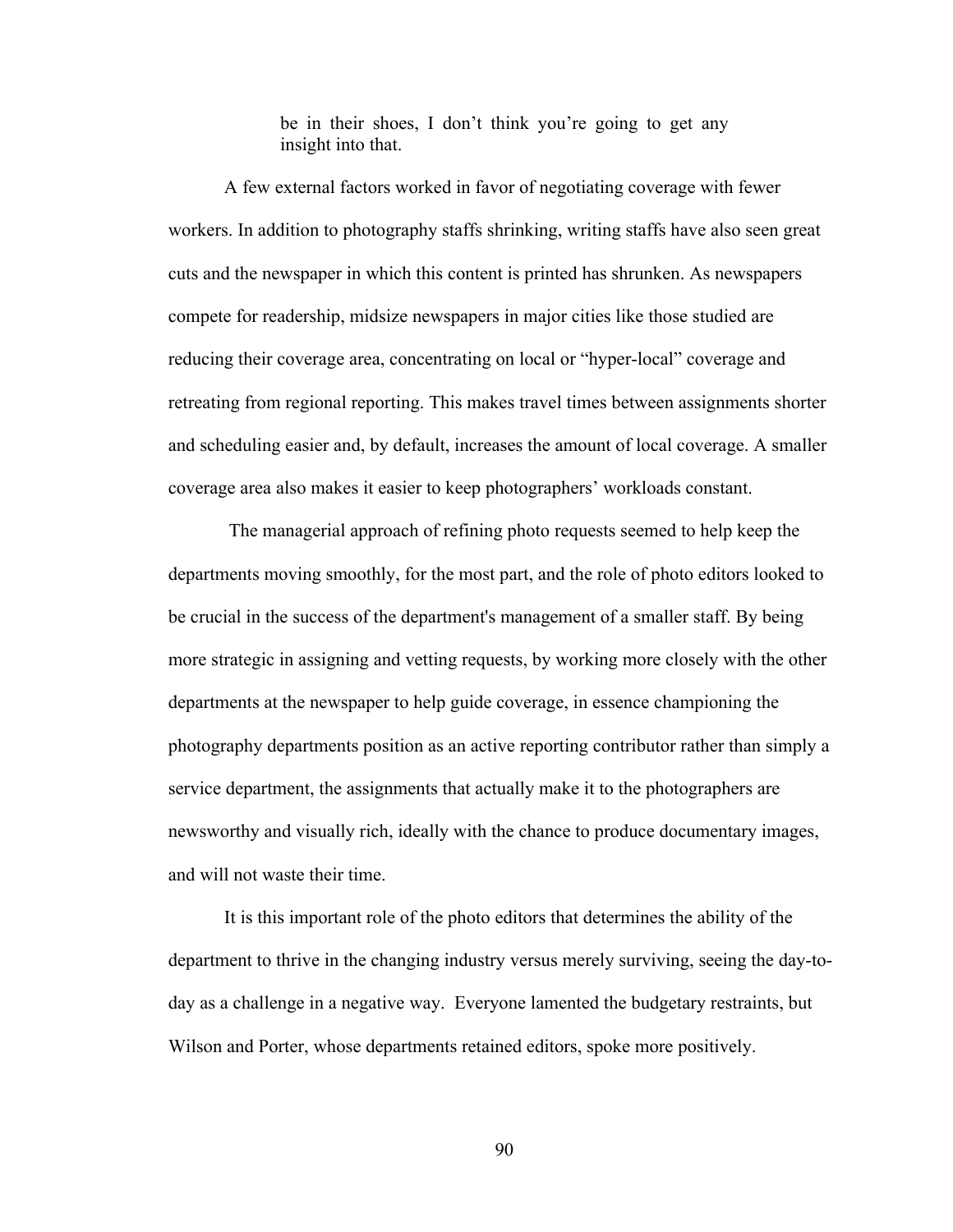> be in their shoes, I don't think you're going to get any insight into that.

A few external factors worked in favor of negotiating coverage with fewer workers. In addition to photography staffs shrinking, writing staffs have also seen great cuts and the newspaper in which this content is printed has shrunken. As newspapers compete for readership, midsize newspapers in major cities like those studied are reducing their coverage area, concentrating on local or "hyper-local" coverage and retreating from regional reporting. This makes travel times between assignments shorter and scheduling easier and, by default, increases the amount of local coverage. A smaller coverage area also makes it easier to keep photographers' workloads constant.

The managerial approach of refining photo requests seemed to help keep the departments moving smoothly, for the most part, and the role of photo editors looked to be crucial in the success of the department's management of a smaller staff. By being more strategic in assigning and vetting requests, by working more closely with the other departments at the newspaper to help guide coverage, in essence championing the photography departments position as an active reporting contributor rather than simply a service department, the assignments that actually make it to the photographers are newsworthy and visually rich, ideally with the chance to produce documentary images, and will not waste their time.

It is this important role of the photo editors that determines the ability of the department to thrive in the changing industry versus merely surviving, seeing the day-to-day as a challenge in a negative way. Everyone lamented the budgetary restraints, but Wilson and Porter, whose departments retained editors, spoke more positively.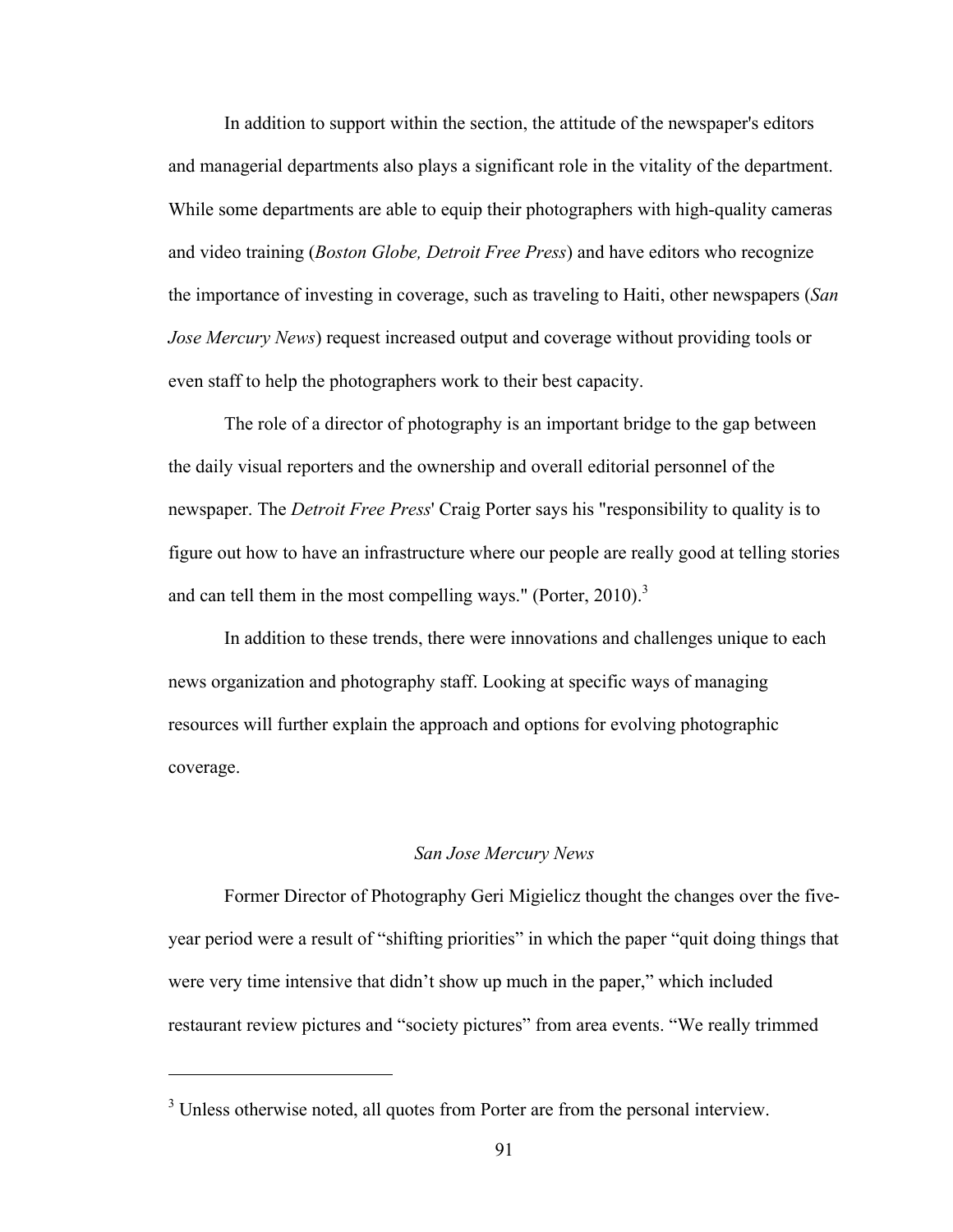In addition to support within the section, the attitude of the newspaper's editors and managerial departments also plays a significant role in the vitality of the department. While some departments are able to equip their photographers with high-quality cameras and video training (*Boston Globe, Detroit Free Press*) and have editors who recognize the importance of investing in coverage, such as traveling to Haiti, other newspapers (*San Jose Mercury News*) request increased output and coverage without providing tools or even staff to help the photographers work to their best capacity.

The role of a director of photography is an important bridge to the gap between the daily visual reporters and the ownership and overall editorial personnel of the newspaper. The *Detroit Free Press*' Craig Porter says his "responsibility to quality is to figure out how to have an infrastructure where our people are really good at telling stories and can tell them in the most compelling ways." (Porter, 2010).[3]

In addition to these trends, there were innovations and challenges unique to each news organization and photography staff. Looking at specific ways of managing resources will further explain the approach and options for evolving photographic coverage.

### *San Jose Mercury News*

Former Director of Photography Geri Migielicz thought the changes over the five-year period were a result of "shifting priorities" in which the paper "quit doing things that were very time intensive that didn't show up much in the paper," which included restaurant review pictures and "society pictures" from area events. "We really trimmed

---

[3] Unless otherwise noted, all quotes from Porter are from the personal interview.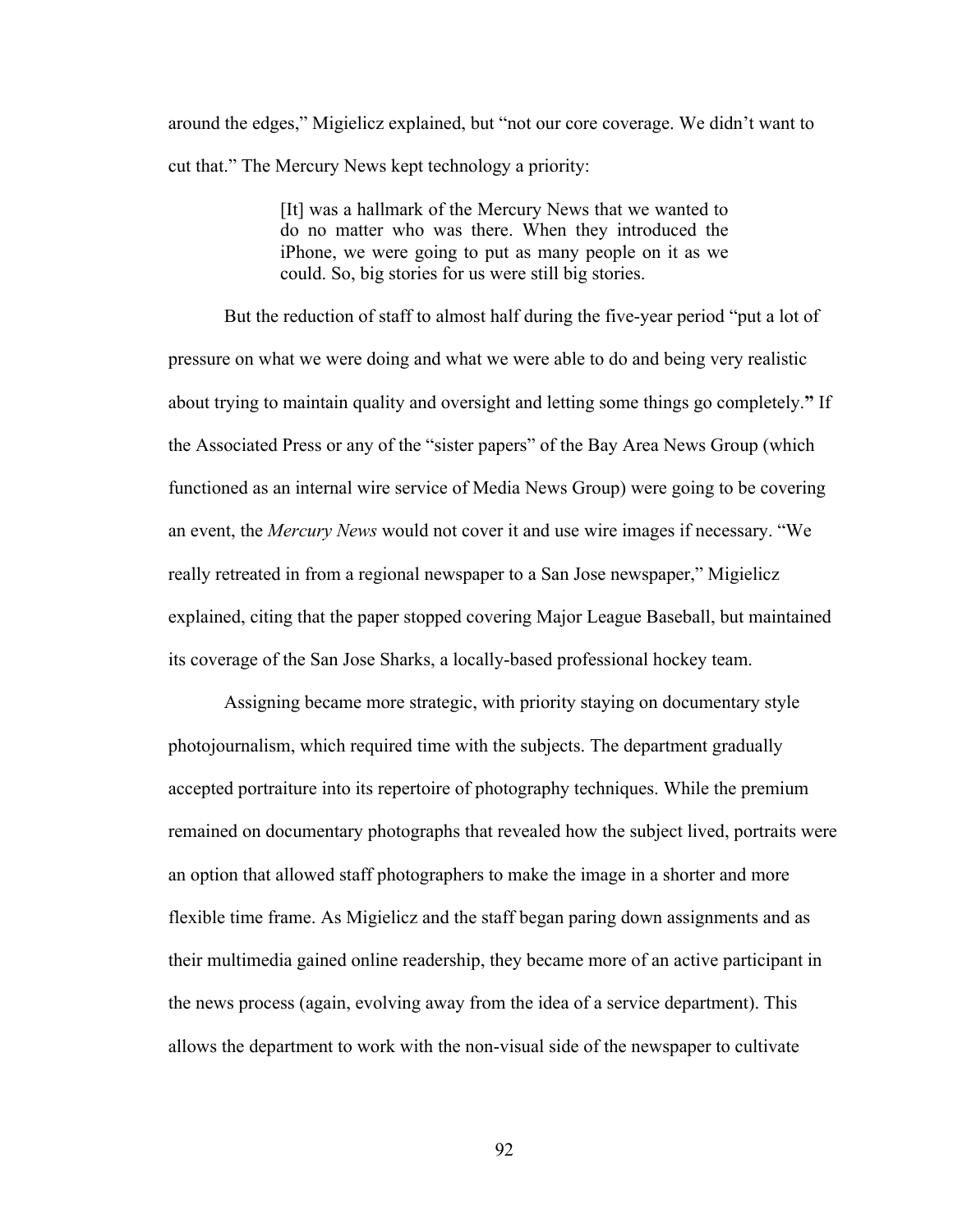around the edges," Migielicz explained, but "not our core coverage. We didn't want to cut that." The Mercury News kept technology a priority:

> [It] was a hallmark of the Mercury News that we wanted to do no matter who was there. When they introduced the iPhone, we were going to put as many people on it as we could. So, big stories for us were still big stories.

But the reduction of staff to almost half during the five-year period "put a lot of pressure on what we were doing and what we were able to do and being very realistic about trying to maintain quality and oversight and letting some things go completely." If the Associated Press or any of the "sister papers" of the Bay Area News Group (which functioned as an internal wire service of Media News Group) were going to be covering an event, the *Mercury News* would not cover it and use wire images if necessary. "We really retreated in from a regional newspaper to a San Jose newspaper," Migielicz explained, citing that the paper stopped covering Major League Baseball, but maintained its coverage of the San Jose Sharks, a locally-based professional hockey team.

Assigning became more strategic, with priority staying on documentary style photojournalism, which required time with the subjects. The department gradually accepted portraiture into its repertoire of photography techniques. While the premium remained on documentary photographs that revealed how the subject lived, portraits were an option that allowed staff photographers to make the image in a shorter and more flexible time frame. As Migielicz and the staff began paring down assignments and as their multimedia gained online readership, they became more of an active participant in the news process (again, evolving away from the idea of a service department). This allows the department to work with the non-visual side of the newspaper to cultivate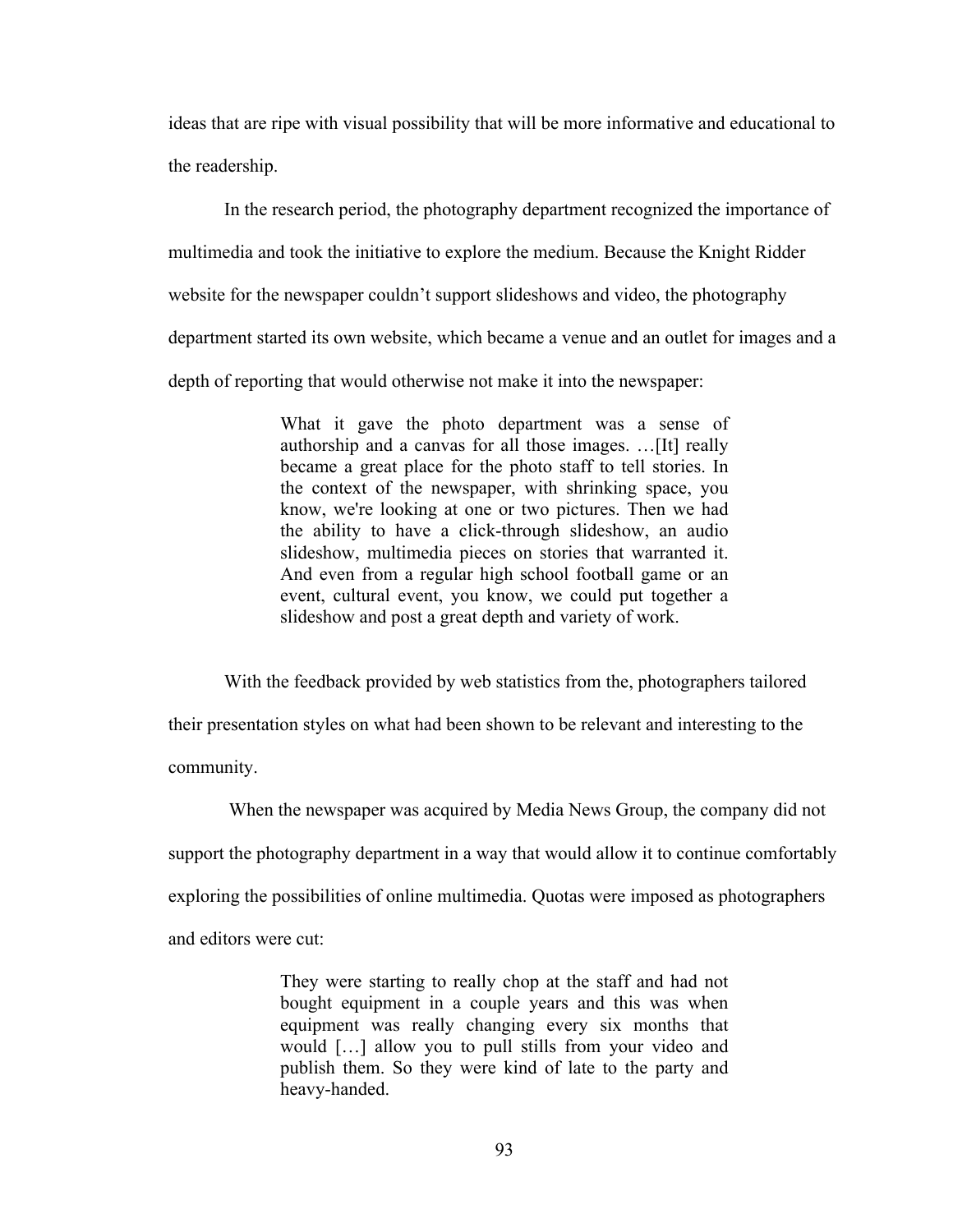ideas that are ripe with visual possibility that will be more informative and educational to the readership.

In the research period, the photography department recognized the importance of multimedia and took the initiative to explore the medium. Because the Knight Ridder website for the newspaper couldn't support slideshows and video, the photography department started its own website, which became a venue and an outlet for images and a depth of reporting that would otherwise not make it into the newspaper:

> What it gave the photo department was a sense of authorship and a canvas for all those images. …[It] really became a great place for the photo staff to tell stories. In the context of the newspaper, with shrinking space, you know, we're looking at one or two pictures. Then we had the ability to have a click-through slideshow, an audio slideshow, multimedia pieces on stories that warranted it. And even from a regular high school football game or an event, cultural event, you know, we could put together a slideshow and post a great depth and variety of work.

With the feedback provided by web statistics from the, photographers tailored their presentation styles on what had been shown to be relevant and interesting to the community.

When the newspaper was acquired by Media News Group, the company did not support the photography department in a way that would allow it to continue comfortably exploring the possibilities of online multimedia. Quotas were imposed as photographers and editors were cut:

> They were starting to really chop at the staff and had not bought equipment in a couple years and this was when equipment was really changing every six months that would […] allow you to pull stills from your video and publish them. So they were kind of late to the party and heavy-handed.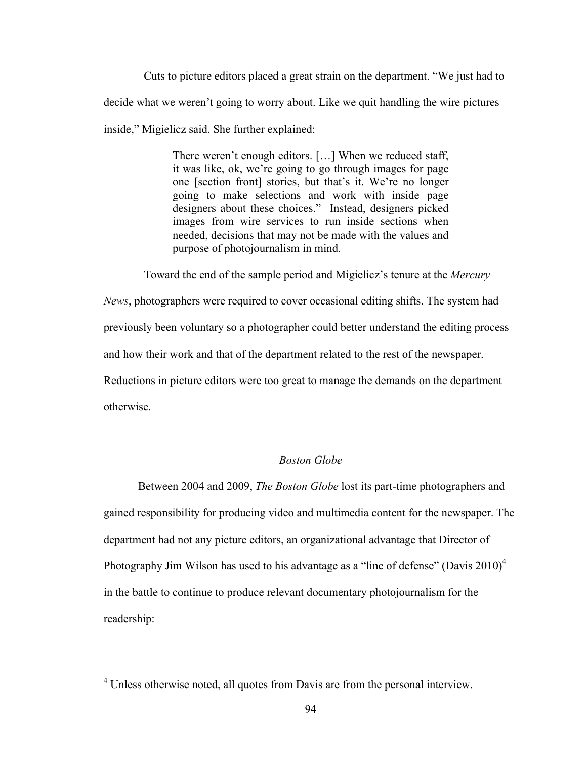Cuts to picture editors placed a great strain on the department. "We just had to decide what we weren't going to worry about. Like we quit handling the wire pictures inside," Migielicz said. She further explained:

> There weren't enough editors. […] When we reduced staff, it was like, ok, we're going to go through images for page one [section front] stories, but that's it. We're no longer going to make selections and work with inside page designers about these choices." Instead, designers picked images from wire services to run inside sections when needed, decisions that may not be made with the values and purpose of photojournalism in mind.

Toward the end of the sample period and Migielicz's tenure at the *Mercury News*, photographers were required to cover occasional editing shifts. The system had previously been voluntary so a photographer could better understand the editing process and how their work and that of the department related to the rest of the newspaper. Reductions in picture editors were too great to manage the demands on the department otherwise.

### *Boston Globe*

Between 2004 and 2009, *The Boston Globe* lost its part-time photographers and gained responsibility for producing video and multimedia content for the newspaper. The department had not any picture editors, an organizational advantage that Director of Photography Jim Wilson has used to his advantage as a "line of defense" (Davis 2010)[4] in the battle to continue to produce relevant documentary photojournalism for the readership:

---

[4] Unless otherwise noted, all quotes from Davis are from the personal interview.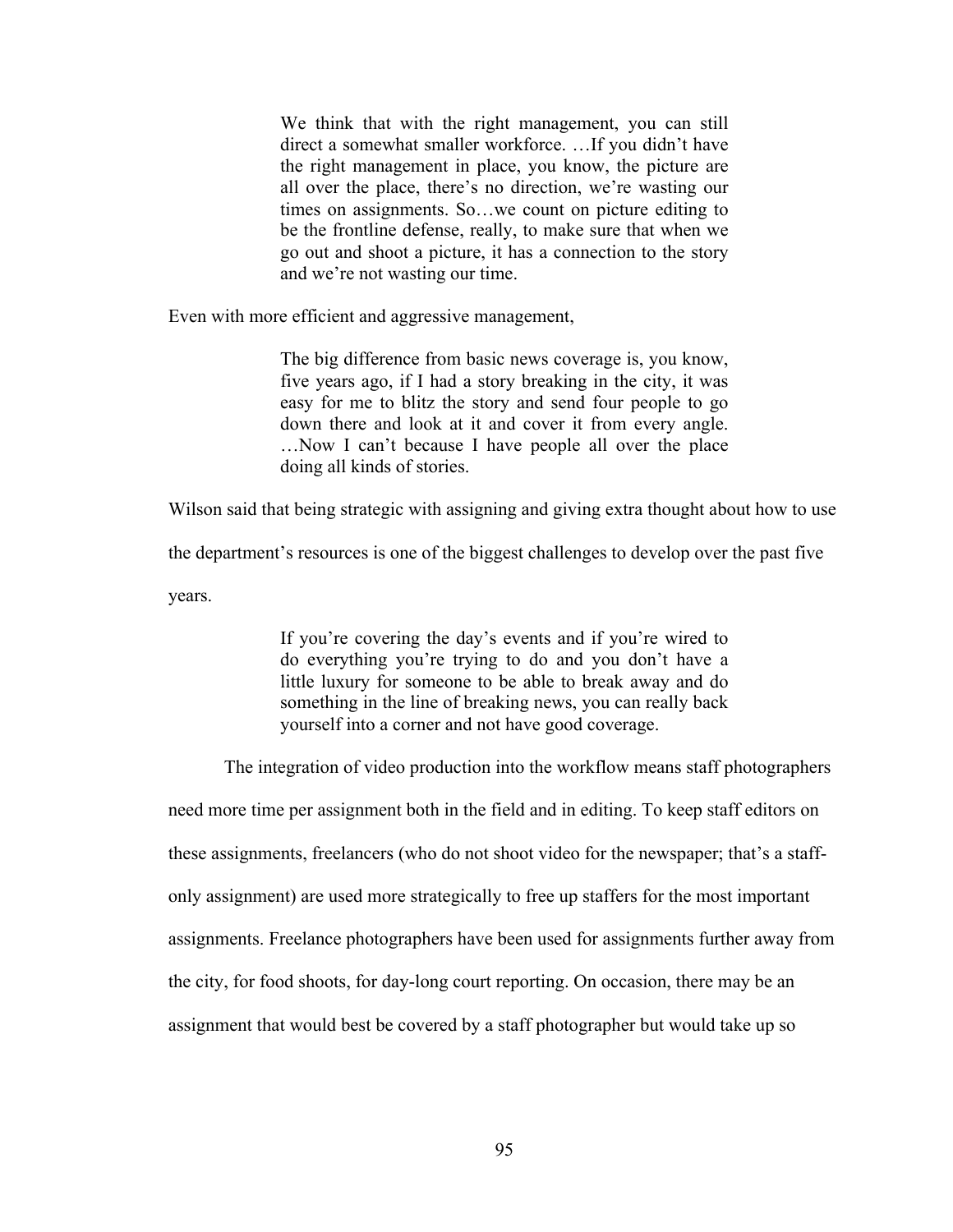> We think that with the right management, you can still direct a somewhat smaller workforce. …If you didn't have the right management in place, you know, the picture are all over the place, there's no direction, we're wasting our times on assignments. So…we count on picture editing to be the frontline defense, really, to make sure that when we go out and shoot a picture, it has a connection to the story and we're not wasting our time.

Even with more efficient and aggressive management,

> The big difference from basic news coverage is, you know, five years ago, if I had a story breaking in the city, it was easy for me to blitz the story and send four people to go down there and look at it and cover it from every angle. …Now I can't because I have people all over the place doing all kinds of stories.

Wilson said that being strategic with assigning and giving extra thought about how to use the department's resources is one of the biggest challenges to develop over the past five years.

> If you're covering the day's events and if you're wired to do everything you're trying to do and you don't have a little luxury for someone to be able to break away and do something in the line of breaking news, you can really back yourself into a corner and not have good coverage.

The integration of video production into the workflow means staff photographers need more time per assignment both in the field and in editing. To keep staff editors on these assignments, freelancers (who do not shoot video for the newspaper; that's a staff-only assignment) are used more strategically to free up staffers for the most important assignments. Freelance photographers have been used for assignments further away from the city, for food shoots, for day-long court reporting. On occasion, there may be an assignment that would best be covered by a staff photographer but would take up so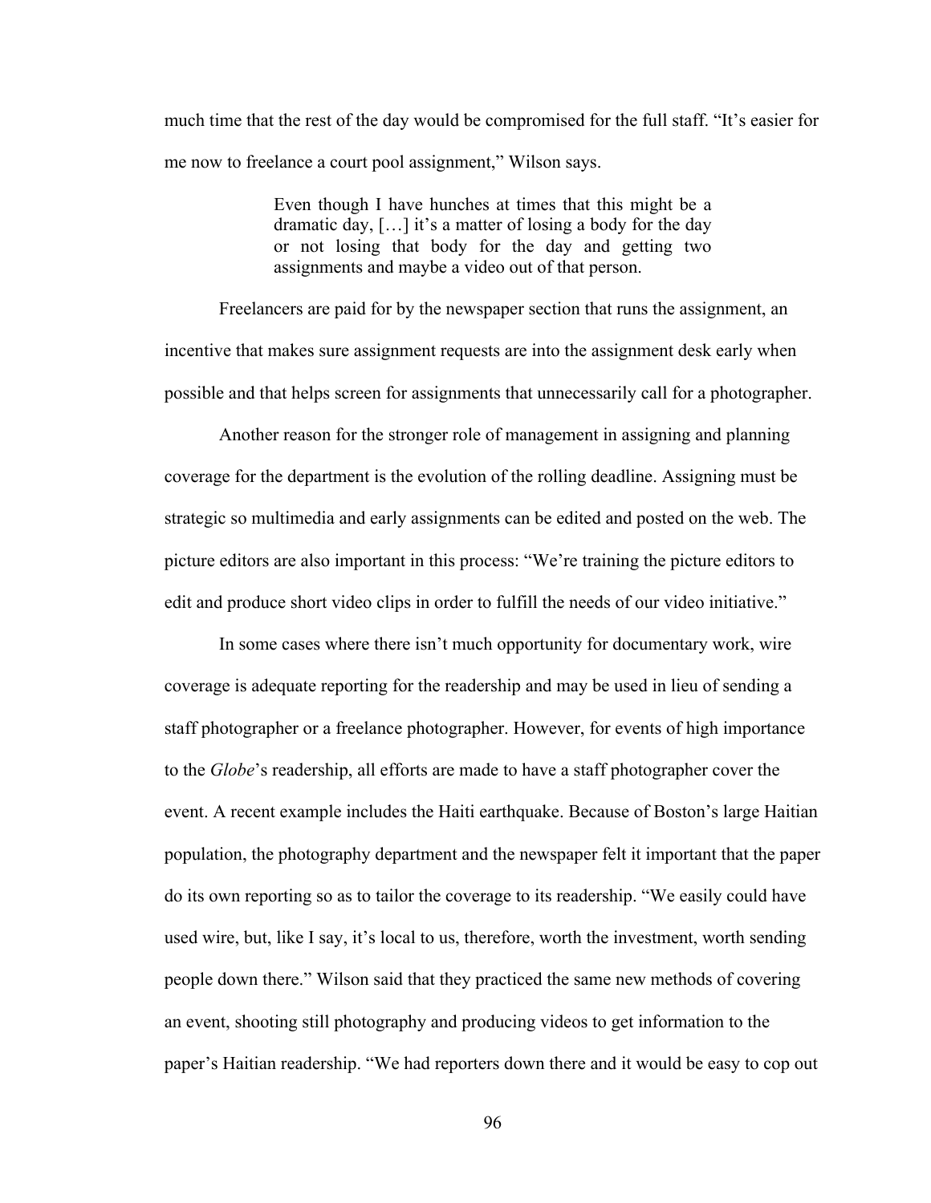much time that the rest of the day would be compromised for the full staff. "It's easier for me now to freelance a court pool assignment," Wilson says.

> Even though I have hunches at times that this might be a dramatic day, […] it's a matter of losing a body for the day or not losing that body for the day and getting two assignments and maybe a video out of that person.

Freelancers are paid for by the newspaper section that runs the assignment, an incentive that makes sure assignment requests are into the assignment desk early when possible and that helps screen for assignments that unnecessarily call for a photographer.

Another reason for the stronger role of management in assigning and planning coverage for the department is the evolution of the rolling deadline. Assigning must be strategic so multimedia and early assignments can be edited and posted on the web. The picture editors are also important in this process: "We're training the picture editors to edit and produce short video clips in order to fulfill the needs of our video initiative."

In some cases where there isn't much opportunity for documentary work, wire coverage is adequate reporting for the readership and may be used in lieu of sending a staff photographer or a freelance photographer. However, for events of high importance to the *Globe*'s readership, all efforts are made to have a staff photographer cover the event. A recent example includes the Haiti earthquake. Because of Boston's large Haitian population, the photography department and the newspaper felt it important that the paper do its own reporting so as to tailor the coverage to its readership. "We easily could have used wire, but, like I say, it's local to us, therefore, worth the investment, worth sending people down there." Wilson said that they practiced the same new methods of covering an event, shooting still photography and producing videos to get information to the paper's Haitian readership. "We had reporters down there and it would be easy to cop out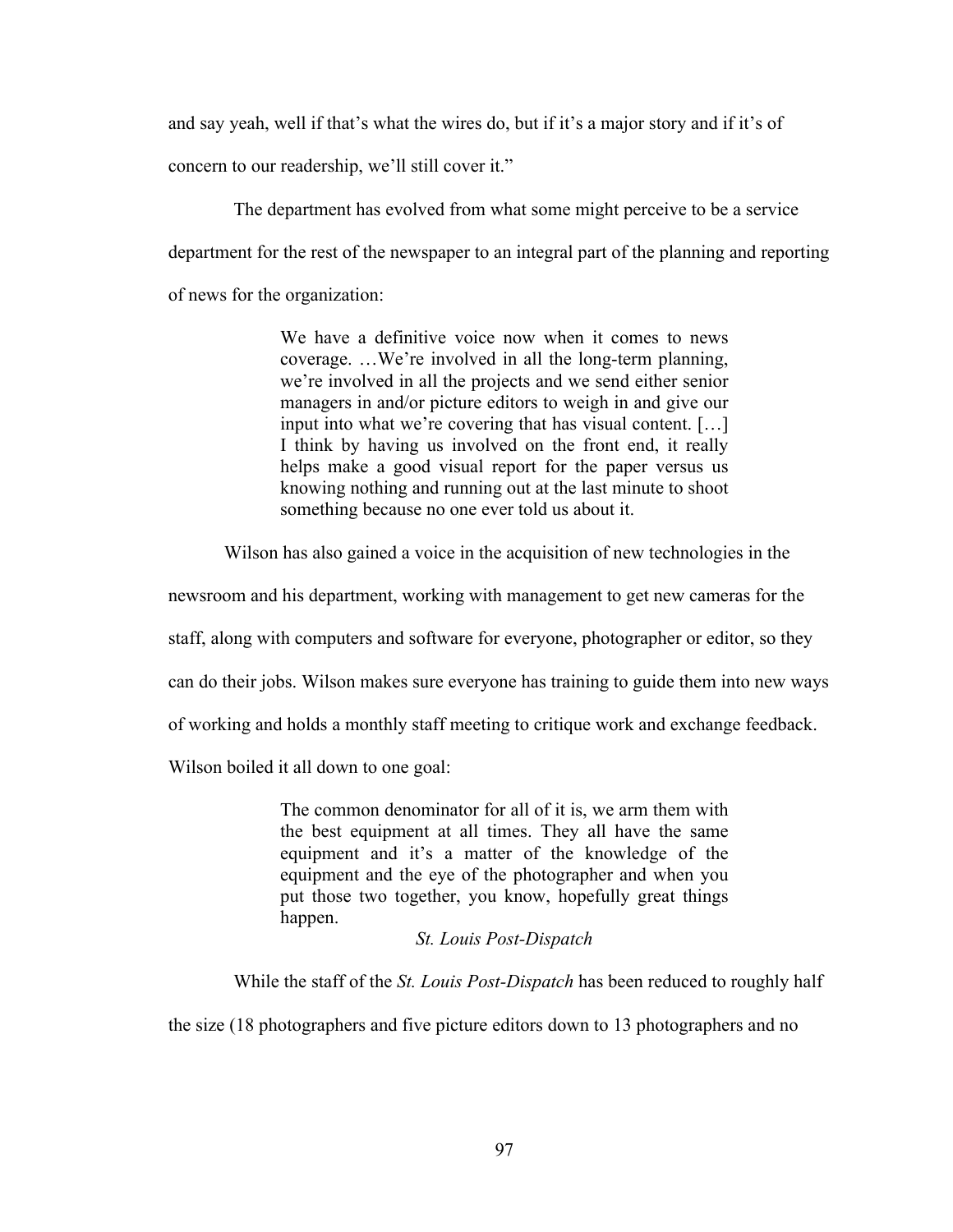and say yeah, well if that's what the wires do, but if it's a major story and if it's of concern to our readership, we'll still cover it."

The department has evolved from what some might perceive to be a service department for the rest of the newspaper to an integral part of the planning and reporting of news for the organization:

> We have a definitive voice now when it comes to news coverage. …We're involved in all the long-term planning, we're involved in all the projects and we send either senior managers in and/or picture editors to weigh in and give our input into what we're covering that has visual content. […] I think by having us involved on the front end, it really helps make a good visual report for the paper versus us knowing nothing and running out at the last minute to shoot something because no one ever told us about it.

Wilson has also gained a voice in the acquisition of new technologies in the newsroom and his department, working with management to get new cameras for the staff, along with computers and software for everyone, photographer or editor, so they can do their jobs. Wilson makes sure everyone has training to guide them into new ways of working and holds a monthly staff meeting to critique work and exchange feedback. Wilson boiled it all down to one goal:

> The common denominator for all of it is, we arm them with the best equipment at all times. They all have the same equipment and it's a matter of the knowledge of the equipment and the eye of the photographer and when you put those two together, you know, hopefully great things happen.

### *St. Louis Post-Dispatch*

While the staff of the *St. Louis Post-Dispatch* has been reduced to roughly half the size (18 photographers and five picture editors down to 13 photographers and no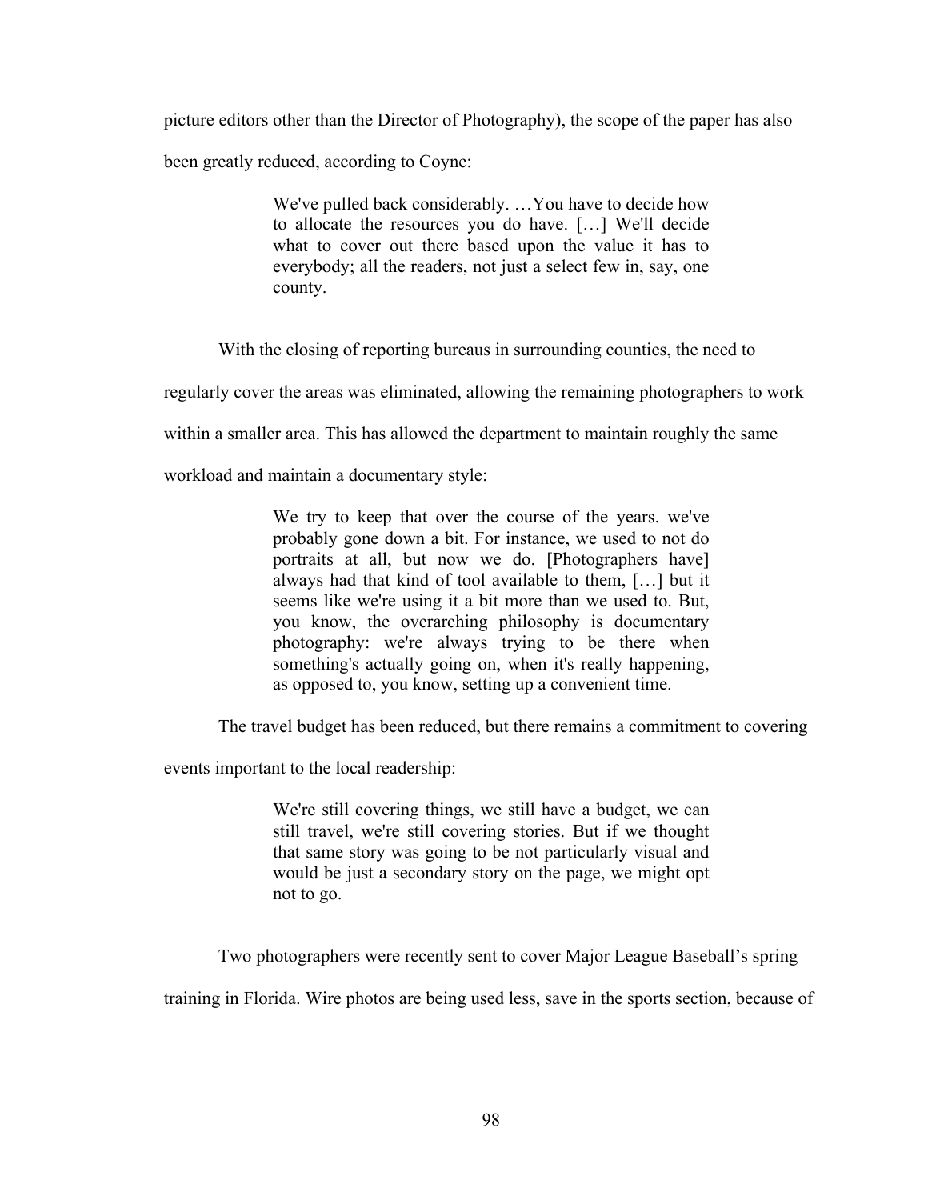picture editors other than the Director of Photography), the scope of the paper has also been greatly reduced, according to Coyne:

> We've pulled back considerably. …You have to decide how to allocate the resources you do have. […] We'll decide what to cover out there based upon the value it has to everybody; all the readers, not just a select few in, say, one county.

With the closing of reporting bureaus in surrounding counties, the need to regularly cover the areas was eliminated, allowing the remaining photographers to work within a smaller area. This has allowed the department to maintain roughly the same workload and maintain a documentary style:

> We try to keep that over the course of the years. we've probably gone down a bit. For instance, we used to not do portraits at all, but now we do. [Photographers have] always had that kind of tool available to them, […] but it seems like we're using it a bit more than we used to. But, you know, the overarching philosophy is documentary photography: we're always trying to be there when something's actually going on, when it's really happening, as opposed to, you know, setting up a convenient time.

The travel budget has been reduced, but there remains a commitment to covering events important to the local readership:

> We're still covering things, we still have a budget, we can still travel, we're still covering stories. But if we thought that same story was going to be not particularly visual and would be just a secondary story on the page, we might opt not to go.

Two photographers were recently sent to cover Major League Baseball's spring training in Florida. Wire photos are being used less, save in the sports section, because of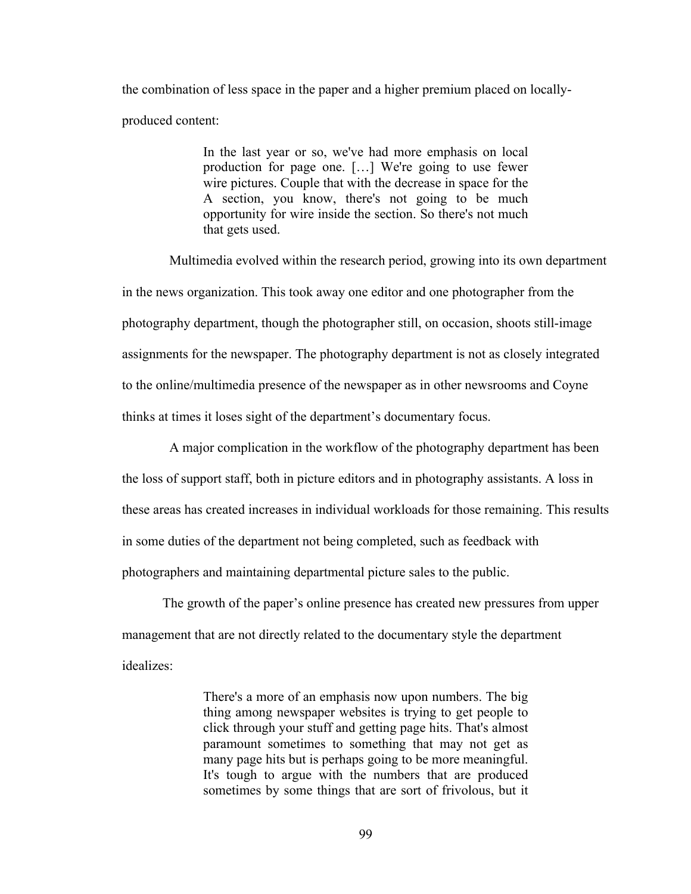the combination of less space in the paper and a higher premium placed on locally-produced content:

> In the last year or so, we've had more emphasis on local production for page one. […] We're going to use fewer wire pictures. Couple that with the decrease in space for the A section, you know, there's not going to be much opportunity for wire inside the section. So there's not much that gets used.

Multimedia evolved within the research period, growing into its own department in the news organization. This took away one editor and one photographer from the photography department, though the photographer still, on occasion, shoots still-image assignments for the newspaper. The photography department is not as closely integrated to the online/multimedia presence of the newspaper as in other newsrooms and Coyne thinks at times it loses sight of the department's documentary focus.

A major complication in the workflow of the photography department has been the loss of support staff, both in picture editors and in photography assistants. A loss in these areas has created increases in individual workloads for those remaining. This results in some duties of the department not being completed, such as feedback with photographers and maintaining departmental picture sales to the public.

The growth of the paper's online presence has created new pressures from upper management that are not directly related to the documentary style the department idealizes:

> There's a more of an emphasis now upon numbers. The big thing among newspaper websites is trying to get people to click through your stuff and getting page hits. That's almost paramount sometimes to something that may not get as many page hits but is perhaps going to be more meaningful. It's tough to argue with the numbers that are produced sometimes by some things that are sort of frivolous, but it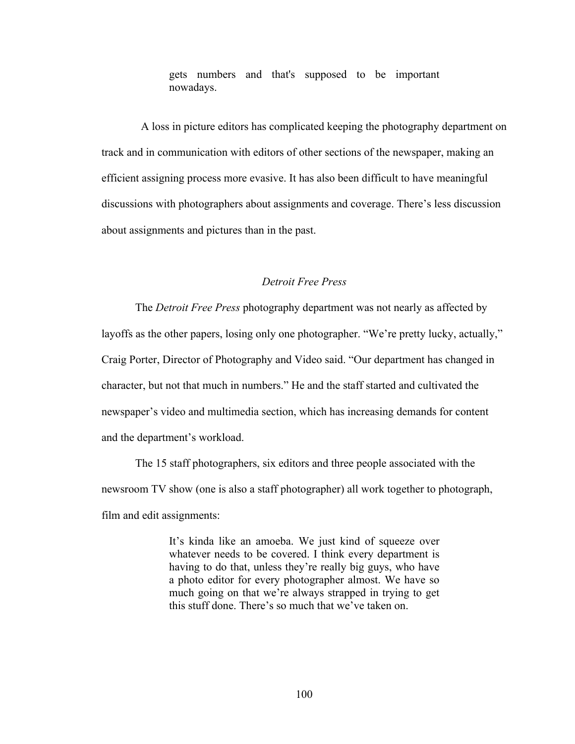> gets numbers and that's supposed to be important nowadays.

A loss in picture editors has complicated keeping the photography department on track and in communication with editors of other sections of the newspaper, making an efficient assigning process more evasive. It has also been difficult to have meaningful discussions with photographers about assignments and coverage. There's less discussion about assignments and pictures than in the past.

### *Detroit Free Press*

The *Detroit Free Press* photography department was not nearly as affected by layoffs as the other papers, losing only one photographer. "We're pretty lucky, actually," Craig Porter, Director of Photography and Video said. "Our department has changed in character, but not that much in numbers." He and the staff started and cultivated the newspaper's video and multimedia section, which has increasing demands for content and the department's workload.

The 15 staff photographers, six editors and three people associated with the newsroom TV show (one is also a staff photographer) all work together to photograph, film and edit assignments:

> It's kinda like an amoeba. We just kind of squeeze over whatever needs to be covered. I think every department is having to do that, unless they're really big guys, who have a photo editor for every photographer almost. We have so much going on that we're always strapped in trying to get this stuff done. There's so much that we've taken on.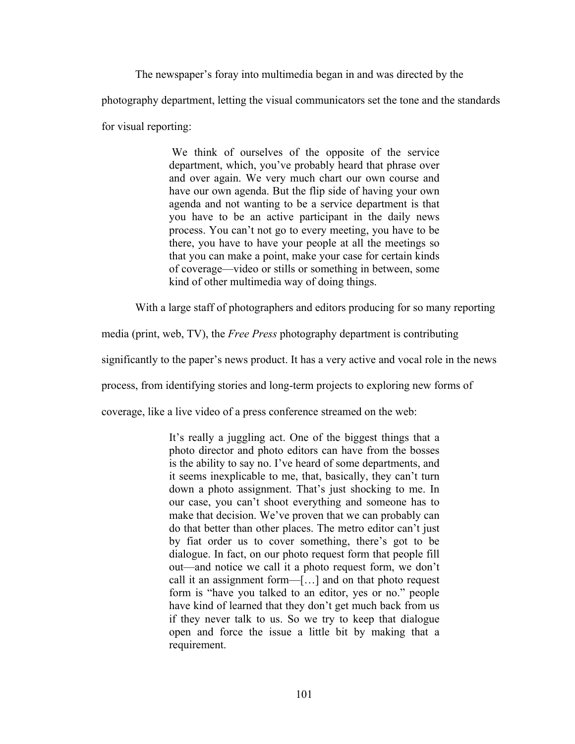The newspaper's foray into multimedia began in and was directed by the photography department, letting the visual communicators set the tone and the standards for visual reporting:

> We think of ourselves of the opposite of the service department, which, you've probably heard that phrase over and over again. We very much chart our own course and have our own agenda. But the flip side of having your own agenda and not wanting to be a service department is that you have to be an active participant in the daily news process. You can't not go to every meeting, you have to be there, you have to have your people at all the meetings so that you can make a point, make your case for certain kinds of coverage—video or stills or something in between, some kind of other multimedia way of doing things.

With a large staff of photographers and editors producing for so many reporting media (print, web, TV), the *Free Press* photography department is contributing significantly to the paper's news product. It has a very active and vocal role in the news process, from identifying stories and long-term projects to exploring new forms of coverage, like a live video of a press conference streamed on the web:

> It's really a juggling act. One of the biggest things that a photo director and photo editors can have from the bosses is the ability to say no. I've heard of some departments, and it seems inexplicable to me, that, basically, they can't turn down a photo assignment. That's just shocking to me. In our case, you can't shoot everything and someone has to make that decision. We've proven that we can probably can do that better than other places. The metro editor can't just by fiat order us to cover something, there's got to be dialogue. In fact, on our photo request form that people fill out—and notice we call it a photo request form, we don't call it an assignment form—[…] and on that photo request form is "have you talked to an editor, yes or no." people have kind of learned that they don't get much back from us if they never talk to us. So we try to keep that dialogue open and force the issue a little bit by making that a requirement.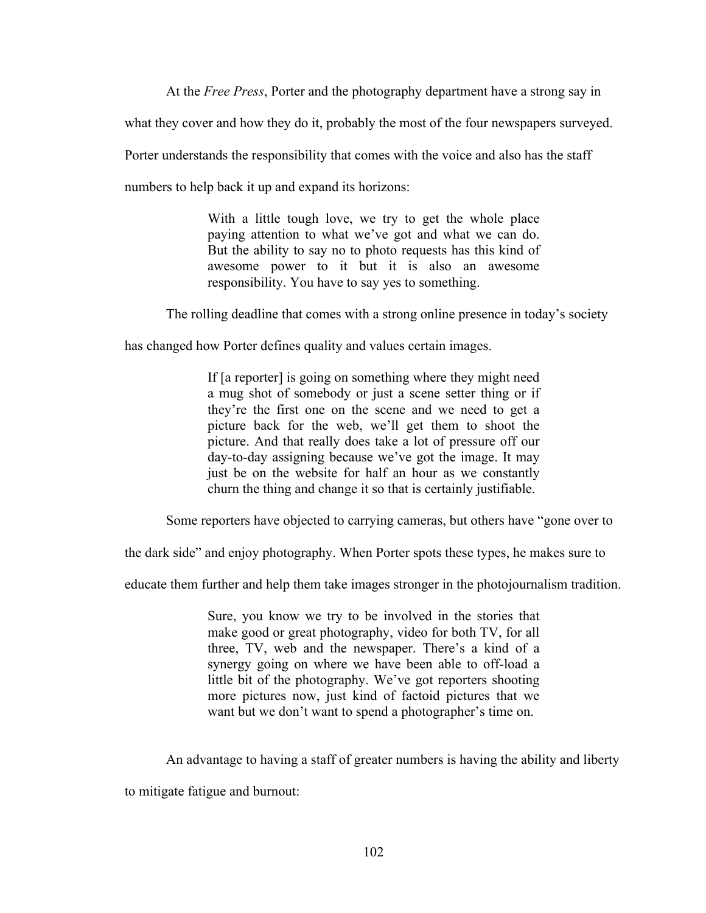At the *Free Press*, Porter and the photography department have a strong say in what they cover and how they do it, probably the most of the four newspapers surveyed. Porter understands the responsibility that comes with the voice and also has the staff numbers to help back it up and expand its horizons:

> With a little tough love, we try to get the whole place paying attention to what we've got and what we can do. But the ability to say no to photo requests has this kind of awesome power to it but it is also an awesome responsibility. You have to say yes to something.

The rolling deadline that comes with a strong online presence in today's society has changed how Porter defines quality and values certain images.

> If [a reporter] is going on something where they might need a mug shot of somebody or just a scene setter thing or if they're the first one on the scene and we need to get a picture back for the web, we'll get them to shoot the picture. And that really does take a lot of pressure off our day-to-day assigning because we've got the image. It may just be on the website for half an hour as we constantly churn the thing and change it so that is certainly justifiable.

Some reporters have objected to carrying cameras, but others have "gone over to the dark side" and enjoy photography. When Porter spots these types, he makes sure to educate them further and help them take images stronger in the photojournalism tradition.

> Sure, you know we try to be involved in the stories that make good or great photography, video for both TV, for all three, TV, web and the newspaper. There's a kind of a synergy going on where we have been able to off-load a little bit of the photography. We've got reporters shooting more pictures now, just kind of factoid pictures that we want but we don't want to spend a photographer's time on.

An advantage to having a staff of greater numbers is having the ability and liberty to mitigate fatigue and burnout: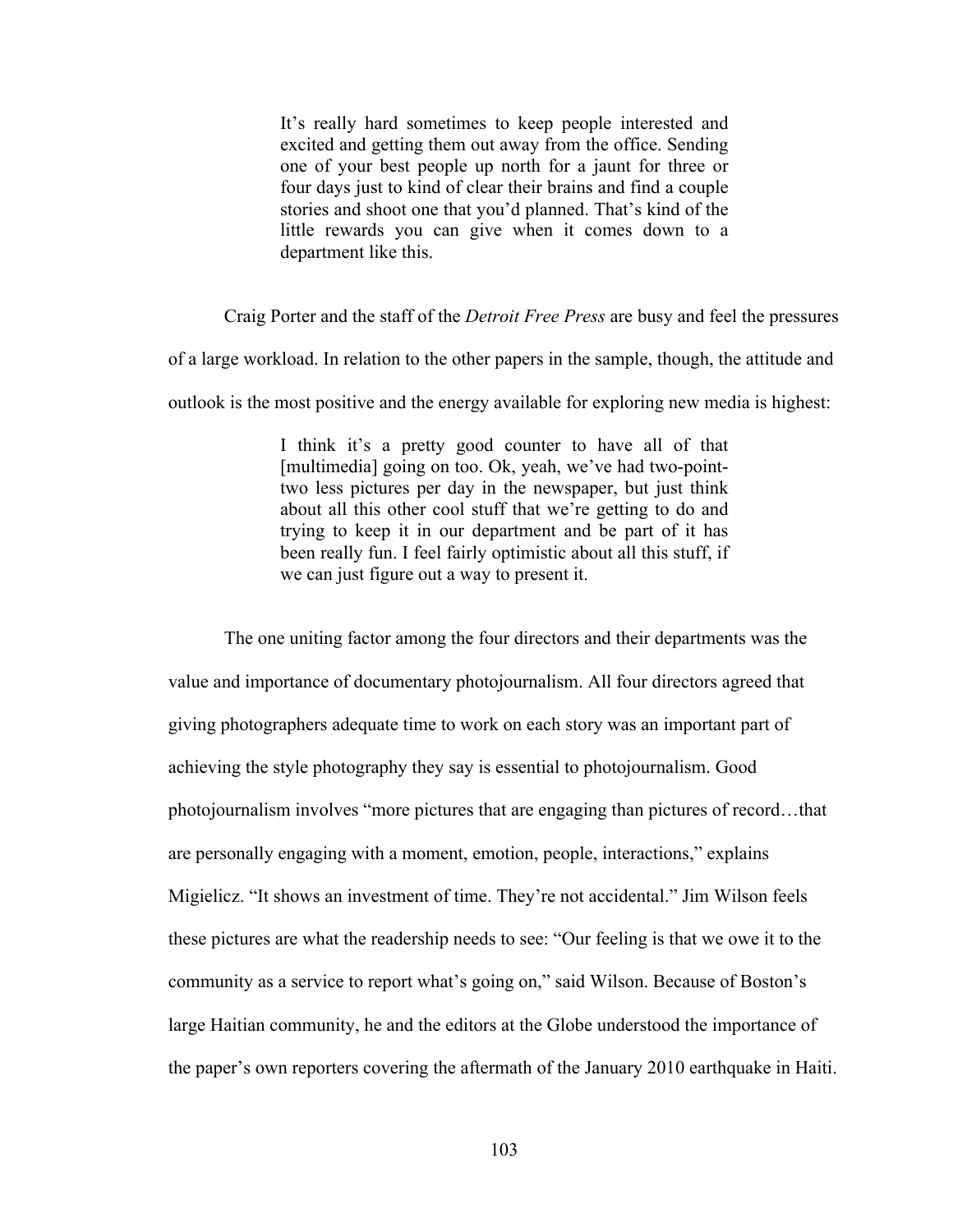> It's really hard sometimes to keep people interested and excited and getting them out away from the office. Sending one of your best people up north for a jaunt for three or four days just to kind of clear their brains and find a couple stories and shoot one that you'd planned. That's kind of the little rewards you can give when it comes down to a department like this.

Craig Porter and the staff of the *Detroit Free Press* are busy and feel the pressures of a large workload. In relation to the other papers in the sample, though, the attitude and outlook is the most positive and the energy available for exploring new media is highest:

> I think it's a pretty good counter to have all of that [multimedia] going on too. Ok, yeah, we've had two-point-two less pictures per day in the newspaper, but just think about all this other cool stuff that we're getting to do and trying to keep it in our department and be part of it has been really fun. I feel fairly optimistic about all this stuff, if we can just figure out a way to present it.

The one uniting factor among the four directors and their departments was the value and importance of documentary photojournalism. All four directors agreed that giving photographers adequate time to work on each story was an important part of achieving the style photography they say is essential to photojournalism. Good photojournalism involves "more pictures that are engaging than pictures of record…that are personally engaging with a moment, emotion, people, interactions," explains Migielicz. "It shows an investment of time. They're not accidental." Jim Wilson feels these pictures are what the readership needs to see: "Our feeling is that we owe it to the community as a service to report what's going on," said Wilson. Because of Boston's large Haitian community, he and the editors at the Globe understood the importance of the paper's own reporters covering the aftermath of the January 2010 earthquake in Haiti.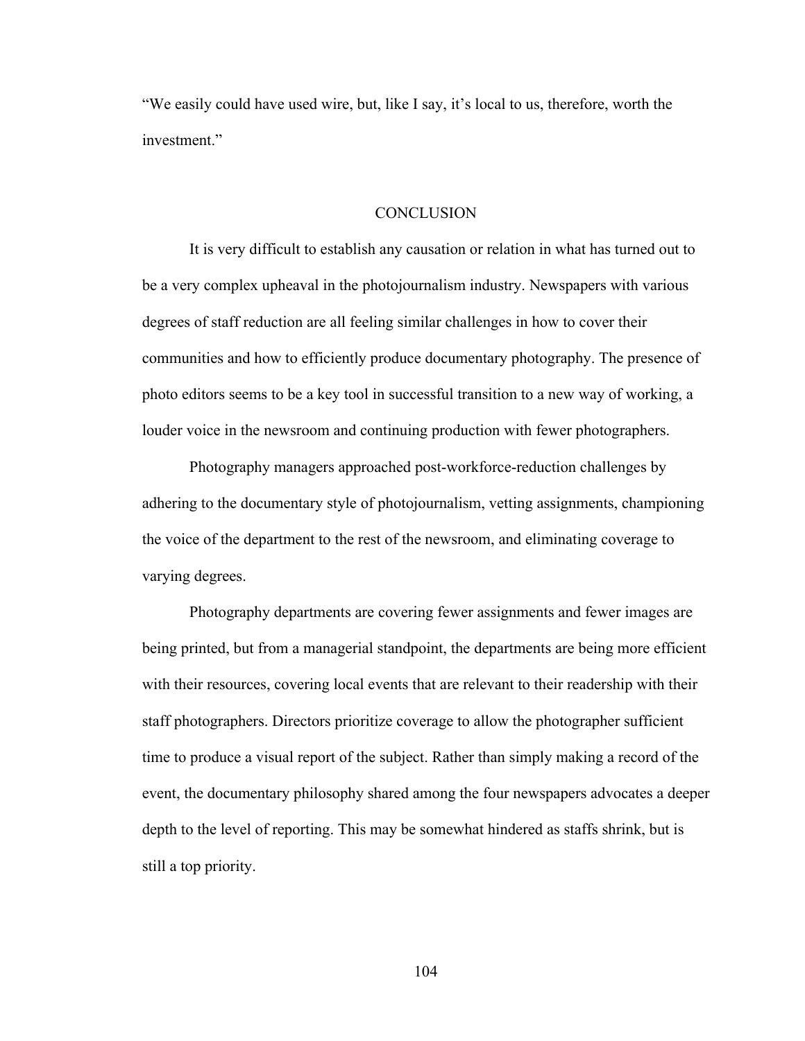"We easily could have used wire, but, like I say, it's local to us, therefore, worth the investment."

## CONCLUSION

It is very difficult to establish any causation or relation in what has turned out to be a very complex upheaval in the photojournalism industry. Newspapers with various degrees of staff reduction are all feeling similar challenges in how to cover their communities and how to efficiently produce documentary photography. The presence of photo editors seems to be a key tool in successful transition to a new way of working, a louder voice in the newsroom and continuing production with fewer photographers.

Photography managers approached post-workforce-reduction challenges by adhering to the documentary style of photojournalism, vetting assignments, championing the voice of the department to the rest of the newsroom, and eliminating coverage to varying degrees.

Photography departments are covering fewer assignments and fewer images are being printed, but from a managerial standpoint, the departments are being more efficient with their resources, covering local events that are relevant to their readership with their staff photographers. Directors prioritize coverage to allow the photographer sufficient time to produce a visual report of the subject. Rather than simply making a record of the event, the documentary philosophy shared among the four newspapers advocates a deeper depth to the level of reporting. This may be somewhat hindered as staffs shrink, but is still a top priority.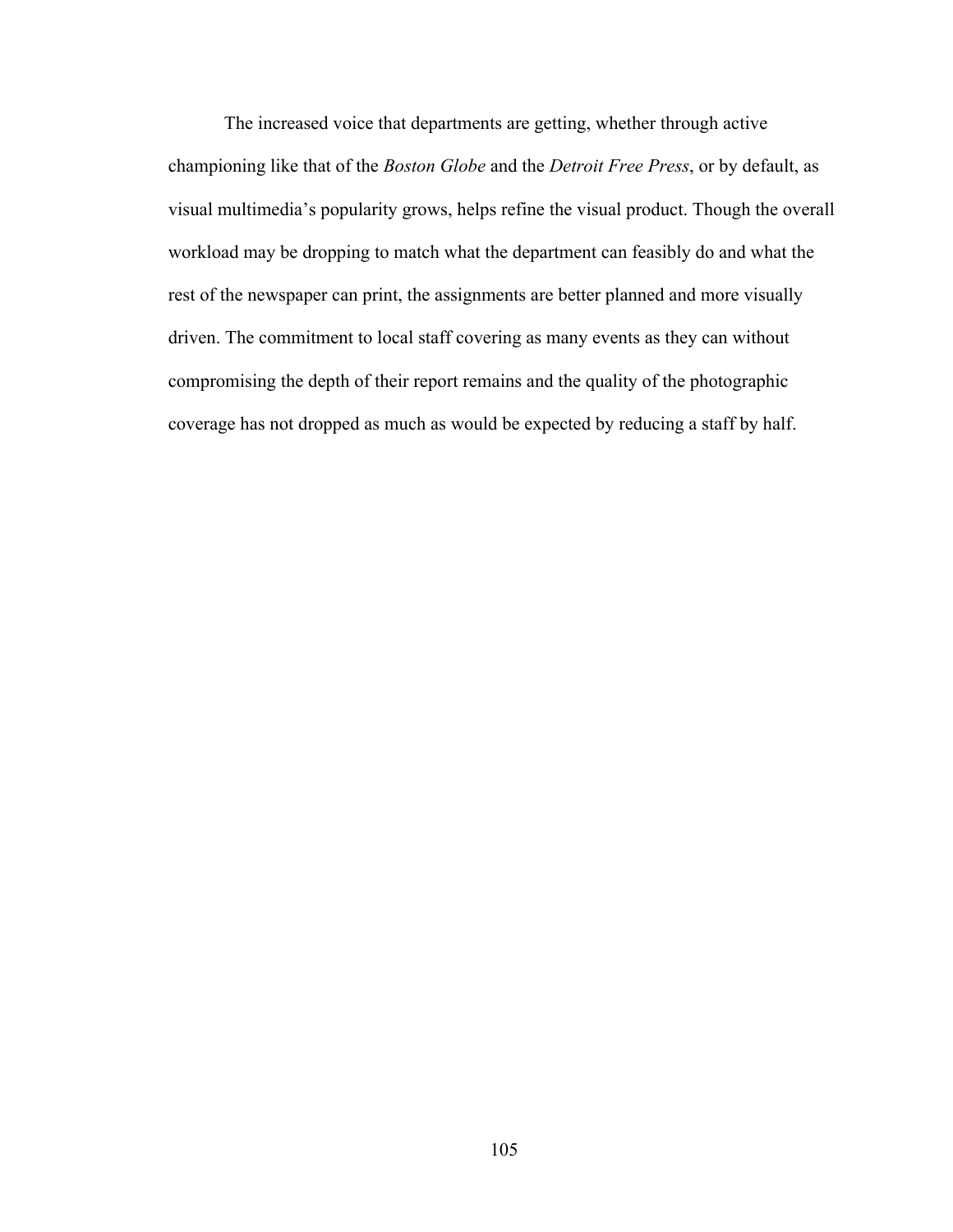The increased voice that departments are getting, whether through active championing like that of the *Boston Globe* and the *Detroit Free Press*, or by default, as visual multimedia's popularity grows, helps refine the visual product. Though the overall workload may be dropping to match what the department can feasibly do and what the rest of the newspaper can print, the assignments are better planned and more visually driven. The commitment to local staff covering as many events as they can without compromising the depth of their report remains and the quality of the photographic coverage has not dropped as much as would be expected by reducing a staff by half.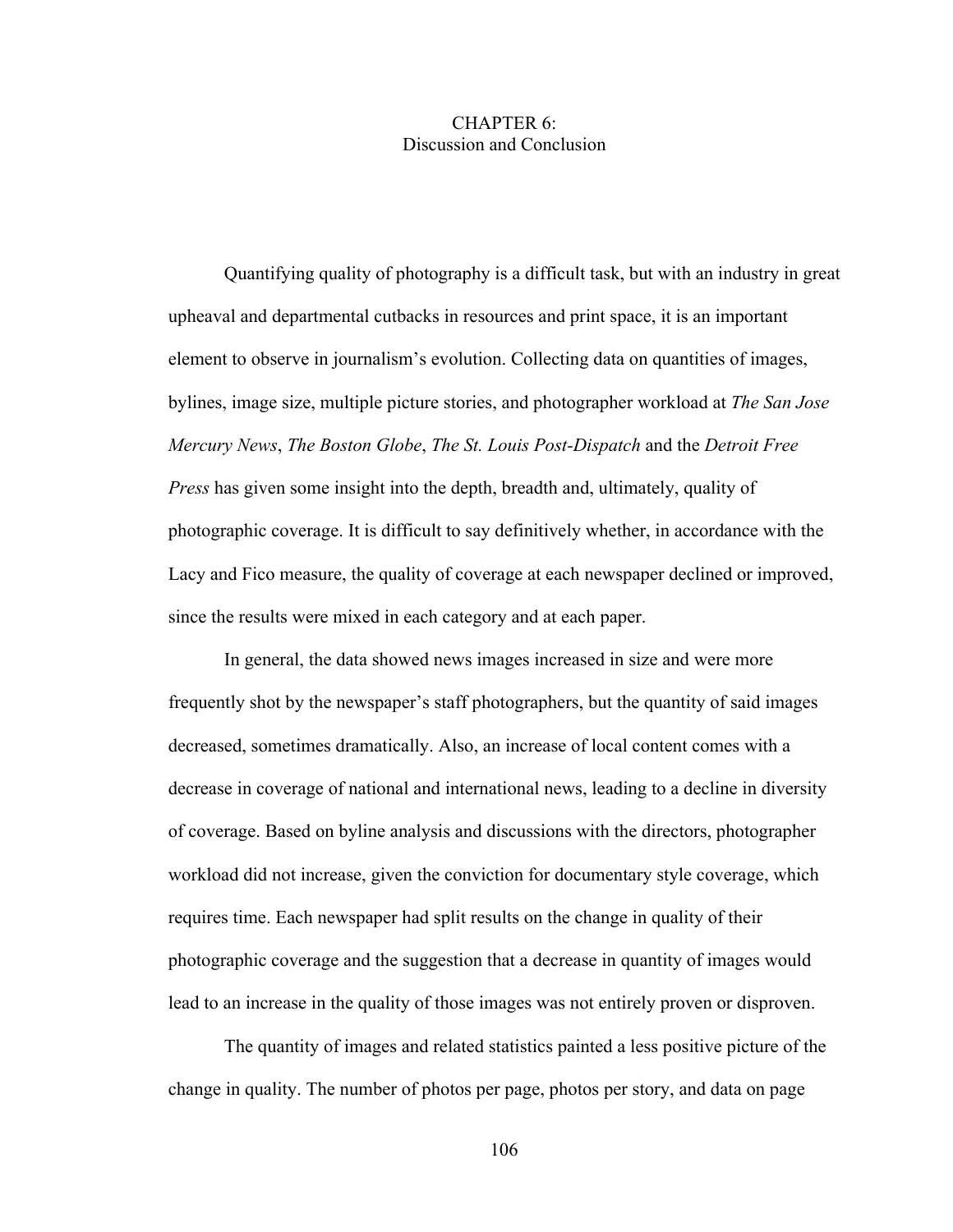# CHAPTER 6:
## Discussion and Conclusion

Quantifying quality of photography is a difficult task, but with an industry in great upheaval and departmental cutbacks in resources and print space, it is an important element to observe in journalism's evolution. Collecting data on quantities of images, bylines, image size, multiple picture stories, and photographer workload at *The San Jose Mercury News*, *The Boston Globe*, *The St. Louis Post-Dispatch* and the *Detroit Free Press* has given some insight into the depth, breadth and, ultimately, quality of photographic coverage. It is difficult to say definitively whether, in accordance with the Lacy and Fico measure, the quality of coverage at each newspaper declined or improved, since the results were mixed in each category and at each paper.

In general, the data showed news images increased in size and were more frequently shot by the newspaper's staff photographers, but the quantity of said images decreased, sometimes dramatically. Also, an increase of local content comes with a decrease in coverage of national and international news, leading to a decline in diversity of coverage. Based on byline analysis and discussions with the directors, photographer workload did not increase, given the conviction for documentary style coverage, which requires time. Each newspaper had split results on the change in quality of their photographic coverage and the suggestion that a decrease in quantity of images would lead to an increase in the quality of those images was not entirely proven or disproven.

The quantity of images and related statistics painted a less positive picture of the change in quality. The number of photos per page, photos per story, and data on page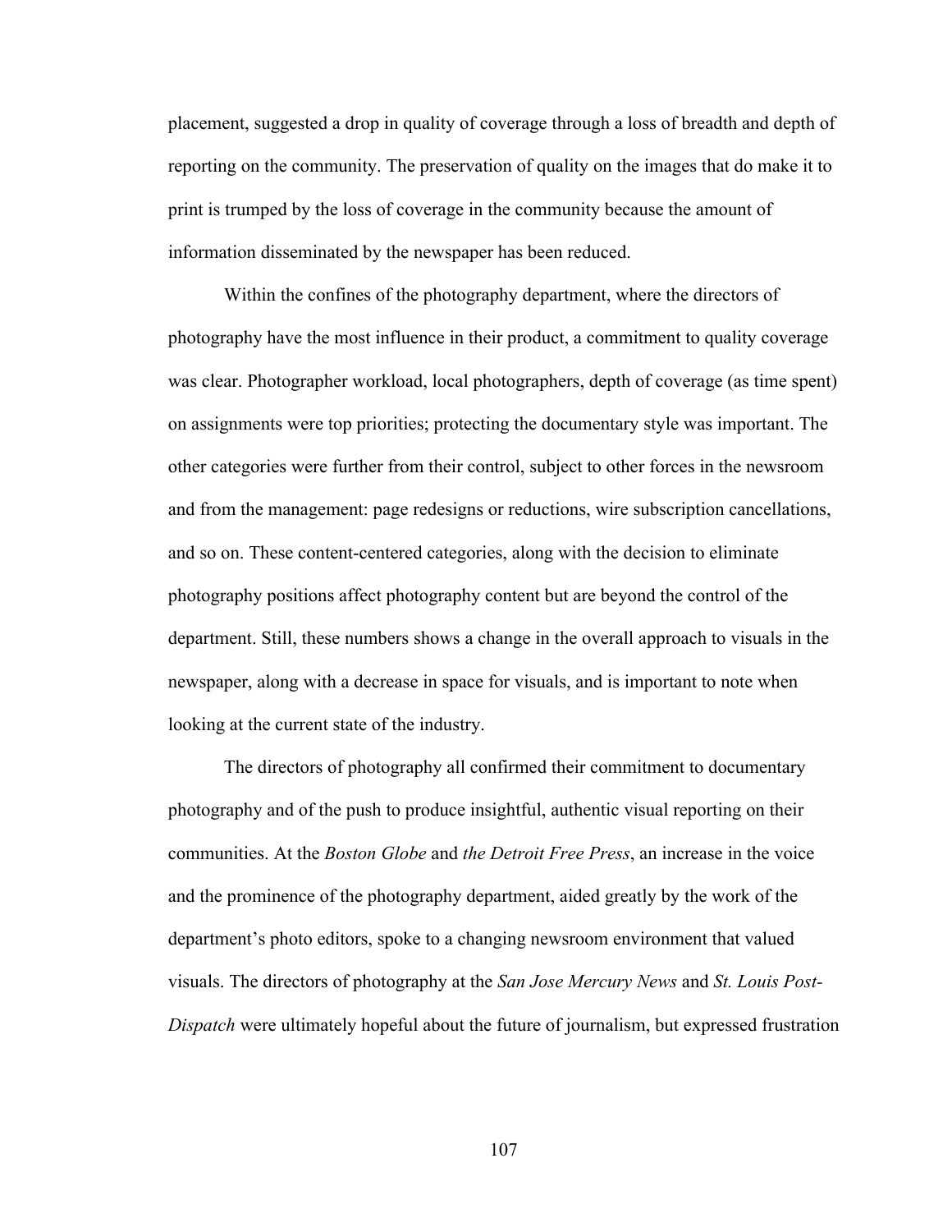placement, suggested a drop in quality of coverage through a loss of breadth and depth of reporting on the community. The preservation of quality on the images that do make it to print is trumped by the loss of coverage in the community because the amount of information disseminated by the newspaper has been reduced.

Within the confines of the photography department, where the directors of photography have the most influence in their product, a commitment to quality coverage was clear. Photographer workload, local photographers, depth of coverage (as time spent) on assignments were top priorities; protecting the documentary style was important. The other categories were further from their control, subject to other forces in the newsroom and from the management: page redesigns or reductions, wire subscription cancellations, and so on. These content-centered categories, along with the decision to eliminate photography positions affect photography content but are beyond the control of the department. Still, these numbers shows a change in the overall approach to visuals in the newspaper, along with a decrease in space for visuals, and is important to note when looking at the current state of the industry.

The directors of photography all confirmed their commitment to documentary photography and of the push to produce insightful, authentic visual reporting on their communities. At the *Boston Globe* and *the Detroit Free Press*, an increase in the voice and the prominence of the photography department, aided greatly by the work of the department's photo editors, spoke to a changing newsroom environment that valued visuals. The directors of photography at the *San Jose Mercury News* and *St. Louis Post-Dispatch* were ultimately hopeful about the future of journalism, but expressed frustration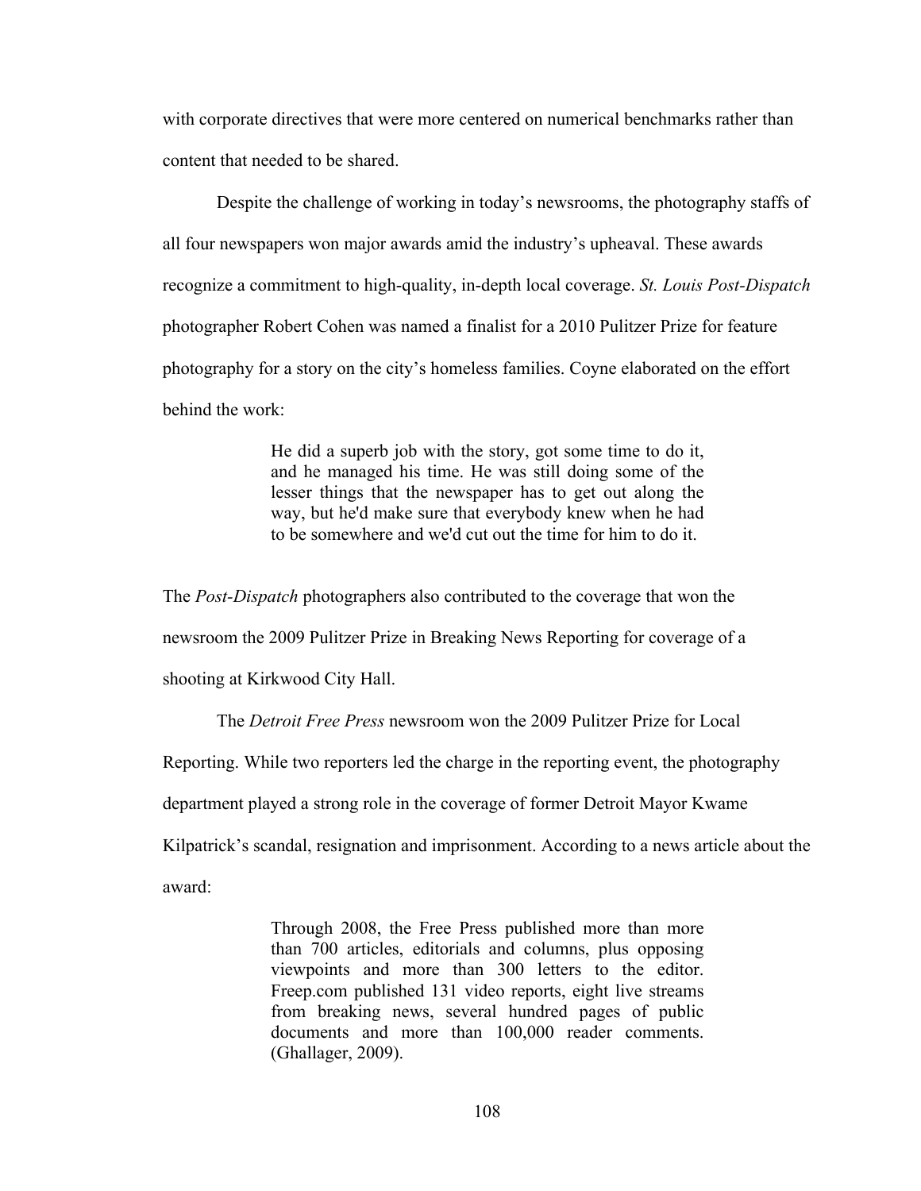with corporate directives that were more centered on numerical benchmarks rather than content that needed to be shared.

Despite the challenge of working in today's newsrooms, the photography staffs of all four newspapers won major awards amid the industry's upheaval. These awards recognize a commitment to high-quality, in-depth local coverage. *St. Louis Post-Dispatch* photographer Robert Cohen was named a finalist for a 2010 Pulitzer Prize for feature photography for a story on the city's homeless families. Coyne elaborated on the effort behind the work:

> He did a superb job with the story, got some time to do it, and he managed his time. He was still doing some of the lesser things that the newspaper has to get out along the way, but he'd make sure that everybody knew when he had to be somewhere and we'd cut out the time for him to do it.

The *Post-Dispatch* photographers also contributed to the coverage that won the newsroom the 2009 Pulitzer Prize in Breaking News Reporting for coverage of a shooting at Kirkwood City Hall.

The *Detroit Free Press* newsroom won the 2009 Pulitzer Prize for Local Reporting. While two reporters led the charge in the reporting event, the photography department played a strong role in the coverage of former Detroit Mayor Kwame Kilpatrick's scandal, resignation and imprisonment. According to a news article about the award:

> Through 2008, the Free Press published more than more than 700 articles, editorials and columns, plus opposing viewpoints and more than 300 letters to the editor. Freep.com published 131 video reports, eight live streams from breaking news, several hundred pages of public documents and more than 100,000 reader comments. (Ghallager, 2009).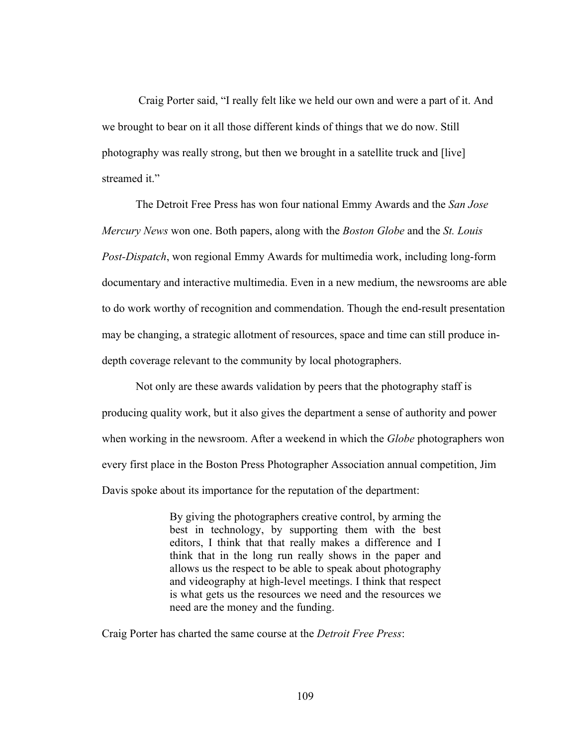Craig Porter said, "I really felt like we held our own and were a part of it. And we brought to bear on it all those different kinds of things that we do now. Still photography was really strong, but then we brought in a satellite truck and [live] streamed it."

The Detroit Free Press has won four national Emmy Awards and the *San Jose Mercury News* won one. Both papers, along with the *Boston Globe* and the *St. Louis Post-Dispatch*, won regional Emmy Awards for multimedia work, including long-form documentary and interactive multimedia. Even in a new medium, the newsrooms are able to do work worthy of recognition and commendation. Though the end-result presentation may be changing, a strategic allotment of resources, space and time can still produce in-depth coverage relevant to the community by local photographers.

Not only are these awards validation by peers that the photography staff is producing quality work, but it also gives the department a sense of authority and power when working in the newsroom. After a weekend in which the *Globe* photographers won every first place in the Boston Press Photographer Association annual competition, Jim Davis spoke about its importance for the reputation of the department:

> By giving the photographers creative control, by arming the best in technology, by supporting them with the best editors, I think that that really makes a difference and I think that in the long run really shows in the paper and allows us the respect to be able to speak about photography and videography at high-level meetings. I think that respect is what gets us the resources we need and the resources we need are the money and the funding.

Craig Porter has charted the same course at the *Detroit Free Press*: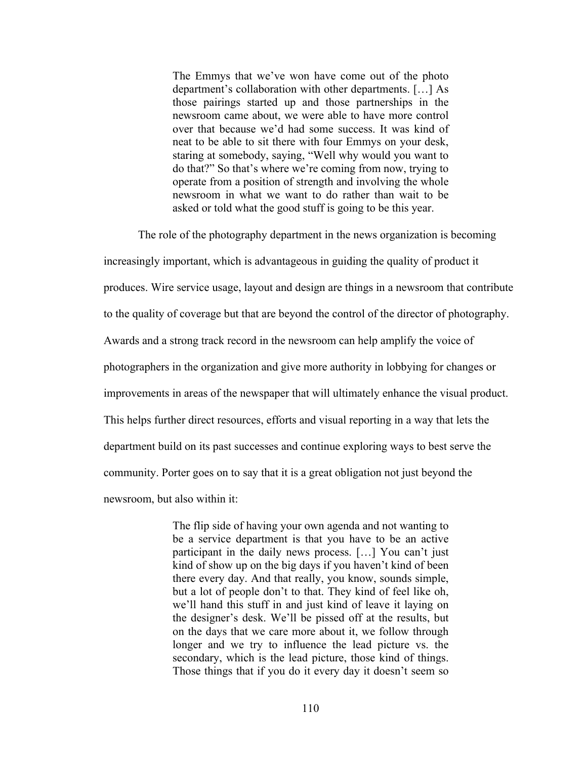> The Emmys that we've won have come out of the photo department's collaboration with other departments. […] As those pairings started up and those partnerships in the newsroom came about, we were able to have more control over that because we'd had some success. It was kind of neat to be able to sit there with four Emmys on your desk, staring at somebody, saying, "Well why would you want to do that?" So that's where we're coming from now, trying to operate from a position of strength and involving the whole newsroom in what we want to do rather than wait to be asked or told what the good stuff is going to be this year.

The role of the photography department in the news organization is becoming increasingly important, which is advantageous in guiding the quality of product it produces. Wire service usage, layout and design are things in a newsroom that contribute to the quality of coverage but that are beyond the control of the director of photography. Awards and a strong track record in the newsroom can help amplify the voice of photographers in the organization and give more authority in lobbying for changes or improvements in areas of the newspaper that will ultimately enhance the visual product. This helps further direct resources, efforts and visual reporting in a way that lets the department build on its past successes and continue exploring ways to best serve the community. Porter goes on to say that it is a great obligation not just beyond the newsroom, but also within it:

> The flip side of having your own agenda and not wanting to be a service department is that you have to be an active participant in the daily news process. […] You can't just kind of show up on the big days if you haven't kind of been there every day. And that really, you know, sounds simple, but a lot of people don't to that. They kind of feel like oh, we'll hand this stuff in and just kind of leave it laying on the designer's desk. We'll be pissed off at the results, but on the days that we care more about it, we follow through longer and we try to influence the lead picture vs. the secondary, which is the lead picture, those kind of things. Those things that if you do it every day it doesn't seem so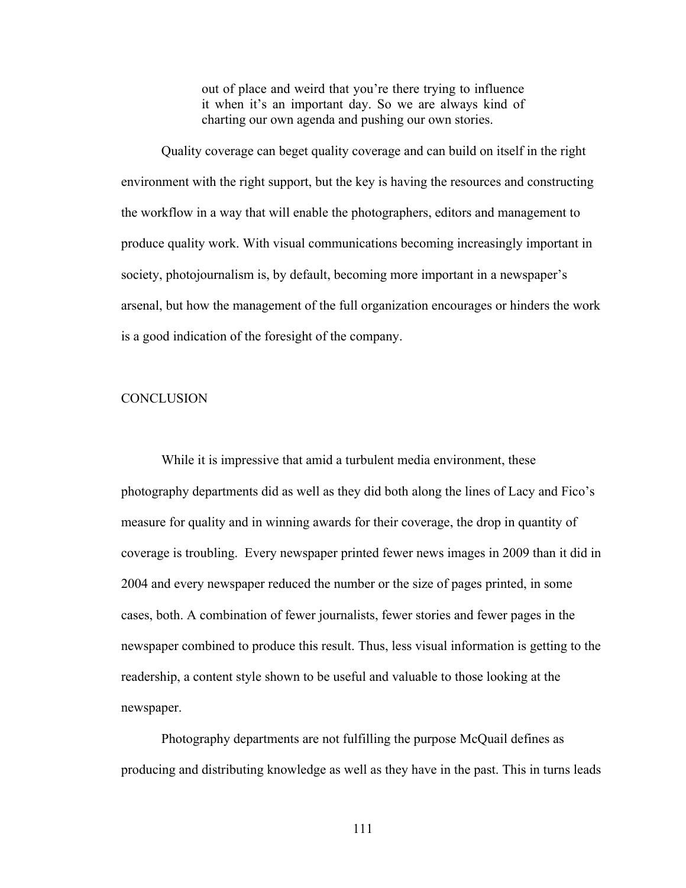> out of place and weird that you're there trying to influence it when it's an important day. So we are always kind of charting our own agenda and pushing our own stories.

Quality coverage can beget quality coverage and can build on itself in the right environment with the right support, but the key is having the resources and constructing the workflow in a way that will enable the photographers, editors and management to produce quality work. With visual communications becoming increasingly important in society, photojournalism is, by default, becoming more important in a newspaper's arsenal, but how the management of the full organization encourages or hinders the work is a good indication of the foresight of the company.

## CONCLUSION

While it is impressive that amid a turbulent media environment, these photography departments did as well as they did both along the lines of Lacy and Fico's measure for quality and in winning awards for their coverage, the drop in quantity of coverage is troubling. Every newspaper printed fewer news images in 2009 than it did in 2004 and every newspaper reduced the number or the size of pages printed, in some cases, both. A combination of fewer journalists, fewer stories and fewer pages in the newspaper combined to produce this result. Thus, less visual information is getting to the readership, a content style shown to be useful and valuable to those looking at the newspaper.

Photography departments are not fulfilling the purpose McQuail defines as producing and distributing knowledge as well as they have in the past. This in turns leads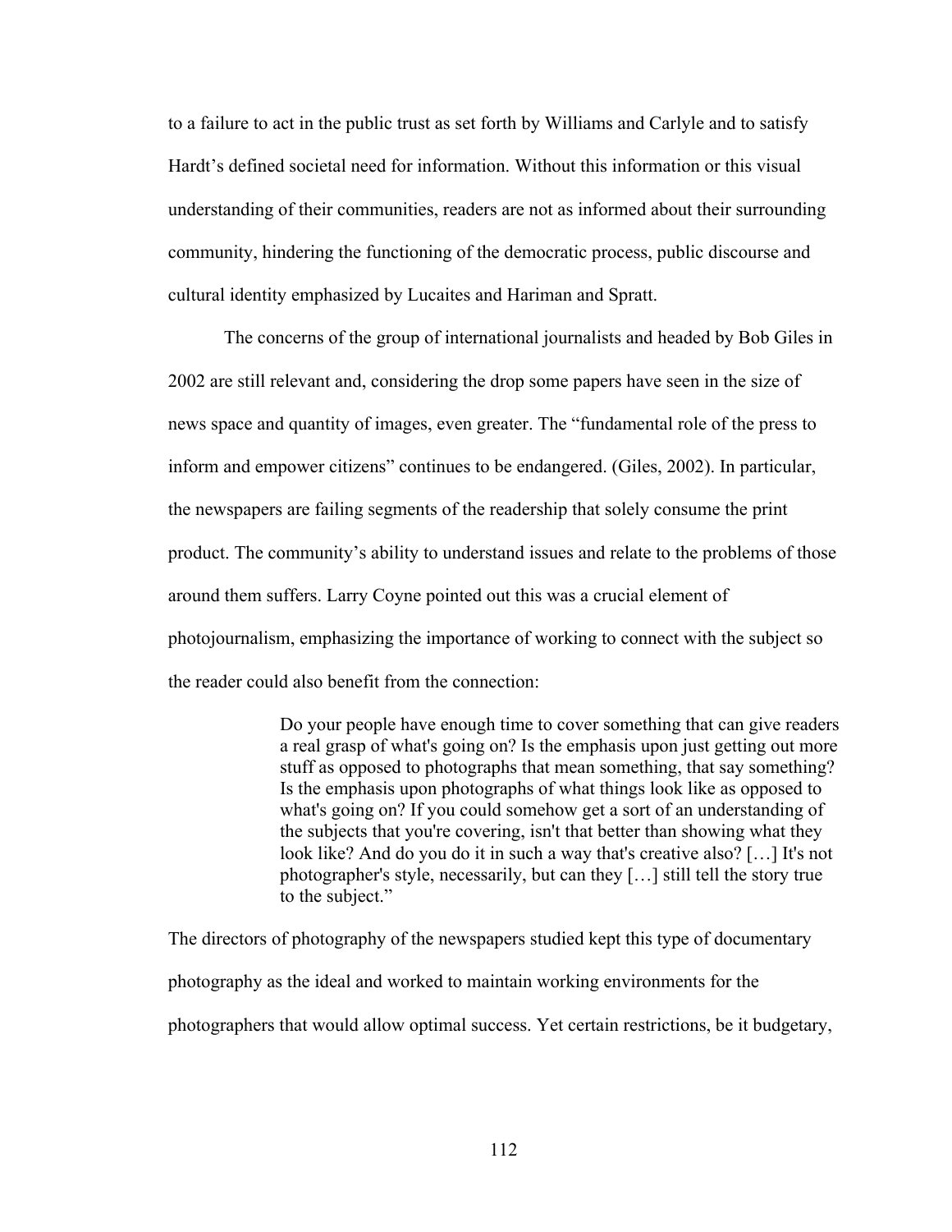to a failure to act in the public trust as set forth by Williams and Carlyle and to satisfy Hardt's defined societal need for information. Without this information or this visual understanding of their communities, readers are not as informed about their surrounding community, hindering the functioning of the democratic process, public discourse and cultural identity emphasized by Lucaites and Hariman and Spratt.

The concerns of the group of international journalists and headed by Bob Giles in 2002 are still relevant and, considering the drop some papers have seen in the size of news space and quantity of images, even greater. The "fundamental role of the press to inform and empower citizens" continues to be endangered. (Giles, 2002). In particular, the newspapers are failing segments of the readership that solely consume the print product. The community's ability to understand issues and relate to the problems of those around them suffers. Larry Coyne pointed out this was a crucial element of photojournalism, emphasizing the importance of working to connect with the subject so the reader could also benefit from the connection:

> Do your people have enough time to cover something that can give readers a real grasp of what's going on? Is the emphasis upon just getting out more stuff as opposed to photographs that mean something, that say something? Is the emphasis upon photographs of what things look like as opposed to what's going on? If you could somehow get a sort of an understanding of the subjects that you're covering, isn't that better than showing what they look like? And do you do it in such a way that's creative also? […] It's not photographer's style, necessarily, but can they […] still tell the story true to the subject."

The directors of photography of the newspapers studied kept this type of documentary photography as the ideal and worked to maintain working environments for the photographers that would allow optimal success. Yet certain restrictions, be it budgetary,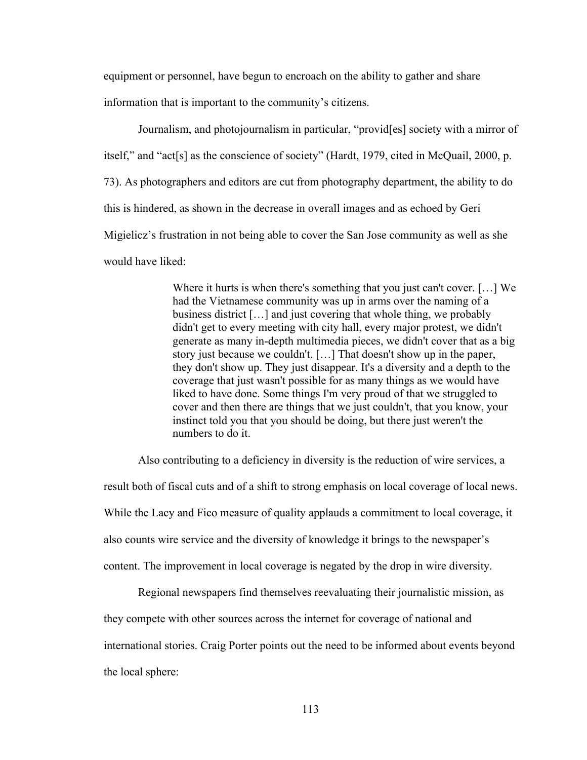equipment or personnel, have begun to encroach on the ability to gather and share information that is important to the community's citizens.

Journalism, and photojournalism in particular, "provid[es] society with a mirror of itself," and "act[s] as the conscience of society" (Hardt, 1979, cited in McQuail, 2000, p. 73). As photographers and editors are cut from photography department, the ability to do this is hindered, as shown in the decrease in overall images and as echoed by Geri Migielicz's frustration in not being able to cover the San Jose community as well as she would have liked:

> Where it hurts is when there's something that you just can't cover. […] We had the Vietnamese community was up in arms over the naming of a business district […] and just covering that whole thing, we probably didn't get to every meeting with city hall, every major protest, we didn't generate as many in-depth multimedia pieces, we didn't cover that as a big story just because we couldn't. […] That doesn't show up in the paper, they don't show up. They just disappear. It's a diversity and a depth to the coverage that just wasn't possible for as many things as we would have liked to have done. Some things I'm very proud of that we struggled to cover and then there are things that we just couldn't, that you know, your instinct told you that you should be doing, but there just weren't the numbers to do it.

Also contributing to a deficiency in diversity is the reduction of wire services, a result both of fiscal cuts and of a shift to strong emphasis on local coverage of local news. While the Lacy and Fico measure of quality applauds a commitment to local coverage, it also counts wire service and the diversity of knowledge it brings to the newspaper's content. The improvement in local coverage is negated by the drop in wire diversity.

Regional newspapers find themselves reevaluating their journalistic mission, as they compete with other sources across the internet for coverage of national and international stories. Craig Porter points out the need to be informed about events beyond the local sphere: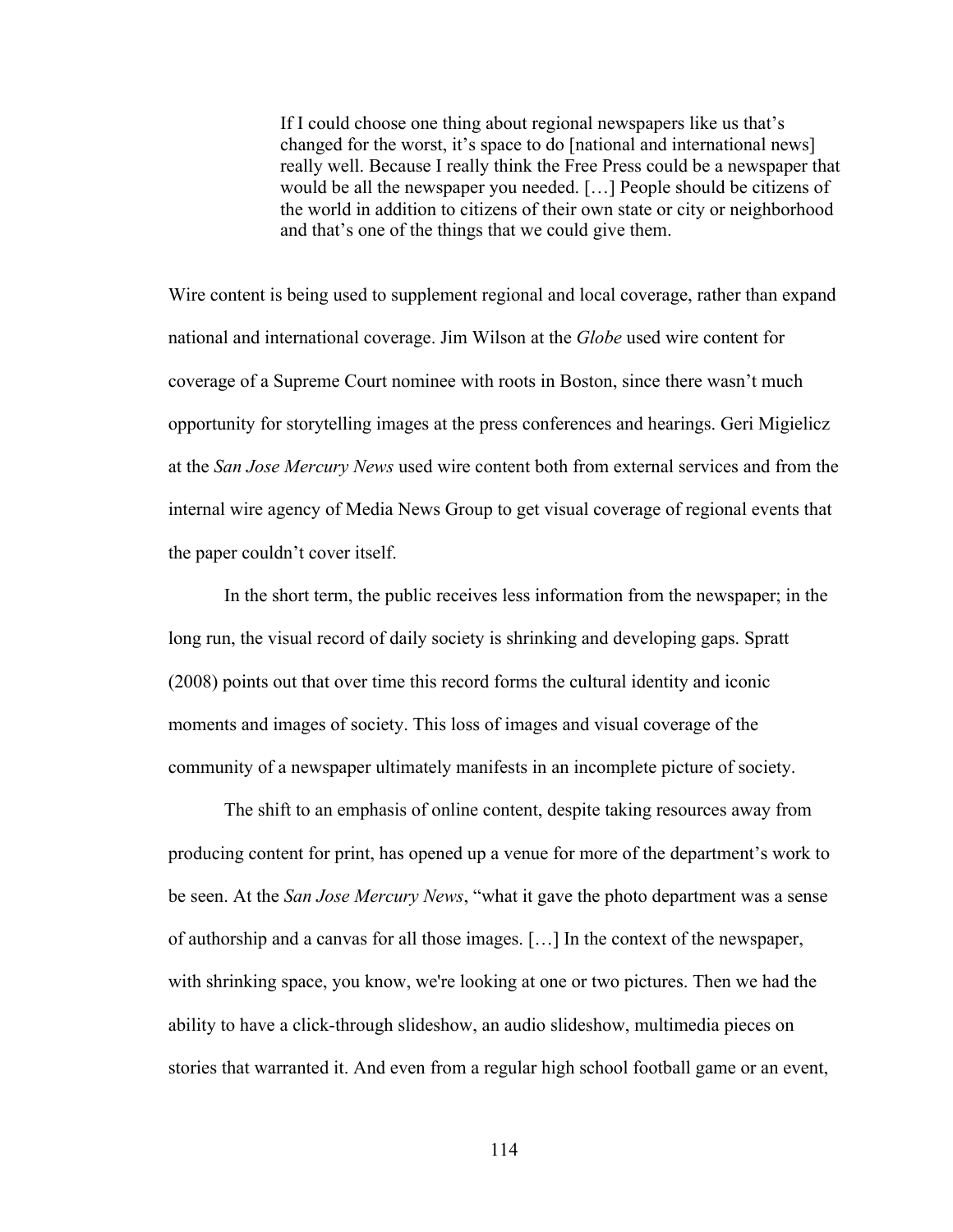> If I could choose one thing about regional newspapers like us that's changed for the worst, it's space to do [national and international news] really well. Because I really think the Free Press could be a newspaper that would be all the newspaper you needed. […] People should be citizens of the world in addition to citizens of their own state or city or neighborhood and that's one of the things that we could give them.

Wire content is being used to supplement regional and local coverage, rather than expand national and international coverage. Jim Wilson at the *Globe* used wire content for coverage of a Supreme Court nominee with roots in Boston, since there wasn't much opportunity for storytelling images at the press conferences and hearings. Geri Migielicz at the *San Jose Mercury News* used wire content both from external services and from the internal wire agency of Media News Group to get visual coverage of regional events that the paper couldn't cover itself.

In the short term, the public receives less information from the newspaper; in the long run, the visual record of daily society is shrinking and developing gaps. Spratt (2008) points out that over time this record forms the cultural identity and iconic moments and images of society. This loss of images and visual coverage of the community of a newspaper ultimately manifests in an incomplete picture of society.

The shift to an emphasis of online content, despite taking resources away from producing content for print, has opened up a venue for more of the department's work to be seen. At the *San Jose Mercury News*, "what it gave the photo department was a sense of authorship and a canvas for all those images. […] In the context of the newspaper, with shrinking space, you know, we're looking at one or two pictures. Then we had the ability to have a click-through slideshow, an audio slideshow, multimedia pieces on stories that warranted it. And even from a regular high school football game or an event,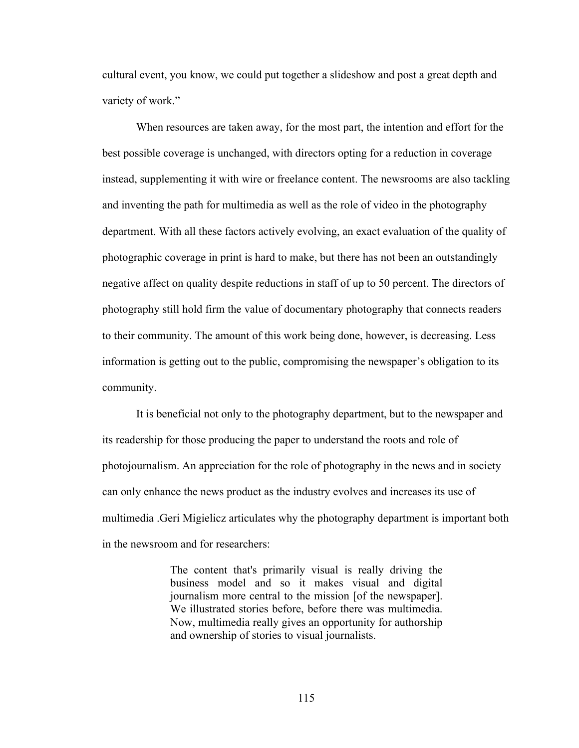cultural event, you know, we could put together a slideshow and post a great depth and variety of work."

When resources are taken away, for the most part, the intention and effort for the best possible coverage is unchanged, with directors opting for a reduction in coverage instead, supplementing it with wire or freelance content. The newsrooms are also tackling and inventing the path for multimedia as well as the role of video in the photography department. With all these factors actively evolving, an exact evaluation of the quality of photographic coverage in print is hard to make, but there has not been an outstandingly negative affect on quality despite reductions in staff of up to 50 percent. The directors of photography still hold firm the value of documentary photography that connects readers to their community. The amount of this work being done, however, is decreasing. Less information is getting out to the public, compromising the newspaper's obligation to its community.

It is beneficial not only to the photography department, but to the newspaper and its readership for those producing the paper to understand the roots and role of photojournalism. An appreciation for the role of photography in the news and in society can only enhance the news product as the industry evolves and increases its use of multimedia .Geri Migielicz articulates why the photography department is important both in the newsroom and for researchers:

> The content that's primarily visual is really driving the business model and so it makes visual and digital journalism more central to the mission [of the newspaper]. We illustrated stories before, before there was multimedia. Now, multimedia really gives an opportunity for authorship and ownership of stories to visual journalists.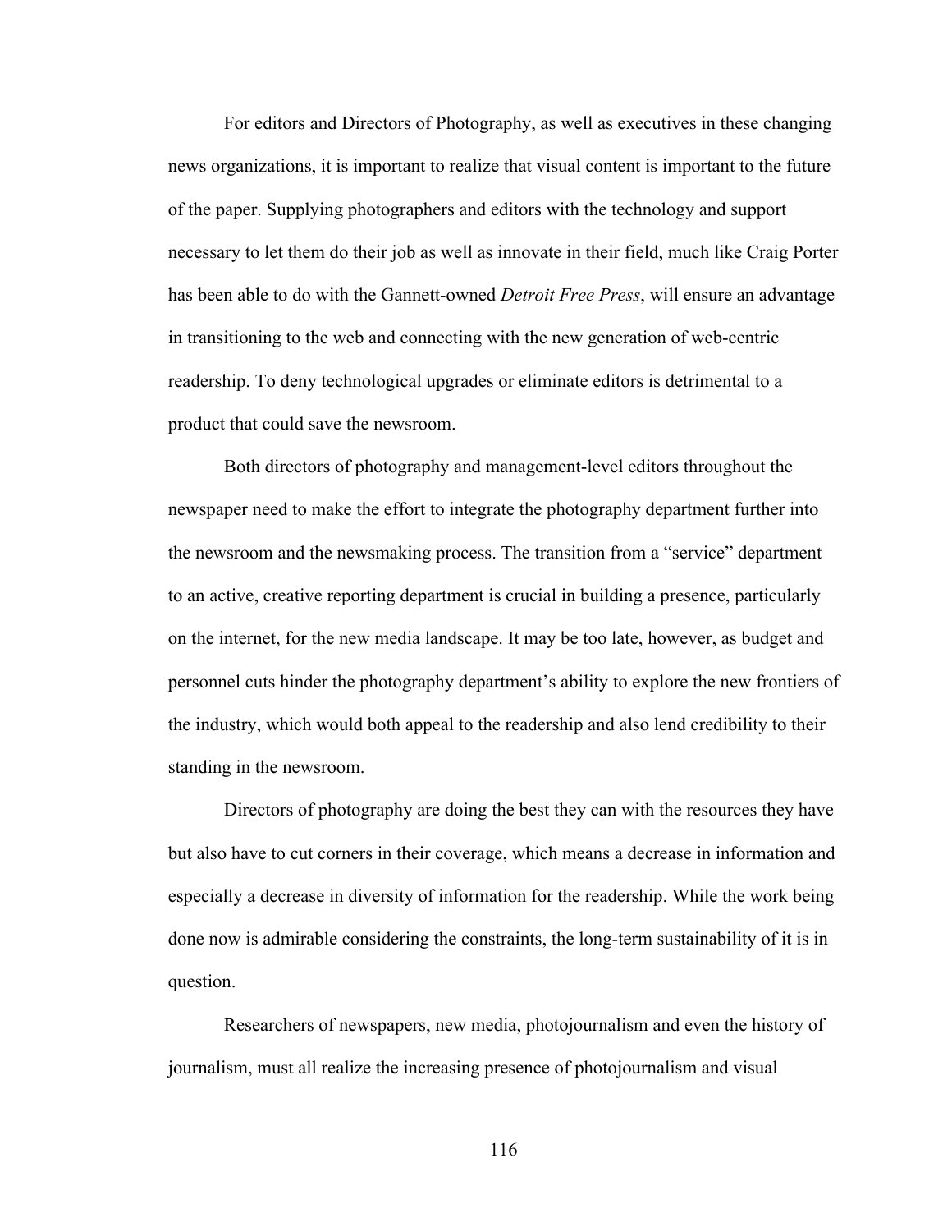For editors and Directors of Photography, as well as executives in these changing news organizations, it is important to realize that visual content is important to the future of the paper. Supplying photographers and editors with the technology and support necessary to let them do their job as well as innovate in their field, much like Craig Porter has been able to do with the Gannett-owned *Detroit Free Press*, will ensure an advantage in transitioning to the web and connecting with the new generation of web-centric readership. To deny technological upgrades or eliminate editors is detrimental to a product that could save the newsroom.

Both directors of photography and management-level editors throughout the newspaper need to make the effort to integrate the photography department further into the newsroom and the newsmaking process. The transition from a "service" department to an active, creative reporting department is crucial in building a presence, particularly on the internet, for the new media landscape. It may be too late, however, as budget and personnel cuts hinder the photography department's ability to explore the new frontiers of the industry, which would both appeal to the readership and also lend credibility to their standing in the newsroom.

Directors of photography are doing the best they can with the resources they have but also have to cut corners in their coverage, which means a decrease in information and especially a decrease in diversity of information for the readership. While the work being done now is admirable considering the constraints, the long-term sustainability of it is in question.

Researchers of newspapers, new media, photojournalism and even the history of journalism, must all realize the increasing presence of photojournalism and visual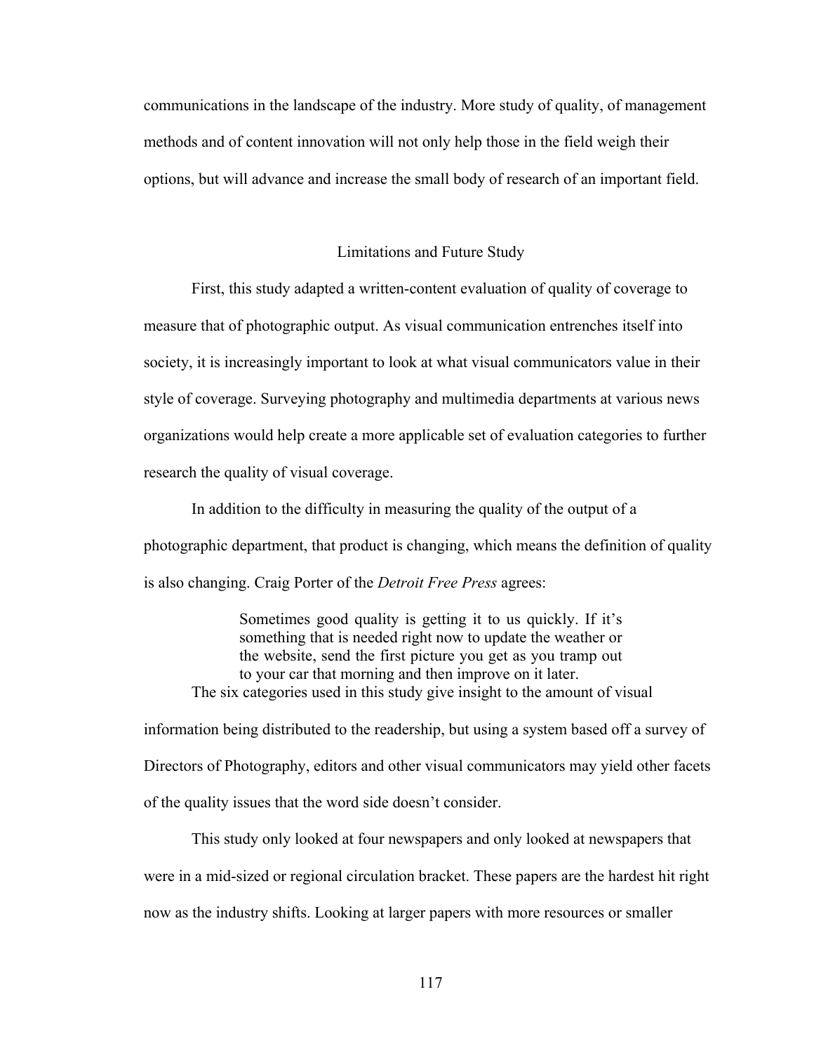communications in the landscape of the industry. More study of quality, of management methods and of content innovation will not only help those in the field weigh their options, but will advance and increase the small body of research of an important field.

## Limitations and Future Study

First, this study adapted a written-content evaluation of quality of coverage to measure that of photographic output. As visual communication entrenches itself into society, it is increasingly important to look at what visual communicators value in their style of coverage. Surveying photography and multimedia departments at various news organizations would help create a more applicable set of evaluation categories to further research the quality of visual coverage.

In addition to the difficulty in measuring the quality of the output of a photographic department, that product is changing, which means the definition of quality is also changing. Craig Porter of the *Detroit Free Press* agrees:

> Sometimes good quality is getting it to us quickly. If it's something that is needed right now to update the weather or the website, send the first picture you get as you tramp out to your car that morning and then improve on it later.

The six categories used in this study give insight to the amount of visual information being distributed to the readership, but using a system based off a survey of Directors of Photography, editors and other visual communicators may yield other facets of the quality issues that the word side doesn't consider.

This study only looked at four newspapers and only looked at newspapers that were in a mid-sized or regional circulation bracket. These papers are the hardest hit right now as the industry shifts. Looking at larger papers with more resources or smaller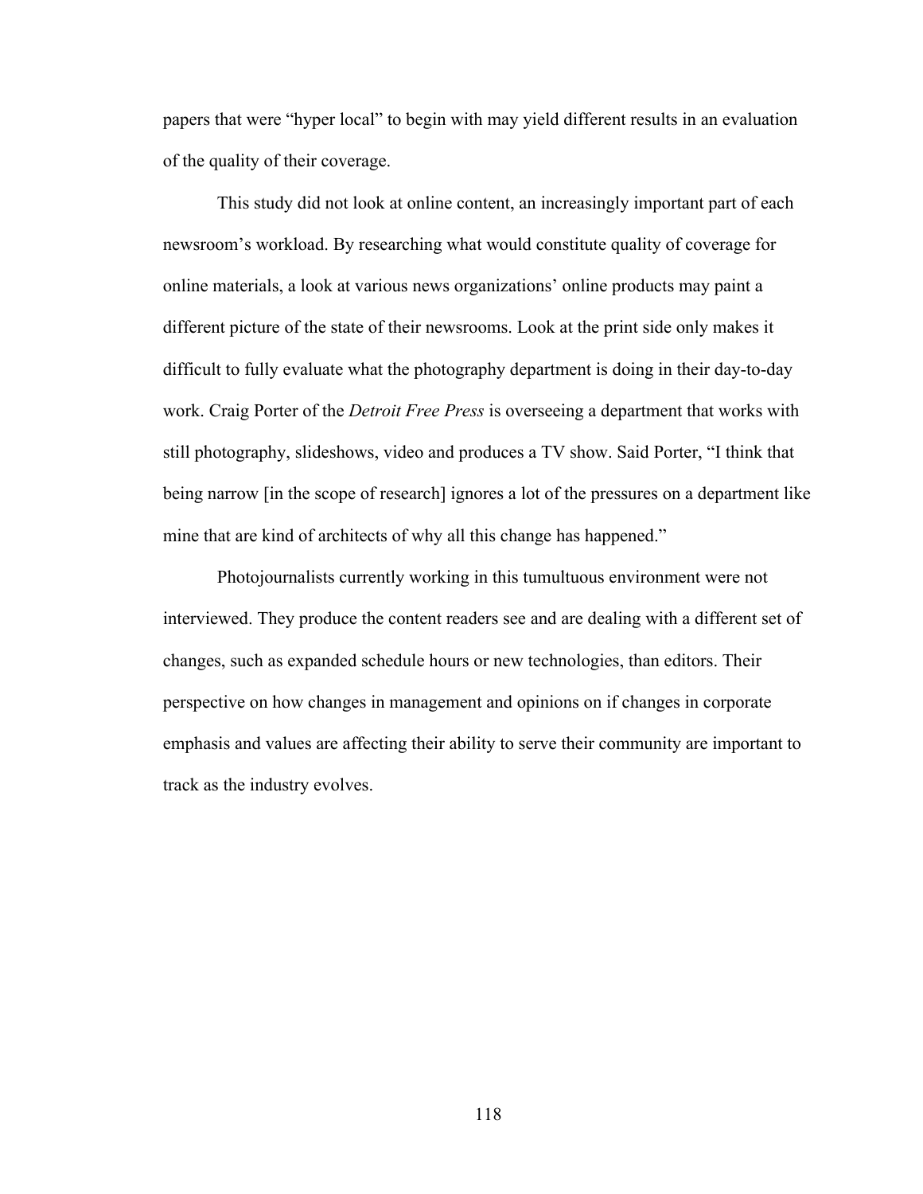papers that were “hyper local” to begin with may yield different results in an evaluation of the quality of their coverage.

This study did not look at online content, an increasingly important part of each newsroom’s workload. By researching what would constitute quality of coverage for online materials, a look at various news organizations’ online products may paint a different picture of the state of their newsrooms. Look at the print side only makes it difficult to fully evaluate what the photography department is doing in their day-to-day work. Craig Porter of the *Detroit Free Press* is overseeing a department that works with still photography, slideshows, video and produces a TV show. Said Porter, “I think that being narrow [in the scope of research] ignores a lot of the pressures on a department like mine that are kind of architects of why all this change has happened.”

Photojournalists currently working in this tumultuous environment were not interviewed. They produce the content readers see and are dealing with a different set of changes, such as expanded schedule hours or new technologies, than editors. Their perspective on how changes in management and opinions on if changes in corporate emphasis and values are affecting their ability to serve their community are important to track as the industry evolves.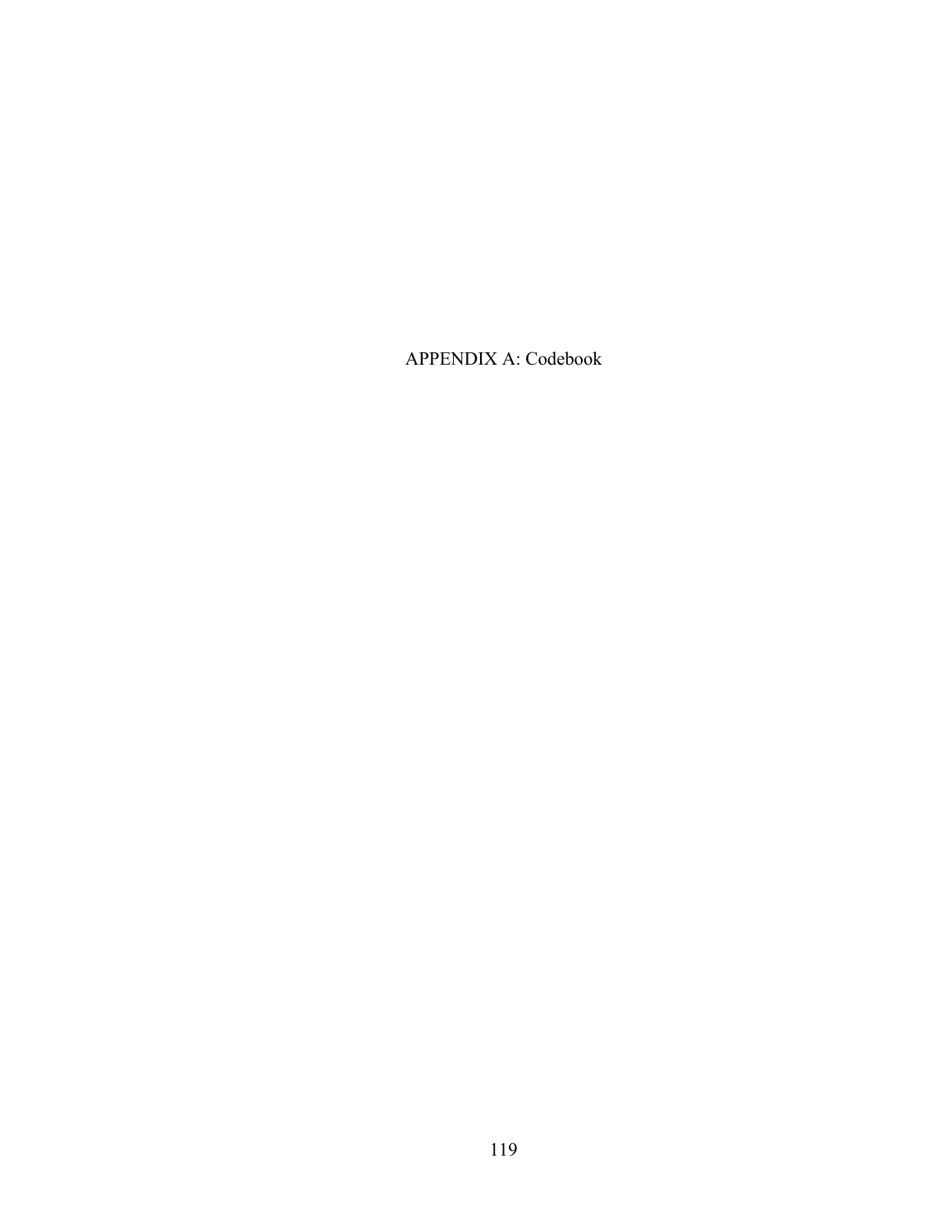# APPENDIX A: Codebook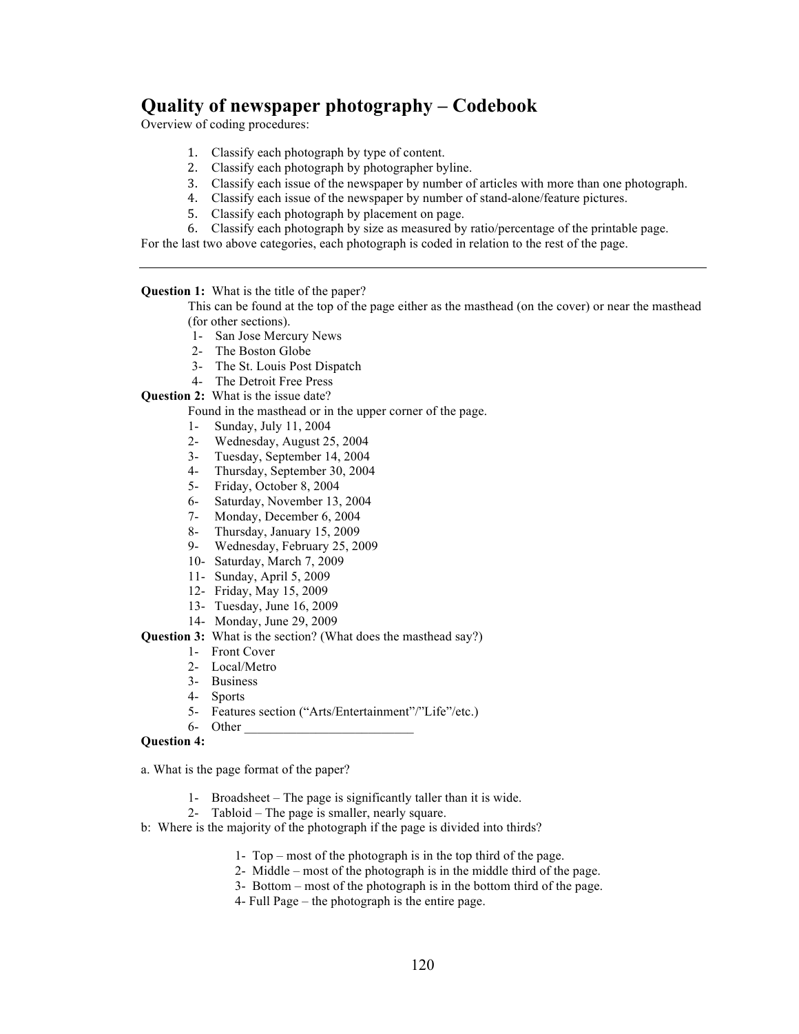# Quality of newspaper photography – Codebook

Overview of coding procedures:

1. Classify each photograph by type of content.
2. Classify each photograph by photographer byline.
3. Classify each issue of the newspaper by number of articles with more than one photograph.
4. Classify each issue of the newspaper by number of stand-alone/feature pictures.
5. Classify each photograph by placement on page.
6. Classify each photograph by size as measured by ratio/percentage of the printable page.

For the last two above categories, each photograph is coded in relation to the rest of the page.

---

**Question 1:** What is the title of the paper?

This can be found at the top of the page either as the masthead (on the cover) or near the masthead (for other sections).

1- San Jose Mercury News
2- The Boston Globe
3- The St. Louis Post Dispatch
4- The Detroit Free Press

**Question 2:** What is the issue date?

Found in the masthead or in the upper corner of the page.

1- Sunday, July 11, 2004
2- Wednesday, August 25, 2004
3- Tuesday, September 14, 2004
4- Thursday, September 30, 2004
5- Friday, October 8, 2004
6- Saturday, November 13, 2004
7- Monday, December 6, 2004
8- Thursday, January 15, 2009
9- Wednesday, February 25, 2009
10- Saturday, March 7, 2009
11- Sunday, April 5, 2009
12- Friday, May 15, 2009
13- Tuesday, June 16, 2009
14- Monday, June 29, 2009

**Question 3:** What is the section? (What does the masthead say?)

1- Front Cover
2- Local/Metro
3- Business
4- Sports
5- Features section ("Arts/Entertainment"/"Life"/etc.)
6- Other __________________________

**Question 4:**

a. What is the page format of the paper?

1- Broadsheet – The page is significantly taller than it is wide.
2- Tabloid – The page is smaller, nearly square.

b: Where is the majority of the photograph if the page is divided into thirds?

1- Top – most of the photograph is in the top third of the page.
2- Middle – most of the photograph is in the middle third of the page.
3- Bottom – most of the photograph is in the bottom third of the page.
4- Full Page – the photograph is the entire page.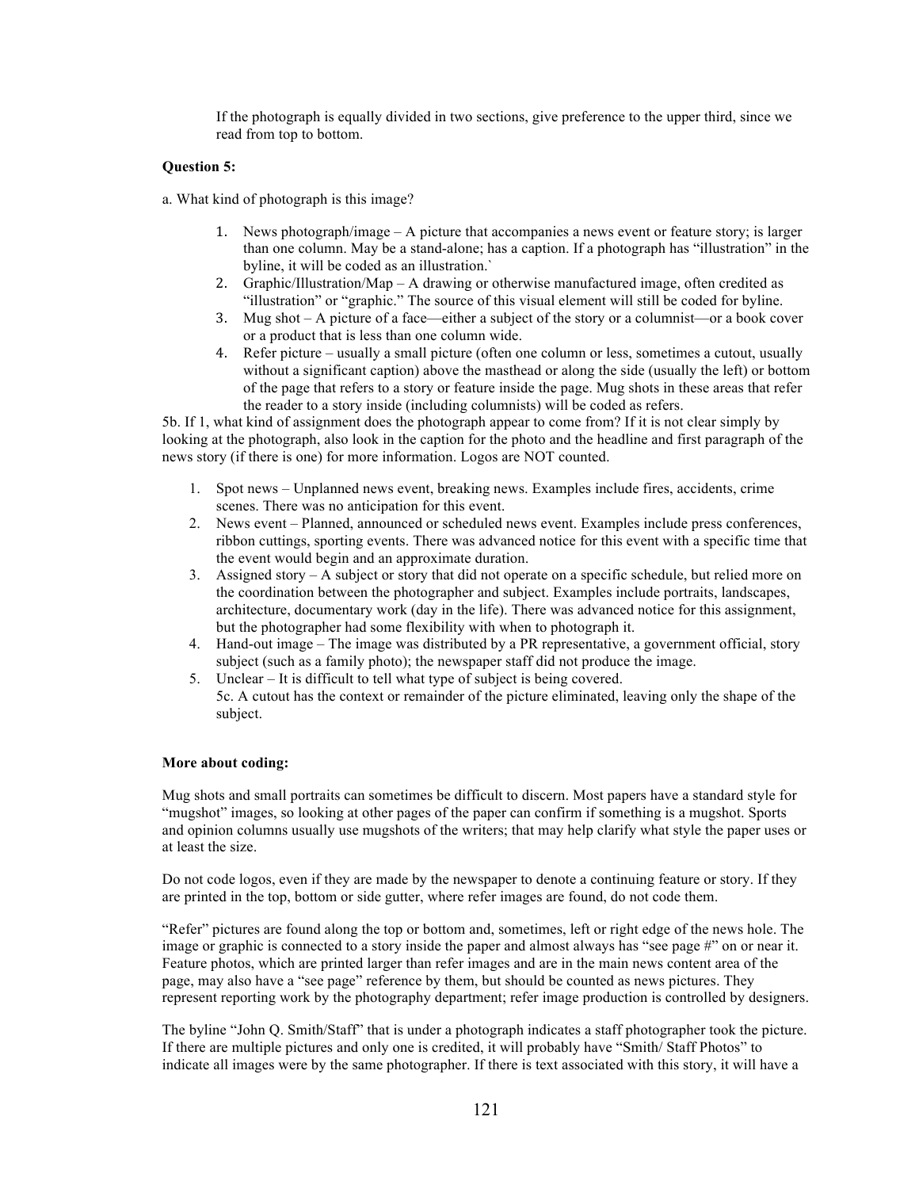If the photograph is equally divided in two sections, give preference to the upper third, since we read from top to bottom.

**Question 5:**

a. What kind of photograph is this image?

1. News photograph/image – A picture that accompanies a news event or feature story; is larger than one column. May be a stand-alone; has a caption. If a photograph has "illustration" in the byline, it will be coded as an illustration.`
2. Graphic/Illustration/Map – A drawing or otherwise manufactured image, often credited as "illustration" or "graphic." The source of this visual element will still be coded for byline.
3. Mug shot – A picture of a face—either a subject of the story or a columnist—or a book cover or a product that is less than one column wide.
4. Refer picture – usually a small picture (often one column or less, sometimes a cutout, usually without a significant caption) above the masthead or along the side (usually the left) or bottom of the page that refers to a story or feature inside the page. Mug shots in these areas that refer the reader to a story inside (including columnists) will be coded as refers.

5b. If 1, what kind of assignment does the photograph appear to come from? If it is not clear simply by looking at the photograph, also look in the caption for the photo and the headline and first paragraph of the news story (if there is one) for more information. Logos are NOT counted.

1. Spot news – Unplanned news event, breaking news. Examples include fires, accidents, crime scenes. There was no anticipation for this event.
2. News event – Planned, announced or scheduled news event. Examples include press conferences, ribbon cuttings, sporting events. There was advanced notice for this event with a specific time that the event would begin and an approximate duration.
3. Assigned story – A subject or story that did not operate on a specific schedule, but relied more on the coordination between the photographer and subject. Examples include portraits, landscapes, architecture, documentary work (day in the life). There was advanced notice for this assignment, but the photographer had some flexibility with when to photograph it.
4. Hand-out image – The image was distributed by a PR representative, a government official, story subject (such as a family photo); the newspaper staff did not produce the image.
5. Unclear – It is difficult to tell what type of subject is being covered.
   5c. A cutout has the context or remainder of the picture eliminated, leaving only the shape of the subject.

**More about coding:**

Mug shots and small portraits can sometimes be difficult to discern. Most papers have a standard style for "mugshot" images, so looking at other pages of the paper can confirm if something is a mugshot. Sports and opinion columns usually use mugshots of the writers; that may help clarify what style the paper uses or at least the size.

Do not code logos, even if they are made by the newspaper to denote a continuing feature or story. If they are printed in the top, bottom or side gutter, where refer images are found, do not code them.

"Refer" pictures are found along the top or bottom and, sometimes, left or right edge of the news hole. The image or graphic is connected to a story inside the paper and almost always has "see page #" on or near it. Feature photos, which are printed larger than refer images and are in the main news content area of the page, may also have a "see page" reference by them, but should be counted as news pictures. They represent reporting work by the photography department; refer image production is controlled by designers.

The byline "John Q. Smith/Staff" that is under a photograph indicates a staff photographer took the picture. If there are multiple pictures and only one is credited, it will probably have "Smith/ Staff Photos" to indicate all images were by the same photographer. If there is text associated with this story, it will have a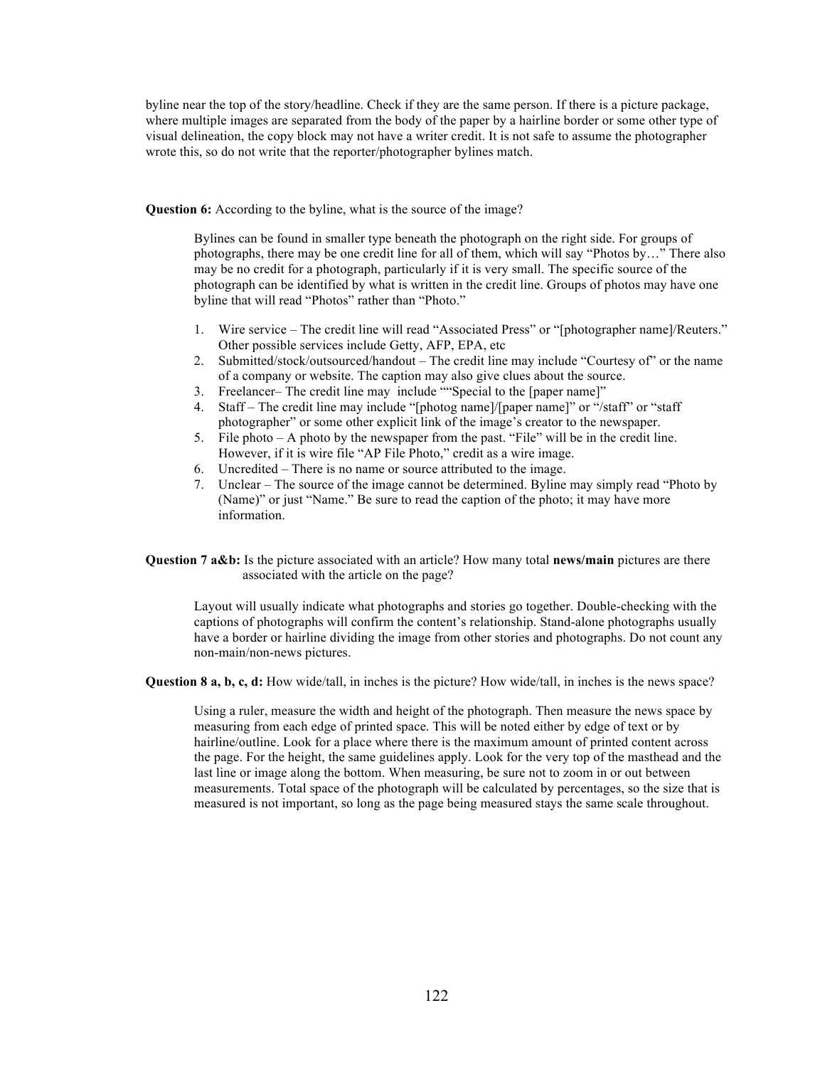byline near the top of the story/headline. Check if they are the same person. If there is a picture package, where multiple images are separated from the body of the paper by a hairline border or some other type of visual delineation, the copy block may not have a writer credit. It is not safe to assume the photographer wrote this, so do not write that the reporter/photographer bylines match.

**Question 6:** According to the byline, what is the source of the image?

Bylines can be found in smaller type beneath the photograph on the right side. For groups of photographs, there may be one credit line for all of them, which will say "Photos by…" There also may be no credit for a photograph, particularly if it is very small. The specific source of the photograph can be identified by what is written in the credit line. Groups of photos may have one byline that will read "Photos" rather than "Photo."

1. Wire service – The credit line will read "Associated Press" or "[photographer name]/Reuters." Other possible services include Getty, AFP, EPA, etc
2. Submitted/stock/outsourced/handout – The credit line may include "Courtesy of" or the name of a company or website. The caption may also give clues about the source.
3. Freelancer– The credit line may include ""Special to the [paper name]"
4. Staff – The credit line may include "[photog name]/[paper name]" or "/staff" or "staff photographer" or some other explicit link of the image's creator to the newspaper.
5. File photo – A photo by the newspaper from the past. "File" will be in the credit line. However, if it is wire file "AP File Photo," credit as a wire image.
6. Uncredited – There is no name or source attributed to the image.
7. Unclear – The source of the image cannot be determined. Byline may simply read "Photo by (Name)" or just "Name." Be sure to read the caption of the photo; it may have more information.

**Question 7 a&b:** Is the picture associated with an article? How many total **news/main** pictures are there associated with the article on the page?

Layout will usually indicate what photographs and stories go together. Double-checking with the captions of photographs will confirm the content's relationship. Stand-alone photographs usually have a border or hairline dividing the image from other stories and photographs. Do not count any non-main/non-news pictures.

**Question 8 a, b, c, d:** How wide/tall, in inches is the picture? How wide/tall, in inches is the news space?

Using a ruler, measure the width and height of the photograph. Then measure the news space by measuring from each edge of printed space. This will be noted either by edge of text or by hairline/outline. Look for a place where there is the maximum amount of printed content across the page. For the height, the same guidelines apply. Look for the very top of the masthead and the last line or image along the bottom. When measuring, be sure not to zoom in or out between measurements. Total space of the photograph will be calculated by percentages, so the size that is measured is not important, so long as the page being measured stays the same scale throughout.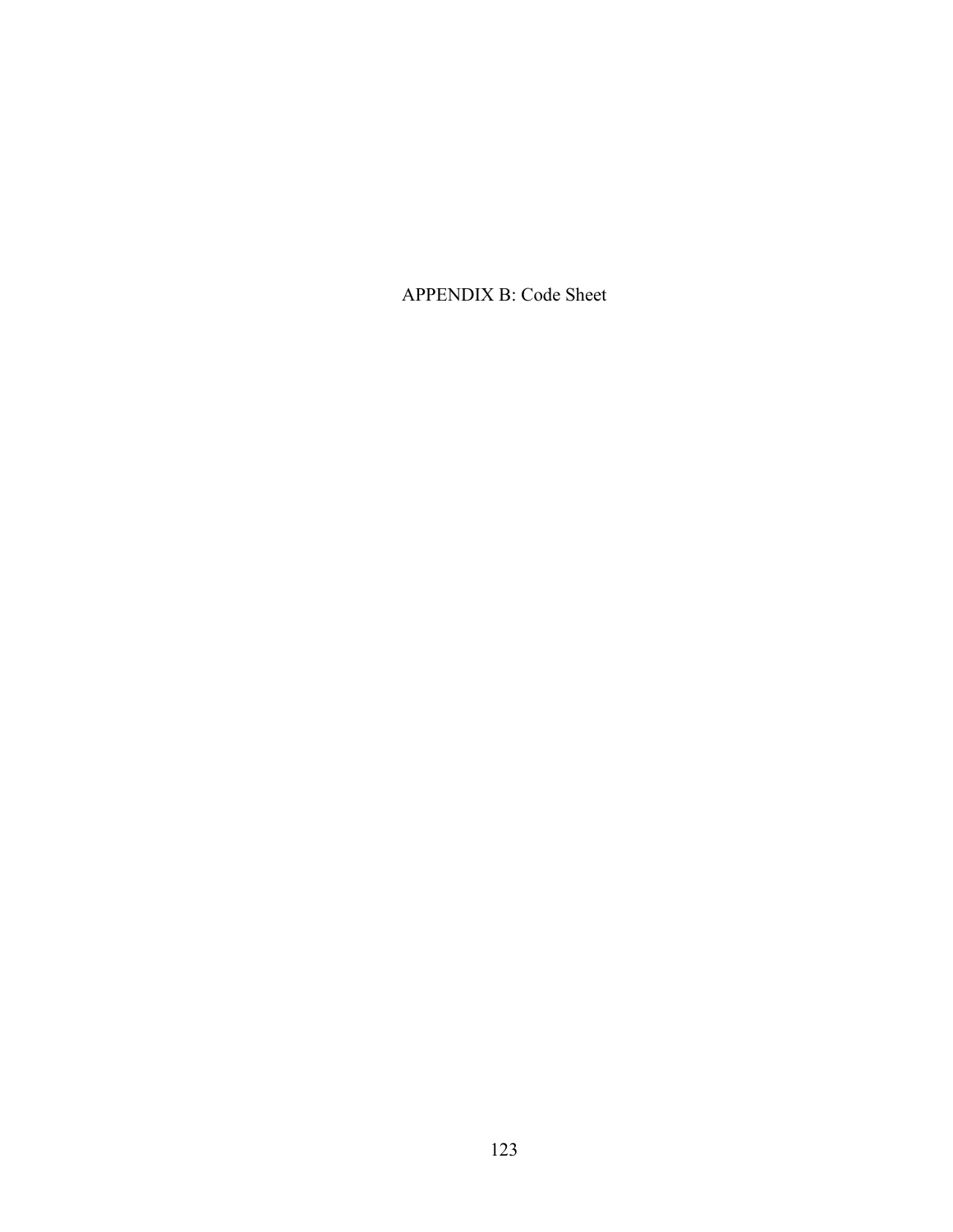# APPENDIX B: Code Sheet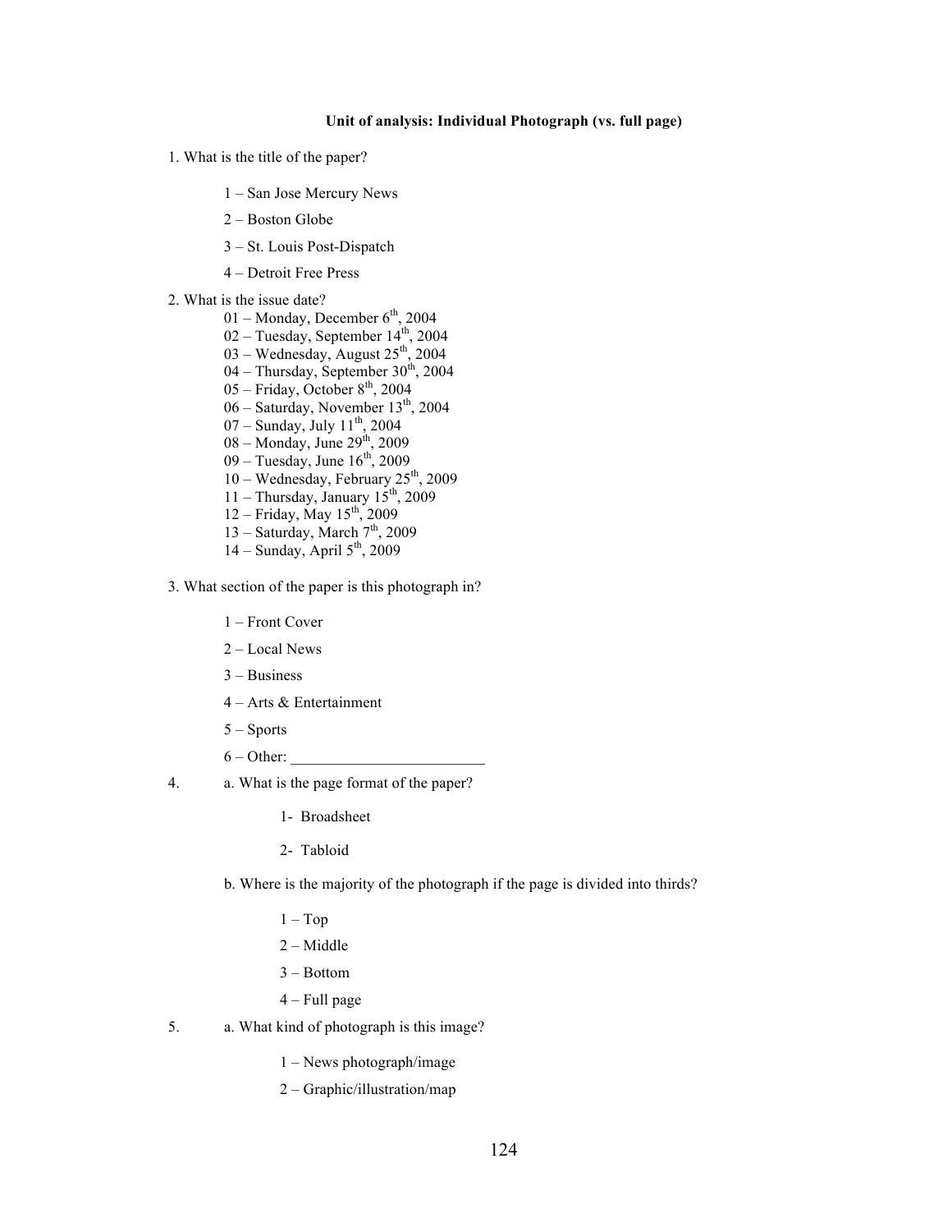**Unit of analysis: Individual Photograph (vs. full page)**

1. What is the title of the paper?

   1 – San Jose Mercury News

   2 – Boston Globe

   3 – St. Louis Post-Dispatch

   4 – Detroit Free Press

2. What is the issue date?

   01 – Monday, December 6th, 2004
   02 – Tuesday, September 14th, 2004
   03 – Wednesday, August 25th, 2004
   04 – Thursday, September 30th, 2004
   05 – Friday, October 8th, 2004
   06 – Saturday, November 13th, 2004
   07 – Sunday, July 11th, 2004
   08 – Monday, June 29th, 2009
   09 – Tuesday, June 16th, 2009
   10 – Wednesday, February 25th, 2009
   11 – Thursday, January 15th, 2009
   12 – Friday, May 15th, 2009
   13 – Saturday, March 7th, 2009
   14 – Sunday, April 5th, 2009

3. What section of the paper is this photograph in?

   1 – Front Cover

   2 – Local News

   3 – Business

   4 – Arts & Entertainment

   5 – Sports

   6 – Other: ________________________

4. a. What is the page format of the paper?

   1- Broadsheet

   2- Tabloid

   b. Where is the majority of the photograph if the page is divided into thirds?

   1 – Top

   2 – Middle

   3 – Bottom

   4 – Full page

5. a. What kind of photograph is this image?

   1 – News photograph/image

   2 – Graphic/illustration/map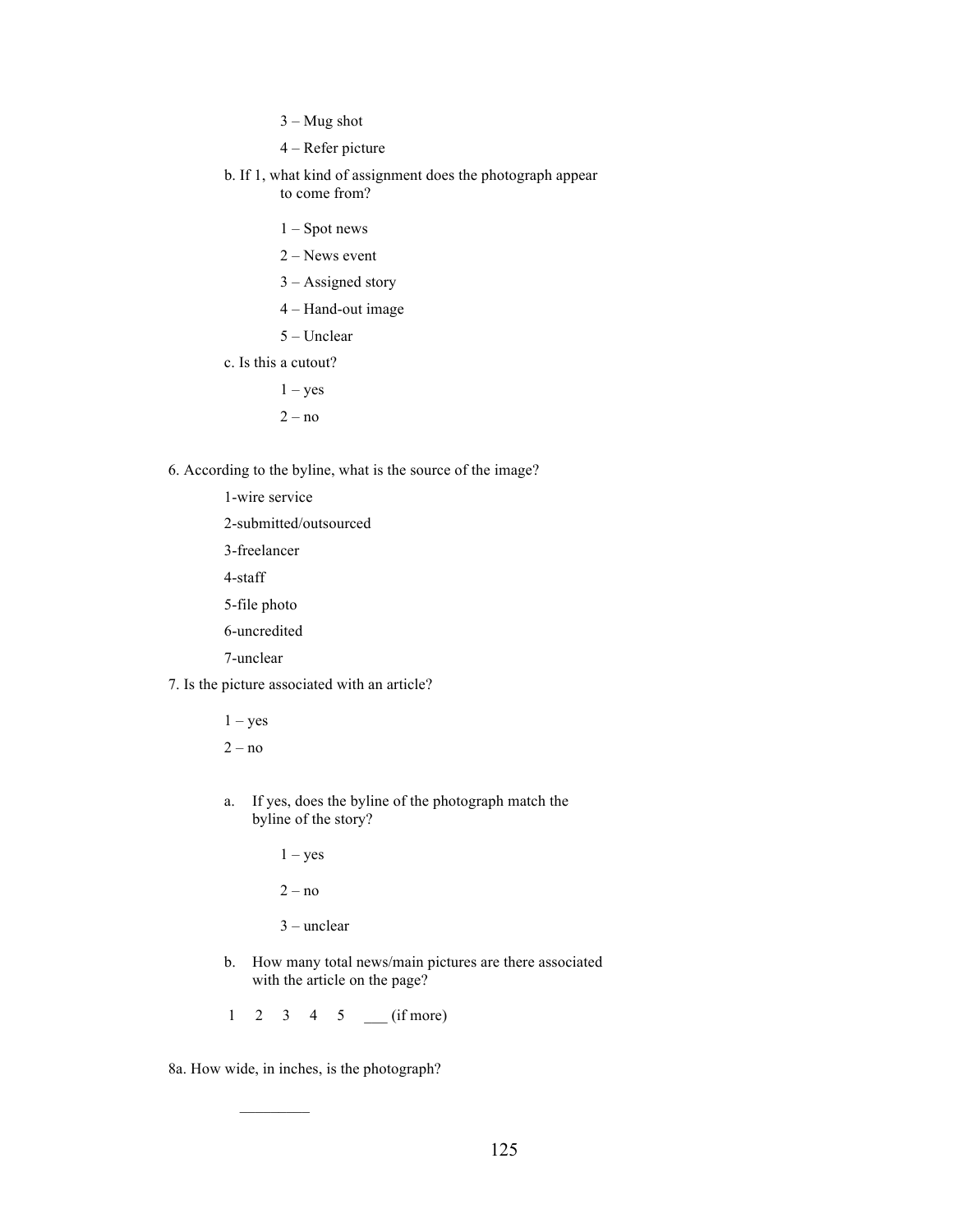3 – Mug shot

4 – Refer picture

b. If 1, what kind of assignment does the photograph appear to come from?

1 – Spot news

2 – News event

3 – Assigned story

4 – Hand-out image

5 – Unclear

c. Is this a cutout?

1 – yes

2 – no

6. According to the byline, what is the source of the image?

1-wire service

2-submitted/outsourced

3-freelancer

4-staff

5-file photo

6-uncredited

7-unclear

7. Is the picture associated with an article?

1 – yes

2 – no

a. If yes, does the byline of the photograph match the byline of the story?

1 – yes

2 – no

3 – unclear

b. How many total news/main pictures are there associated with the article on the page?

1 2 3 4 5 ___ (if more)

8a. How wide, in inches, is the photograph?

_________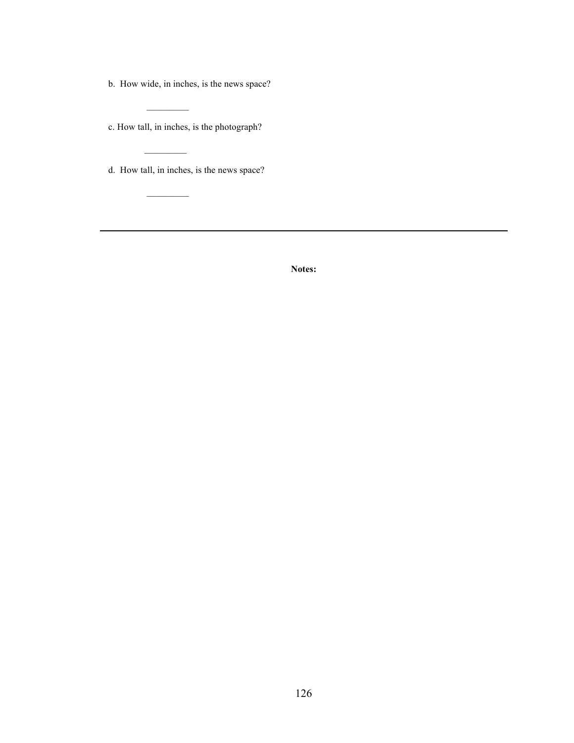b. How wide, in inches, is the news space?

\_\_\_\_\_\_\_\_\_

c. How tall, in inches, is the photograph?

\_\_\_\_\_\_\_\_\_

d. How tall, in inches, is the news space?

\_\_\_\_\_\_\_\_\_

---

**Notes:**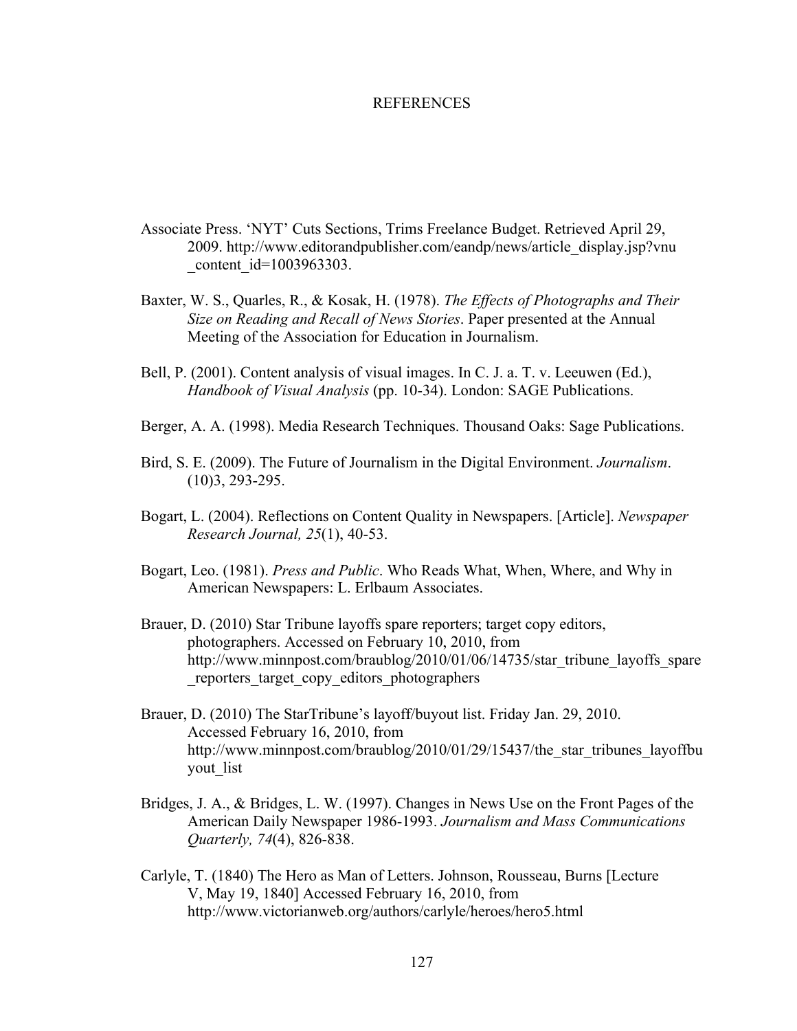# REFERENCES

Associate Press. 'NYT' Cuts Sections, Trims Freelance Budget. Retrieved April 29, 2009. http://www.editorandpublisher.com/eandp/news/article_display.jsp?vnu_content_id=1003963303.

Baxter, W. S., Quarles, R., & Kosak, H. (1978). *The Effects of Photographs and Their Size on Reading and Recall of News Stories*. Paper presented at the Annual Meeting of the Association for Education in Journalism.

Bell, P. (2001). Content analysis of visual images. In C. J. a. T. v. Leeuwen (Ed.), *Handbook of Visual Analysis* (pp. 10-34). London: SAGE Publications.

Berger, A. A. (1998). Media Research Techniques. Thousand Oaks: Sage Publications.

Bird, S. E. (2009). The Future of Journalism in the Digital Environment. *Journalism*. (10)3, 293-295.

Bogart, L. (2004). Reflections on Content Quality in Newspapers. [Article]. *Newspaper Research Journal, 25*(1), 40-53.

Bogart, Leo. (1981). *Press and Public*. Who Reads What, When, Where, and Why in American Newspapers: L. Erlbaum Associates.

Brauer, D. (2010) Star Tribune layoffs spare reporters; target copy editors, photographers. Accessed on February 10, 2010, from http://www.minnpost.com/braublog/2010/01/06/14735/star_tribune_layoffs_spare_reporters_target_copy_editors_photographers

Brauer, D. (2010) The StarTribune's layoff/buyout list. Friday Jan. 29, 2010. Accessed February 16, 2010, from http://www.minnpost.com/braublog/2010/01/29/15437/the_star_tribunes_layoffbuyout_list

Bridges, J. A., & Bridges, L. W. (1997). Changes in News Use on the Front Pages of the American Daily Newspaper 1986-1993. *Journalism and Mass Communications Quarterly, 74*(4), 826-838.

Carlyle, T. (1840) The Hero as Man of Letters. Johnson, Rousseau, Burns [Lecture V, May 19, 1840] Accessed February 16, 2010, from http://www.victorianweb.org/authors/carlyle/heroes/hero5.html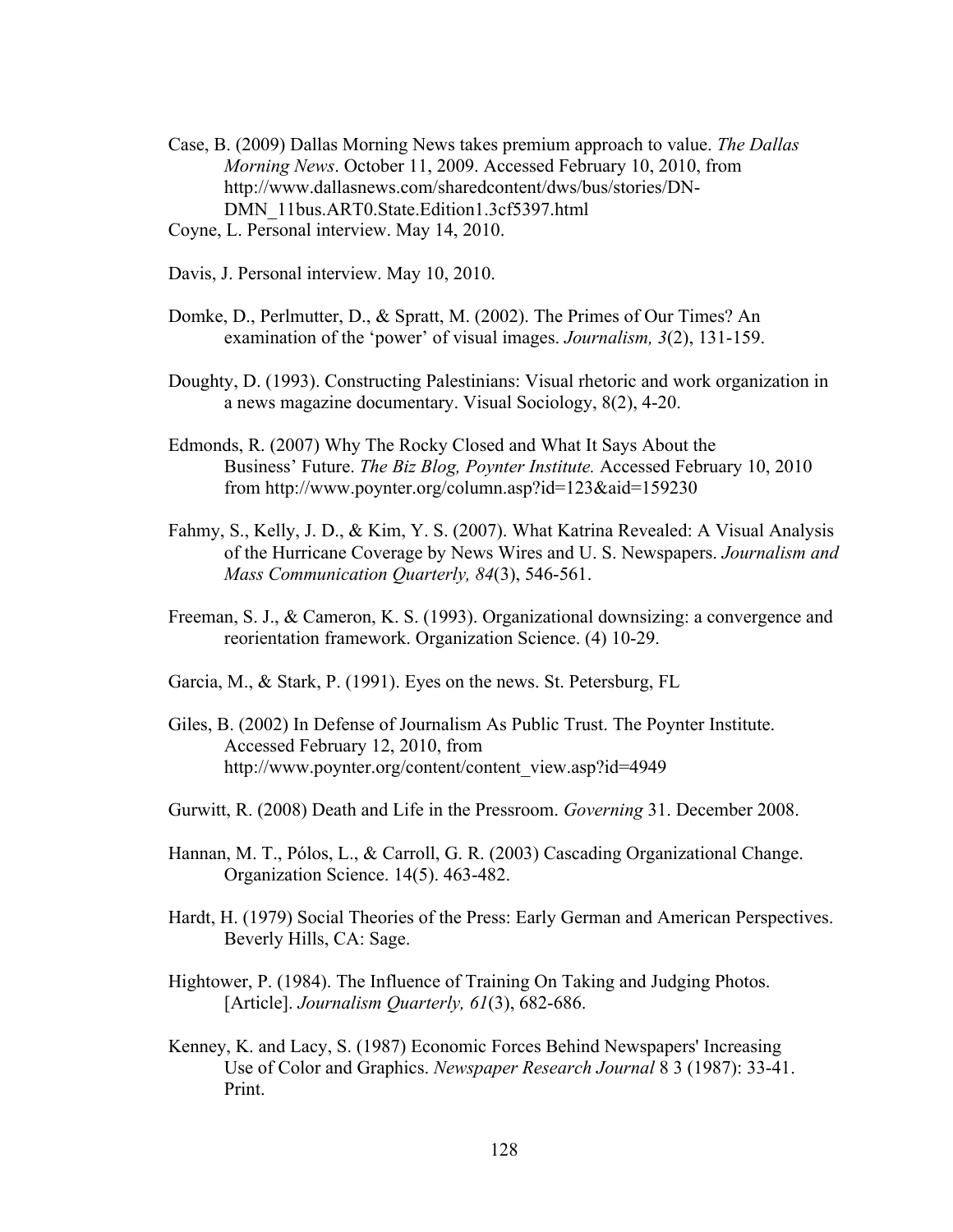Case, B. (2009) Dallas Morning News takes premium approach to value. *The Dallas Morning News*. October 11, 2009. Accessed February 10, 2010, from http://www.dallasnews.com/sharedcontent/dws/bus/stories/DN-DMN_11bus.ART0.State.Edition1.3cf5397.html

Coyne, L. Personal interview. May 14, 2010.

Davis, J. Personal interview. May 10, 2010.

Domke, D., Perlmutter, D., & Spratt, M. (2002). The Primes of Our Times? An examination of the 'power' of visual images. *Journalism, 3*(2), 131-159.

Doughty, D. (1993). Constructing Palestinians: Visual rhetoric and work organization in a news magazine documentary. Visual Sociology, 8(2), 4-20.

Edmonds, R. (2007) Why The Rocky Closed and What It Says About the Business' Future. *The Biz Blog, Poynter Institute.* Accessed February 10, 2010 from http://www.poynter.org/column.asp?id=123&aid=159230

Fahmy, S., Kelly, J. D., & Kim, Y. S. (2007). What Katrina Revealed: A Visual Analysis of the Hurricane Coverage by News Wires and U. S. Newspapers. *Journalism and Mass Communication Quarterly, 84*(3), 546-561.

Freeman, S. J., & Cameron, K. S. (1993). Organizational downsizing: a convergence and reorientation framework. Organization Science. (4) 10-29.

Garcia, M., & Stark, P. (1991). Eyes on the news. St. Petersburg, FL

Giles, B. (2002) In Defense of Journalism As Public Trust. The Poynter Institute. Accessed February 12, 2010, from http://www.poynter.org/content/content_view.asp?id=4949

Gurwitt, R. (2008) Death and Life in the Pressroom. *Governing* 31. December 2008.

Hannan, M. T., Pólos, L., & Carroll, G. R. (2003) Cascading Organizational Change. Organization Science. 14(5). 463-482.

Hardt, H. (1979) Social Theories of the Press: Early German and American Perspectives. Beverly Hills, CA: Sage.

Hightower, P. (1984). The Influence of Training On Taking and Judging Photos. [Article]. *Journalism Quarterly, 61*(3), 682-686.

Kenney, K. and Lacy, S. (1987) Economic Forces Behind Newspapers' Increasing Use of Color and Graphics. *Newspaper Research Journal* 8 3 (1987): 33-41. Print.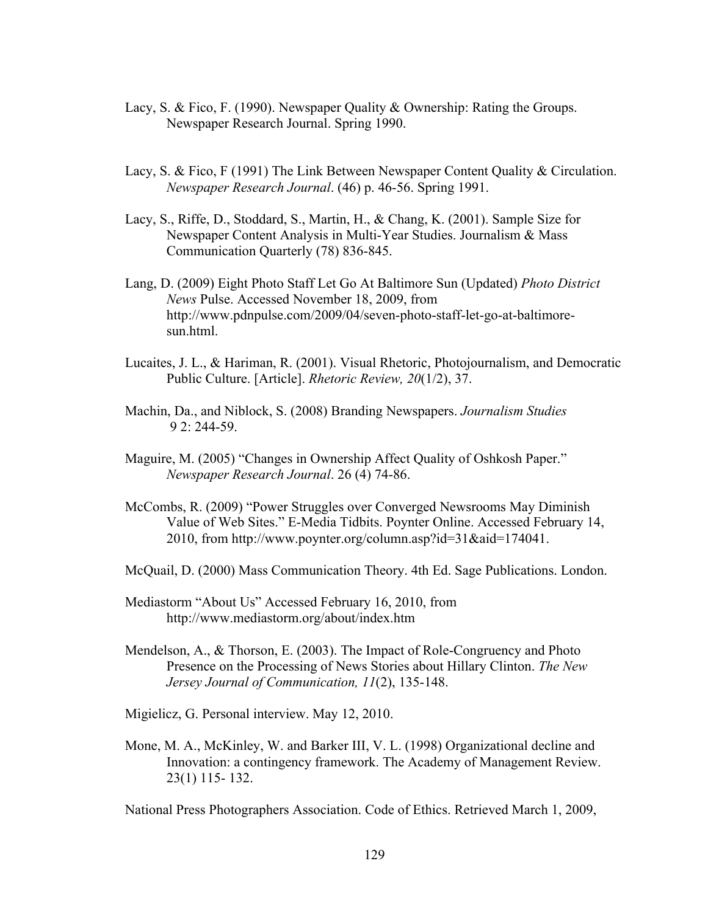Lacy, S. & Fico, F. (1990). Newspaper Quality & Ownership: Rating the Groups. Newspaper Research Journal. Spring 1990.

Lacy, S. & Fico, F (1991) The Link Between Newspaper Content Quality & Circulation. *Newspaper Research Journal*. (46) p. 46-56. Spring 1991.

Lacy, S., Riffe, D., Stoddard, S., Martin, H., & Chang, K. (2001). Sample Size for Newspaper Content Analysis in Multi-Year Studies. Journalism & Mass Communication Quarterly (78) 836-845.

Lang, D. (2009) Eight Photo Staff Let Go At Baltimore Sun (Updated) *Photo District News* Pulse. Accessed November 18, 2009, from http://www.pdnpulse.com/2009/04/seven-photo-staff-let-go-at-baltimore-sun.html.

Lucaites, J. L., & Hariman, R. (2001). Visual Rhetoric, Photojournalism, and Democratic Public Culture. [Article]. *Rhetoric Review, 20*(1/2), 37.

Machin, Da., and Niblock, S. (2008) Branding Newspapers. *Journalism Studies* 9 2: 244-59.

Maguire, M. (2005) "Changes in Ownership Affect Quality of Oshkosh Paper." *Newspaper Research Journal*. 26 (4) 74-86.

McCombs, R. (2009) "Power Struggles over Converged Newsrooms May Diminish Value of Web Sites." E-Media Tidbits. Poynter Online. Accessed February 14, 2010, from http://www.poynter.org/column.asp?id=31&aid=174041.

McQuail, D. (2000) Mass Communication Theory. 4th Ed. Sage Publications. London.

Mediastorm "About Us" Accessed February 16, 2010, from http://www.mediastorm.org/about/index.htm

Mendelson, A., & Thorson, E. (2003). The Impact of Role-Congruency and Photo Presence on the Processing of News Stories about Hillary Clinton. *The New Jersey Journal of Communication, 11*(2), 135-148.

Migielicz, G. Personal interview. May 12, 2010.

Mone, M. A., McKinley, W. and Barker III, V. L. (1998) Organizational decline and Innovation: a contingency framework. The Academy of Management Review. 23(1) 115- 132.

National Press Photographers Association. Code of Ethics. Retrieved March 1, 2009,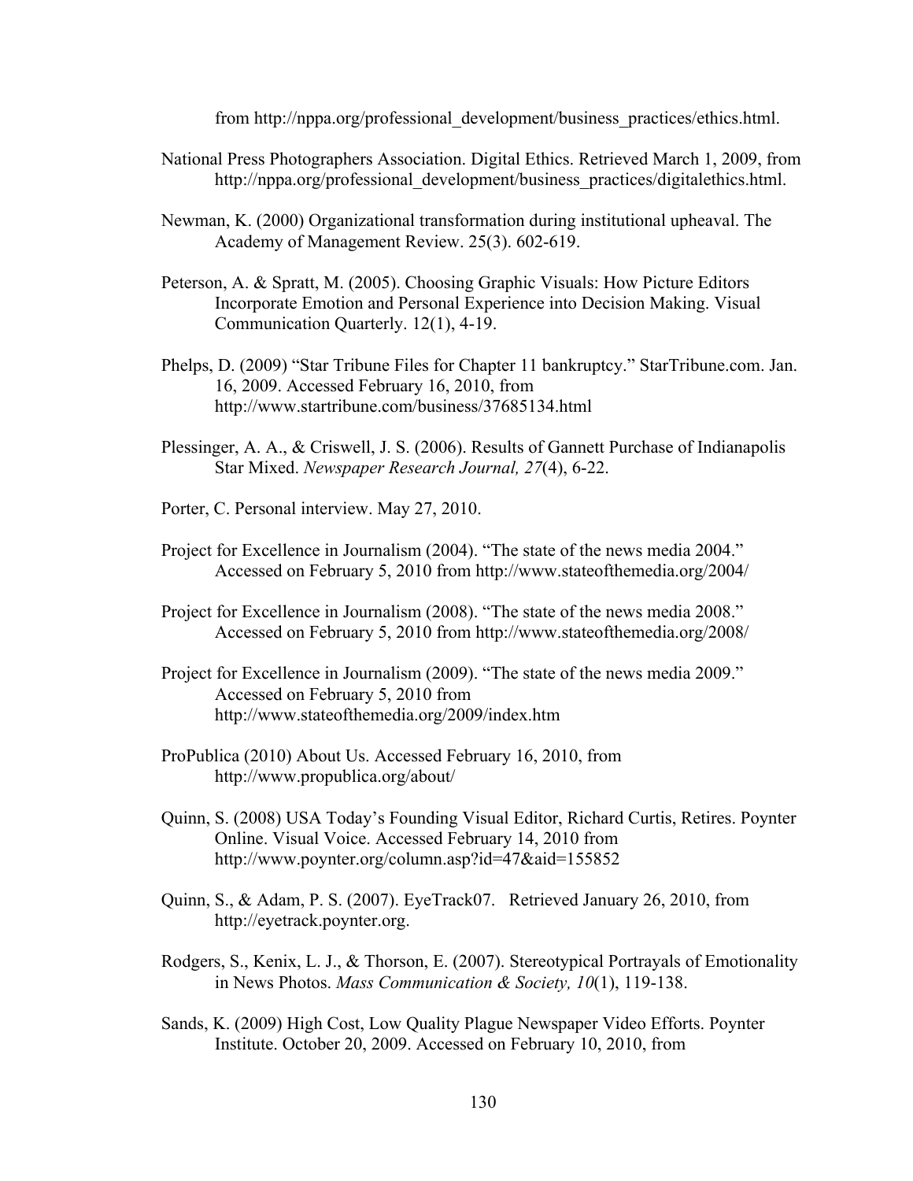from http://nppa.org/professional_development/business_practices/ethics.html.

National Press Photographers Association. Digital Ethics. Retrieved March 1, 2009, from http://nppa.org/professional_development/business_practices/digitalethics.html.

Newman, K. (2000) Organizational transformation during institutional upheaval. The Academy of Management Review. 25(3). 602-619.

Peterson, A. & Spratt, M. (2005). Choosing Graphic Visuals: How Picture Editors Incorporate Emotion and Personal Experience into Decision Making. Visual Communication Quarterly. 12(1), 4-19.

Phelps, D. (2009) "Star Tribune Files for Chapter 11 bankruptcy." StarTribune.com. Jan. 16, 2009. Accessed February 16, 2010, from http://www.startribune.com/business/37685134.html

Plessinger, A. A., & Criswell, J. S. (2006). Results of Gannett Purchase of Indianapolis Star Mixed. *Newspaper Research Journal, 27*(4), 6-22.

Porter, C. Personal interview. May 27, 2010.

Project for Excellence in Journalism (2004). "The state of the news media 2004." Accessed on February 5, 2010 from http://www.stateofthemedia.org/2004/

Project for Excellence in Journalism (2008). "The state of the news media 2008." Accessed on February 5, 2010 from http://www.stateofthemedia.org/2008/

Project for Excellence in Journalism (2009). "The state of the news media 2009." Accessed on February 5, 2010 from http://www.stateofthemedia.org/2009/index.htm

ProPublica (2010) About Us. Accessed February 16, 2010, from http://www.propublica.org/about/

Quinn, S. (2008) USA Today's Founding Visual Editor, Richard Curtis, Retires. Poynter Online. Visual Voice. Accessed February 14, 2010 from http://www.poynter.org/column.asp?id=47&aid=155852

Quinn, S., & Adam, P. S. (2007). EyeTrack07. Retrieved January 26, 2010, from http://eyetrack.poynter.org.

Rodgers, S., Kenix, L. J., & Thorson, E. (2007). Stereotypical Portrayals of Emotionality in News Photos. *Mass Communication & Society, 10*(1), 119-138.

Sands, K. (2009) High Cost, Low Quality Plague Newspaper Video Efforts. Poynter Institute. October 20, 2009. Accessed on February 10, 2010, from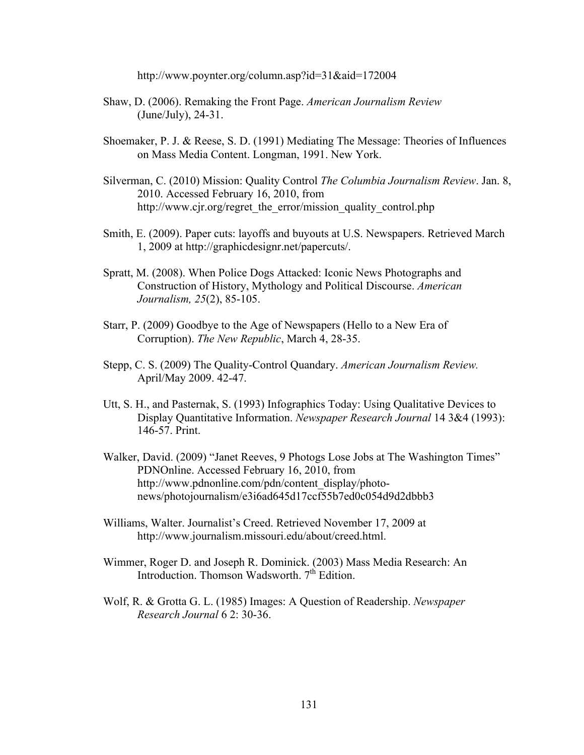http://www.poynter.org/column.asp?id=31&aid=172004

Shaw, D. (2006). Remaking the Front Page. *American Journalism Review* (June/July), 24-31.

Shoemaker, P. J. & Reese, S. D. (1991) Mediating The Message: Theories of Influences on Mass Media Content. Longman, 1991. New York.

Silverman, C. (2010) Mission: Quality Control *The Columbia Journalism Review*. Jan. 8, 2010. Accessed February 16, 2010, from http://www.cjr.org/regret_the_error/mission_quality_control.php

Smith, E. (2009). Paper cuts: layoffs and buyouts at U.S. Newspapers. Retrieved March 1, 2009 at http://graphicdesignr.net/papercuts/.

Spratt, M. (2008). When Police Dogs Attacked: Iconic News Photographs and Construction of History, Mythology and Political Discourse. *American Journalism, 25*(2), 85-105.

Starr, P. (2009) Goodbye to the Age of Newspapers (Hello to a New Era of Corruption). *The New Republic*, March 4, 28-35.

Stepp, C. S. (2009) The Quality-Control Quandary. *American Journalism Review.* April/May 2009. 42-47.

Utt, S. H., and Pasternak, S. (1993) Infographics Today: Using Qualitative Devices to Display Quantitative Information. *Newspaper Research Journal* 14 3&4 (1993): 146-57. Print.

Walker, David. (2009) “Janet Reeves, 9 Photogs Lose Jobs at The Washington Times” PDNOnline. Accessed February 16, 2010, from http://www.pdnonline.com/pdn/content_display/photo-news/photojournalism/e3i6ad645d17ccf55b7ed0c054d9d2dbbb3

Williams, Walter. Journalist’s Creed. Retrieved November 17, 2009 at http://www.journalism.missouri.edu/about/creed.html.

Wimmer, Roger D. and Joseph R. Dominick. (2003) Mass Media Research: An Introduction. Thomson Wadsworth. 7th Edition.

Wolf, R. & Grotta G. L. (1985) Images: A Question of Readership. *Newspaper Research Journal* 6 2: 30-36.